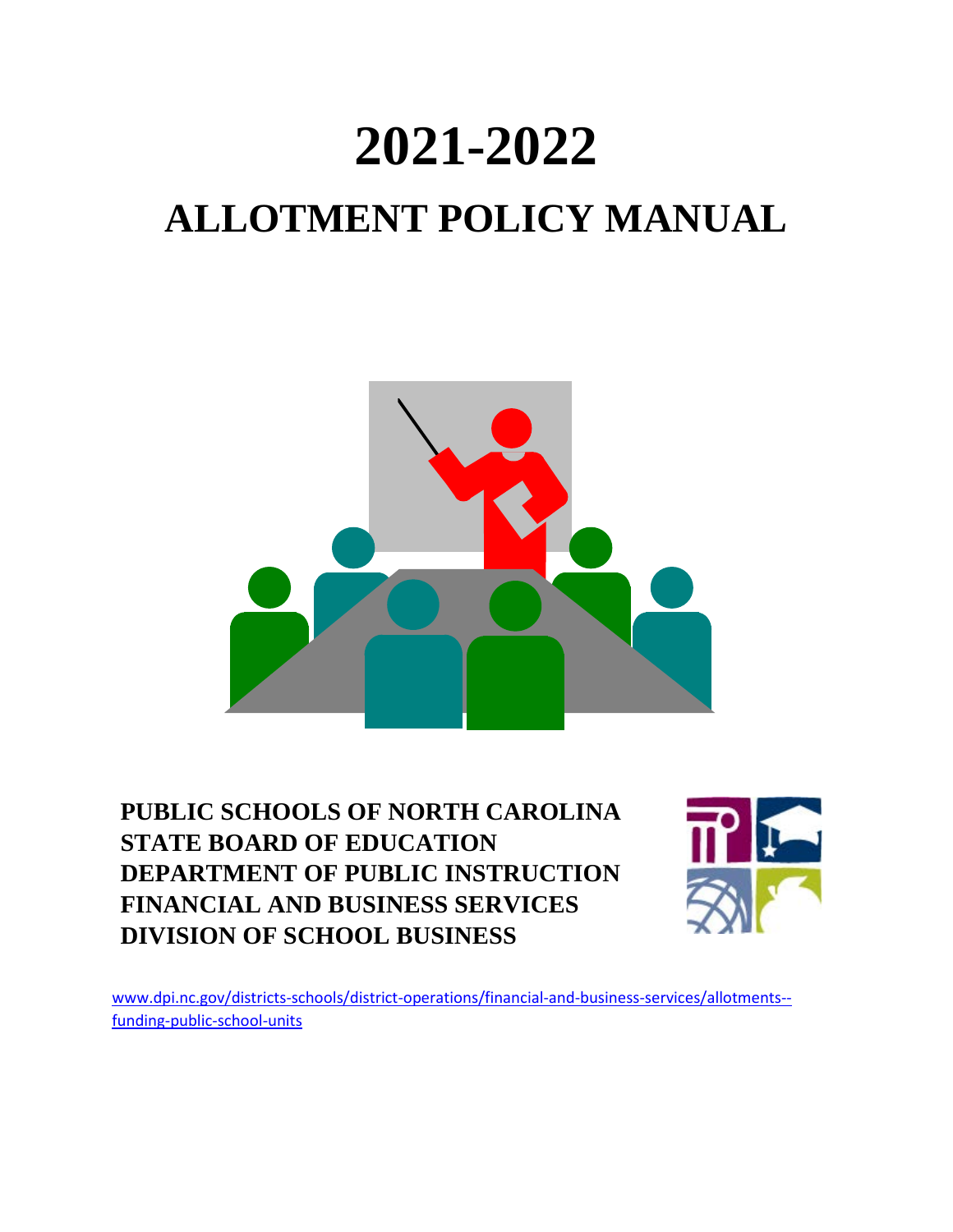# 2021-2022

# ALLOTMENT POLICY MANUAL

**PUBLIC SCHOOLS OF NORTH CAROLINA**
**STATE BOARD OF EDUCATION**
**DEPARTMENT OF PUBLIC INSTRUCTION**
**FINANCIAL AND BUSINESS SERVICES**
**DIVISION OF SCHOOL BUSINESS**

www.dpi.nc.gov/districts-schools/district-operations/financial-and-business-services/allotments--funding-public-school-units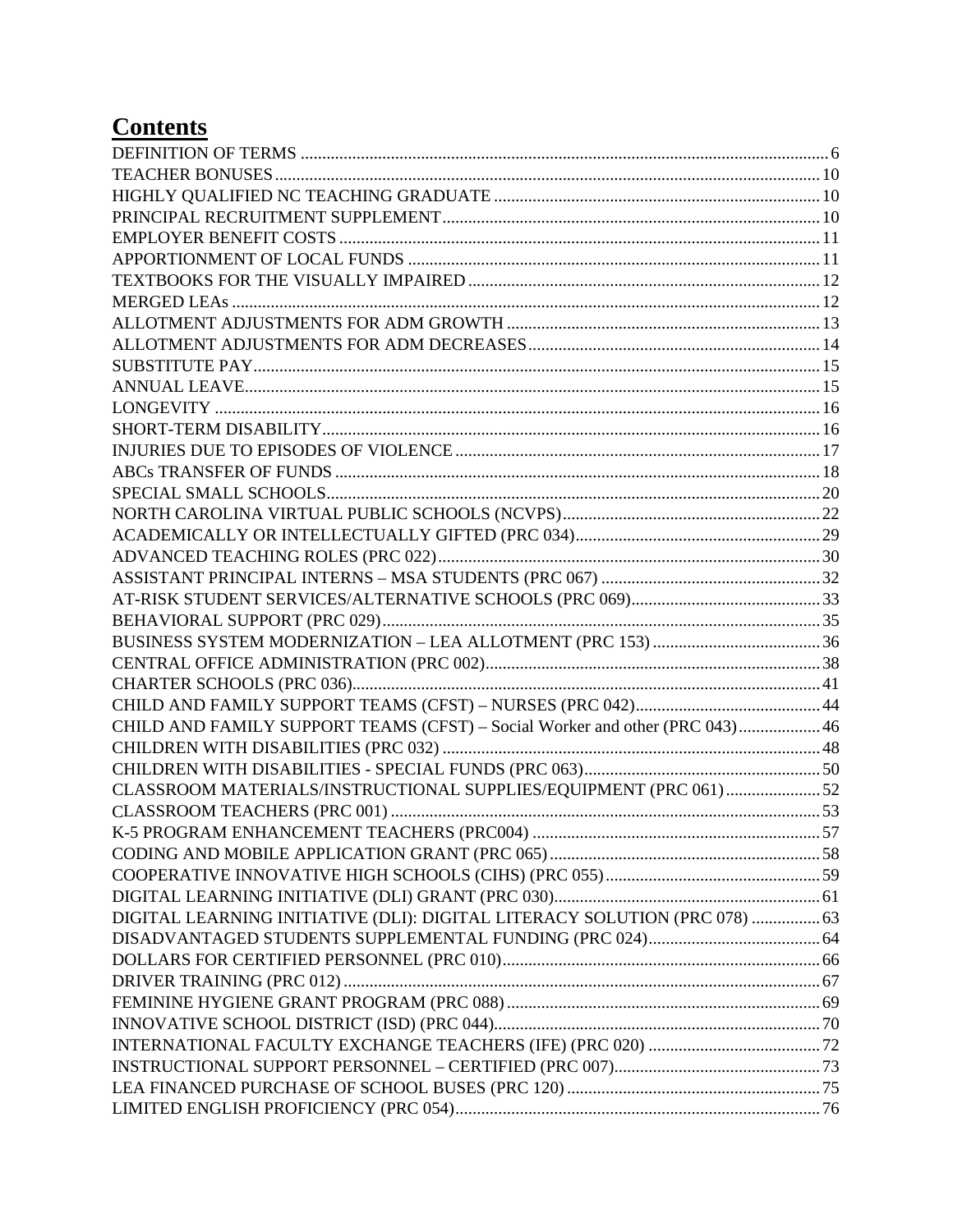# Contents

DEFINITION OF TERMS ..... 6
TEACHER BONUSES ..... 10
HIGHLY QUALIFIED NC TEACHING GRADUATE ..... 10
PRINCIPAL RECRUITMENT SUPPLEMENT ..... 10
EMPLOYER BENEFIT COSTS ..... 11
APPORTIONMENT OF LOCAL FUNDS ..... 11
TEXTBOOKS FOR THE VISUALLY IMPAIRED ..... 12
MERGED LEAs ..... 12
ALLOTMENT ADJUSTMENTS FOR ADM GROWTH ..... 13
ALLOTMENT ADJUSTMENTS FOR ADM DECREASES ..... 14
SUBSTITUTE PAY ..... 15
ANNUAL LEAVE ..... 15
LONGEVITY ..... 16
SHORT-TERM DISABILITY ..... 16
INJURIES DUE TO EPISODES OF VIOLENCE ..... 17
ABCs TRANSFER OF FUNDS ..... 18
SPECIAL SMALL SCHOOLS ..... 20
NORTH CAROLINA VIRTUAL PUBLIC SCHOOLS (NCVPS) ..... 22
ACADEMICALLY OR INTELLECTUALLY GIFTED (PRC 034) ..... 29
ADVANCED TEACHING ROLES (PRC 022) ..... 30
ASSISTANT PRINCIPAL INTERNS – MSA STUDENTS (PRC 067) ..... 32
AT-RISK STUDENT SERVICES/ALTERNATIVE SCHOOLS (PRC 069) ..... 33
BEHAVIORAL SUPPORT (PRC 029) ..... 35
BUSINESS SYSTEM MODERNIZATION – LEA ALLOTMENT (PRC 153) ..... 36
CENTRAL OFFICE ADMINISTRATION (PRC 002) ..... 38
CHARTER SCHOOLS (PRC 036) ..... 41
CHILD AND FAMILY SUPPORT TEAMS (CFST) – NURSES (PRC 042) ..... 44
CHILD AND FAMILY SUPPORT TEAMS (CFST) – Social Worker and other (PRC 043) ..... 46
CHILDREN WITH DISABILITIES (PRC 032) ..... 48
CHILDREN WITH DISABILITIES - SPECIAL FUNDS (PRC 063) ..... 50
CLASSROOM MATERIALS/INSTRUCTIONAL SUPPLIES/EQUIPMENT (PRC 061) ..... 52
CLASSROOM TEACHERS (PRC 001) ..... 53
K-5 PROGRAM ENHANCEMENT TEACHERS (PRC004) ..... 57
CODING AND MOBILE APPLICATION GRANT (PRC 065) ..... 58
COOPERATIVE INNOVATIVE HIGH SCHOOLS (CIHS) (PRC 055) ..... 59
DIGITAL LEARNING INITIATIVE (DLI) GRANT (PRC 030) ..... 61
DIGITAL LEARNING INITIATIVE (DLI): DIGITAL LITERACY SOLUTION (PRC 078) ..... 63
DISADVANTAGED STUDENTS SUPPLEMENTAL FUNDING (PRC 024) ..... 64
DOLLARS FOR CERTIFIED PERSONNEL (PRC 010) ..... 66
DRIVER TRAINING (PRC 012) ..... 67
FEMININE HYGIENE GRANT PROGRAM (PRC 088) ..... 69
INNOVATIVE SCHOOL DISTRICT (ISD) (PRC 044) ..... 70
INTERNATIONAL FACULTY EXCHANGE TEACHERS (IFE) (PRC 020) ..... 72
INSTRUCTIONAL SUPPORT PERSONNEL – CERTIFIED (PRC 007) ..... 73
LEA FINANCED PURCHASE OF SCHOOL BUSES (PRC 120) ..... 75
LIMITED ENGLISH PROFICIENCY (PRC 054) ..... 76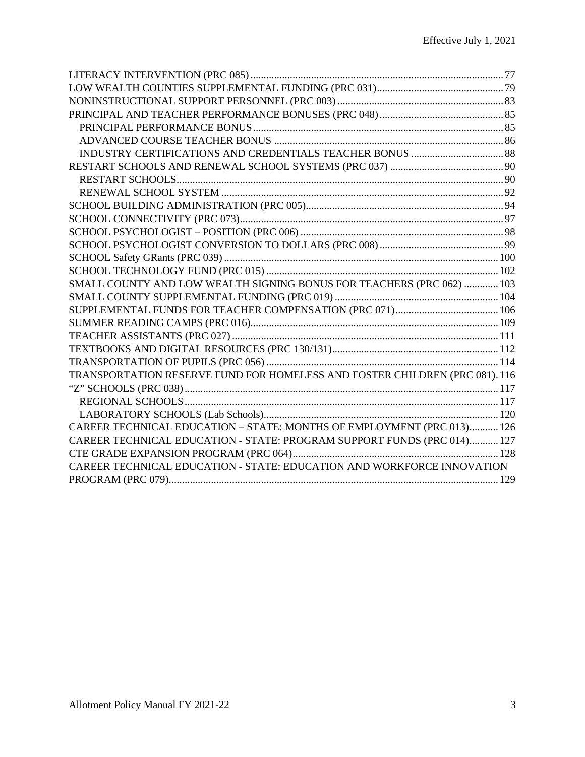LITERACY INTERVENTION (PRC 085) ....................................................................................... 77
LOW WEALTH COUNTIES SUPPLEMENTAL FUNDING (PRC 031) ......................................... 79
NONINSTRUCTIONAL SUPPORT PERSONNEL (PRC 003) ..................................................... 83
PRINCIPAL AND TEACHER PERFORMANCE BONUSES (PRC 048) ..................................... 85
  PRINCIPAL PERFORMANCE BONUS ................................................................................. 85
  ADVANCED COURSE TEACHER BONUS ........................................................................... 86
  INDUSTRY CERTIFICATIONS AND CREDENTIALS TEACHER BONUS ............................ 88
RESTART SCHOOLS AND RENEWAL SCHOOL SYSTEMS (PRC 037) .................................. 90
  RESTART SCHOOLS ............................................................................................................ 90
  RENEWAL SCHOOL SYSTEM ............................................................................................. 92
SCHOOL BUILDING ADMINISTRATION (PRC 005) ............................................................... 94
SCHOOL CONNECTIVITY (PRC 073) ....................................................................................... 97
SCHOOL PSYCHOLOGIST – POSITION (PRC 006) .................................................................. 98
SCHOOL PSYCHOLOGIST CONVERSION TO DOLLARS (PRC 008) .................................... 99
SCHOOL Safety GRants (PRC 039) ........................................................................................... 100
SCHOOL TECHNOLOGY FUND (PRC 015) ............................................................................ 102
SMALL COUNTY AND LOW WEALTH SIGNING BONUS FOR TEACHERS (PRC 062) ............. 103
SMALL COUNTY SUPPLEMENTAL FUNDING (PRC 019) ..................................................... 104
SUPPLEMENTAL FUNDS FOR TEACHER COMPENSATION (PRC 071) ................................ 106
SUMMER READING CAMPS (PRC 016) .................................................................................. 109
TEACHER ASSISTANTS (PRC 027) .......................................................................................... 111
TEXTBOOKS AND DIGITAL RESOURCES (PRC 130/131) ...................................................... 112
TRANSPORTATION OF PUPILS (PRC 056) ............................................................................. 114
TRANSPORTATION RESERVE FUND FOR HOMELESS AND FOSTER CHILDREN (PRC 081). 116
"Z" SCHOOLS (PRC 038) ........................................................................................................... 117
  REGIONAL SCHOOLS .......................................................................................................... 117
  LABORATORY SCHOOLS (Lab Schools) ............................................................................. 120
CAREER TECHNICAL EDUCATION – STATE: MONTHS OF EMPLOYMENT (PRC 013) ........... 126
CAREER TECHNICAL EDUCATION - STATE: PROGRAM SUPPORT FUNDS (PRC 014) ........... 127
CTE GRADE EXPANSION PROGRAM (PRC 064) .................................................................... 128
CAREER TECHNICAL EDUCATION - STATE: EDUCATION AND WORKFORCE INNOVATION PROGRAM (PRC 079) ........................................................................................................... 129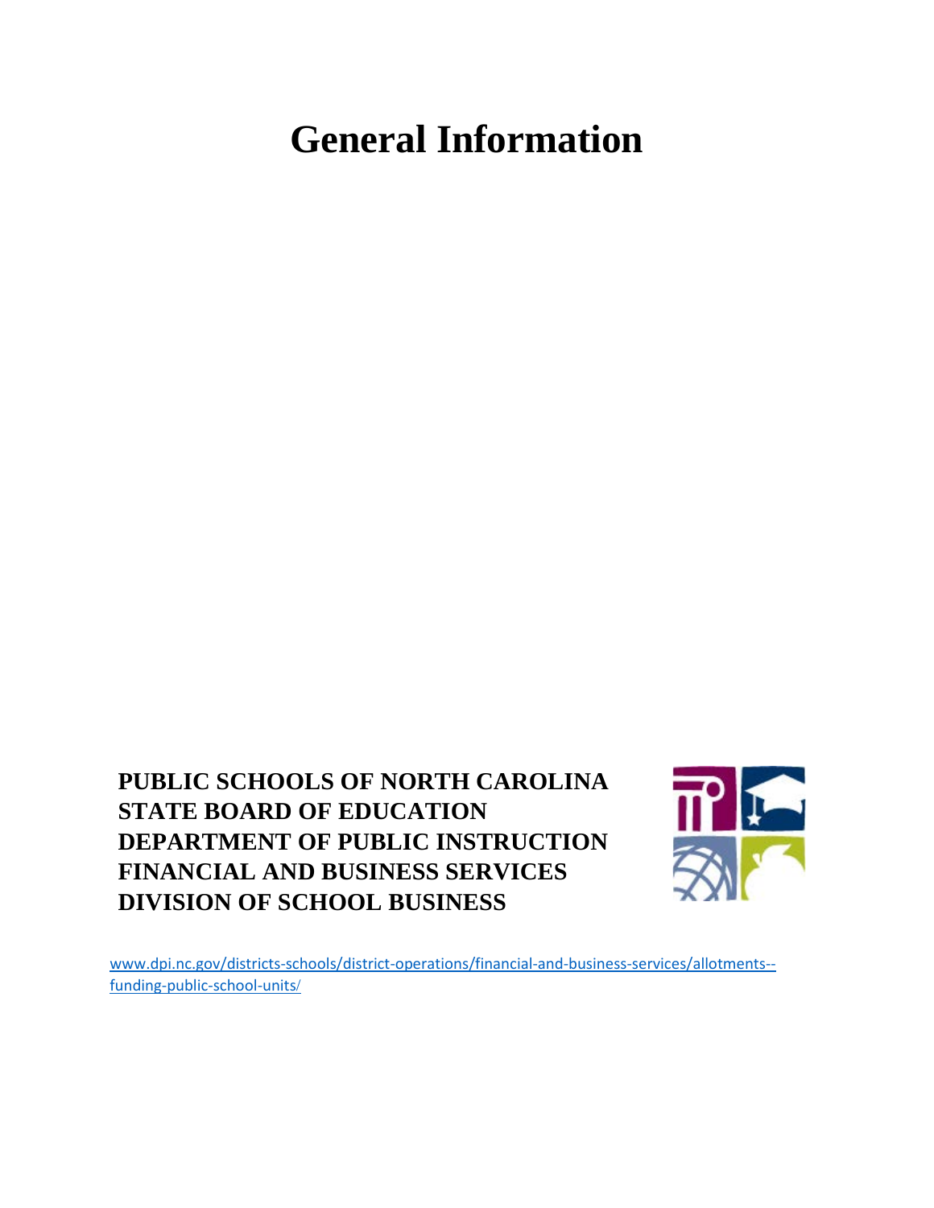# General Information

**PUBLIC SCHOOLS OF NORTH CAROLINA**
**STATE BOARD OF EDUCATION**
**DEPARTMENT OF PUBLIC INSTRUCTION**
**FINANCIAL AND BUSINESS SERVICES**
**DIVISION OF SCHOOL BUSINESS**

www.dpi.nc.gov/districts-schools/district-operations/financial-and-business-services/allotments--funding-public-school-units/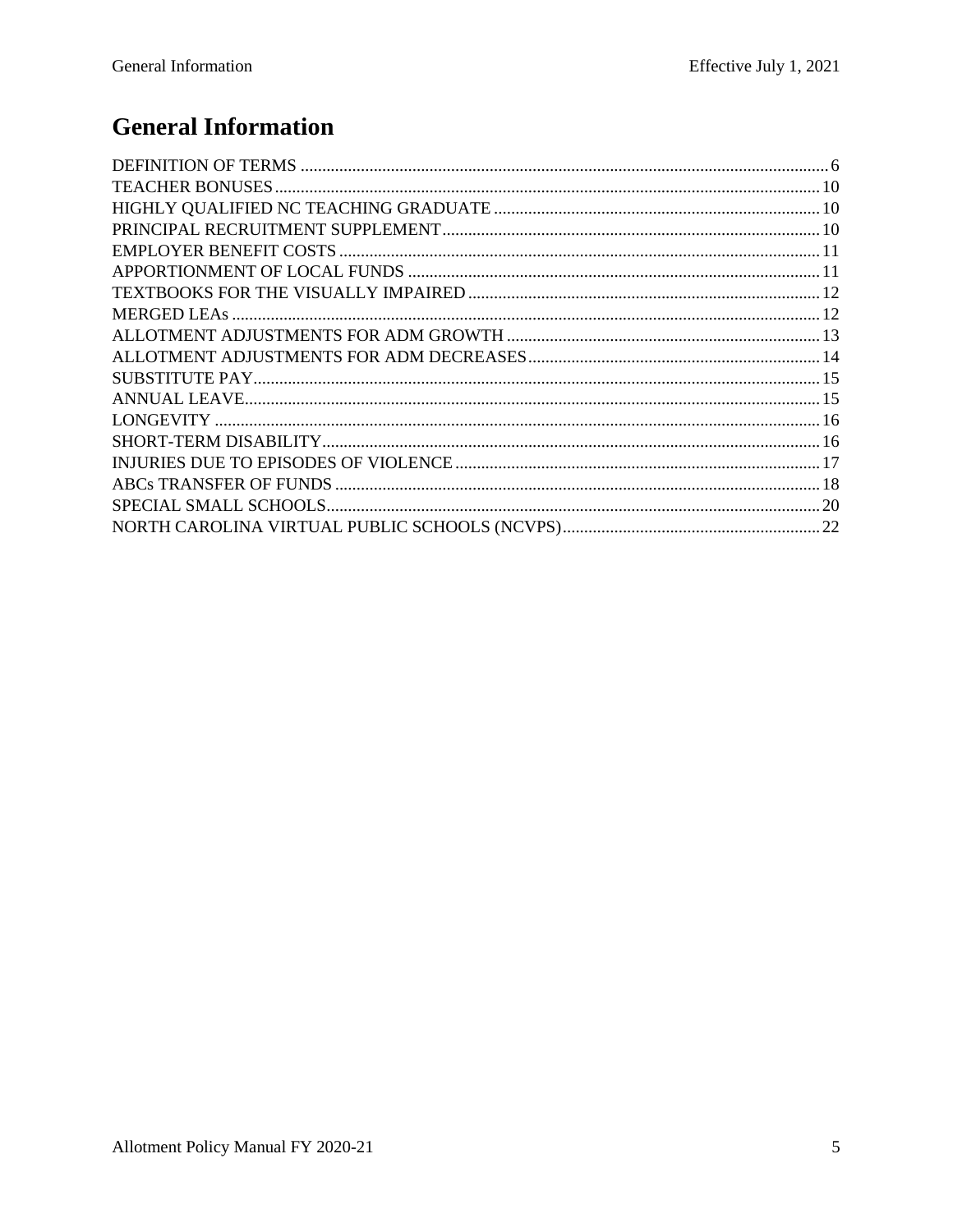# General Information

DEFINITION OF TERMS .......... 6
TEACHER BONUSES .......... 10
HIGHLY QUALIFIED NC TEACHING GRADUATE .......... 10
PRINCIPAL RECRUITMENT SUPPLEMENT .......... 10
EMPLOYER BENEFIT COSTS .......... 11
APPORTIONMENT OF LOCAL FUNDS .......... 11
TEXTBOOKS FOR THE VISUALLY IMPAIRED .......... 12
MERGED LEAs .......... 12
ALLOTMENT ADJUSTMENTS FOR ADM GROWTH .......... 13
ALLOTMENT ADJUSTMENTS FOR ADM DECREASES .......... 14
SUBSTITUTE PAY .......... 15
ANNUAL LEAVE .......... 15
LONGEVITY .......... 16
SHORT-TERM DISABILITY .......... 16
INJURIES DUE TO EPISODES OF VIOLENCE .......... 17
ABCs TRANSFER OF FUNDS .......... 18
SPECIAL SMALL SCHOOLS .......... 20
NORTH CAROLINA VIRTUAL PUBLIC SCHOOLS (NCVPS) .......... 22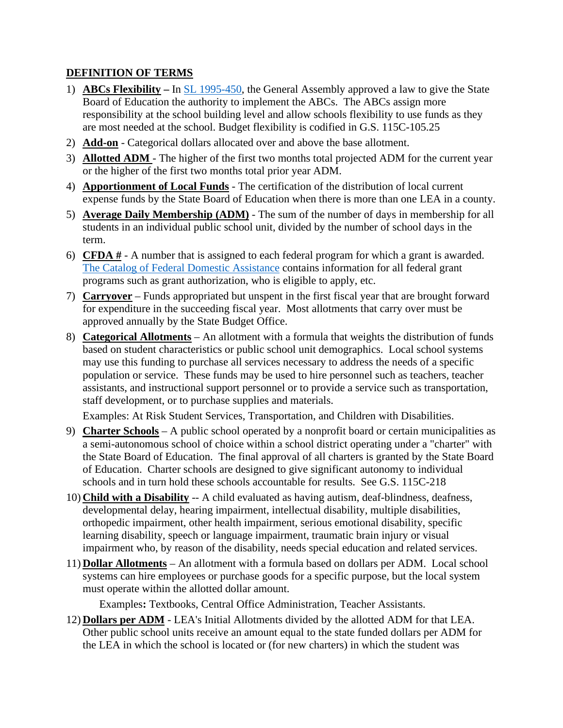## DEFINITION OF TERMS

1) **ABCs Flexibility –** In SL 1995-450, the General Assembly approved a law to give the State Board of Education the authority to implement the ABCs. The ABCs assign more responsibility at the school building level and allow schools flexibility to use funds as they are most needed at the school. Budget flexibility is codified in G.S. 115C-105.25
2) **Add-on** - Categorical dollars allocated over and above the base allotment.
3) **Allotted ADM** - The higher of the first two months total projected ADM for the current year or the higher of the first two months total prior year ADM.
4) **Apportionment of Local Funds** - The certification of the distribution of local current expense funds by the State Board of Education when there is more than one LEA in a county.
5) **Average Daily Membership (ADM)** - The sum of the number of days in membership for all students in an individual public school unit, divided by the number of school days in the term.
6) **CFDA #** - A number that is assigned to each federal program for which a grant is awarded. The Catalog of Federal Domestic Assistance contains information for all federal grant programs such as grant authorization, who is eligible to apply, etc.
7) **Carryover** – Funds appropriated but unspent in the first fiscal year that are brought forward for expenditure in the succeeding fiscal year. Most allotments that carry over must be approved annually by the State Budget Office.
8) **Categorical Allotments** – An allotment with a formula that weights the distribution of funds based on student characteristics or public school unit demographics. Local school systems may use this funding to purchase all services necessary to address the needs of a specific population or service. These funds may be used to hire personnel such as teachers, teacher assistants, and instructional support personnel or to provide a service such as transportation, staff development, or to purchase supplies and materials.

   Examples: At Risk Student Services, Transportation, and Children with Disabilities.
9) **Charter Schools** – A public school operated by a nonprofit board or certain municipalities as a semi-autonomous school of choice within a school district operating under a "charter" with the State Board of Education. The final approval of all charters is granted by the State Board of Education. Charter schools are designed to give significant autonomy to individual schools and in turn hold these schools accountable for results. See G.S. 115C-218
10) **Child with a Disability** -- A child evaluated as having autism, deaf-blindness, deafness, developmental delay, hearing impairment, intellectual disability, multiple disabilities, orthopedic impairment, other health impairment, serious emotional disability, specific learning disability, speech or language impairment, traumatic brain injury or visual impairment who, by reason of the disability, needs special education and related services.
11) **Dollar Allotments** – An allotment with a formula based on dollars per ADM. Local school systems can hire employees or purchase goods for a specific purpose, but the local system must operate within the allotted dollar amount.

    Examples**:** Textbooks, Central Office Administration, Teacher Assistants.
12) **Dollars per ADM** - LEA's Initial Allotments divided by the allotted ADM for that LEA. Other public school units receive an amount equal to the state funded dollars per ADM for the LEA in which the school is located or (for new charters) in which the student was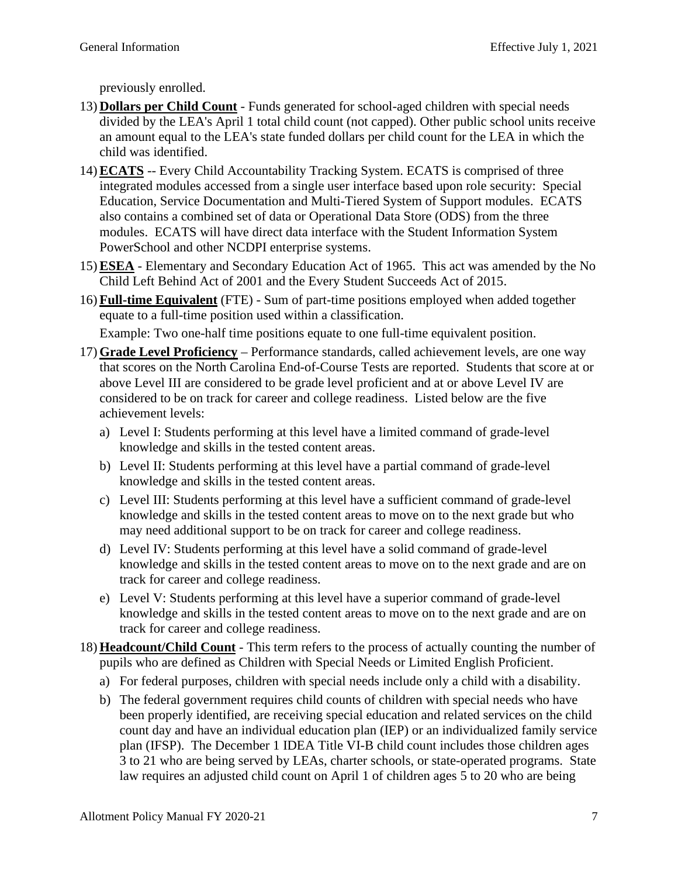previously enrolled.

13) **Dollars per Child Count** - Funds generated for school-aged children with special needs divided by the LEA's April 1 total child count (not capped). Other public school units receive an amount equal to the LEA's state funded dollars per child count for the LEA in which the child was identified.

14) **ECATS** -- Every Child Accountability Tracking System. ECATS is comprised of three integrated modules accessed from a single user interface based upon role security: Special Education, Service Documentation and Multi-Tiered System of Support modules. ECATS also contains a combined set of data or Operational Data Store (ODS) from the three modules. ECATS will have direct data interface with the Student Information System PowerSchool and other NCDPI enterprise systems.

15) **ESEA** - Elementary and Secondary Education Act of 1965. This act was amended by the No Child Left Behind Act of 2001 and the Every Student Succeeds Act of 2015.

16) **Full-time Equivalent** (FTE) - Sum of part-time positions employed when added together equate to a full-time position used within a classification.

    Example: Two one-half time positions equate to one full-time equivalent position.

17) **Grade Level Proficiency** – Performance standards, called achievement levels, are one way that scores on the North Carolina End-of-Course Tests are reported. Students that score at or above Level III are considered to be grade level proficient and at or above Level IV are considered to be on track for career and college readiness. Listed below are the five achievement levels:

    a) Level I: Students performing at this level have a limited command of grade-level knowledge and skills in the tested content areas.
    b) Level II: Students performing at this level have a partial command of grade-level knowledge and skills in the tested content areas.
    c) Level III: Students performing at this level have a sufficient command of grade-level knowledge and skills in the tested content areas to move on to the next grade but who may need additional support to be on track for career and college readiness.
    d) Level IV: Students performing at this level have a solid command of grade-level knowledge and skills in the tested content areas to move on to the next grade and are on track for career and college readiness.
    e) Level V: Students performing at this level have a superior command of grade-level knowledge and skills in the tested content areas to move on to the next grade and are on track for career and college readiness.

18) **Headcount/Child Count** - This term refers to the process of actually counting the number of pupils who are defined as Children with Special Needs or Limited English Proficient.

    a) For federal purposes, children with special needs include only a child with a disability.
    b) The federal government requires child counts of children with special needs who have been properly identified, are receiving special education and related services on the child count day and have an individual education plan (IEP) or an individualized family service plan (IFSP). The December 1 IDEA Title VI-B child count includes those children ages 3 to 21 who are being served by LEAs, charter schools, or state-operated programs. State law requires an adjusted child count on April 1 of children ages 5 to 20 who are being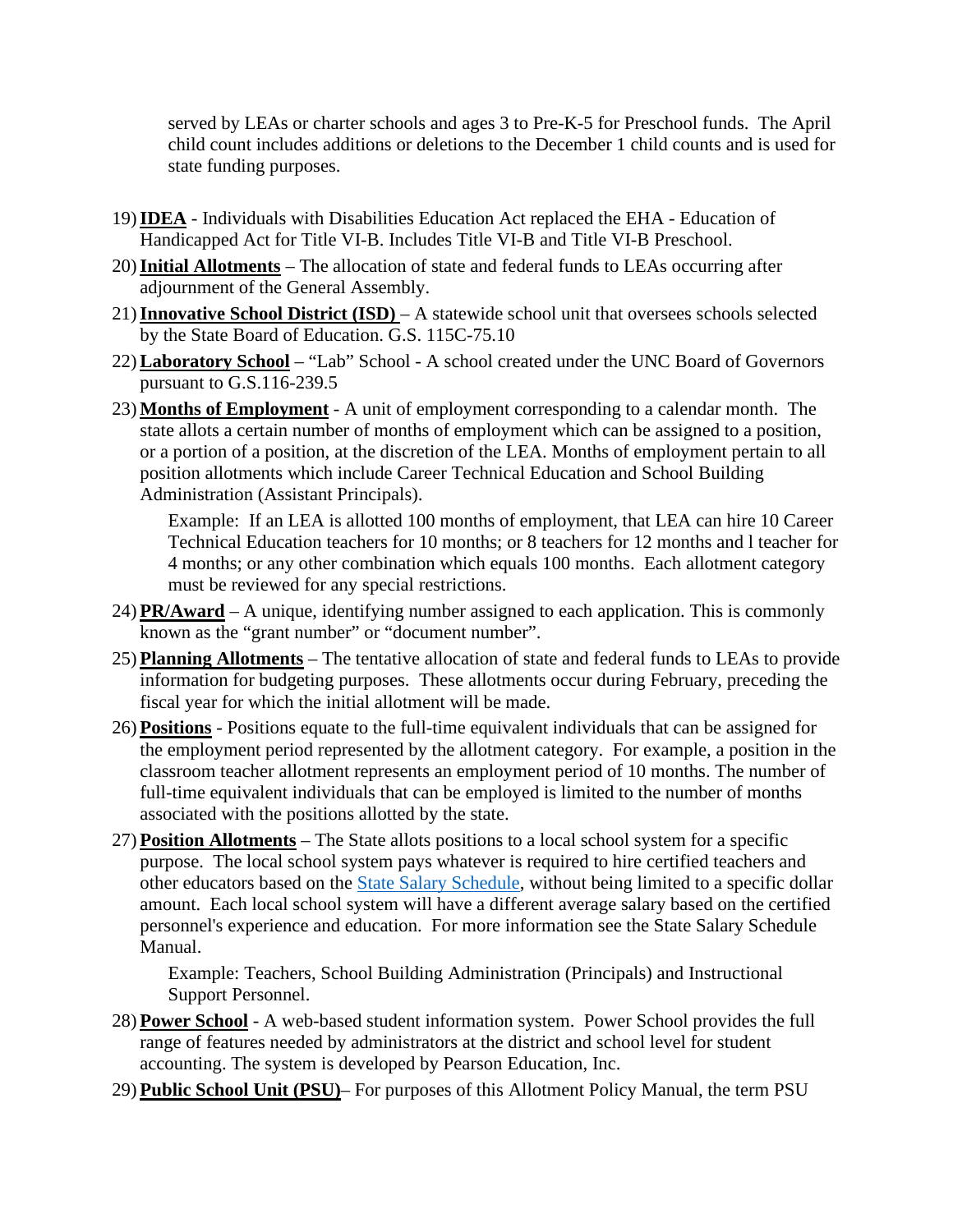served by LEAs or charter schools and ages 3 to Pre-K-5 for Preschool funds. The April child count includes additions or deletions to the December 1 child counts and is used for state funding purposes.

19) **IDEA** - Individuals with Disabilities Education Act replaced the EHA - Education of Handicapped Act for Title VI-B. Includes Title VI-B and Title VI-B Preschool.

20) **Initial Allotments** – The allocation of state and federal funds to LEAs occurring after adjournment of the General Assembly.

21) **Innovative School District (ISD)** – A statewide school unit that oversees schools selected by the State Board of Education. G.S. 115C-75.10

22) **Laboratory School** – "Lab" School - A school created under the UNC Board of Governors pursuant to G.S.116-239.5

23) **Months of Employment** - A unit of employment corresponding to a calendar month. The state allots a certain number of months of employment which can be assigned to a position, or a portion of a position, at the discretion of the LEA. Months of employment pertain to all position allotments which include Career Technical Education and School Building Administration (Assistant Principals).

    Example: If an LEA is allotted 100 months of employment, that LEA can hire 10 Career Technical Education teachers for 10 months; or 8 teachers for 12 months and l teacher for 4 months; or any other combination which equals 100 months. Each allotment category must be reviewed for any special restrictions.

24) **PR/Award** – A unique, identifying number assigned to each application. This is commonly known as the "grant number" or "document number".

25) **Planning Allotments** – The tentative allocation of state and federal funds to LEAs to provide information for budgeting purposes. These allotments occur during February, preceding the fiscal year for which the initial allotment will be made.

26) **Positions** - Positions equate to the full-time equivalent individuals that can be assigned for the employment period represented by the allotment category. For example, a position in the classroom teacher allotment represents an employment period of 10 months. The number of full-time equivalent individuals that can be employed is limited to the number of months associated with the positions allotted by the state.

27) **Position Allotments** – The State allots positions to a local school system for a specific purpose. The local school system pays whatever is required to hire certified teachers and other educators based on the State Salary Schedule, without being limited to a specific dollar amount. Each local school system will have a different average salary based on the certified personnel's experience and education. For more information see the State Salary Schedule Manual.

    Example: Teachers, School Building Administration (Principals) and Instructional Support Personnel.

28) **Power School** - A web-based student information system. Power School provides the full range of features needed by administrators at the district and school level for student accounting. The system is developed by Pearson Education, Inc.

29) **Public School Unit (PSU)**– For purposes of this Allotment Policy Manual, the term PSU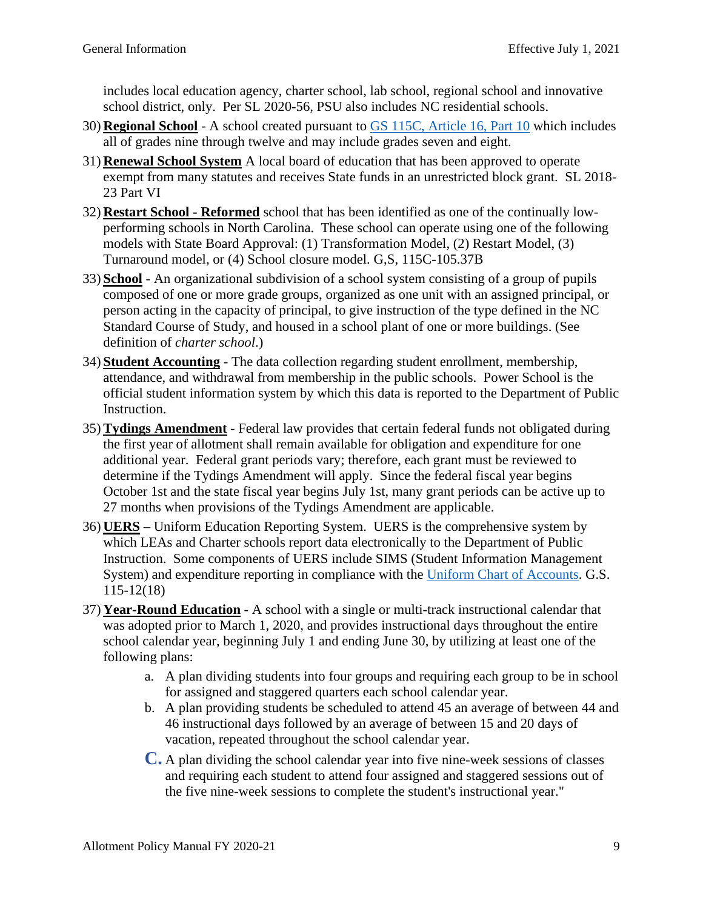includes local education agency, charter school, lab school, regional school and innovative school district, only. Per SL 2020-56, PSU also includes NC residential schools.

30) **Regional School** - A school created pursuant to [GS 115C, Article 16, Part 10](#) which includes all of grades nine through twelve and may include grades seven and eight.

31) **Renewal School System** A local board of education that has been approved to operate exempt from many statutes and receives State funds in an unrestricted block grant. SL 2018-23 Part VI

32) **Restart School - Reformed** school that has been identified as one of the continually low-performing schools in North Carolina. These school can operate using one of the following models with State Board Approval: (1) Transformation Model, (2) Restart Model, (3) Turnaround model, or (4) School closure model. G,S, 115C-105.37B

33) **School** - An organizational subdivision of a school system consisting of a group of pupils composed of one or more grade groups, organized as one unit with an assigned principal, or person acting in the capacity of principal, to give instruction of the type defined in the NC Standard Course of Study, and housed in a school plant of one or more buildings. (See definition of *charter school*.)

34) **Student Accounting** - The data collection regarding student enrollment, membership, attendance, and withdrawal from membership in the public schools. Power School is the official student information system by which this data is reported to the Department of Public Instruction.

35) **Tydings Amendment** - Federal law provides that certain federal funds not obligated during the first year of allotment shall remain available for obligation and expenditure for one additional year. Federal grant periods vary; therefore, each grant must be reviewed to determine if the Tydings Amendment will apply. Since the federal fiscal year begins October 1st and the state fiscal year begins July 1st, many grant periods can be active up to 27 months when provisions of the Tydings Amendment are applicable.

36) **UERS** – Uniform Education Reporting System. UERS is the comprehensive system by which LEAs and Charter schools report data electronically to the Department of Public Instruction. Some components of UERS include SIMS (Student Information Management System) and expenditure reporting in compliance with the [Uniform Chart of Accounts](#). G.S. 115-12(18)

37) **Year-Round Education** - A school with a single or multi-track instructional calendar that was adopted prior to March 1, 2020, and provides instructional days throughout the entire school calendar year, beginning July 1 and ending June 30, by utilizing at least one of the following plans:

    a. A plan dividing students into four groups and requiring each group to be in school for assigned and staggered quarters each school calendar year.

    b. A plan providing students be scheduled to attend 45 an average of between 44 and 46 instructional days followed by an average of between 15 and 20 days of vacation, repeated throughout the school calendar year.

    C. A plan dividing the school calendar year into five nine-week sessions of classes and requiring each student to attend four assigned and staggered sessions out of the five nine-week sessions to complete the student's instructional year."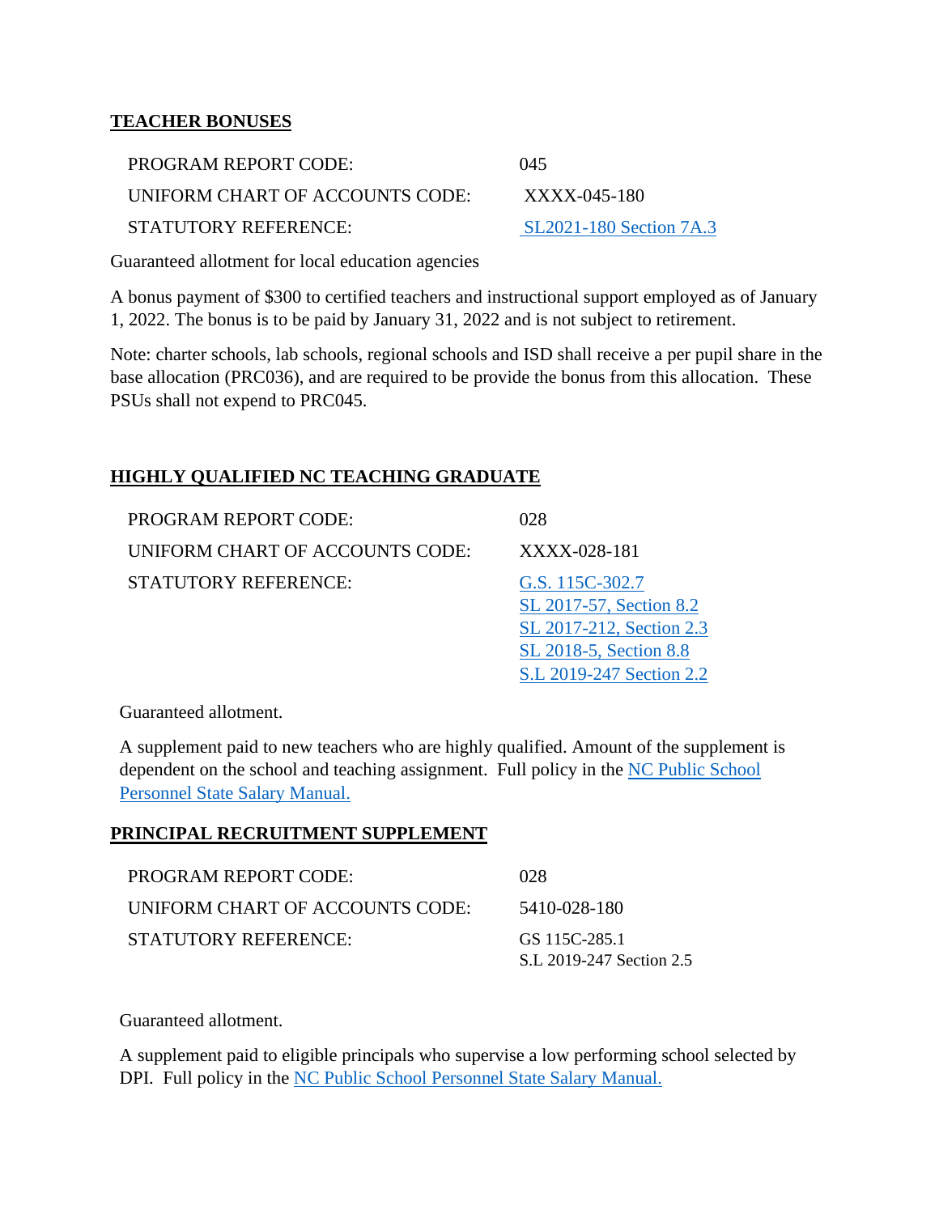## TEACHER BONUSES

| | |
|---|---|
| PROGRAM REPORT CODE: | 045 |
| UNIFORM CHART OF ACCOUNTS CODE: | XXXX-045-180 |
| STATUTORY REFERENCE: | SL2021-180 Section 7A.3 |

Guaranteed allotment for local education agencies

A bonus payment of $300 to certified teachers and instructional support employed as of January 1, 2022. The bonus is to be paid by January 31, 2022 and is not subject to retirement.

Note: charter schools, lab schools, regional schools and ISD shall receive a per pupil share in the base allocation (PRC036), and are required to be provide the bonus from this allocation. These PSUs shall not expend to PRC045.

## HIGHLY QUALIFIED NC TEACHING GRADUATE

| | |
|---|---|
| PROGRAM REPORT CODE: | 028 |
| UNIFORM CHART OF ACCOUNTS CODE: | XXXX-028-181 |
| STATUTORY REFERENCE: | G.S. 115C-302.7<br>SL 2017-57, Section 8.2<br>SL 2017-212, Section 2.3<br>SL 2018-5, Section 8.8<br>S.L 2019-247 Section 2.2 |

Guaranteed allotment.

A supplement paid to new teachers who are highly qualified. Amount of the supplement is dependent on the school and teaching assignment. Full policy in the NC Public School Personnel State Salary Manual.

## PRINCIPAL RECRUITMENT SUPPLEMENT

| | |
|---|---|
| PROGRAM REPORT CODE: | 028 |
| UNIFORM CHART OF ACCOUNTS CODE: | 5410-028-180 |
| STATUTORY REFERENCE: | GS 115C-285.1<br>S.L 2019-247 Section 2.5 |

Guaranteed allotment.

A supplement paid to eligible principals who supervise a low performing school selected by DPI. Full policy in the NC Public School Personnel State Salary Manual.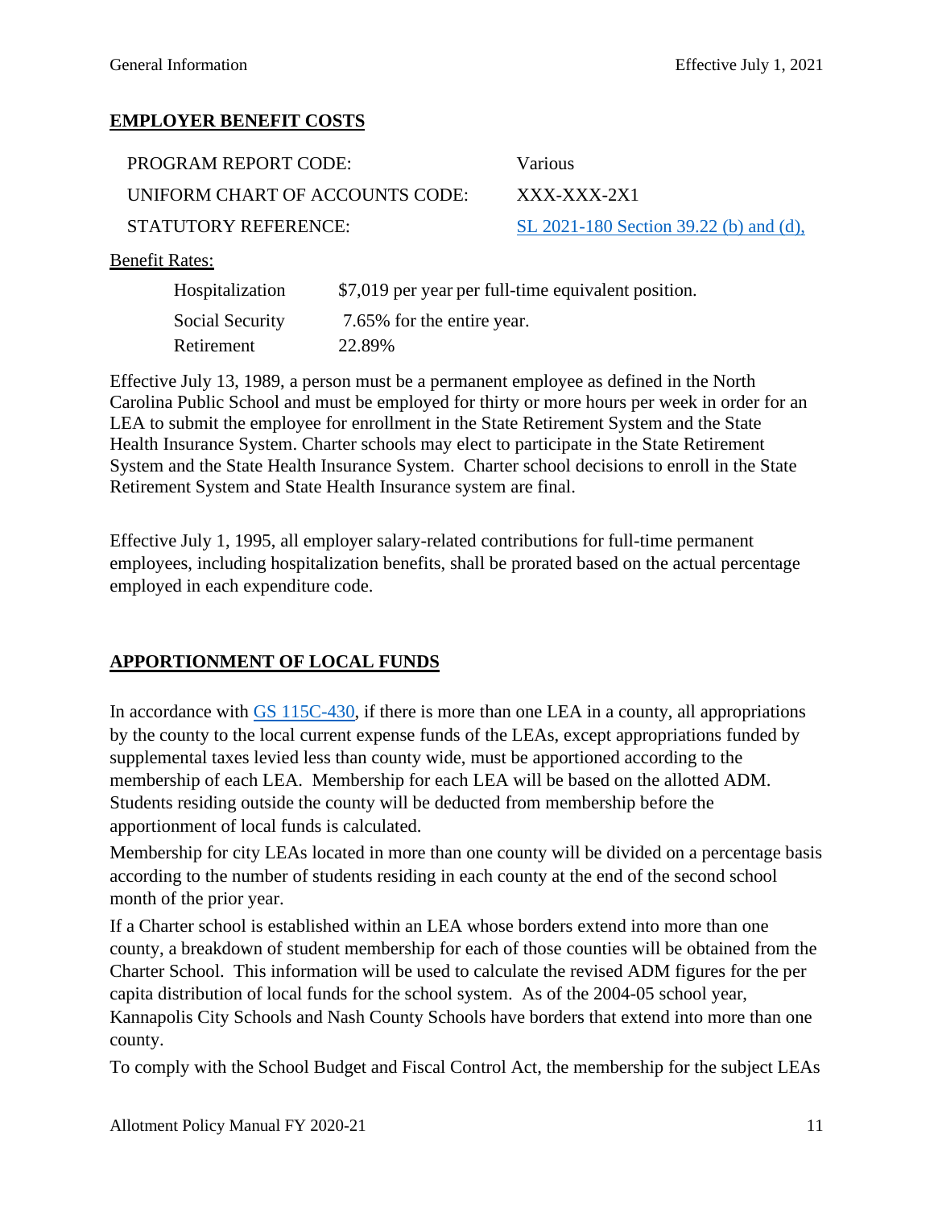## EMPLOYER BENEFIT COSTS

| | |
|---|---|
| PROGRAM REPORT CODE: | Various |
| UNIFORM CHART OF ACCOUNTS CODE: | XXX-XXX-2X1 |
| STATUTORY REFERENCE: | SL 2021-180 Section 39.22 (b) and (d), |

Benefit Rates:

| | |
|---|---|
| Hospitalization | $7,019 per year per full-time equivalent position. |
| Social Security | 7.65% for the entire year. |
| Retirement | 22.89% |

Effective July 13, 1989, a person must be a permanent employee as defined in the North Carolina Public School and must be employed for thirty or more hours per week in order for an LEA to submit the employee for enrollment in the State Retirement System and the State Health Insurance System. Charter schools may elect to participate in the State Retirement System and the State Health Insurance System. Charter school decisions to enroll in the State Retirement System and State Health Insurance system are final.

Effective July 1, 1995, all employer salary-related contributions for full-time permanent employees, including hospitalization benefits, shall be prorated based on the actual percentage employed in each expenditure code.

## APPORTIONMENT OF LOCAL FUNDS

In accordance with GS 115C-430, if there is more than one LEA in a county, all appropriations by the county to the local current expense funds of the LEAs, except appropriations funded by supplemental taxes levied less than county wide, must be apportioned according to the membership of each LEA. Membership for each LEA will be based on the allotted ADM. Students residing outside the county will be deducted from membership before the apportionment of local funds is calculated.

Membership for city LEAs located in more than one county will be divided on a percentage basis according to the number of students residing in each county at the end of the second school month of the prior year.

If a Charter school is established within an LEA whose borders extend into more than one county, a breakdown of student membership for each of those counties will be obtained from the Charter School. This information will be used to calculate the revised ADM figures for the per capita distribution of local funds for the school system. As of the 2004-05 school year, Kannapolis City Schools and Nash County Schools have borders that extend into more than one county.

To comply with the School Budget and Fiscal Control Act, the membership for the subject LEAs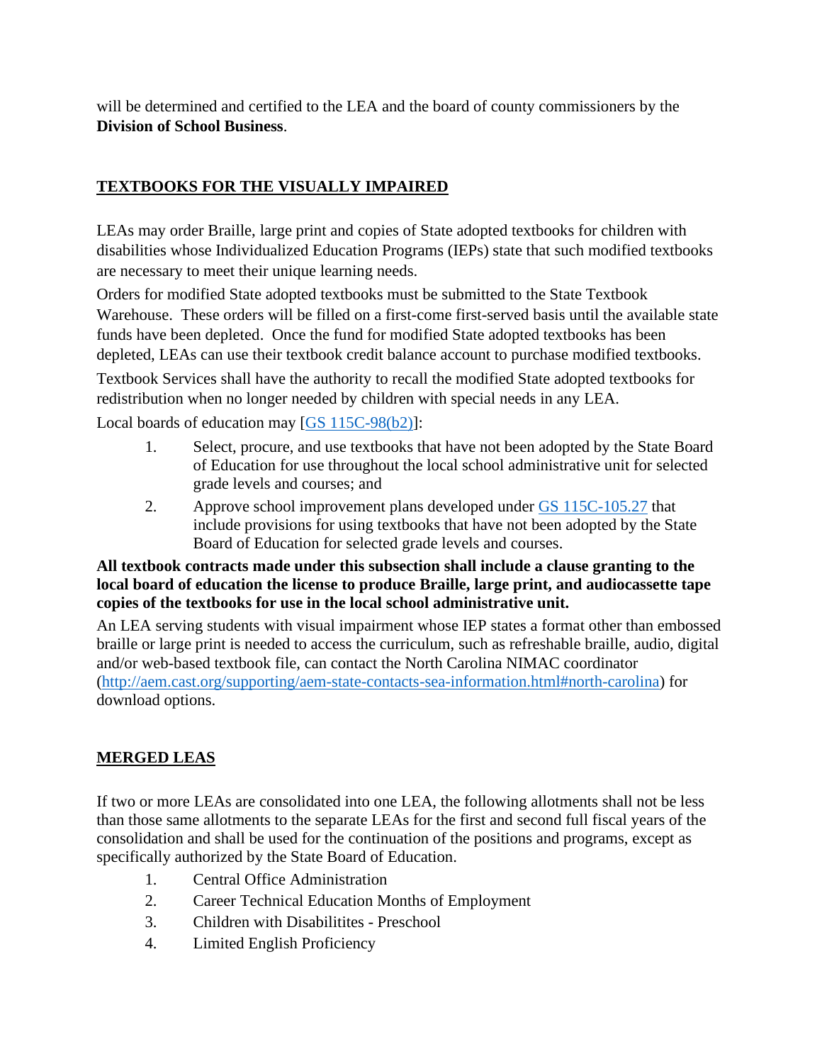will be determined and certified to the LEA and the board of county commissioners by the **Division of School Business**.

## TEXTBOOKS FOR THE VISUALLY IMPAIRED

LEAs may order Braille, large print and copies of State adopted textbooks for children with disabilities whose Individualized Education Programs (IEPs) state that such modified textbooks are necessary to meet their unique learning needs.

Orders for modified State adopted textbooks must be submitted to the State Textbook Warehouse. These orders will be filled on a first-come first-served basis until the available state funds have been depleted. Once the fund for modified State adopted textbooks has been depleted, LEAs can use their textbook credit balance account to purchase modified textbooks.

Textbook Services shall have the authority to recall the modified State adopted textbooks for redistribution when no longer needed by children with special needs in any LEA.

Local boards of education may [GS 115C-98(b2)]:

1. Select, procure, and use textbooks that have not been adopted by the State Board of Education for use throughout the local school administrative unit for selected grade levels and courses; and
2. Approve school improvement plans developed under GS 115C-105.27 that include provisions for using textbooks that have not been adopted by the State Board of Education for selected grade levels and courses.

**All textbook contracts made under this subsection shall include a clause granting to the local board of education the license to produce Braille, large print, and audiocassette tape copies of the textbooks for use in the local school administrative unit.**

An LEA serving students with visual impairment whose IEP states a format other than embossed braille or large print is needed to access the curriculum, such as refreshable braille, audio, digital and/or web-based textbook file, can contact the North Carolina NIMAC coordinator (http://aem.cast.org/supporting/aem-state-contacts-sea-information.html#north-carolina) for download options.

## MERGED LEAS

If two or more LEAs are consolidated into one LEA, the following allotments shall not be less than those same allotments to the separate LEAs for the first and second full fiscal years of the consolidation and shall be used for the continuation of the positions and programs, except as specifically authorized by the State Board of Education.

1. Central Office Administration
2. Career Technical Education Months of Employment
3. Children with Disabilitites - Preschool
4. Limited English Proficiency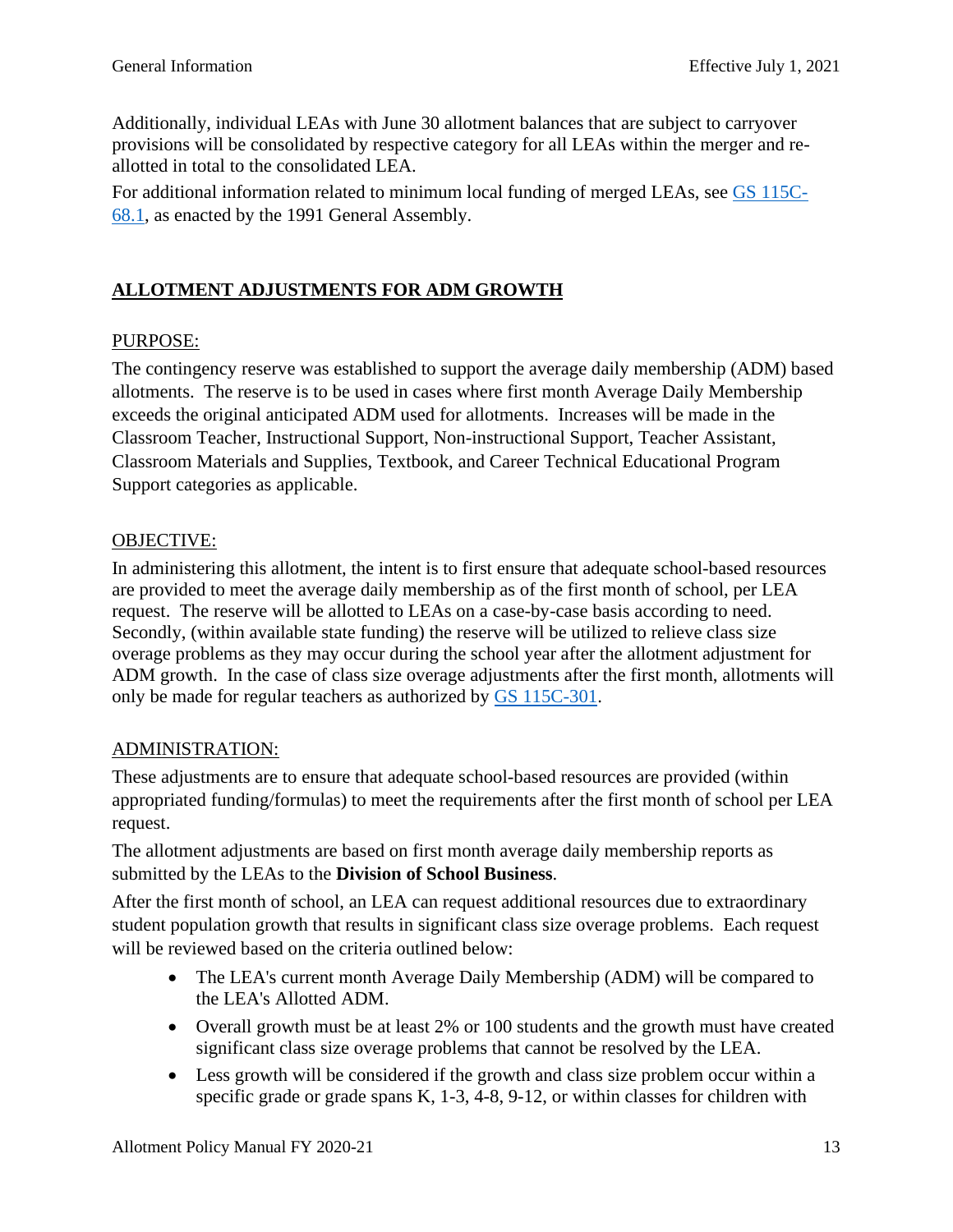Additionally, individual LEAs with June 30 allotment balances that are subject to carryover provisions will be consolidated by respective category for all LEAs within the merger and re-allotted in total to the consolidated LEA.

For additional information related to minimum local funding of merged LEAs, see [GS 115C-68.1](), as enacted by the 1991 General Assembly.

## ALLOTMENT ADJUSTMENTS FOR ADM GROWTH

### PURPOSE:

The contingency reserve was established to support the average daily membership (ADM) based allotments. The reserve is to be used in cases where first month Average Daily Membership exceeds the original anticipated ADM used for allotments. Increases will be made in the Classroom Teacher, Instructional Support, Non-instructional Support, Teacher Assistant, Classroom Materials and Supplies, Textbook, and Career Technical Educational Program Support categories as applicable.

### OBJECTIVE:

In administering this allotment, the intent is to first ensure that adequate school-based resources are provided to meet the average daily membership as of the first month of school, per LEA request. The reserve will be allotted to LEAs on a case-by-case basis according to need. Secondly, (within available state funding) the reserve will be utilized to relieve class size overage problems as they may occur during the school year after the allotment adjustment for ADM growth. In the case of class size overage adjustments after the first month, allotments will only be made for regular teachers as authorized by [GS 115C-301]().

### ADMINISTRATION:

These adjustments are to ensure that adequate school-based resources are provided (within appropriated funding/formulas) to meet the requirements after the first month of school per LEA request.

The allotment adjustments are based on first month average daily membership reports as submitted by the LEAs to the **Division of School Business**.

After the first month of school, an LEA can request additional resources due to extraordinary student population growth that results in significant class size overage problems. Each request will be reviewed based on the criteria outlined below:

- The LEA's current month Average Daily Membership (ADM) will be compared to the LEA's Allotted ADM.
- Overall growth must be at least 2% or 100 students and the growth must have created significant class size overage problems that cannot be resolved by the LEA.
- Less growth will be considered if the growth and class size problem occur within a specific grade or grade spans K, 1-3, 4-8, 9-12, or within classes for children with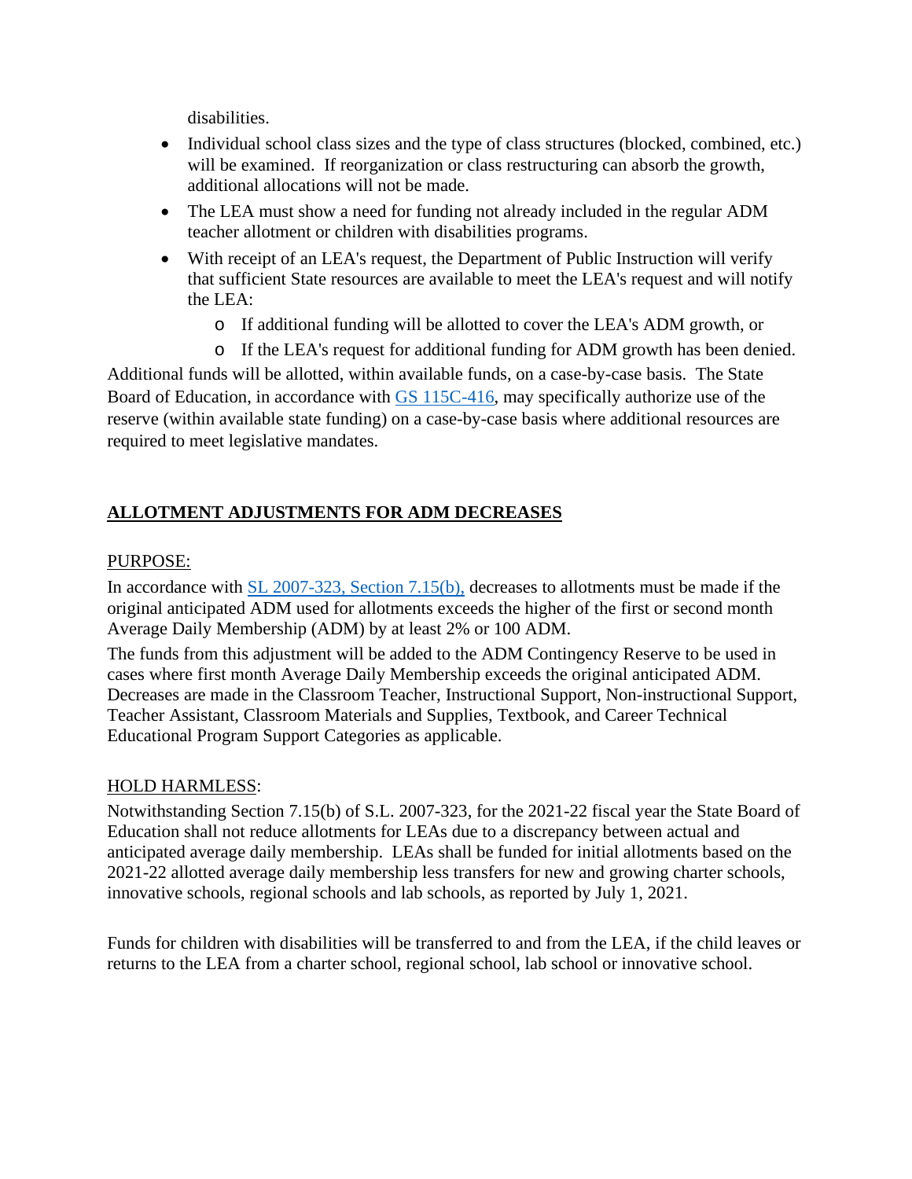disabilities.

- Individual school class sizes and the type of class structures (blocked, combined, etc.) will be examined. If reorganization or class restructuring can absorb the growth, additional allocations will not be made.
- The LEA must show a need for funding not already included in the regular ADM teacher allotment or children with disabilities programs.
- With receipt of an LEA's request, the Department of Public Instruction will verify that sufficient State resources are available to meet the LEA's request and will notify the LEA:
  - If additional funding will be allotted to cover the LEA's ADM growth, or
  - If the LEA's request for additional funding for ADM growth has been denied.

Additional funds will be allotted, within available funds, on a case-by-case basis. The State Board of Education, in accordance with GS 115C-416, may specifically authorize use of the reserve (within available state funding) on a case-by-case basis where additional resources are required to meet legislative mandates.

## ALLOTMENT ADJUSTMENTS FOR ADM DECREASES

PURPOSE:

In accordance with SL 2007-323, Section 7.15(b), decreases to allotments must be made if the original anticipated ADM used for allotments exceeds the higher of the first or second month Average Daily Membership (ADM) by at least 2% or 100 ADM.

The funds from this adjustment will be added to the ADM Contingency Reserve to be used in cases where first month Average Daily Membership exceeds the original anticipated ADM. Decreases are made in the Classroom Teacher, Instructional Support, Non-instructional Support, Teacher Assistant, Classroom Materials and Supplies, Textbook, and Career Technical Educational Program Support Categories as applicable.

HOLD HARMLESS:

Notwithstanding Section 7.15(b) of S.L. 2007-323, for the 2021-22 fiscal year the State Board of Education shall not reduce allotments for LEAs due to a discrepancy between actual and anticipated average daily membership. LEAs shall be funded for initial allotments based on the 2021-22 allotted average daily membership less transfers for new and growing charter schools, innovative schools, regional schools and lab schools, as reported by July 1, 2021.

Funds for children with disabilities will be transferred to and from the LEA, if the child leaves or returns to the LEA from a charter school, regional school, lab school or innovative school.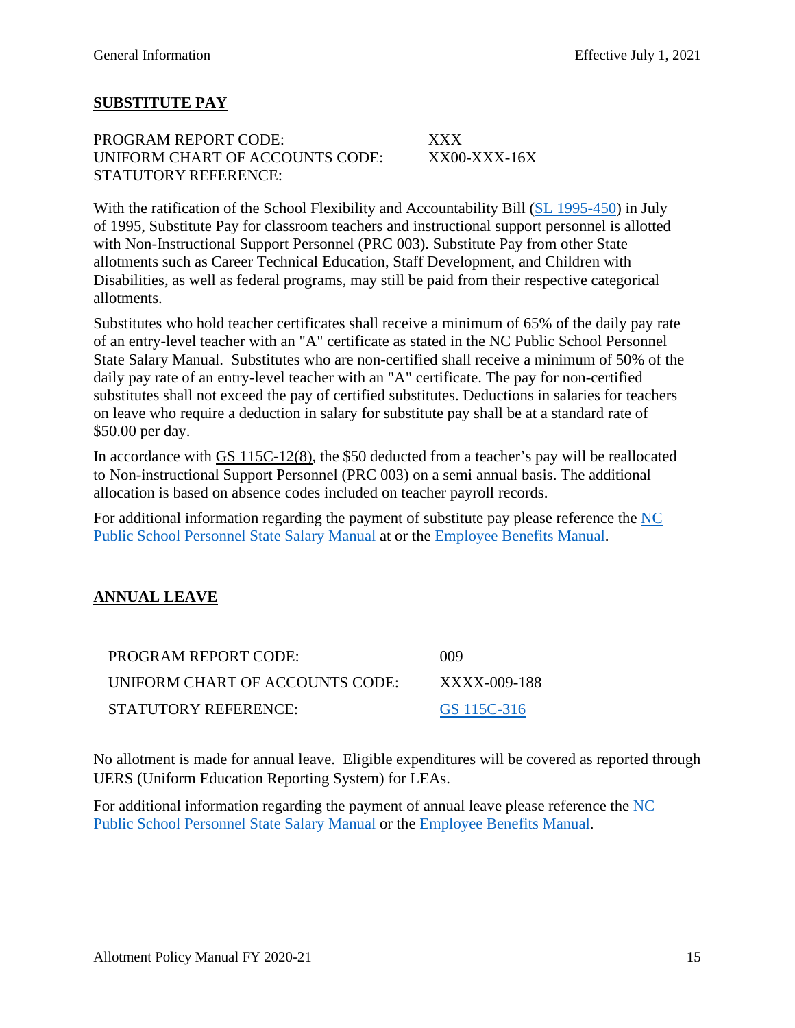## SUBSTITUTE PAY

PROGRAM REPORT CODE: XXX
UNIFORM CHART OF ACCOUNTS CODE: XX00-XXX-16X
STATUTORY REFERENCE:

With the ratification of the School Flexibility and Accountability Bill (SL 1995-450) in July of 1995, Substitute Pay for classroom teachers and instructional support personnel is allotted with Non-Instructional Support Personnel (PRC 003). Substitute Pay from other State allotments such as Career Technical Education, Staff Development, and Children with Disabilities, as well as federal programs, may still be paid from their respective categorical allotments.

Substitutes who hold teacher certificates shall receive a minimum of 65% of the daily pay rate of an entry-level teacher with an "A" certificate as stated in the NC Public School Personnel State Salary Manual. Substitutes who are non-certified shall receive a minimum of 50% of the daily pay rate of an entry-level teacher with an "A" certificate. The pay for non-certified substitutes shall not exceed the pay of certified substitutes. Deductions in salaries for teachers on leave who require a deduction in salary for substitute pay shall be at a standard rate of $50.00 per day.

In accordance with GS 115C-12(8), the $50 deducted from a teacher's pay will be reallocated to Non-instructional Support Personnel (PRC 003) on a semi annual basis. The additional allocation is based on absence codes included on teacher payroll records.

For additional information regarding the payment of substitute pay please reference the NC Public School Personnel State Salary Manual at or the Employee Benefits Manual.

## ANNUAL LEAVE

PROGRAM REPORT CODE: 009
UNIFORM CHART OF ACCOUNTS CODE: XXXX-009-188
STATUTORY REFERENCE: GS 115C-316

No allotment is made for annual leave. Eligible expenditures will be covered as reported through UERS (Uniform Education Reporting System) for LEAs.

For additional information regarding the payment of annual leave please reference the NC Public School Personnel State Salary Manual or the Employee Benefits Manual.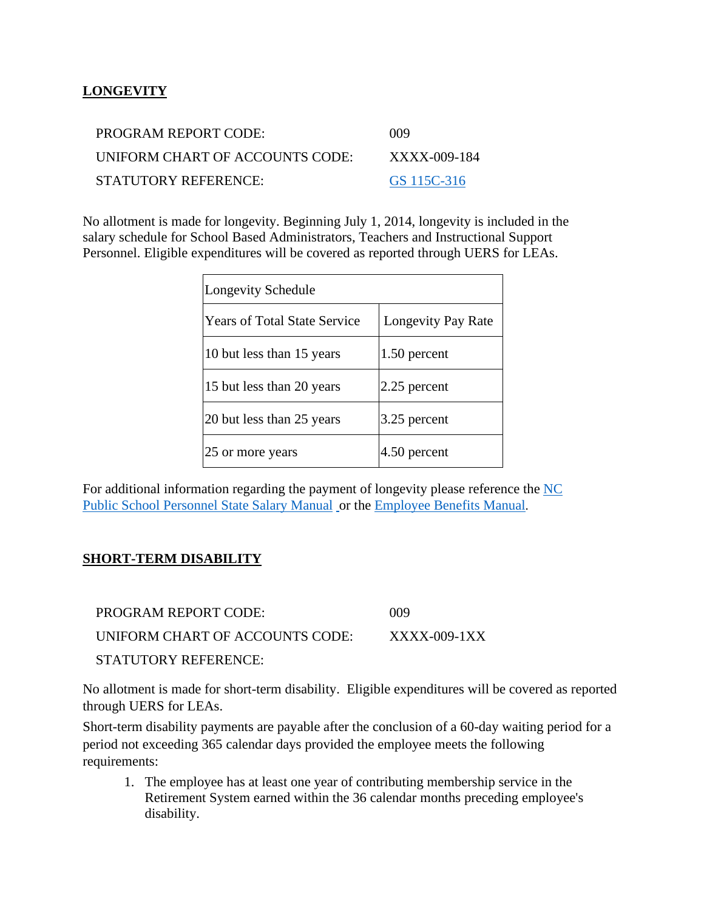## LONGEVITY

PROGRAM REPORT CODE: 009

UNIFORM CHART OF ACCOUNTS CODE: XXXX-009-184

STATUTORY REFERENCE: GS 115C-316

No allotment is made for longevity. Beginning July 1, 2014, longevity is included in the salary schedule for School Based Administrators, Teachers and Instructional Support Personnel. Eligible expenditures will be covered as reported through UERS for LEAs.

| Longevity Schedule | |
|---|---|
| Years of Total State Service | Longevity Pay Rate |
| 10 but less than 15 years | 1.50 percent |
| 15 but less than 20 years | 2.25 percent |
| 20 but less than 25 years | 3.25 percent |
| 25 or more years | 4.50 percent |

For additional information regarding the payment of longevity please reference the NC Public School Personnel State Salary Manual or the Employee Benefits Manual.

## SHORT-TERM DISABILITY

PROGRAM REPORT CODE: 009

UNIFORM CHART OF ACCOUNTS CODE: XXXX-009-1XX

STATUTORY REFERENCE:

No allotment is made for short-term disability. Eligible expenditures will be covered as reported through UERS for LEAs.

Short-term disability payments are payable after the conclusion of a 60-day waiting period for a period not exceeding 365 calendar days provided the employee meets the following requirements:

1. The employee has at least one year of contributing membership service in the Retirement System earned within the 36 calendar months preceding employee's disability.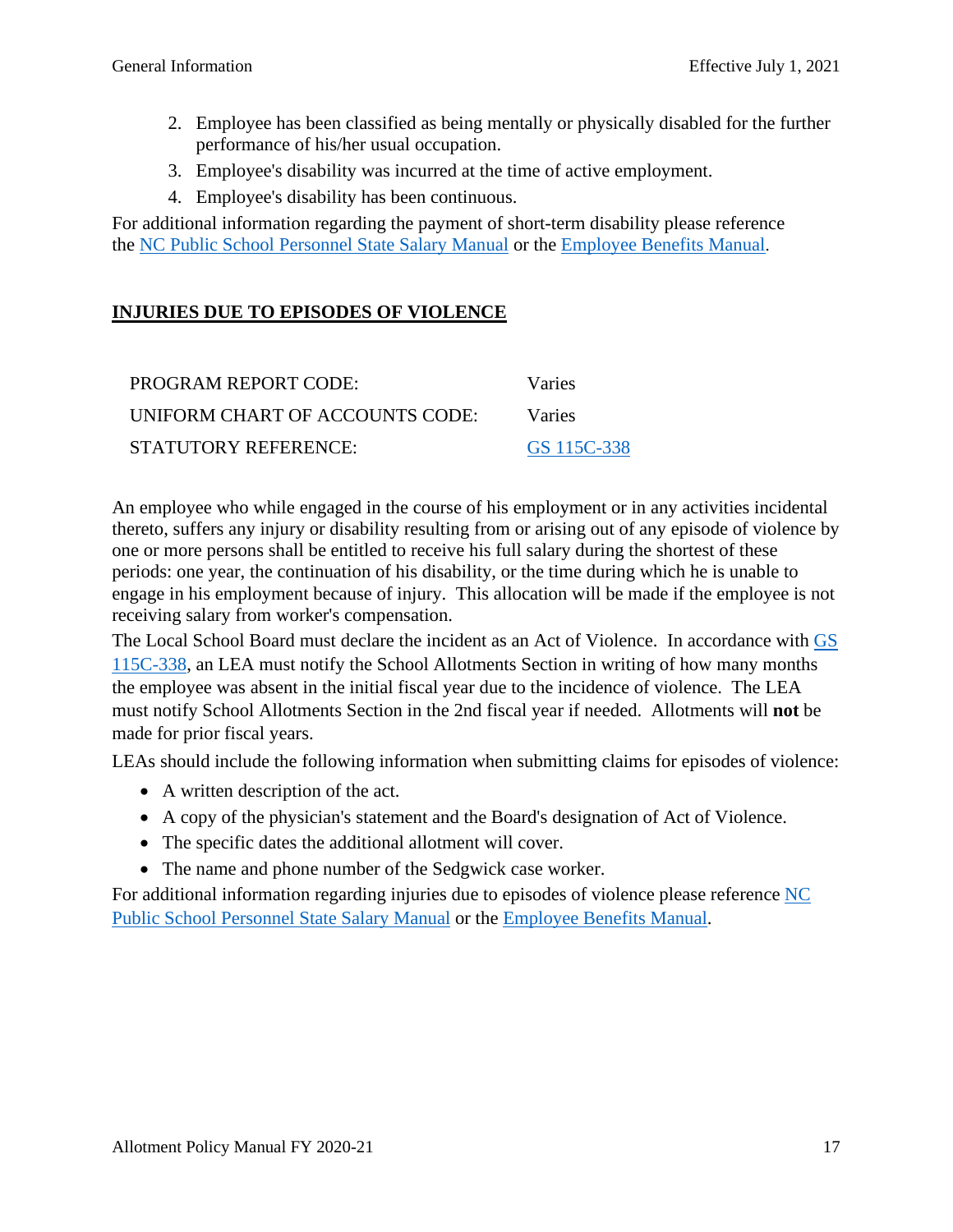2. Employee has been classified as being mentally or physically disabled for the further performance of his/her usual occupation.
3. Employee's disability was incurred at the time of active employment.
4. Employee's disability has been continuous.

For additional information regarding the payment of short-term disability please reference the [NC Public School Personnel State Salary Manual]() or the [Employee Benefits Manual]().

## INJURIES DUE TO EPISODES OF VIOLENCE

| | |
|---|---|
| PROGRAM REPORT CODE: | Varies |
| UNIFORM CHART OF ACCOUNTS CODE: | Varies |
| STATUTORY REFERENCE: | GS 115C-338 |

An employee who while engaged in the course of his employment or in any activities incidental thereto, suffers any injury or disability resulting from or arising out of any episode of violence by one or more persons shall be entitled to receive his full salary during the shortest of these periods: one year, the continuation of his disability, or the time during which he is unable to engage in his employment because of injury. This allocation will be made if the employee is not receiving salary from worker's compensation.

The Local School Board must declare the incident as an Act of Violence. In accordance with GS 115C-338, an LEA must notify the School Allotments Section in writing of how many months the employee was absent in the initial fiscal year due to the incidence of violence. The LEA must notify School Allotments Section in the 2nd fiscal year if needed. Allotments will **not** be made for prior fiscal years.

LEAs should include the following information when submitting claims for episodes of violence:

- A written description of the act.
- A copy of the physician's statement and the Board's designation of Act of Violence.
- The specific dates the additional allotment will cover.
- The name and phone number of the Sedgwick case worker.

For additional information regarding injuries due to episodes of violence please reference NC Public School Personnel State Salary Manual or the Employee Benefits Manual.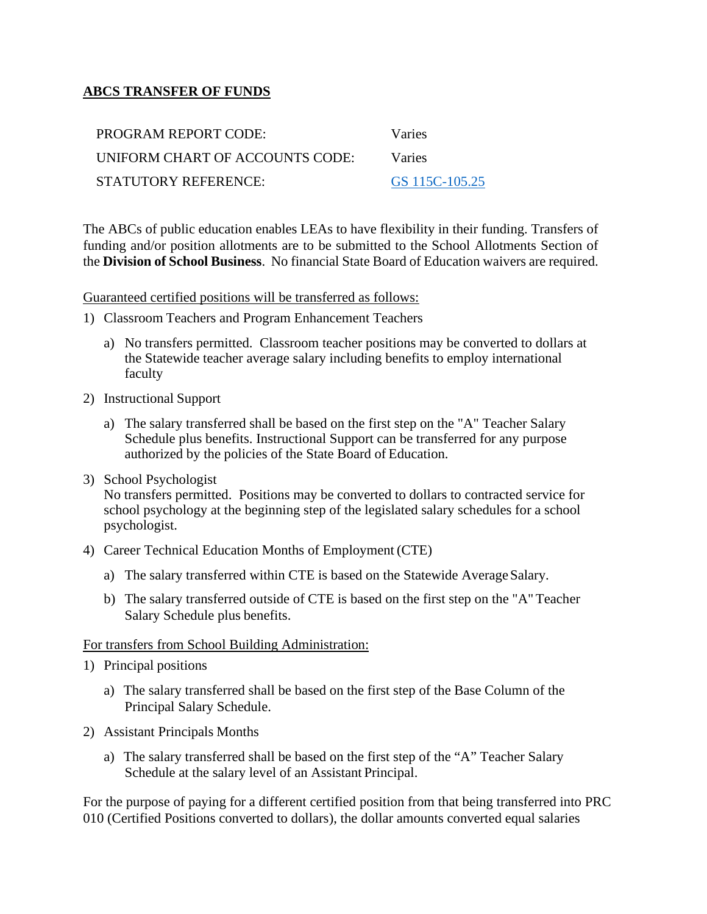## ABCS TRANSFER OF FUNDS

| | |
|---|---|
| PROGRAM REPORT CODE: | Varies |
| UNIFORM CHART OF ACCOUNTS CODE: | Varies |
| STATUTORY REFERENCE: | GS 115C-105.25 |

The ABCs of public education enables LEAs to have flexibility in their funding. Transfers of funding and/or position allotments are to be submitted to the School Allotments Section of the **Division of School Business**. No financial State Board of Education waivers are required.

Guaranteed certified positions will be transferred as follows:

1) Classroom Teachers and Program Enhancement Teachers
   a) No transfers permitted. Classroom teacher positions may be converted to dollars at the Statewide teacher average salary including benefits to employ international faculty
2) Instructional Support
   a) The salary transferred shall be based on the first step on the "A" Teacher Salary Schedule plus benefits. Instructional Support can be transferred for any purpose authorized by the policies of the State Board of Education.
3) School Psychologist
   No transfers permitted. Positions may be converted to dollars to contracted service for school psychology at the beginning step of the legislated salary schedules for a school psychologist.
4) Career Technical Education Months of Employment (CTE)
   a) The salary transferred within CTE is based on the Statewide Average Salary.
   b) The salary transferred outside of CTE is based on the first step on the "A" Teacher Salary Schedule plus benefits.

For transfers from School Building Administration:

1) Principal positions
   a) The salary transferred shall be based on the first step of the Base Column of the Principal Salary Schedule.
2) Assistant Principals Months
   a) The salary transferred shall be based on the first step of the "A" Teacher Salary Schedule at the salary level of an Assistant Principal.

For the purpose of paying for a different certified position from that being transferred into PRC 010 (Certified Positions converted to dollars), the dollar amounts converted equal salaries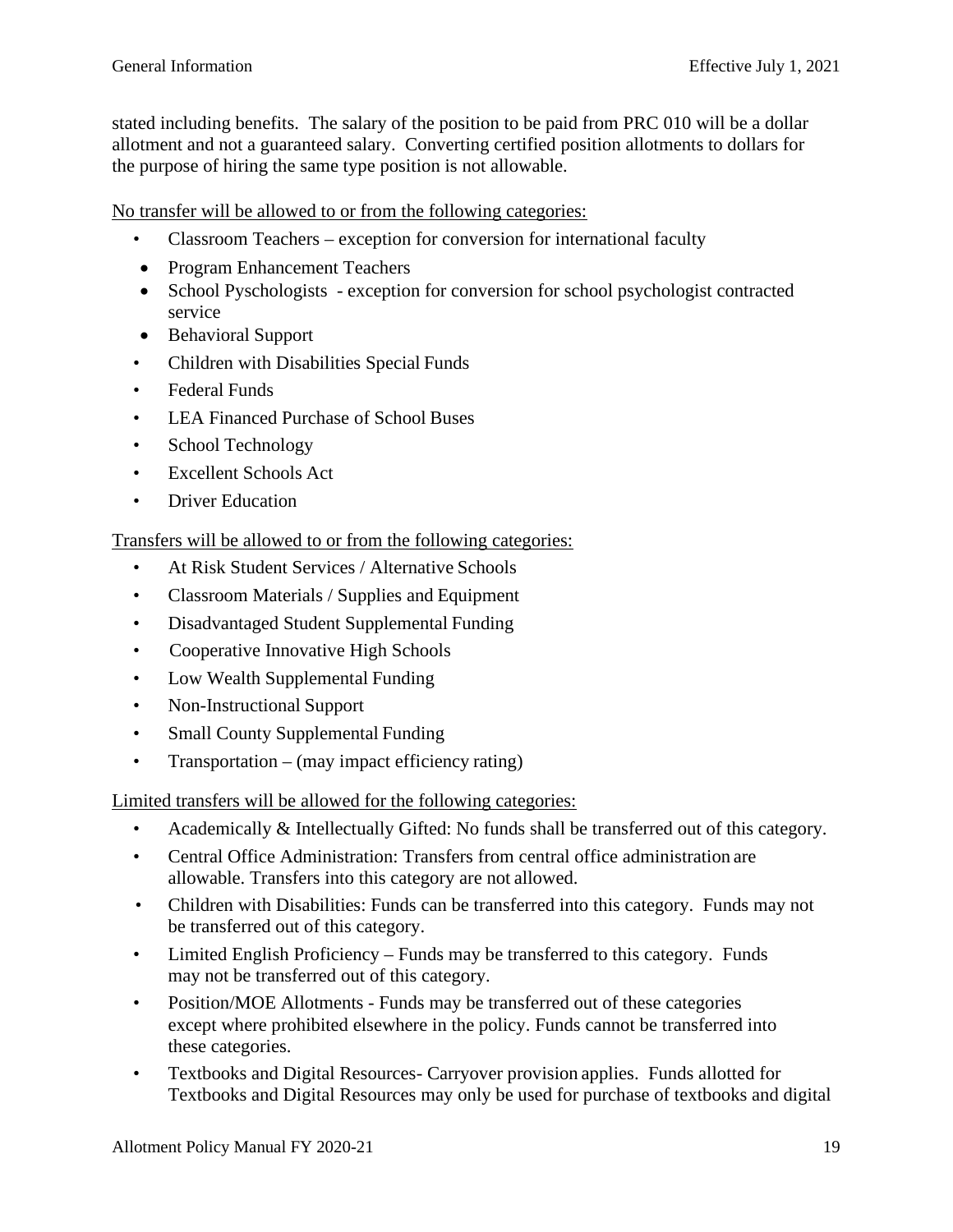stated including benefits. The salary of the position to be paid from PRC 010 will be a dollar allotment and not a guaranteed salary. Converting certified position allotments to dollars for the purpose of hiring the same type position is not allowable.

No transfer will be allowed to or from the following categories:

- Classroom Teachers – exception for conversion for international faculty
- Program Enhancement Teachers
- School Pyschologists - exception for conversion for school psychologist contracted service
- Behavioral Support
- Children with Disabilities Special Funds
- Federal Funds
- LEA Financed Purchase of School Buses
- School Technology
- Excellent Schools Act
- Driver Education

Transfers will be allowed to or from the following categories:

- At Risk Student Services / Alternative Schools
- Classroom Materials / Supplies and Equipment
- Disadvantaged Student Supplemental Funding
- Cooperative Innovative High Schools
- Low Wealth Supplemental Funding
- Non-Instructional Support
- Small County Supplemental Funding
- Transportation – (may impact efficiency rating)

Limited transfers will be allowed for the following categories:

- Academically & Intellectually Gifted: No funds shall be transferred out of this category.
- Central Office Administration: Transfers from central office administration are allowable. Transfers into this category are not allowed.
- Children with Disabilities: Funds can be transferred into this category. Funds may not be transferred out of this category.
- Limited English Proficiency – Funds may be transferred to this category. Funds may not be transferred out of this category.
- Position/MOE Allotments - Funds may be transferred out of these categories except where prohibited elsewhere in the policy. Funds cannot be transferred into these categories.
- Textbooks and Digital Resources- Carryover provision applies. Funds allotted for Textbooks and Digital Resources may only be used for purchase of textbooks and digital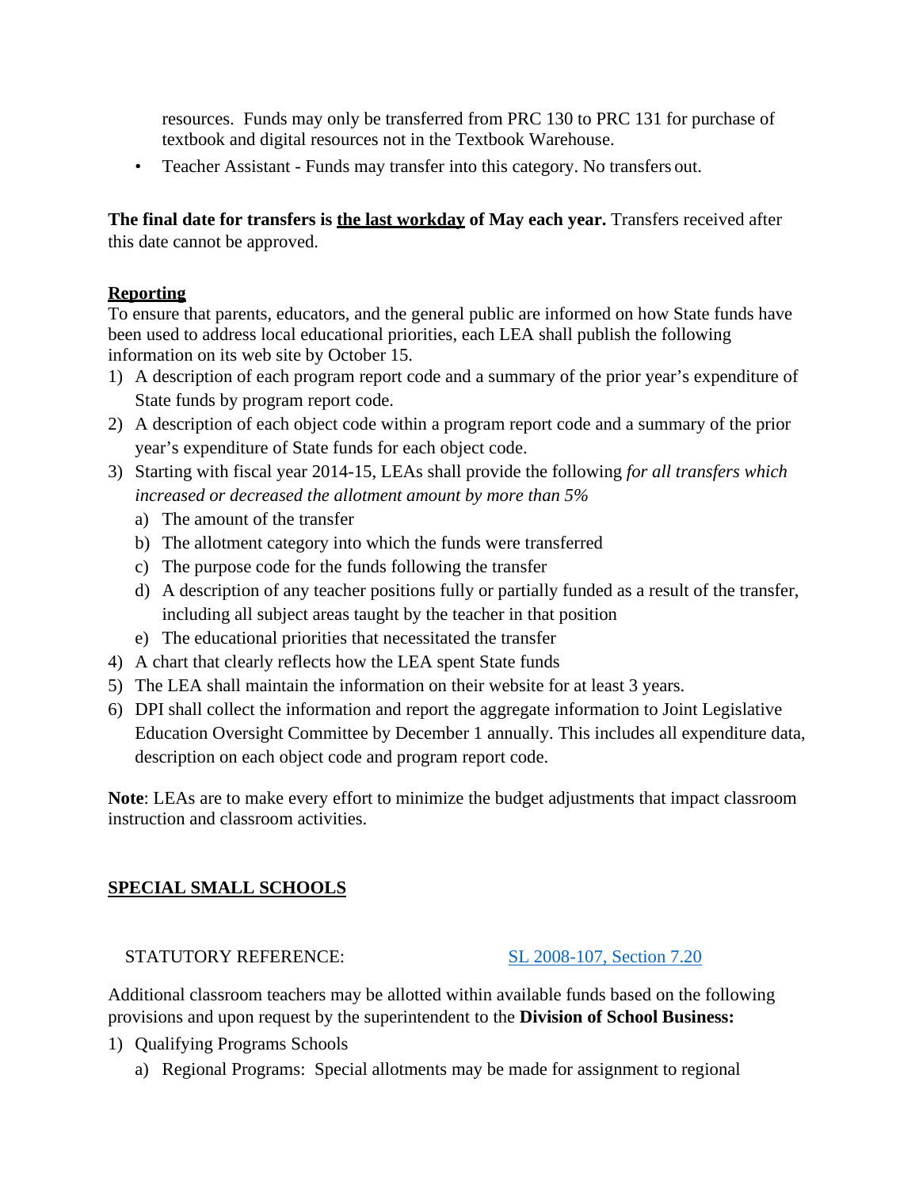resources. Funds may only be transferred from PRC 130 to PRC 131 for purchase of textbook and digital resources not in the Textbook Warehouse.

- Teacher Assistant - Funds may transfer into this category. No transfers out.

**The final date for transfers is <u>the last workday</u> of May each year.** Transfers received after this date cannot be approved.

**<u>Reporting</u>**

To ensure that parents, educators, and the general public are informed on how State funds have been used to address local educational priorities, each LEA shall publish the following information on its web site by October 15.

1) A description of each program report code and a summary of the prior year's expenditure of State funds by program report code.
2) A description of each object code within a program report code and a summary of the prior year's expenditure of State funds for each object code.
3) Starting with fiscal year 2014-15, LEAs shall provide the following *for all transfers which increased or decreased the allotment amount by more than 5%*
   a) The amount of the transfer
   b) The allotment category into which the funds were transferred
   c) The purpose code for the funds following the transfer
   d) A description of any teacher positions fully or partially funded as a result of the transfer, including all subject areas taught by the teacher in that position
   e) The educational priorities that necessitated the transfer
4) A chart that clearly reflects how the LEA spent State funds
5) The LEA shall maintain the information on their website for at least 3 years.
6) DPI shall collect the information and report the aggregate information to Joint Legislative Education Oversight Committee by December 1 annually. This includes all expenditure data, description on each object code and program report code.

**Note**: LEAs are to make every effort to minimize the budget adjustments that impact classroom instruction and classroom activities.

## <u>SPECIAL SMALL SCHOOLS</u>

STATUTORY REFERENCE: SL 2008-107, Section 7.20

Additional classroom teachers may be allotted within available funds based on the following provisions and upon request by the superintendent to the **Division of School Business:**

1) Qualifying Programs Schools
   a) Regional Programs: Special allotments may be made for assignment to regional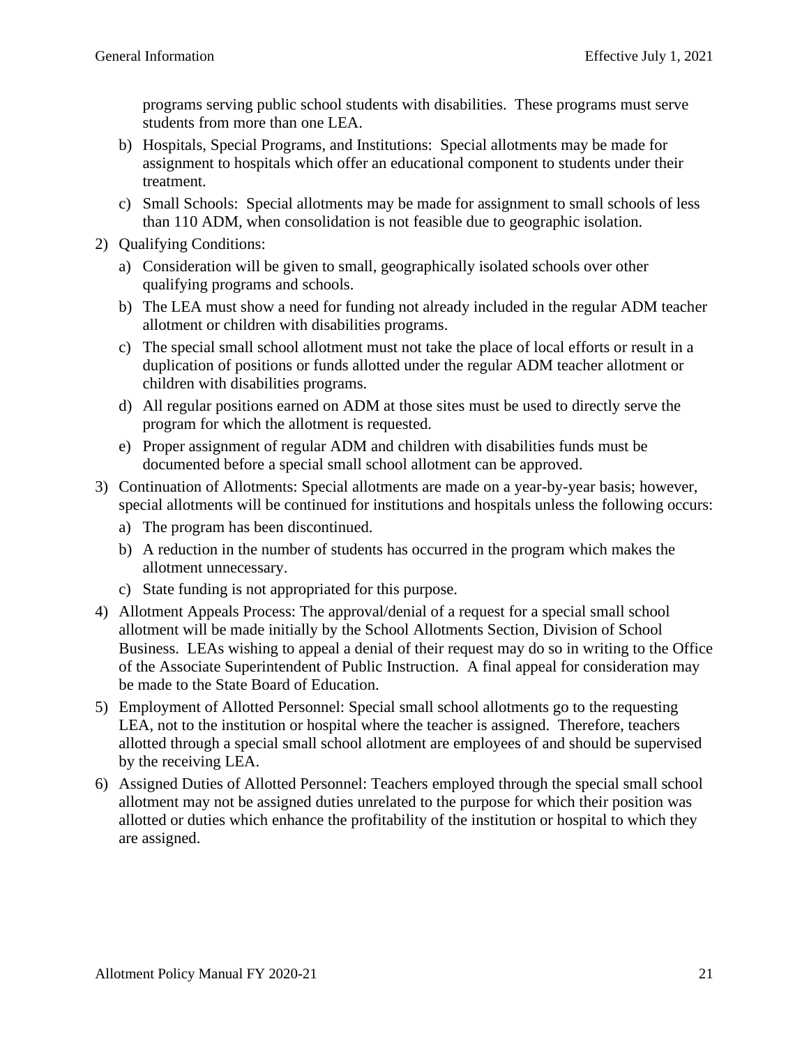programs serving public school students with disabilities. These programs must serve students from more than one LEA.

   b) Hospitals, Special Programs, and Institutions: Special allotments may be made for assignment to hospitals which offer an educational component to students under their treatment.
   c) Small Schools: Special allotments may be made for assignment to small schools of less than 110 ADM, when consolidation is not feasible due to geographic isolation.

2) Qualifying Conditions:
   a) Consideration will be given to small, geographically isolated schools over other qualifying programs and schools.
   b) The LEA must show a need for funding not already included in the regular ADM teacher allotment or children with disabilities programs.
   c) The special small school allotment must not take the place of local efforts or result in a duplication of positions or funds allotted under the regular ADM teacher allotment or children with disabilities programs.
   d) All regular positions earned on ADM at those sites must be used to directly serve the program for which the allotment is requested.
   e) Proper assignment of regular ADM and children with disabilities funds must be documented before a special small school allotment can be approved.
3) Continuation of Allotments: Special allotments are made on a year-by-year basis; however, special allotments will be continued for institutions and hospitals unless the following occurs:
   a) The program has been discontinued.
   b) A reduction in the number of students has occurred in the program which makes the allotment unnecessary.
   c) State funding is not appropriated for this purpose.
4) Allotment Appeals Process: The approval/denial of a request for a special small school allotment will be made initially by the School Allotments Section, Division of School Business. LEAs wishing to appeal a denial of their request may do so in writing to the Office of the Associate Superintendent of Public Instruction. A final appeal for consideration may be made to the State Board of Education.
5) Employment of Allotted Personnel: Special small school allotments go to the requesting LEA, not to the institution or hospital where the teacher is assigned. Therefore, teachers allotted through a special small school allotment are employees of and should be supervised by the receiving LEA.
6) Assigned Duties of Allotted Personnel: Teachers employed through the special small school allotment may not be assigned duties unrelated to the purpose for which their position was allotted or duties which enhance the profitability of the institution or hospital to which they are assigned.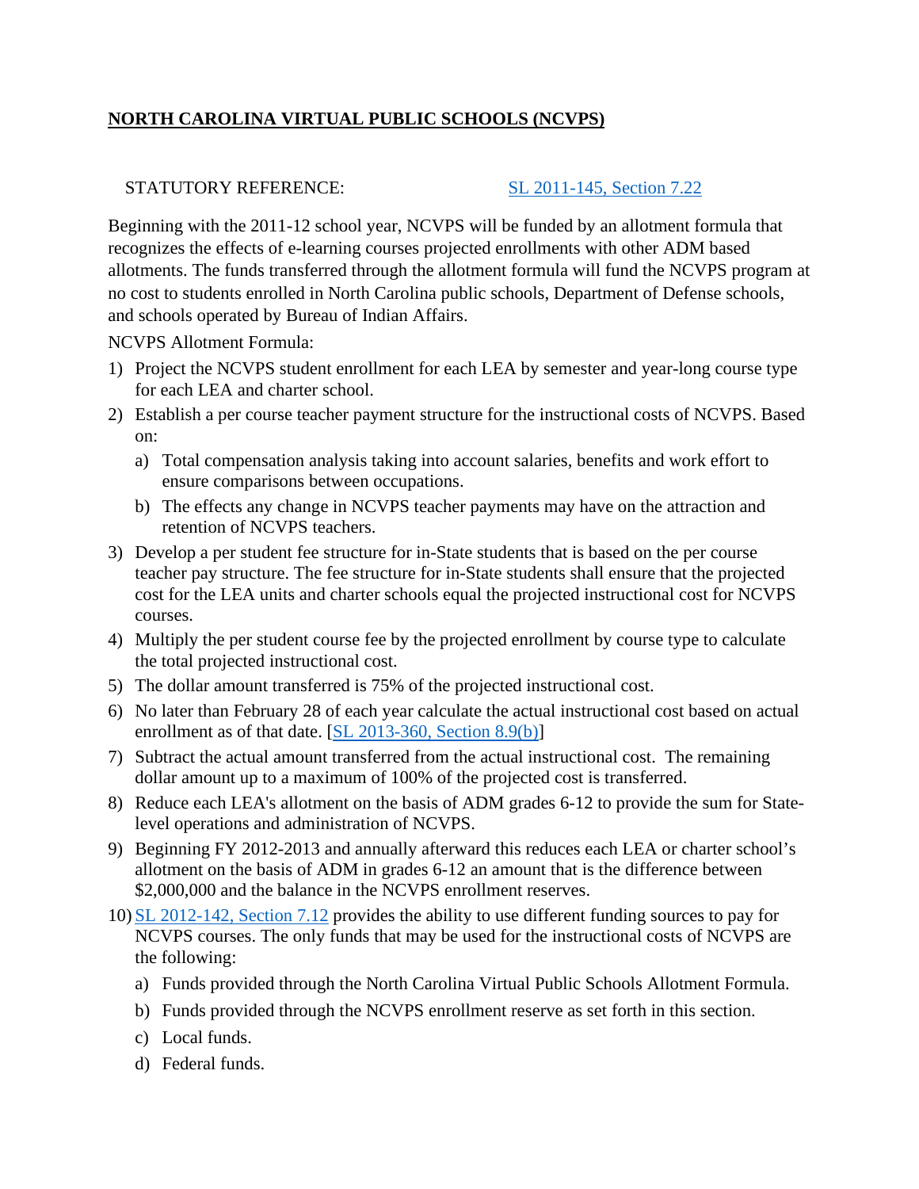## NORTH CAROLINA VIRTUAL PUBLIC SCHOOLS (NCVPS)

STATUTORY REFERENCE: SL 2011-145, Section 7.22

Beginning with the 2011-12 school year, NCVPS will be funded by an allotment formula that recognizes the effects of e-learning courses projected enrollments with other ADM based allotments. The funds transferred through the allotment formula will fund the NCVPS program at no cost to students enrolled in North Carolina public schools, Department of Defense schools, and schools operated by Bureau of Indian Affairs.

NCVPS Allotment Formula:

1) Project the NCVPS student enrollment for each LEA by semester and year-long course type for each LEA and charter school.
2) Establish a per course teacher payment structure for the instructional costs of NCVPS. Based on:
   a) Total compensation analysis taking into account salaries, benefits and work effort to ensure comparisons between occupations.
   b) The effects any change in NCVPS teacher payments may have on the attraction and retention of NCVPS teachers.
3) Develop a per student fee structure for in-State students that is based on the per course teacher pay structure. The fee structure for in-State students shall ensure that the projected cost for the LEA units and charter schools equal the projected instructional cost for NCVPS courses.
4) Multiply the per student course fee by the projected enrollment by course type to calculate the total projected instructional cost.
5) The dollar amount transferred is 75% of the projected instructional cost.
6) No later than February 28 of each year calculate the actual instructional cost based on actual enrollment as of that date. [SL 2013-360, Section 8.9(b)]
7) Subtract the actual amount transferred from the actual instructional cost. The remaining dollar amount up to a maximum of 100% of the projected cost is transferred.
8) Reduce each LEA's allotment on the basis of ADM grades 6-12 to provide the sum for State-level operations and administration of NCVPS.
9) Beginning FY 2012-2013 and annually afterward this reduces each LEA or charter school's allotment on the basis of ADM in grades 6-12 an amount that is the difference between $2,000,000 and the balance in the NCVPS enrollment reserves.
10) SL 2012-142, Section 7.12 provides the ability to use different funding sources to pay for NCVPS courses. The only funds that may be used for the instructional costs of NCVPS are the following:
    a) Funds provided through the North Carolina Virtual Public Schools Allotment Formula.
    b) Funds provided through the NCVPS enrollment reserve as set forth in this section.
    c) Local funds.
    d) Federal funds.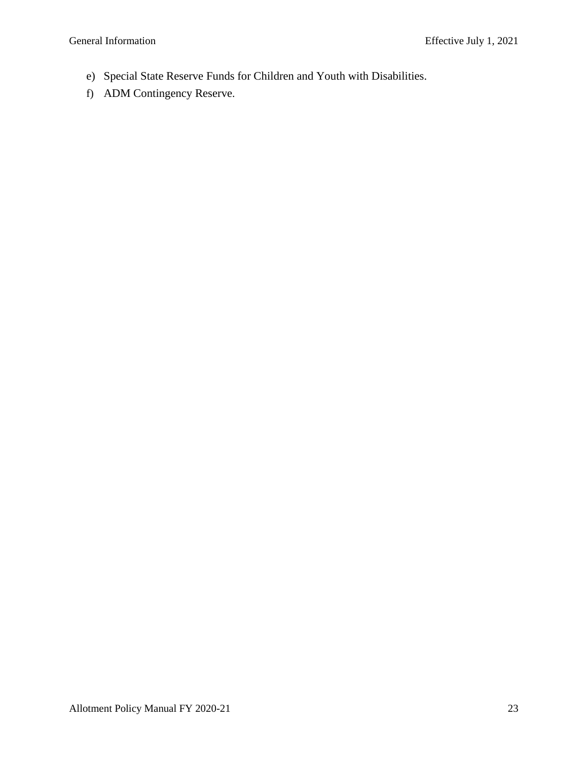e) Special State Reserve Funds for Children and Youth with Disabilities.
f) ADM Contingency Reserve.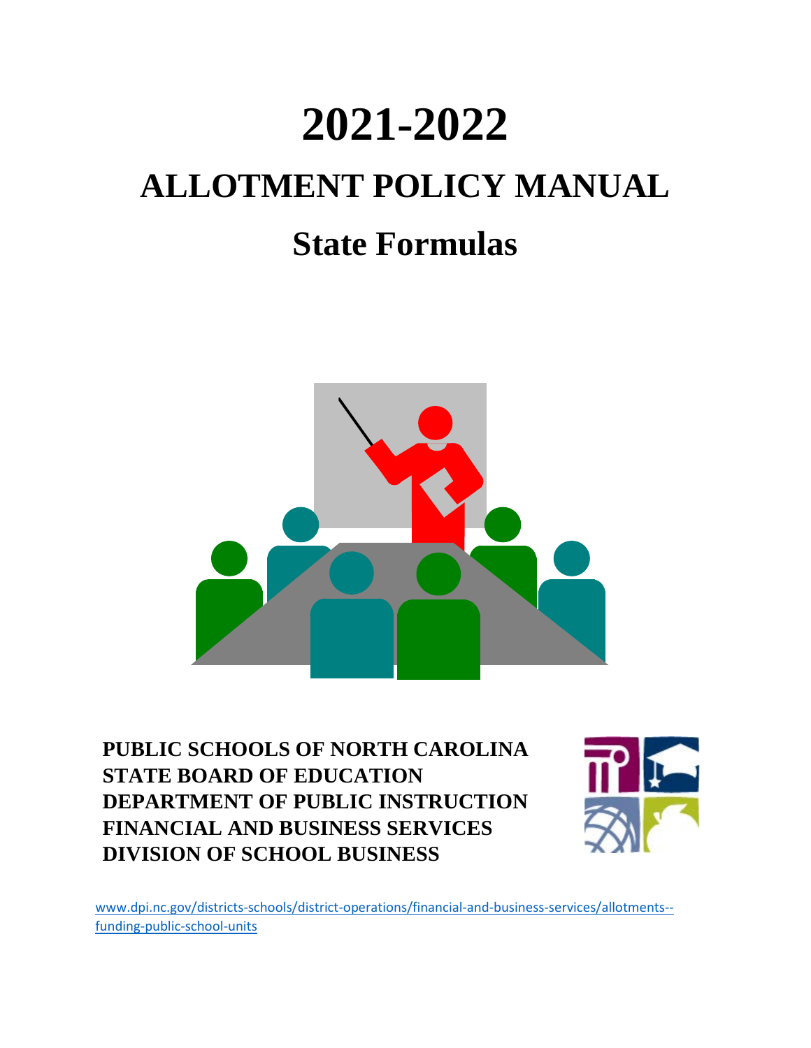# 2021-2022

# ALLOTMENT POLICY MANUAL

# State Formulas

**PUBLIC SCHOOLS OF NORTH CAROLINA**
**STATE BOARD OF EDUCATION**
**DEPARTMENT OF PUBLIC INSTRUCTION**
**FINANCIAL AND BUSINESS SERVICES**
**DIVISION OF SCHOOL BUSINESS**

[www.dpi.nc.gov/districts-schools/district-operations/financial-and-business-services/allotments--funding-public-school-units](www.dpi.nc.gov/districts-schools/district-operations/financial-and-business-services/allotments--funding-public-school-units)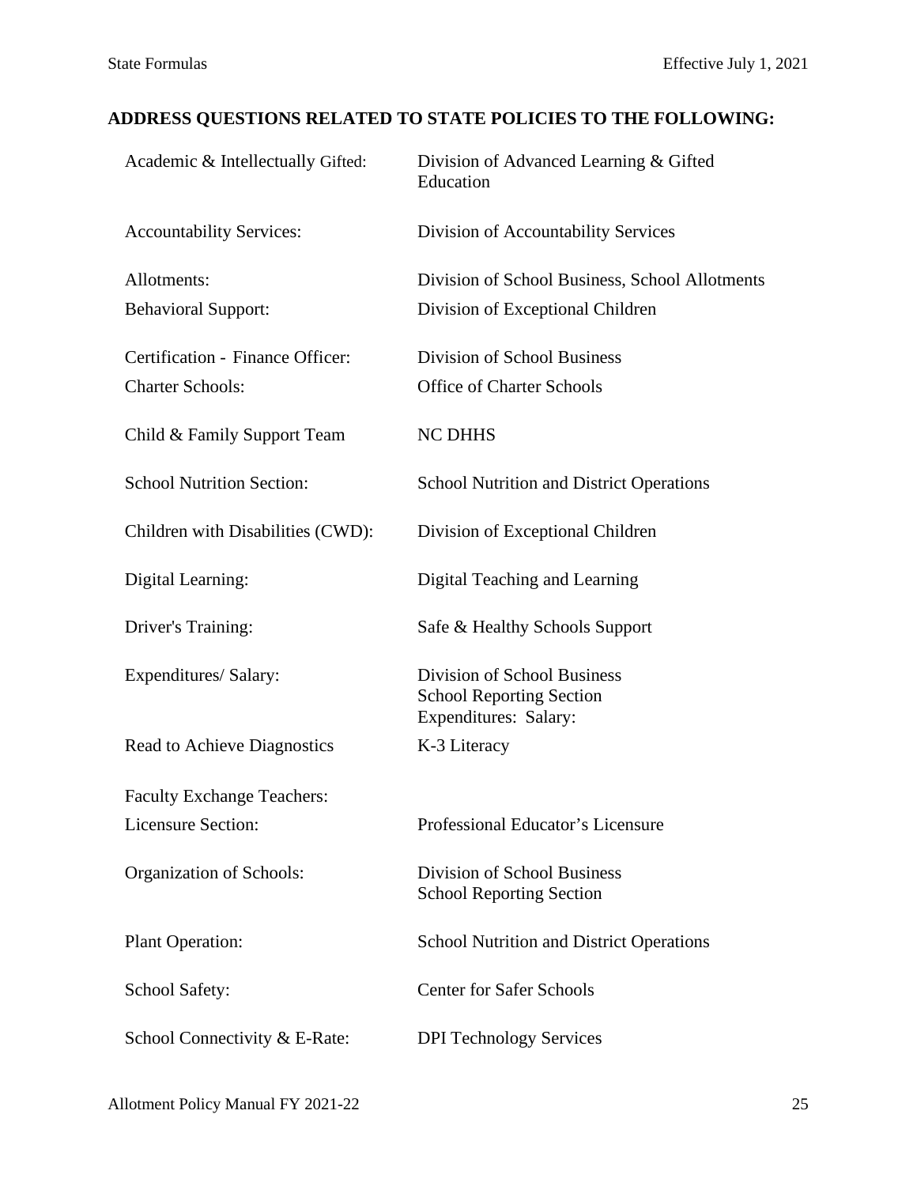**ADDRESS QUESTIONS RELATED TO STATE POLICIES TO THE FOLLOWING:**

| | |
|---|---|
| Academic & Intellectually Gifted: | Division of Advanced Learning & Gifted Education |
| Accountability Services: | Division of Accountability Services |
| Allotments: | Division of School Business, School Allotments |
| Behavioral Support: | Division of Exceptional Children |
| Certification - Finance Officer: | Division of School Business |
| Charter Schools: | Office of Charter Schools |
| Child & Family Support Team | NC DHHS |
| School Nutrition Section: | School Nutrition and District Operations |
| Children with Disabilities (CWD): | Division of Exceptional Children |
| Digital Learning: | Digital Teaching and Learning |
| Driver's Training: | Safe & Healthy Schools Support |
| Expenditures/ Salary: | Division of School Business<br>School Reporting Section<br>Expenditures: Salary: |
| Read to Achieve Diagnostics | K-3 Literacy |
| Faculty Exchange Teachers: | |
| Licensure Section: | Professional Educator's Licensure |
| Organization of Schools: | Division of School Business<br>School Reporting Section |
| Plant Operation: | School Nutrition and District Operations |
| School Safety: | Center for Safer Schools |
| School Connectivity & E-Rate: | DPI Technology Services |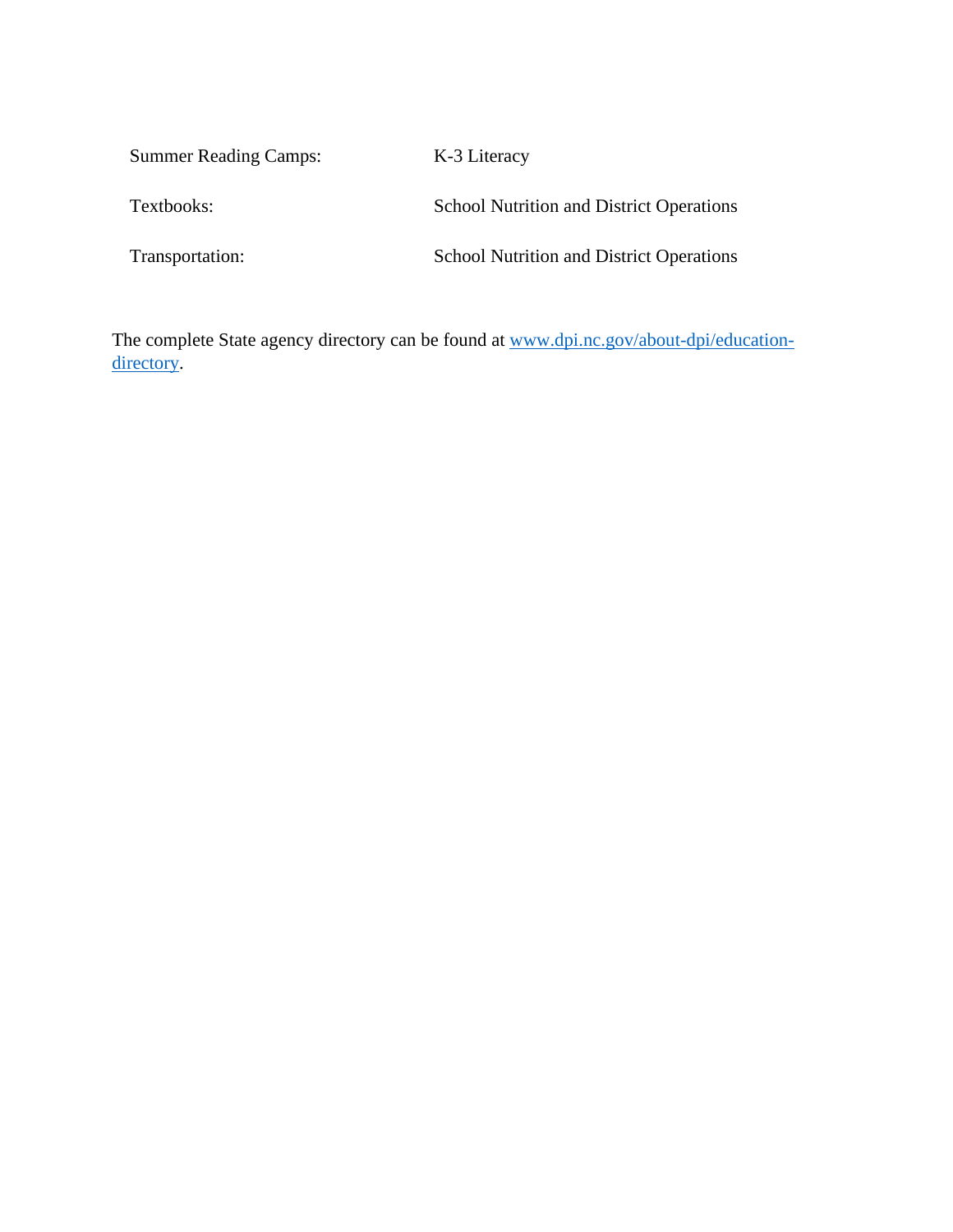| | |
|---|---|
| Summer Reading Camps: | K-3 Literacy |
| Textbooks: | School Nutrition and District Operations |
| Transportation: | School Nutrition and District Operations |

The complete State agency directory can be found at [www.dpi.nc.gov/about-dpi/education-directory](http://www.dpi.nc.gov/about-dpi/education-directory).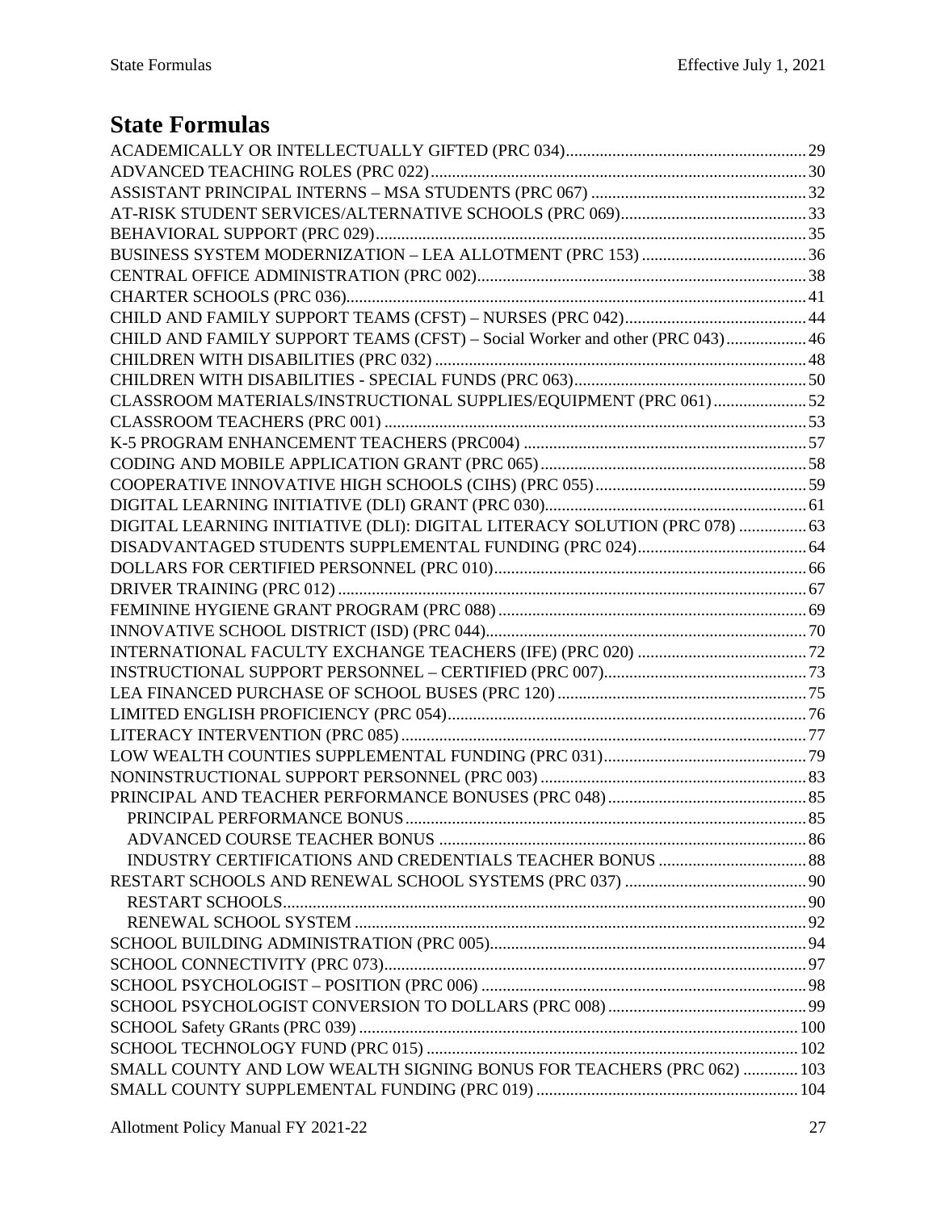# State Formulas

ACADEMICALLY OR INTELLECTUALLY GIFTED (PRC 034) .......... 29
ADVANCED TEACHING ROLES (PRC 022) .......... 30
ASSISTANT PRINCIPAL INTERNS – MSA STUDENTS (PRC 067) .......... 32
AT-RISK STUDENT SERVICES/ALTERNATIVE SCHOOLS (PRC 069) .......... 33
BEHAVIORAL SUPPORT (PRC 029) .......... 35
BUSINESS SYSTEM MODERNIZATION – LEA ALLOTMENT (PRC 153) .......... 36
CENTRAL OFFICE ADMINISTRATION (PRC 002) .......... 38
CHARTER SCHOOLS (PRC 036) .......... 41
CHILD AND FAMILY SUPPORT TEAMS (CFST) – NURSES (PRC 042) .......... 44
CHILD AND FAMILY SUPPORT TEAMS (CFST) – Social Worker and other (PRC 043) .......... 46
CHILDREN WITH DISABILITIES (PRC 032) .......... 48
CHILDREN WITH DISABILITIES - SPECIAL FUNDS (PRC 063) .......... 50
CLASSROOM MATERIALS/INSTRUCTIONAL SUPPLIES/EQUIPMENT (PRC 061) .......... 52
CLASSROOM TEACHERS (PRC 001) .......... 53
K-5 PROGRAM ENHANCEMENT TEACHERS (PRC004) .......... 57
CODING AND MOBILE APPLICATION GRANT (PRC 065) .......... 58
COOPERATIVE INNOVATIVE HIGH SCHOOLS (CIHS) (PRC 055) .......... 59
DIGITAL LEARNING INITIATIVE (DLI) GRANT (PRC 030) .......... 61
DIGITAL LEARNING INITIATIVE (DLI): DIGITAL LITERACY SOLUTION (PRC 078) .......... 63
DISADVANTAGED STUDENTS SUPPLEMENTAL FUNDING (PRC 024) .......... 64
DOLLARS FOR CERTIFIED PERSONNEL (PRC 010) .......... 66
DRIVER TRAINING (PRC 012) .......... 67
FEMININE HYGIENE GRANT PROGRAM (PRC 088) .......... 69
INNOVATIVE SCHOOL DISTRICT (ISD) (PRC 044) .......... 70
INTERNATIONAL FACULTY EXCHANGE TEACHERS (IFE) (PRC 020) .......... 72
INSTRUCTIONAL SUPPORT PERSONNEL – CERTIFIED (PRC 007) .......... 73
LEA FINANCED PURCHASE OF SCHOOL BUSES (PRC 120) .......... 75
LIMITED ENGLISH PROFICIENCY (PRC 054) .......... 76
LITERACY INTERVENTION (PRC 085) .......... 77
LOW WEALTH COUNTIES SUPPLEMENTAL FUNDING (PRC 031) .......... 79
NONINSTRUCTIONAL SUPPORT PERSONNEL (PRC 003) .......... 83
PRINCIPAL AND TEACHER PERFORMANCE BONUSES (PRC 048) .......... 85
- PRINCIPAL PERFORMANCE BONUS .......... 85
- ADVANCED COURSE TEACHER BONUS .......... 86
- INDUSTRY CERTIFICATIONS AND CREDENTIALS TEACHER BONUS .......... 88

RESTART SCHOOLS AND RENEWAL SCHOOL SYSTEMS (PRC 037) .......... 90
- RESTART SCHOOLS .......... 90
- RENEWAL SCHOOL SYSTEM .......... 92

SCHOOL BUILDING ADMINISTRATION (PRC 005) .......... 94
SCHOOL CONNECTIVITY (PRC 073) .......... 97
SCHOOL PSYCHOLOGIST – POSITION (PRC 006) .......... 98
SCHOOL PSYCHOLOGIST CONVERSION TO DOLLARS (PRC 008) .......... 99
SCHOOL Safety GRants (PRC 039) .......... 100
SCHOOL TECHNOLOGY FUND (PRC 015) .......... 102
SMALL COUNTY AND LOW WEALTH SIGNING BONUS FOR TEACHERS (PRC 062) .......... 103
SMALL COUNTY SUPPLEMENTAL FUNDING (PRC 019) .......... 104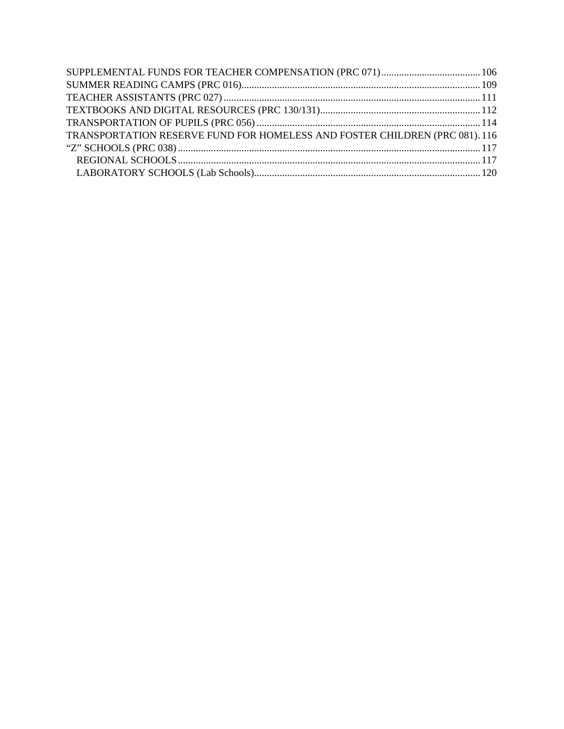SUPPLEMENTAL FUNDS FOR TEACHER COMPENSATION (PRC 071) ........................................ 106
SUMMER READING CAMPS (PRC 016) ........................................................................................ 109
TEACHER ASSISTANTS (PRC 027) ........................................................................................... 111
TEXTBOOKS AND DIGITAL RESOURCES (PRC 130/131) .......................................................... 112
TRANSPORTATION OF PUPILS (PRC 056) ................................................................................ 114
TRANSPORTATION RESERVE FUND FOR HOMELESS AND FOSTER CHILDREN (PRC 081). 116
“Z” SCHOOLS (PRC 038) ........................................................................................................ 117
    REGIONAL SCHOOLS .......................................................................................................... 117
    LABORATORY SCHOOLS (Lab Schools) .................................................................................. 120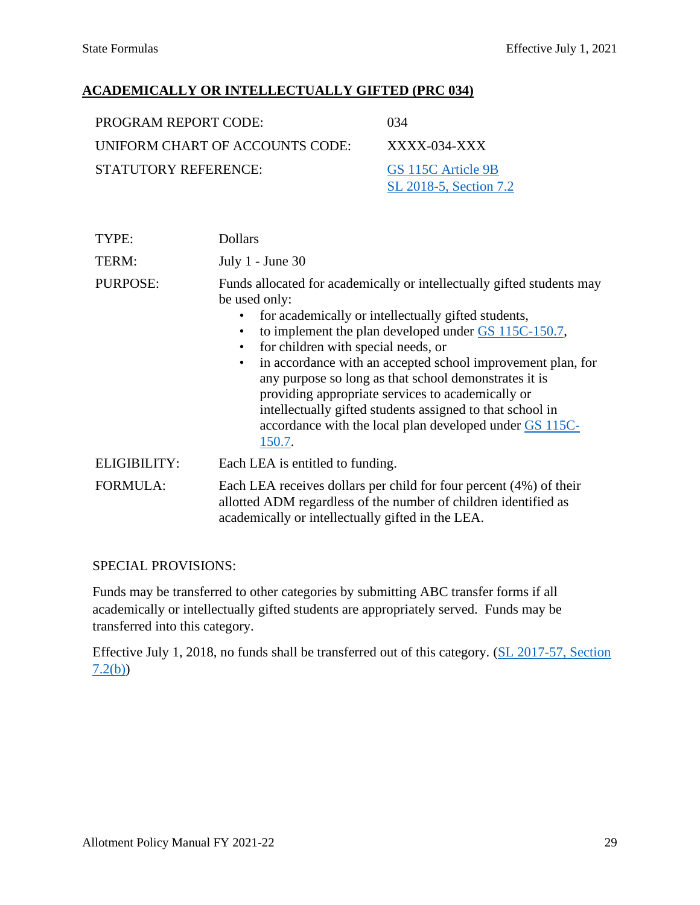## ACADEMICALLY OR INTELLECTUALLY GIFTED (PRC 034)

| | |
|---|---|
| PROGRAM REPORT CODE: | 034 |
| UNIFORM CHART OF ACCOUNTS CODE: | XXXX-034-XXX |
| STATUTORY REFERENCE: | GS 115C Article 9B<br>SL 2018-5, Section 7.2 |

| | |
|---|---|
| TYPE: | Dollars |
| TERM: | July 1 - June 30 |
| PURPOSE: | Funds allocated for academically or intellectually gifted students may be used only:<br>• for academically or intellectually gifted students,<br>• to implement the plan developed under GS 115C-150.7,<br>• for children with special needs, or<br>• in accordance with an accepted school improvement plan, for any purpose so long as that school demonstrates it is providing appropriate services to academically or intellectually gifted students assigned to that school in accordance with the local plan developed under GS 115C-150.7. |
| ELIGIBILITY: | Each LEA is entitled to funding. |
| FORMULA: | Each LEA receives dollars per child for four percent (4%) of their allotted ADM regardless of the number of children identified as academically or intellectually gifted in the LEA. |

SPECIAL PROVISIONS:

Funds may be transferred to other categories by submitting ABC transfer forms if all academically or intellectually gifted students are appropriately served. Funds may be transferred into this category.

Effective July 1, 2018, no funds shall be transferred out of this category. (SL 2017-57, Section 7.2(b))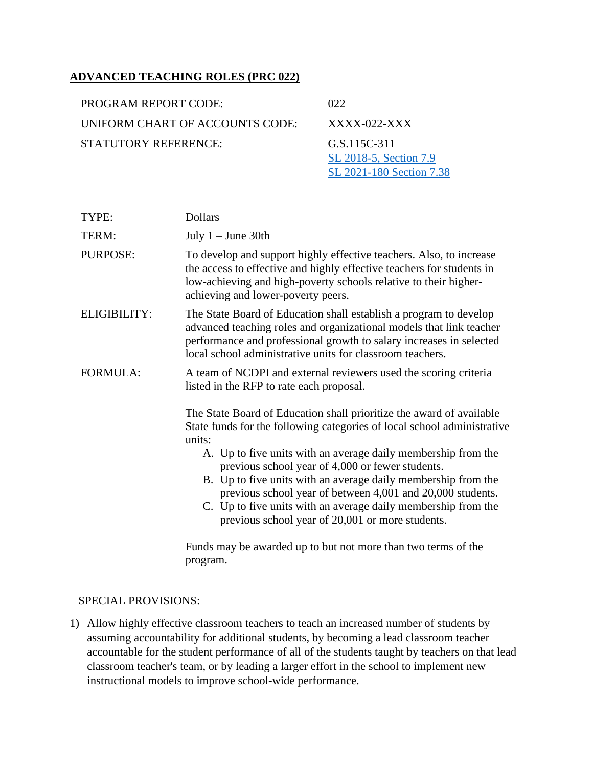## ADVANCED TEACHING ROLES (PRC 022)

| | |
|---|---|
| PROGRAM REPORT CODE: | 022 |
| UNIFORM CHART OF ACCOUNTS CODE: | XXXX-022-XXX |
| STATUTORY REFERENCE: | G.S.115C-311<br>SL 2018-5, Section 7.9<br>SL 2021-180 Section 7.38 |

| | |
|---|---|
| TYPE: | Dollars |
| TERM: | July 1 – June 30th |
| PURPOSE: | To develop and support highly effective teachers. Also, to increase the access to effective and highly effective teachers for students in low-achieving and high-poverty schools relative to their higher-achieving and lower-poverty peers. |
| ELIGIBILITY: | The State Board of Education shall establish a program to develop advanced teaching roles and organizational models that link teacher performance and professional growth to salary increases in selected local school administrative units for classroom teachers. |
| FORMULA: | A team of NCDPI and external reviewers used the scoring criteria listed in the RFP to rate each proposal. |

The State Board of Education shall prioritize the award of available State funds for the following categories of local school administrative units:

A. Up to five units with an average daily membership from the previous school year of 4,000 or fewer students.
B. Up to five units with an average daily membership from the previous school year of between 4,001 and 20,000 students.
C. Up to five units with an average daily membership from the previous school year of 20,001 or more students.

Funds may be awarded up to but not more than two terms of the program.

SPECIAL PROVISIONS:

1) Allow highly effective classroom teachers to teach an increased number of students by assuming accountability for additional students, by becoming a lead classroom teacher accountable for the student performance of all of the students taught by teachers on that lead classroom teacher's team, or by leading a larger effort in the school to implement new instructional models to improve school-wide performance.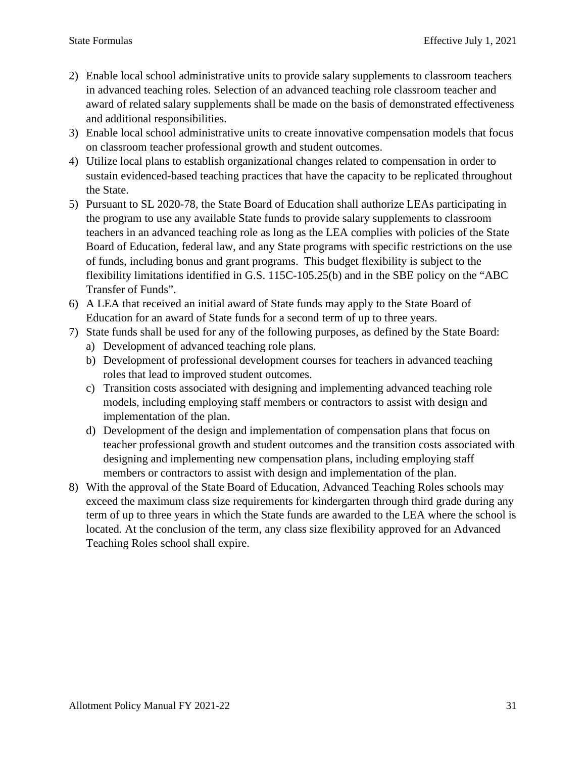2) Enable local school administrative units to provide salary supplements to classroom teachers in advanced teaching roles. Selection of an advanced teaching role classroom teacher and award of related salary supplements shall be made on the basis of demonstrated effectiveness and additional responsibilities.
3) Enable local school administrative units to create innovative compensation models that focus on classroom teacher professional growth and student outcomes.
4) Utilize local plans to establish organizational changes related to compensation in order to sustain evidenced-based teaching practices that have the capacity to be replicated throughout the State.
5) Pursuant to SL 2020-78, the State Board of Education shall authorize LEAs participating in the program to use any available State funds to provide salary supplements to classroom teachers in an advanced teaching role as long as the LEA complies with policies of the State Board of Education, federal law, and any State programs with specific restrictions on the use of funds, including bonus and grant programs. This budget flexibility is subject to the flexibility limitations identified in G.S. 115C-105.25(b) and in the SBE policy on the "ABC Transfer of Funds".
6) A LEA that received an initial award of State funds may apply to the State Board of Education for an award of State funds for a second term of up to three years.
7) State funds shall be used for any of the following purposes, as defined by the State Board:
   a) Development of advanced teaching role plans.
   b) Development of professional development courses for teachers in advanced teaching roles that lead to improved student outcomes.
   c) Transition costs associated with designing and implementing advanced teaching role models, including employing staff members or contractors to assist with design and implementation of the plan.
   d) Development of the design and implementation of compensation plans that focus on teacher professional growth and student outcomes and the transition costs associated with designing and implementing new compensation plans, including employing staff members or contractors to assist with design and implementation of the plan.
8) With the approval of the State Board of Education, Advanced Teaching Roles schools may exceed the maximum class size requirements for kindergarten through third grade during any term of up to three years in which the State funds are awarded to the LEA where the school is located. At the conclusion of the term, any class size flexibility approved for an Advanced Teaching Roles school shall expire.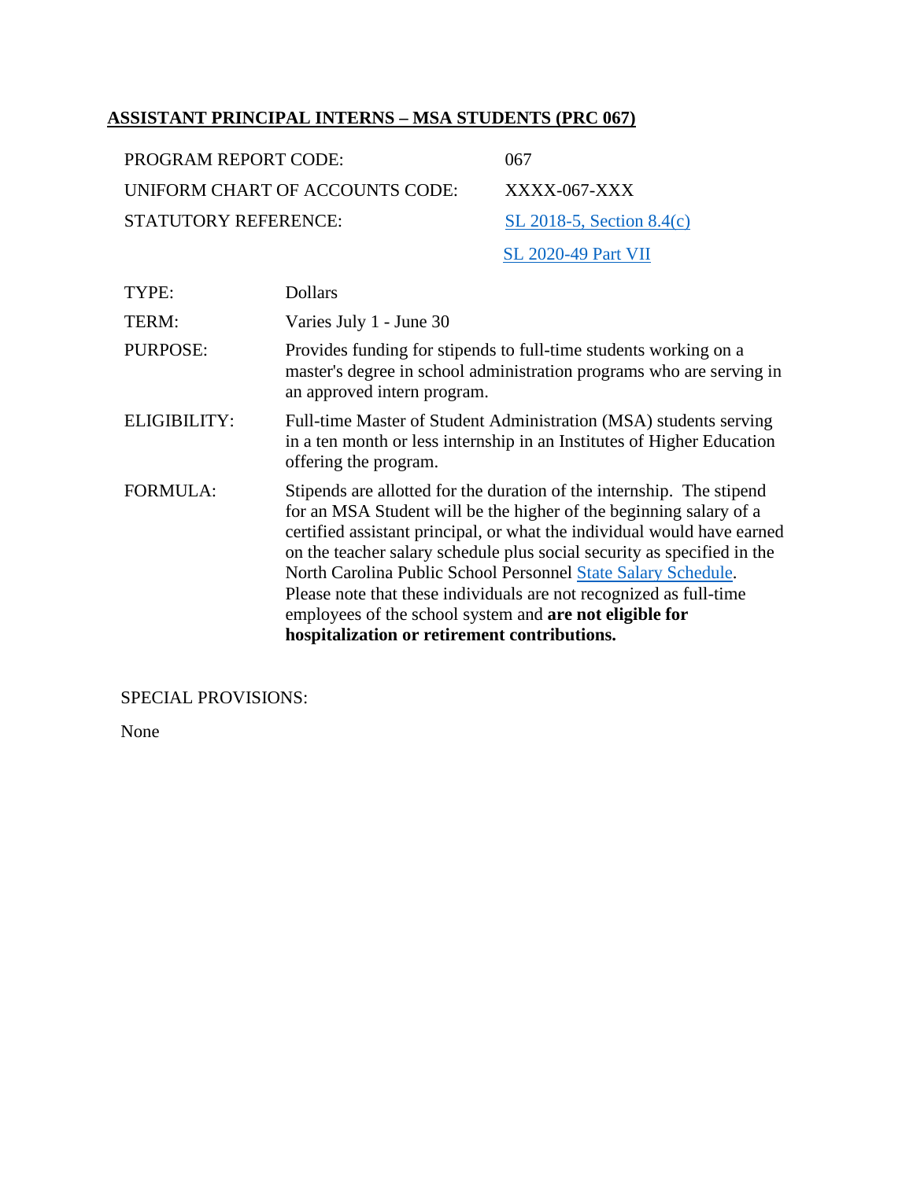## ASSISTANT PRINCIPAL INTERNS – MSA STUDENTS (PRC 067)

| | |
|---|---|
| PROGRAM REPORT CODE: | 067 |
| UNIFORM CHART OF ACCOUNTS CODE: | XXXX-067-XXX |
| STATUTORY REFERENCE: | SL 2018-5, Section 8.4(c) |
| | SL 2020-49 Part VII |

| | |
|---|---|
| TYPE: | Dollars |
| TERM: | Varies July 1 - June 30 |
| PURPOSE: | Provides funding for stipends to full-time students working on a master's degree in school administration programs who are serving in an approved intern program. |
| ELIGIBILITY: | Full-time Master of Student Administration (MSA) students serving in a ten month or less internship in an Institutes of Higher Education offering the program. |
| FORMULA: | Stipends are allotted for the duration of the internship. The stipend for an MSA Student will be the higher of the beginning salary of a certified assistant principal, or what the individual would have earned on the teacher salary schedule plus social security as specified in the North Carolina Public School Personnel State Salary Schedule. Please note that these individuals are not recognized as full-time employees of the school system and **are not eligible for hospitalization or retirement contributions.** |

SPECIAL PROVISIONS:

None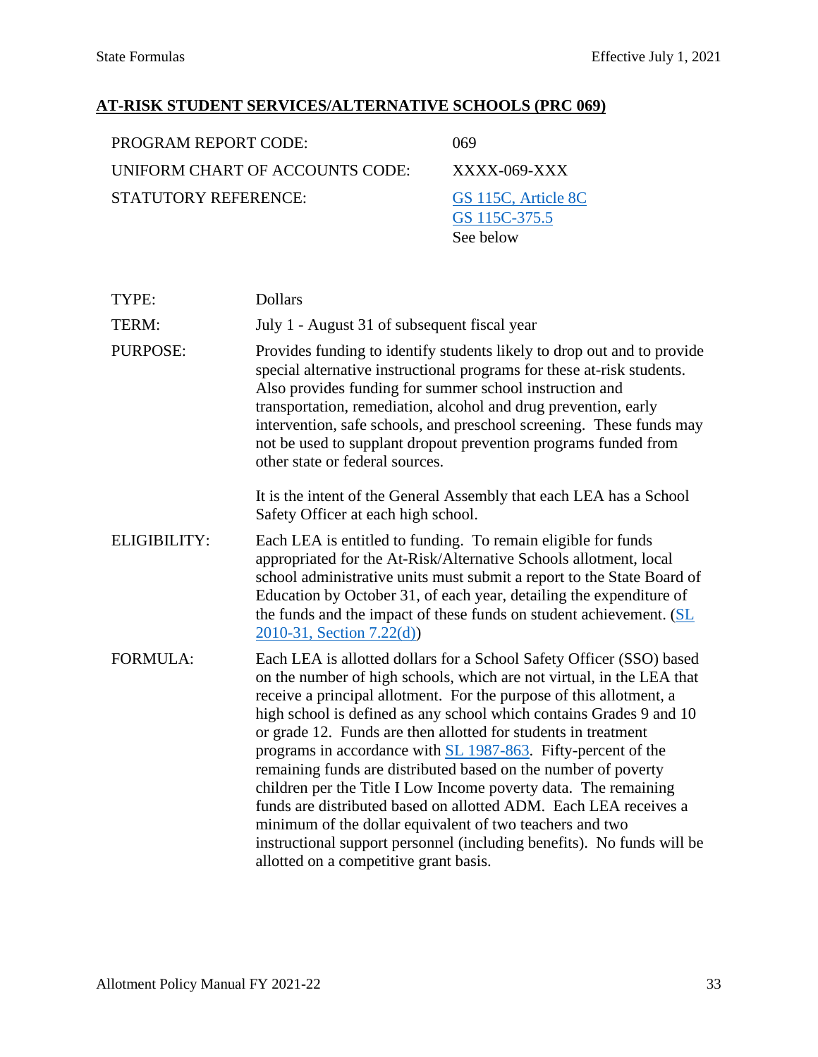## AT-RISK STUDENT SERVICES/ALTERNATIVE SCHOOLS (PRC 069)

| | |
|---|---|
| PROGRAM REPORT CODE: | 069 |
| UNIFORM CHART OF ACCOUNTS CODE: | XXXX-069-XXX |
| STATUTORY REFERENCE: | GS 115C, Article 8C<br>GS 115C-375.5<br>See below |

| | |
|---|---|
| TYPE: | Dollars |
| TERM: | July 1 - August 31 of subsequent fiscal year |
| PURPOSE: | Provides funding to identify students likely to drop out and to provide special alternative instructional programs for these at-risk students. Also provides funding for summer school instruction and transportation, remediation, alcohol and drug prevention, early intervention, safe schools, and preschool screening. These funds may not be used to supplant dropout prevention programs funded from other state or federal sources.<br><br>It is the intent of the General Assembly that each LEA has a School Safety Officer at each high school. |
| ELIGIBILITY: | Each LEA is entitled to funding. To remain eligible for funds appropriated for the At-Risk/Alternative Schools allotment, local school administrative units must submit a report to the State Board of Education by October 31, of each year, detailing the expenditure of the funds and the impact of these funds on student achievement. (SL 2010-31, Section 7.22(d)) |
| FORMULA: | Each LEA is allotted dollars for a School Safety Officer (SSO) based on the number of high schools, which are not virtual, in the LEA that receive a principal allotment. For the purpose of this allotment, a high school is defined as any school which contains Grades 9 and 10 or grade 12. Funds are then allotted for students in treatment programs in accordance with SL 1987-863. Fifty-percent of the remaining funds are distributed based on the number of poverty children per the Title I Low Income poverty data. The remaining funds are distributed based on allotted ADM. Each LEA receives a minimum of the dollar equivalent of two teachers and two instructional support personnel (including benefits). No funds will be allotted on a competitive grant basis. |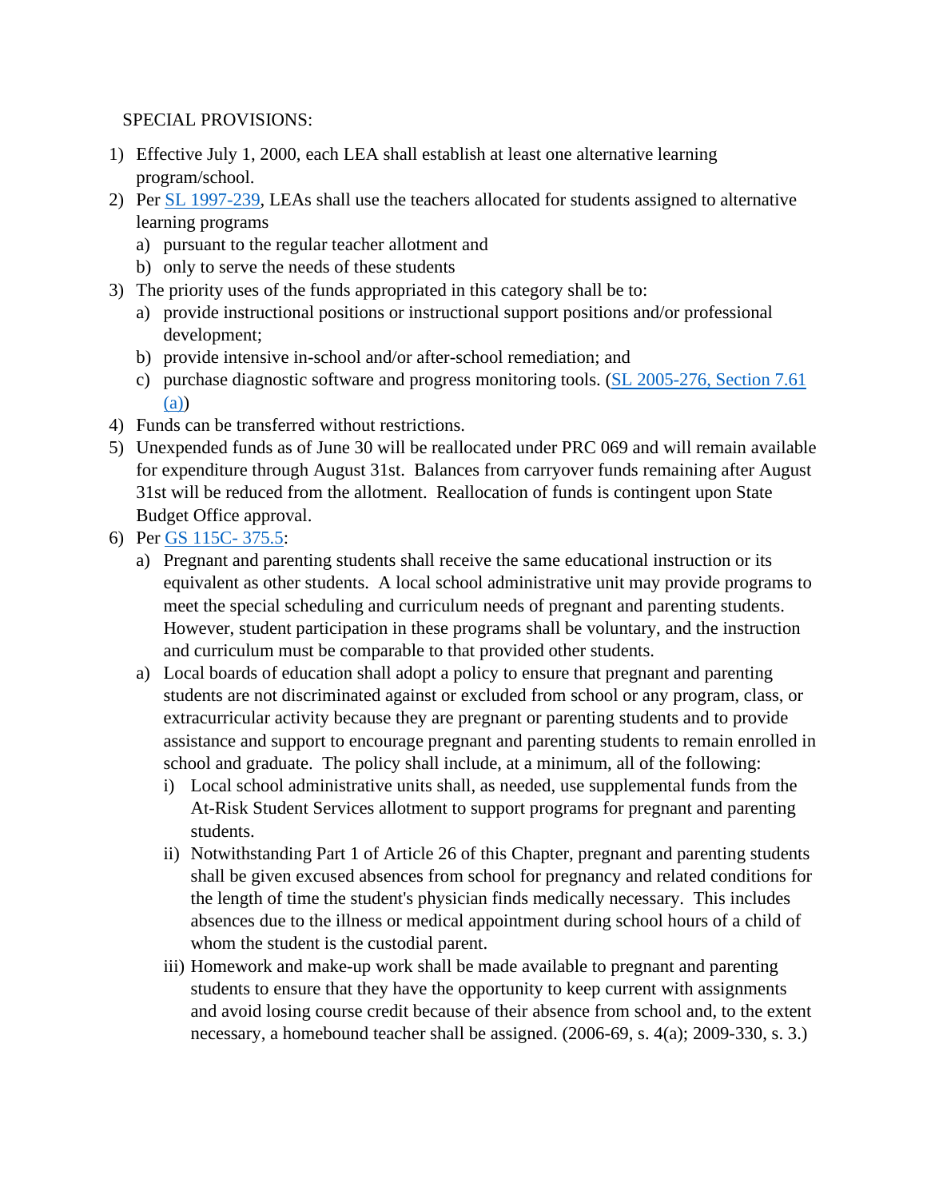SPECIAL PROVISIONS:

1) Effective July 1, 2000, each LEA shall establish at least one alternative learning program/school.
2) Per [SL 1997-239](), LEAs shall use the teachers allocated for students assigned to alternative learning programs
   a) pursuant to the regular teacher allotment and
   b) only to serve the needs of these students
3) The priority uses of the funds appropriated in this category shall be to:
   a) provide instructional positions or instructional support positions and/or professional development;
   b) provide intensive in-school and/or after-school remediation; and
   c) purchase diagnostic software and progress monitoring tools. ([SL 2005-276, Section 7.61 (a)]())
4) Funds can be transferred without restrictions.
5) Unexpended funds as of June 30 will be reallocated under PRC 069 and will remain available for expenditure through August 31st. Balances from carryover funds remaining after August 31st will be reduced from the allotment. Reallocation of funds is contingent upon State Budget Office approval.
6) Per [GS 115C- 375.5]():
   a) Pregnant and parenting students shall receive the same educational instruction or its equivalent as other students. A local school administrative unit may provide programs to meet the special scheduling and curriculum needs of pregnant and parenting students. However, student participation in these programs shall be voluntary, and the instruction and curriculum must be comparable to that provided other students.
   a) Local boards of education shall adopt a policy to ensure that pregnant and parenting students are not discriminated against or excluded from school or any program, class, or extracurricular activity because they are pregnant or parenting students and to provide assistance and support to encourage pregnant and parenting students to remain enrolled in school and graduate. The policy shall include, at a minimum, all of the following:
      i) Local school administrative units shall, as needed, use supplemental funds from the At-Risk Student Services allotment to support programs for pregnant and parenting students.
      ii) Notwithstanding Part 1 of Article 26 of this Chapter, pregnant and parenting students shall be given excused absences from school for pregnancy and related conditions for the length of time the student's physician finds medically necessary. This includes absences due to the illness or medical appointment during school hours of a child of whom the student is the custodial parent.
      iii) Homework and make-up work shall be made available to pregnant and parenting students to ensure that they have the opportunity to keep current with assignments and avoid losing course credit because of their absence from school and, to the extent necessary, a homebound teacher shall be assigned. (2006-69, s. 4(a); 2009-330, s. 3.)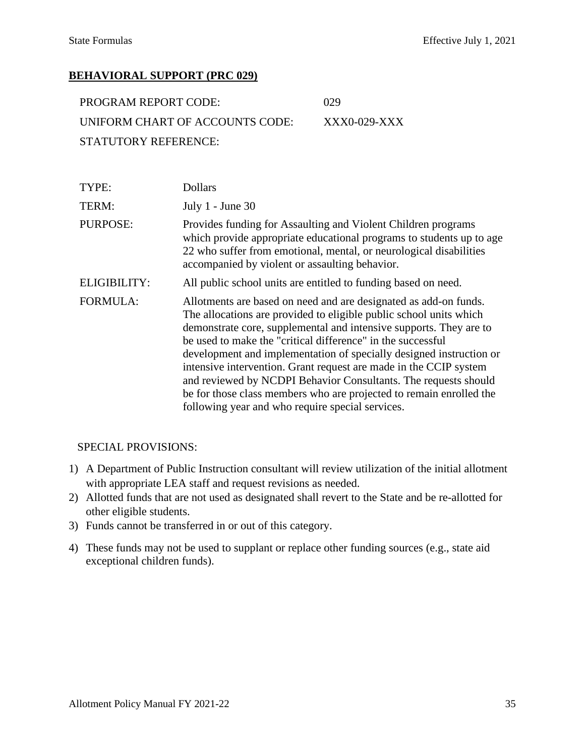## BEHAVIORAL SUPPORT (PRC 029)

| | |
|---|---|
| PROGRAM REPORT CODE: | 029 |
| UNIFORM CHART OF ACCOUNTS CODE: | XXX0-029-XXX |
| STATUTORY REFERENCE: | |

| | |
|---|---|
| TYPE: | Dollars |
| TERM: | July 1 - June 30 |
| PURPOSE: | Provides funding for Assaulting and Violent Children programs which provide appropriate educational programs to students up to age 22 who suffer from emotional, mental, or neurological disabilities accompanied by violent or assaulting behavior. |
| ELIGIBILITY: | All public school units are entitled to funding based on need. |
| FORMULA: | Allotments are based on need and are designated as add-on funds. The allocations are provided to eligible public school units which demonstrate core, supplemental and intensive supports. They are to be used to make the "critical difference" in the successful development and implementation of specially designed instruction or intensive intervention. Grant request are made in the CCIP system and reviewed by NCDPI Behavior Consultants. The requests should be for those class members who are projected to remain enrolled the following year and who require special services. |

SPECIAL PROVISIONS:

1) A Department of Public Instruction consultant will review utilization of the initial allotment with appropriate LEA staff and request revisions as needed.
2) Allotted funds that are not used as designated shall revert to the State and be re-allotted for other eligible students.
3) Funds cannot be transferred in or out of this category.
4) These funds may not be used to supplant or replace other funding sources (e.g., state aid exceptional children funds).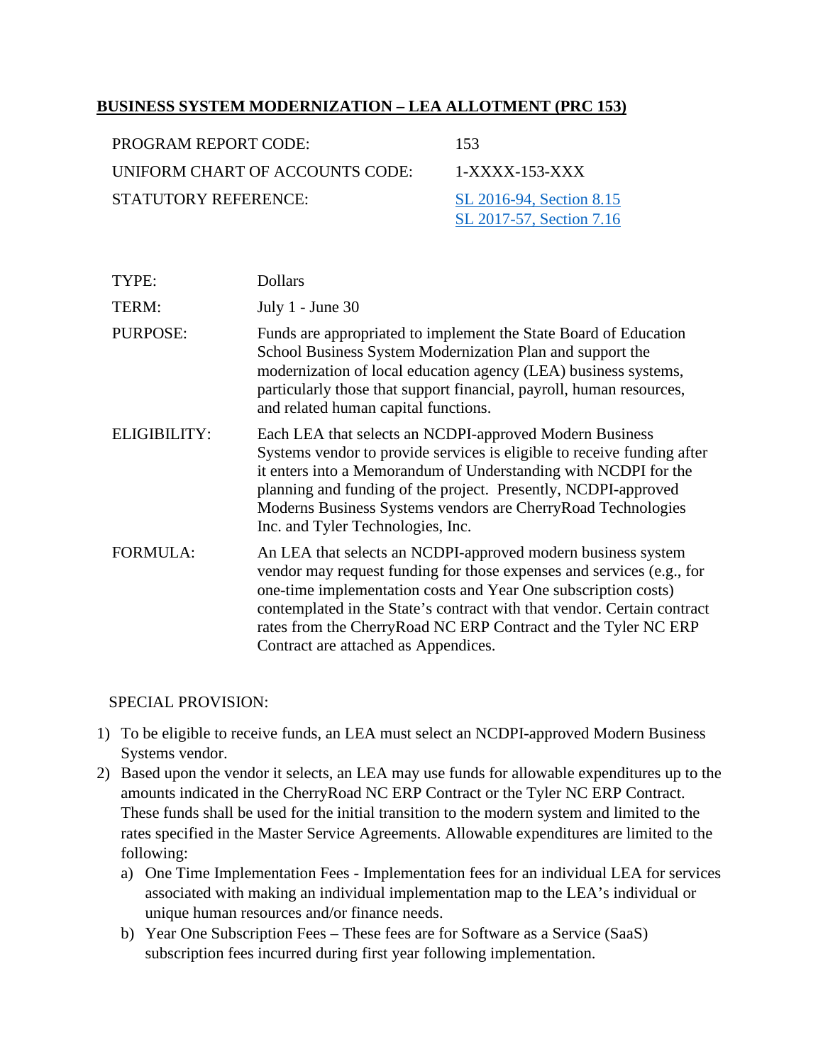## BUSINESS SYSTEM MODERNIZATION – LEA ALLOTMENT (PRC 153)

| | |
|---|---|
| PROGRAM REPORT CODE: | 153 |
| UNIFORM CHART OF ACCOUNTS CODE: | 1-XXXX-153-XXX |
| STATUTORY REFERENCE: | SL 2016-94, Section 8.15<br>SL 2017-57, Section 7.16 |

| | |
|---|---|
| TYPE: | Dollars |
| TERM: | July 1 - June 30 |
| PURPOSE: | Funds are appropriated to implement the State Board of Education School Business System Modernization Plan and support the modernization of local education agency (LEA) business systems, particularly those that support financial, payroll, human resources, and related human capital functions. |
| ELIGIBILITY: | Each LEA that selects an NCDPI-approved Modern Business Systems vendor to provide services is eligible to receive funding after it enters into a Memorandum of Understanding with NCDPI for the planning and funding of the project. Presently, NCDPI-approved Moderns Business Systems vendors are CherryRoad Technologies Inc. and Tyler Technologies, Inc. |
| FORMULA: | An LEA that selects an NCDPI-approved modern business system vendor may request funding for those expenses and services (e.g., for one-time implementation costs and Year One subscription costs) contemplated in the State's contract with that vendor. Certain contract rates from the CherryRoad NC ERP Contract and the Tyler NC ERP Contract are attached as Appendices. |

SPECIAL PROVISION:

1) To be eligible to receive funds, an LEA must select an NCDPI-approved Modern Business Systems vendor.
2) Based upon the vendor it selects, an LEA may use funds for allowable expenditures up to the amounts indicated in the CherryRoad NC ERP Contract or the Tyler NC ERP Contract. These funds shall be used for the initial transition to the modern system and limited to the rates specified in the Master Service Agreements. Allowable expenditures are limited to the following:
   a) One Time Implementation Fees - Implementation fees for an individual LEA for services associated with making an individual implementation map to the LEA's individual or unique human resources and/or finance needs.
   b) Year One Subscription Fees – These fees are for Software as a Service (SaaS) subscription fees incurred during first year following implementation.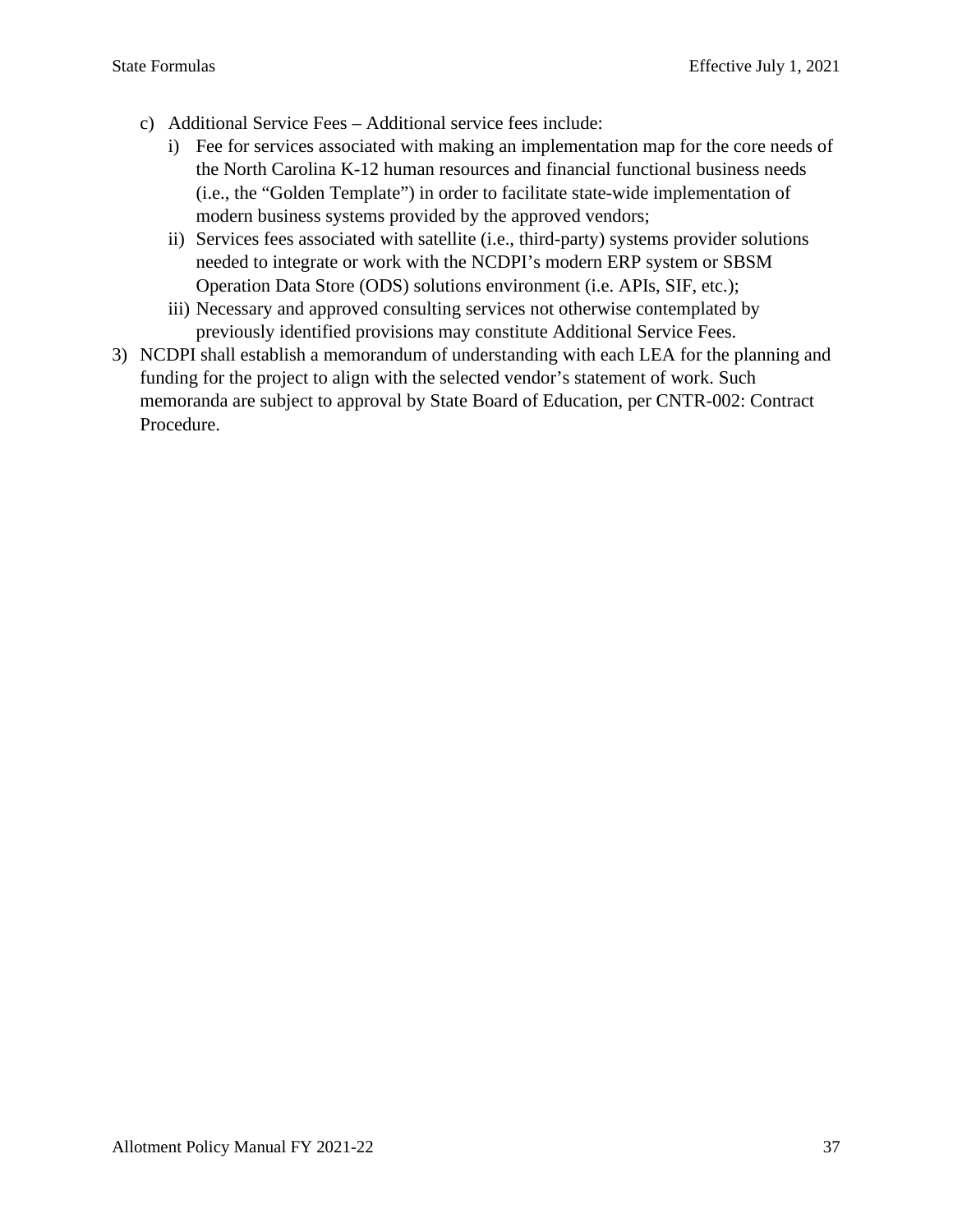c) Additional Service Fees – Additional service fees include:
   i) Fee for services associated with making an implementation map for the core needs of the North Carolina K-12 human resources and financial functional business needs (i.e., the "Golden Template") in order to facilitate state-wide implementation of modern business systems provided by the approved vendors;
   ii) Services fees associated with satellite (i.e., third-party) systems provider solutions needed to integrate or work with the NCDPI's modern ERP system or SBSM Operation Data Store (ODS) solutions environment (i.e. APIs, SIF, etc.);
   iii) Necessary and approved consulting services not otherwise contemplated by previously identified provisions may constitute Additional Service Fees.

3) NCDPI shall establish a memorandum of understanding with each LEA for the planning and funding for the project to align with the selected vendor's statement of work. Such memoranda are subject to approval by State Board of Education, per CNTR-002: Contract Procedure.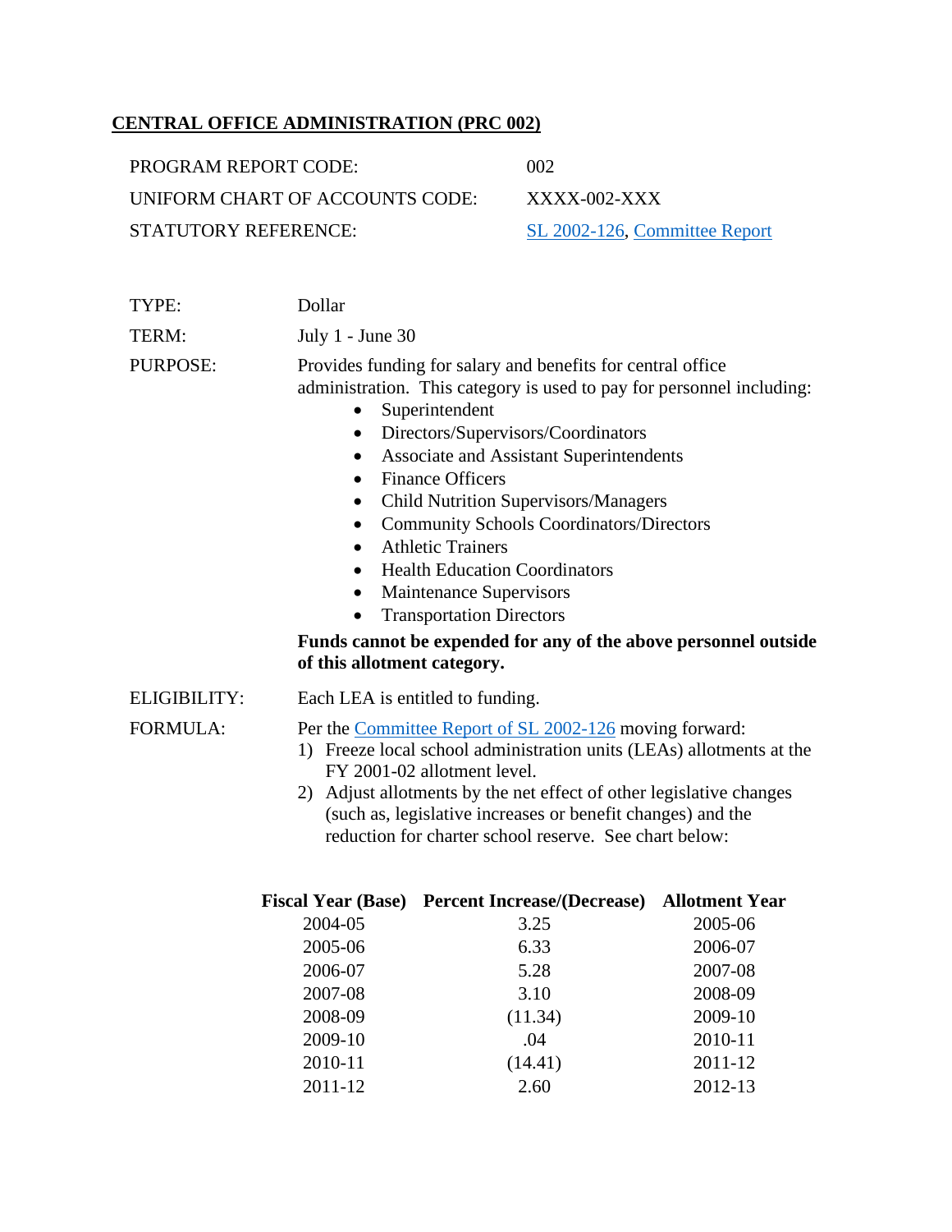## CENTRAL OFFICE ADMINISTRATION (PRC 002)

| | |
|---|---|
| PROGRAM REPORT CODE: | 002 |
| UNIFORM CHART OF ACCOUNTS CODE: | XXXX-002-XXX |
| STATUTORY REFERENCE: | SL 2002-126, Committee Report |

TYPE: Dollar

TERM: July 1 - June 30

PURPOSE: Provides funding for salary and benefits for central office administration. This category is used to pay for personnel including:

- Superintendent
- Directors/Supervisors/Coordinators
- Associate and Assistant Superintendents
- Finance Officers
- Child Nutrition Supervisors/Managers
- Community Schools Coordinators/Directors
- Athletic Trainers
- Health Education Coordinators
- Maintenance Supervisors
- Transportation Directors

**Funds cannot be expended for any of the above personnel outside of this allotment category.**

ELIGIBILITY: Each LEA is entitled to funding.

FORMULA: Per the Committee Report of SL 2002-126 moving forward:

1) Freeze local school administration units (LEAs) allotments at the FY 2001-02 allotment level.
2) Adjust allotments by the net effect of other legislative changes (such as, legislative increases or benefit changes) and the reduction for charter school reserve. See chart below:

| Fiscal Year (Base) | Percent Increase/(Decrease) | Allotment Year |
|---|---|---|
| 2004-05 | 3.25 | 2005-06 |
| 2005-06 | 6.33 | 2006-07 |
| 2006-07 | 5.28 | 2007-08 |
| 2007-08 | 3.10 | 2008-09 |
| 2008-09 | (11.34) | 2009-10 |
| 2009-10 | .04 | 2010-11 |
| 2010-11 | (14.41) | 2011-12 |
| 2011-12 | 2.60 | 2012-13 |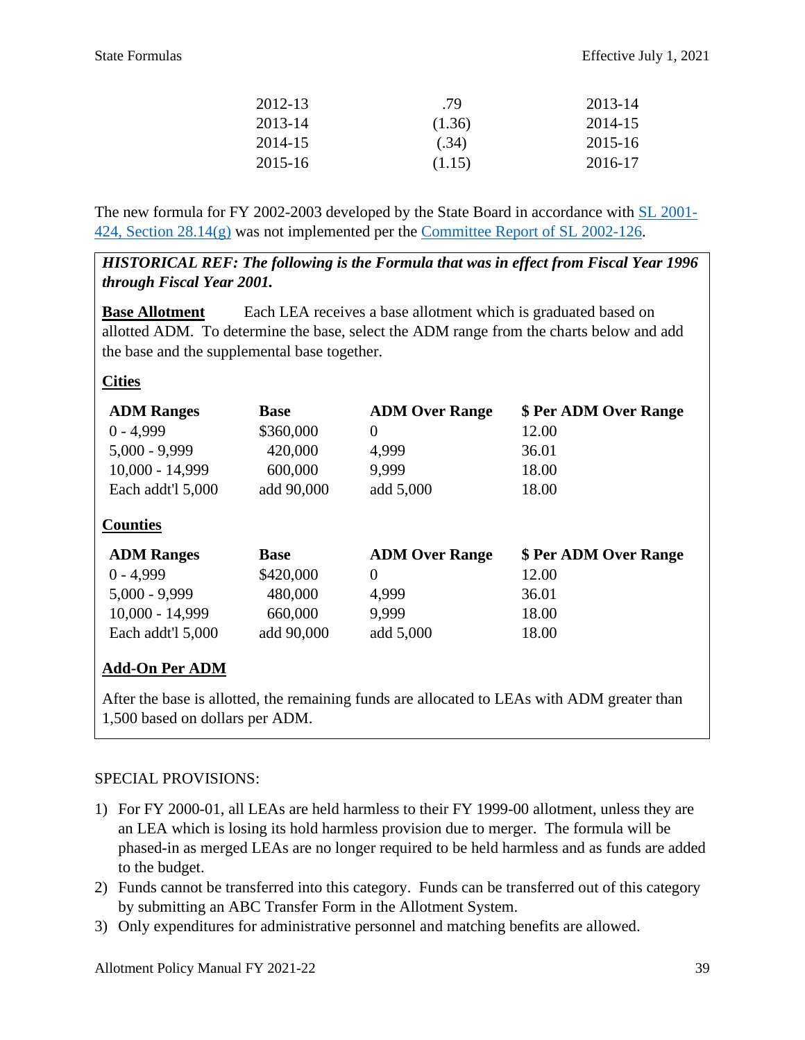| | | |
|---|---|---|
| 2012-13 | .79 | 2013-14 |
| 2013-14 | (1.36) | 2014-15 |
| 2014-15 | (.34) | 2015-16 |
| 2015-16 | (1.15) | 2016-17 |

The new formula for FY 2002-2003 developed by the State Board in accordance with [SL 2001-424, Section 28.14(g)]() was not implemented per the [Committee Report of SL 2002-126]().

***HISTORICAL REF: The following is the Formula that was in effect from Fiscal Year 1996 through Fiscal Year 2001.***

**Base Allotment** Each LEA receives a base allotment which is graduated based on allotted ADM. To determine the base, select the ADM range from the charts below and add the base and the supplemental base together.

**Cities**

| ADM Ranges | Base | ADM Over Range | $ Per ADM Over Range |
|---|---|---|---|
| 0 - 4,999 | $360,000 | 0 | 12.00 |
| 5,000 - 9,999 | 420,000 | 4,999 | 36.01 |
| 10,000 - 14,999 | 600,000 | 9,999 | 18.00 |
| Each addt'l 5,000 | add 90,000 | add 5,000 | 18.00 |

**Counties**

| ADM Ranges | Base | ADM Over Range | $ Per ADM Over Range |
|---|---|---|---|
| 0 - 4,999 | $420,000 | 0 | 12.00 |
| 5,000 - 9,999 | 480,000 | 4,999 | 36.01 |
| 10,000 - 14,999 | 660,000 | 9,999 | 18.00 |
| Each addt'l 5,000 | add 90,000 | add 5,000 | 18.00 |

**Add-On Per ADM**

After the base is allotted, the remaining funds are allocated to LEAs with ADM greater than 1,500 based on dollars per ADM.

SPECIAL PROVISIONS:

1) For FY 2000-01, all LEAs are held harmless to their FY 1999-00 allotment, unless they are an LEA which is losing its hold harmless provision due to merger. The formula will be phased-in as merged LEAs are no longer required to be held harmless and as funds are added to the budget.
2) Funds cannot be transferred into this category. Funds can be transferred out of this category by submitting an ABC Transfer Form in the Allotment System.
3) Only expenditures for administrative personnel and matching benefits are allowed.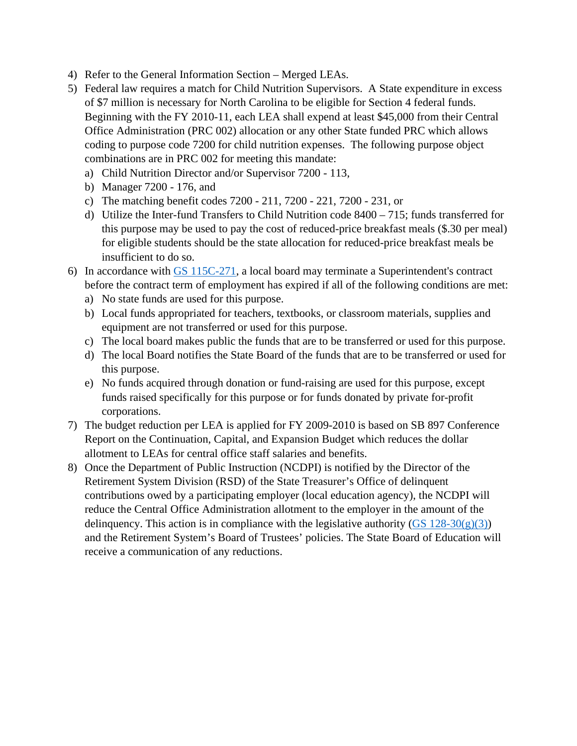4) Refer to the General Information Section – Merged LEAs.
5) Federal law requires a match for Child Nutrition Supervisors. A State expenditure in excess of $7 million is necessary for North Carolina to be eligible for Section 4 federal funds. Beginning with the FY 2010-11, each LEA shall expend at least $45,000 from their Central Office Administration (PRC 002) allocation or any other State funded PRC which allows coding to purpose code 7200 for child nutrition expenses. The following purpose object combinations are in PRC 002 for meeting this mandate:
   a) Child Nutrition Director and/or Supervisor 7200 - 113,
   b) Manager 7200 - 176, and
   c) The matching benefit codes 7200 - 211, 7200 - 221, 7200 - 231, or
   d) Utilize the Inter-fund Transfers to Child Nutrition code 8400 – 715; funds transferred for this purpose may be used to pay the cost of reduced-price breakfast meals ($.30 per meal) for eligible students should be the state allocation for reduced-price breakfast meals be insufficient to do so.
6) In accordance with [GS 115C-271](), a local board may terminate a Superintendent's contract before the contract term of employment has expired if all of the following conditions are met:
   a) No state funds are used for this purpose.
   b) Local funds appropriated for teachers, textbooks, or classroom materials, supplies and equipment are not transferred or used for this purpose.
   c) The local board makes public the funds that are to be transferred or used for this purpose.
   d) The local Board notifies the State Board of the funds that are to be transferred or used for this purpose.
   e) No funds acquired through donation or fund-raising are used for this purpose, except funds raised specifically for this purpose or for funds donated by private for-profit corporations.
7) The budget reduction per LEA is applied for FY 2009-2010 is based on SB 897 Conference Report on the Continuation, Capital, and Expansion Budget which reduces the dollar allotment to LEAs for central office staff salaries and benefits.
8) Once the Department of Public Instruction (NCDPI) is notified by the Director of the Retirement System Division (RSD) of the State Treasurer's Office of delinquent contributions owed by a participating employer (local education agency), the NCDPI will reduce the Central Office Administration allotment to the employer in the amount of the delinquency. This action is in compliance with the legislative authority ([GS 128-30(g)(3)]()) and the Retirement System's Board of Trustees' policies. The State Board of Education will receive a communication of any reductions.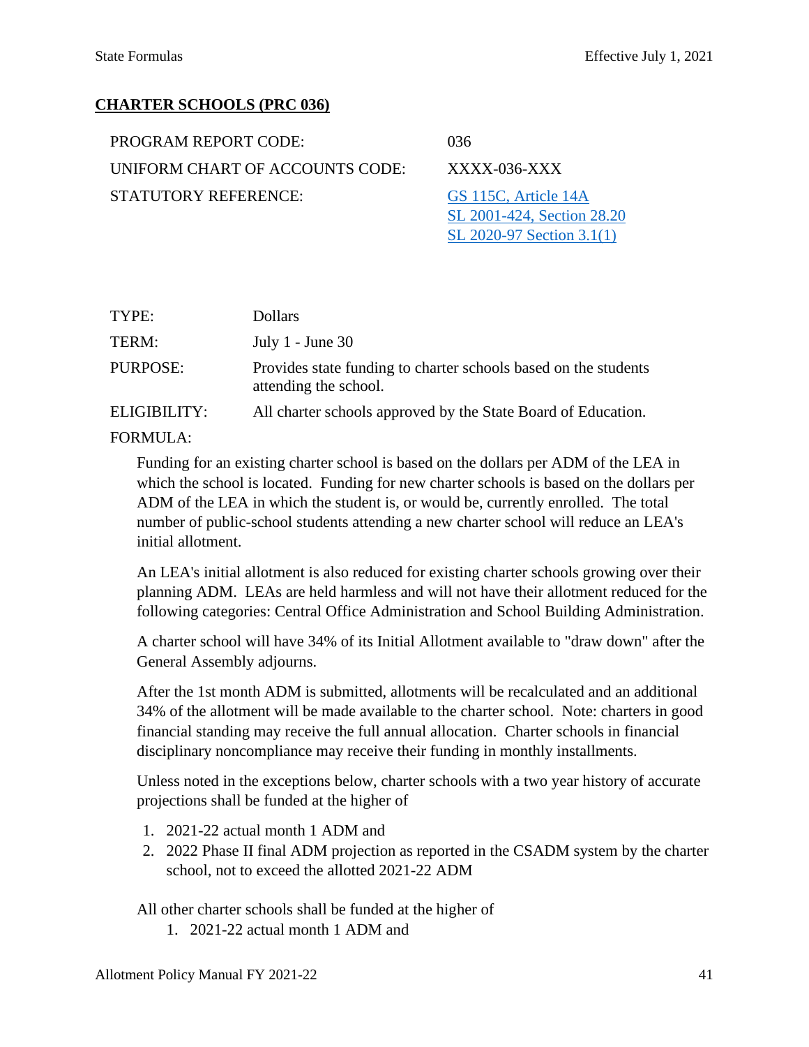## CHARTER SCHOOLS (PRC 036)

| | |
|---|---|
| PROGRAM REPORT CODE: | 036 |
| UNIFORM CHART OF ACCOUNTS CODE: | XXXX-036-XXX |
| STATUTORY REFERENCE: | GS 115C, Article 14A<br>SL 2001-424, Section 28.20<br>SL 2020-97 Section 3.1(1) |

| | |
|---|---|
| TYPE: | Dollars |
| TERM: | July 1 - June 30 |
| PURPOSE: | Provides state funding to charter schools based on the students attending the school. |
| ELIGIBILITY: | All charter schools approved by the State Board of Education. |

FORMULA:

Funding for an existing charter school is based on the dollars per ADM of the LEA in which the school is located. Funding for new charter schools is based on the dollars per ADM of the LEA in which the student is, or would be, currently enrolled. The total number of public-school students attending a new charter school will reduce an LEA's initial allotment.

An LEA's initial allotment is also reduced for existing charter schools growing over their planning ADM. LEAs are held harmless and will not have their allotment reduced for the following categories: Central Office Administration and School Building Administration.

A charter school will have 34% of its Initial Allotment available to "draw down" after the General Assembly adjourns.

After the 1st month ADM is submitted, allotments will be recalculated and an additional 34% of the allotment will be made available to the charter school. Note: charters in good financial standing may receive the full annual allocation. Charter schools in financial disciplinary noncompliance may receive their funding in monthly installments.

Unless noted in the exceptions below, charter schools with a two year history of accurate projections shall be funded at the higher of

1. 2021-22 actual month 1 ADM and
2. 2022 Phase II final ADM projection as reported in the CSADM system by the charter school, not to exceed the allotted 2021-22 ADM

All other charter schools shall be funded at the higher of

1. 2021-22 actual month 1 ADM and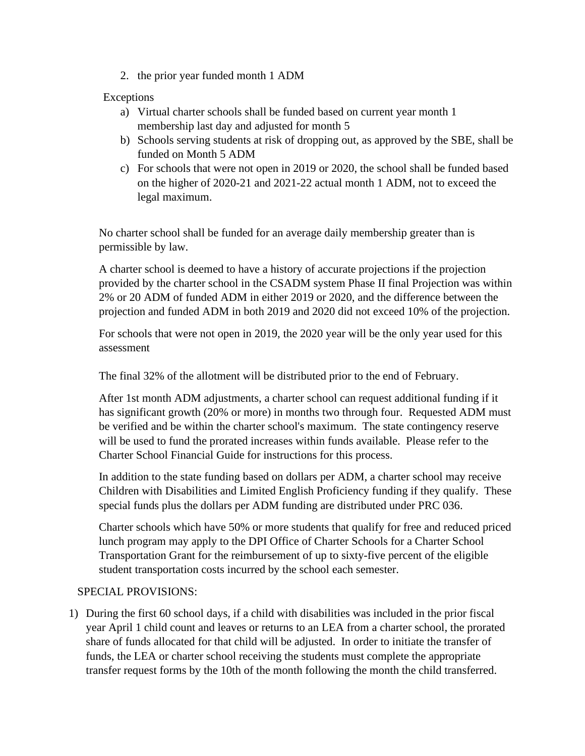2. the prior year funded month 1 ADM

Exceptions

a) Virtual charter schools shall be funded based on current year month 1 membership last day and adjusted for month 5
b) Schools serving students at risk of dropping out, as approved by the SBE, shall be funded on Month 5 ADM
c) For schools that were not open in 2019 or 2020, the school shall be funded based on the higher of 2020-21 and 2021-22 actual month 1 ADM, not to exceed the legal maximum.

No charter school shall be funded for an average daily membership greater than is permissible by law.

A charter school is deemed to have a history of accurate projections if the projection provided by the charter school in the CSADM system Phase II final Projection was within 2% or 20 ADM of funded ADM in either 2019 or 2020, and the difference between the projection and funded ADM in both 2019 and 2020 did not exceed 10% of the projection.

For schools that were not open in 2019, the 2020 year will be the only year used for this assessment

The final 32% of the allotment will be distributed prior to the end of February.

After 1st month ADM adjustments, a charter school can request additional funding if it has significant growth (20% or more) in months two through four. Requested ADM must be verified and be within the charter school's maximum. The state contingency reserve will be used to fund the prorated increases within funds available. Please refer to the Charter School Financial Guide for instructions for this process.

In addition to the state funding based on dollars per ADM, a charter school may receive Children with Disabilities and Limited English Proficiency funding if they qualify. These special funds plus the dollars per ADM funding are distributed under PRC 036.

Charter schools which have 50% or more students that qualify for free and reduced priced lunch program may apply to the DPI Office of Charter Schools for a Charter School Transportation Grant for the reimbursement of up to sixty-five percent of the eligible student transportation costs incurred by the school each semester.

SPECIAL PROVISIONS:

1) During the first 60 school days, if a child with disabilities was included in the prior fiscal year April 1 child count and leaves or returns to an LEA from a charter school, the prorated share of funds allocated for that child will be adjusted. In order to initiate the transfer of funds, the LEA or charter school receiving the students must complete the appropriate transfer request forms by the 10th of the month following the month the child transferred.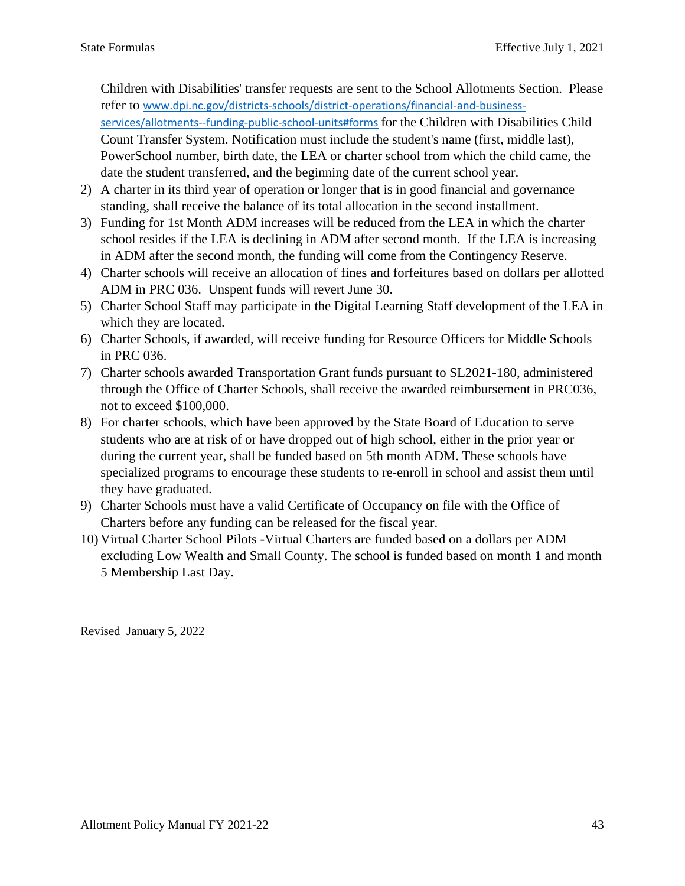Children with Disabilities' transfer requests are sent to the School Allotments Section. Please refer to [www.dpi.nc.gov/districts-schools/district-operations/financial-and-business-services/allotments--funding-public-school-units#forms](www.dpi.nc.gov/districts-schools/district-operations/financial-and-business-services/allotments--funding-public-school-units#forms) for the Children with Disabilities Child Count Transfer System. Notification must include the student's name (first, middle last), PowerSchool number, birth date, the LEA or charter school from which the child came, the date the student transferred, and the beginning date of the current school year.

2) A charter in its third year of operation or longer that is in good financial and governance standing, shall receive the balance of its total allocation in the second installment.
3) Funding for 1st Month ADM increases will be reduced from the LEA in which the charter school resides if the LEA is declining in ADM after second month. If the LEA is increasing in ADM after the second month, the funding will come from the Contingency Reserve.
4) Charter schools will receive an allocation of fines and forfeitures based on dollars per allotted ADM in PRC 036. Unspent funds will revert June 30.
5) Charter School Staff may participate in the Digital Learning Staff development of the LEA in which they are located.
6) Charter Schools, if awarded, will receive funding for Resource Officers for Middle Schools in PRC 036.
7) Charter schools awarded Transportation Grant funds pursuant to SL2021-180, administered through the Office of Charter Schools, shall receive the awarded reimbursement in PRC036, not to exceed $100,000.
8) For charter schools, which have been approved by the State Board of Education to serve students who are at risk of or have dropped out of high school, either in the prior year or during the current year, shall be funded based on 5th month ADM. These schools have specialized programs to encourage these students to re-enroll in school and assist them until they have graduated.
9) Charter Schools must have a valid Certificate of Occupancy on file with the Office of Charters before any funding can be released for the fiscal year.
10) Virtual Charter School Pilots -Virtual Charters are funded based on a dollars per ADM excluding Low Wealth and Small County. The school is funded based on month 1 and month 5 Membership Last Day.

Revised January 5, 2022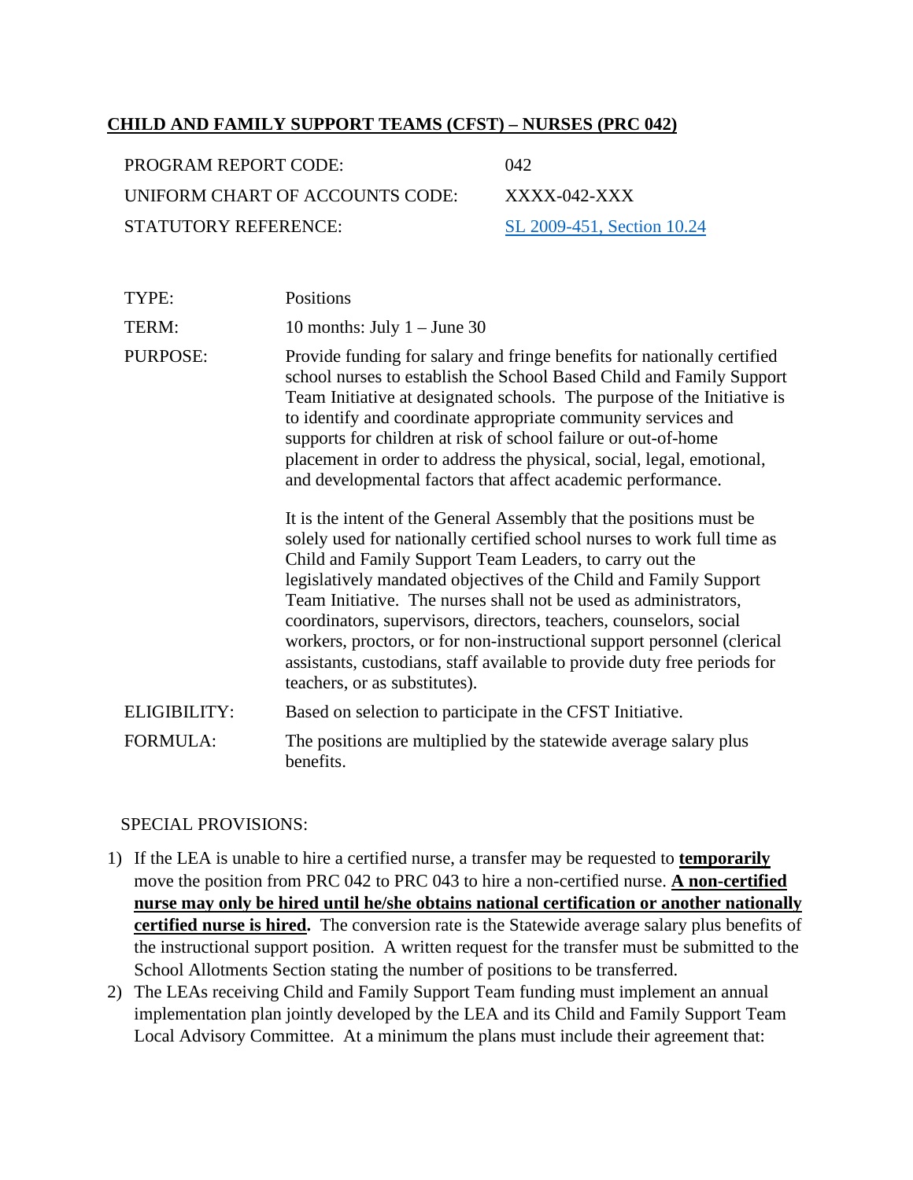**CHILD AND FAMILY SUPPORT TEAMS (CFST) – NURSES (PRC 042)**

| | |
|---|---|
| PROGRAM REPORT CODE: | 042 |
| UNIFORM CHART OF ACCOUNTS CODE: | XXXX-042-XXX |
| STATUTORY REFERENCE: | SL 2009-451, Section 10.24 |

| | |
|---|---|
| TYPE: | Positions |
| TERM: | 10 months: July 1 – June 30 |
| PURPOSE: | Provide funding for salary and fringe benefits for nationally certified school nurses to establish the School Based Child and Family Support Team Initiative at designated schools. The purpose of the Initiative is to identify and coordinate appropriate community services and supports for children at risk of school failure or out-of-home placement in order to address the physical, social, legal, emotional, and developmental factors that affect academic performance.<br><br>It is the intent of the General Assembly that the positions must be solely used for nationally certified school nurses to work full time as Child and Family Support Team Leaders, to carry out the legislatively mandated objectives of the Child and Family Support Team Initiative. The nurses shall not be used as administrators, coordinators, supervisors, directors, teachers, counselors, social workers, proctors, or for non-instructional support personnel (clerical assistants, custodians, staff available to provide duty free periods for teachers, or as substitutes). |
| ELIGIBILITY: | Based on selection to participate in the CFST Initiative. |
| FORMULA: | The positions are multiplied by the statewide average salary plus benefits. |

SPECIAL PROVISIONS:

1) If the LEA is unable to hire a certified nurse, a transfer may be requested to **temporarily** move the position from PRC 042 to PRC 043 to hire a non-certified nurse. **A non-certified nurse may only be hired until he/she obtains national certification or another nationally certified nurse is hired.** The conversion rate is the Statewide average salary plus benefits of the instructional support position. A written request for the transfer must be submitted to the School Allotments Section stating the number of positions to be transferred.
2) The LEAs receiving Child and Family Support Team funding must implement an annual implementation plan jointly developed by the LEA and its Child and Family Support Team Local Advisory Committee. At a minimum the plans must include their agreement that: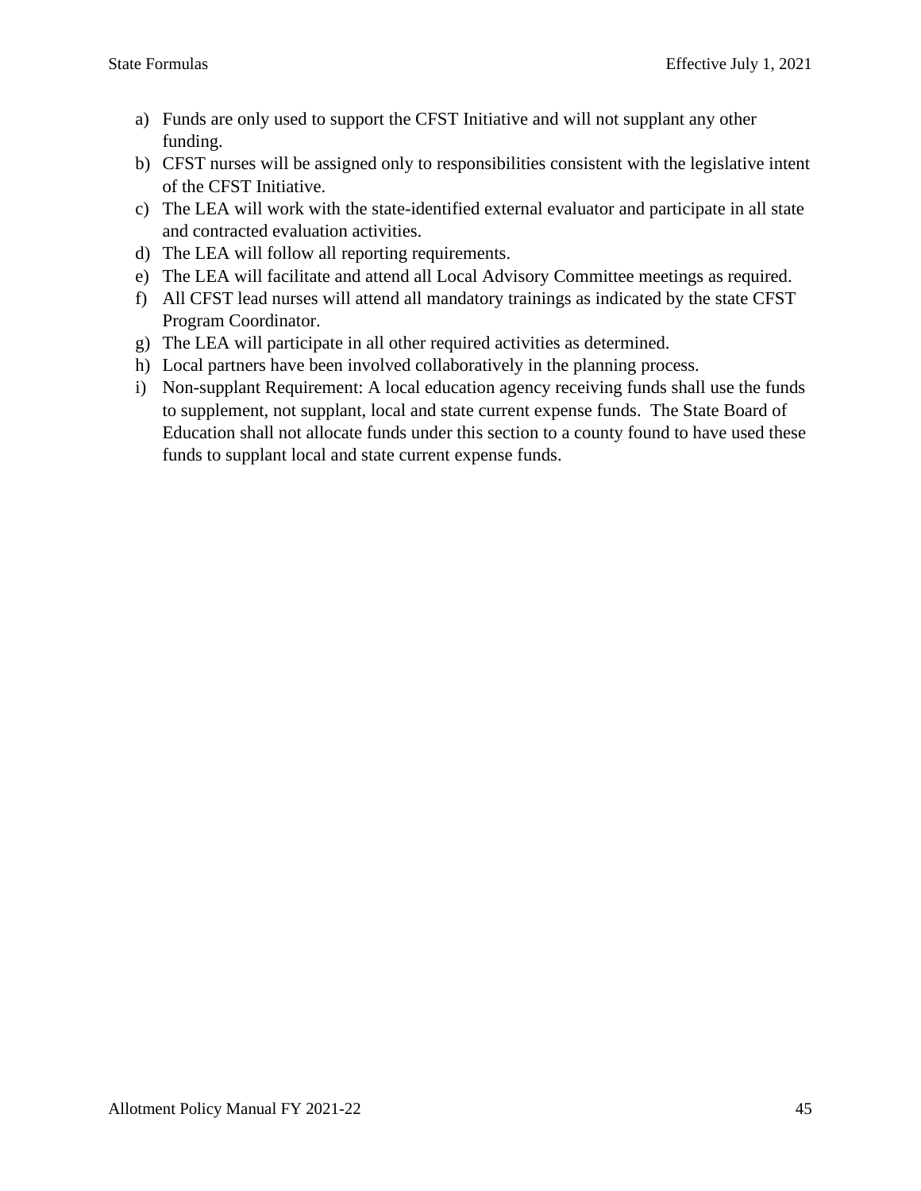a) Funds are only used to support the CFST Initiative and will not supplant any other funding.
b) CFST nurses will be assigned only to responsibilities consistent with the legislative intent of the CFST Initiative.
c) The LEA will work with the state-identified external evaluator and participate in all state and contracted evaluation activities.
d) The LEA will follow all reporting requirements.
e) The LEA will facilitate and attend all Local Advisory Committee meetings as required.
f) All CFST lead nurses will attend all mandatory trainings as indicated by the state CFST Program Coordinator.
g) The LEA will participate in all other required activities as determined.
h) Local partners have been involved collaboratively in the planning process.
i) Non-supplant Requirement: A local education agency receiving funds shall use the funds to supplement, not supplant, local and state current expense funds. The State Board of Education shall not allocate funds under this section to a county found to have used these funds to supplant local and state current expense funds.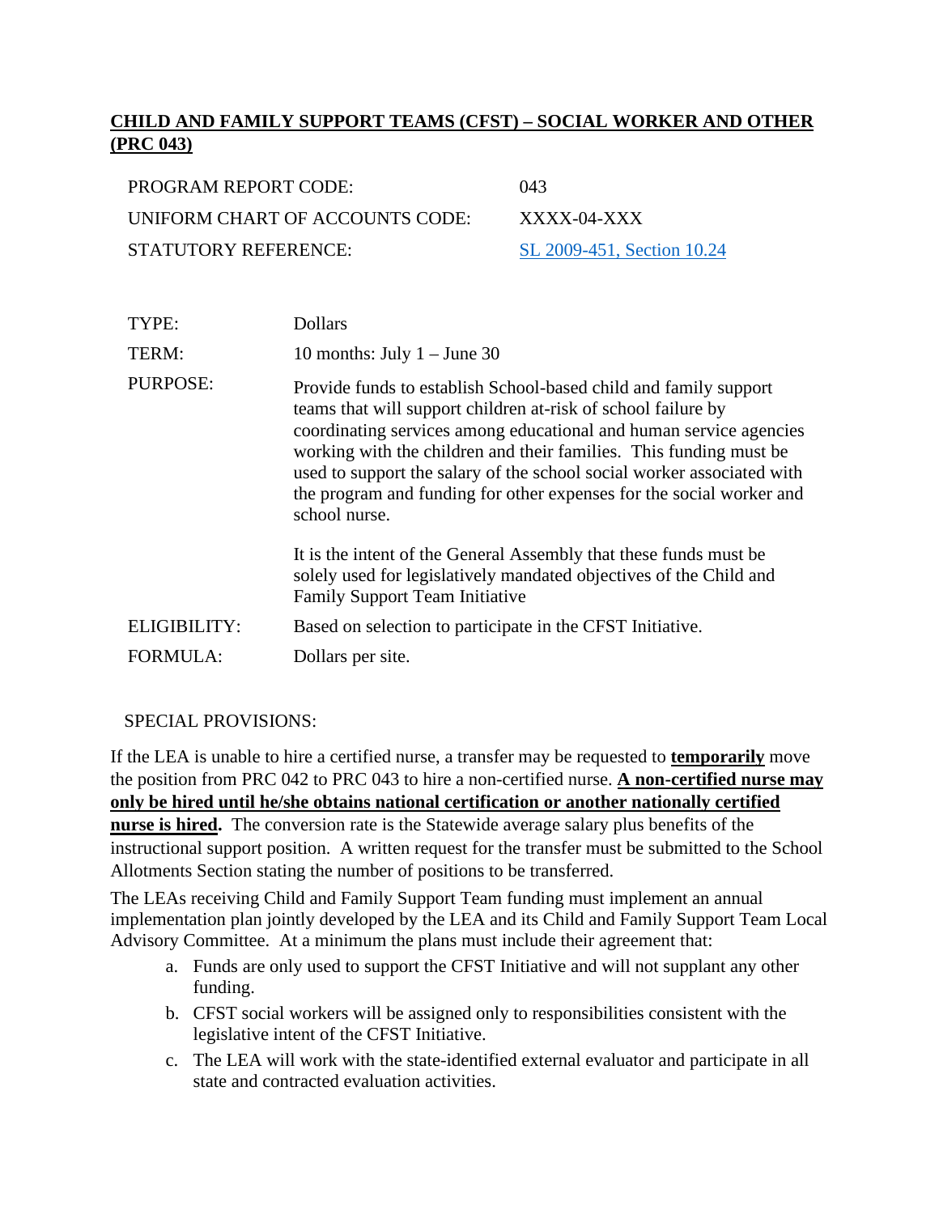## **CHILD AND FAMILY SUPPORT TEAMS (CFST) – SOCIAL WORKER AND OTHER (PRC 043)**

| | |
|---|---|
| PROGRAM REPORT CODE: | 043 |
| UNIFORM CHART OF ACCOUNTS CODE: | XXXX-04-XXX |
| STATUTORY REFERENCE: | SL 2009-451, Section 10.24 |

| | |
|---|---|
| TYPE: | Dollars |
| TERM: | 10 months: July 1 – June 30 |
| PURPOSE: | Provide funds to establish School-based child and family support teams that will support children at-risk of school failure by coordinating services among educational and human service agencies working with the children and their families. This funding must be used to support the salary of the school social worker associated with the program and funding for other expenses for the social worker and school nurse.<br><br>It is the intent of the General Assembly that these funds must be solely used for legislatively mandated objectives of the Child and Family Support Team Initiative |
| ELIGIBILITY: | Based on selection to participate in the CFST Initiative. |
| FORMULA: | Dollars per site. |

SPECIAL PROVISIONS:

If the LEA is unable to hire a certified nurse, a transfer may be requested to **temporarily** move the position from PRC 042 to PRC 043 to hire a non-certified nurse. **A non-certified nurse may only be hired until he/she obtains national certification or another nationally certified nurse is hired.** The conversion rate is the Statewide average salary plus benefits of the instructional support position. A written request for the transfer must be submitted to the School Allotments Section stating the number of positions to be transferred.

The LEAs receiving Child and Family Support Team funding must implement an annual implementation plan jointly developed by the LEA and its Child and Family Support Team Local Advisory Committee. At a minimum the plans must include their agreement that:

a. Funds are only used to support the CFST Initiative and will not supplant any other funding.
b. CFST social workers will be assigned only to responsibilities consistent with the legislative intent of the CFST Initiative.
c. The LEA will work with the state-identified external evaluator and participate in all state and contracted evaluation activities.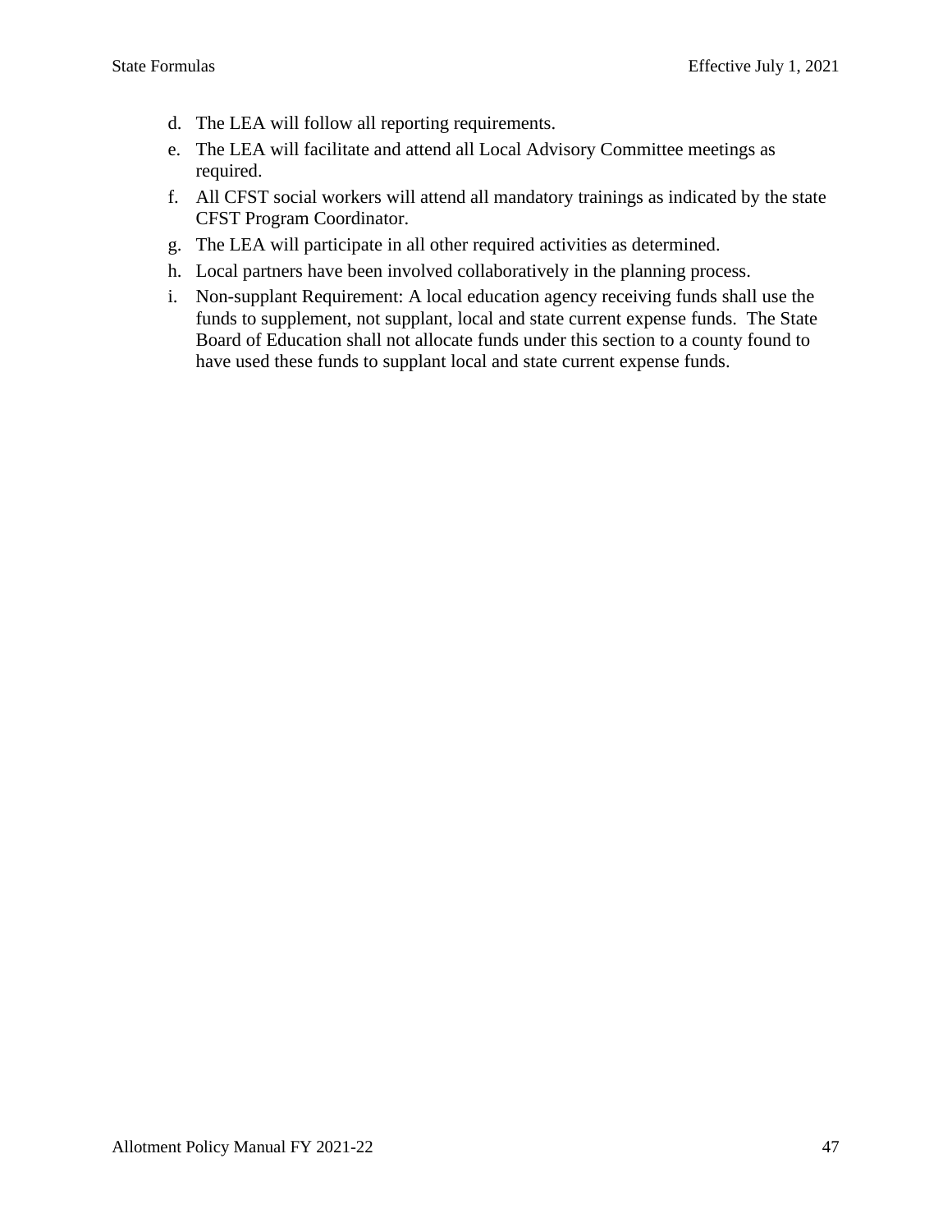d. The LEA will follow all reporting requirements.
e. The LEA will facilitate and attend all Local Advisory Committee meetings as required.
f. All CFST social workers will attend all mandatory trainings as indicated by the state CFST Program Coordinator.
g. The LEA will participate in all other required activities as determined.
h. Local partners have been involved collaboratively in the planning process.
i. Non-supplant Requirement: A local education agency receiving funds shall use the funds to supplement, not supplant, local and state current expense funds. The State Board of Education shall not allocate funds under this section to a county found to have used these funds to supplant local and state current expense funds.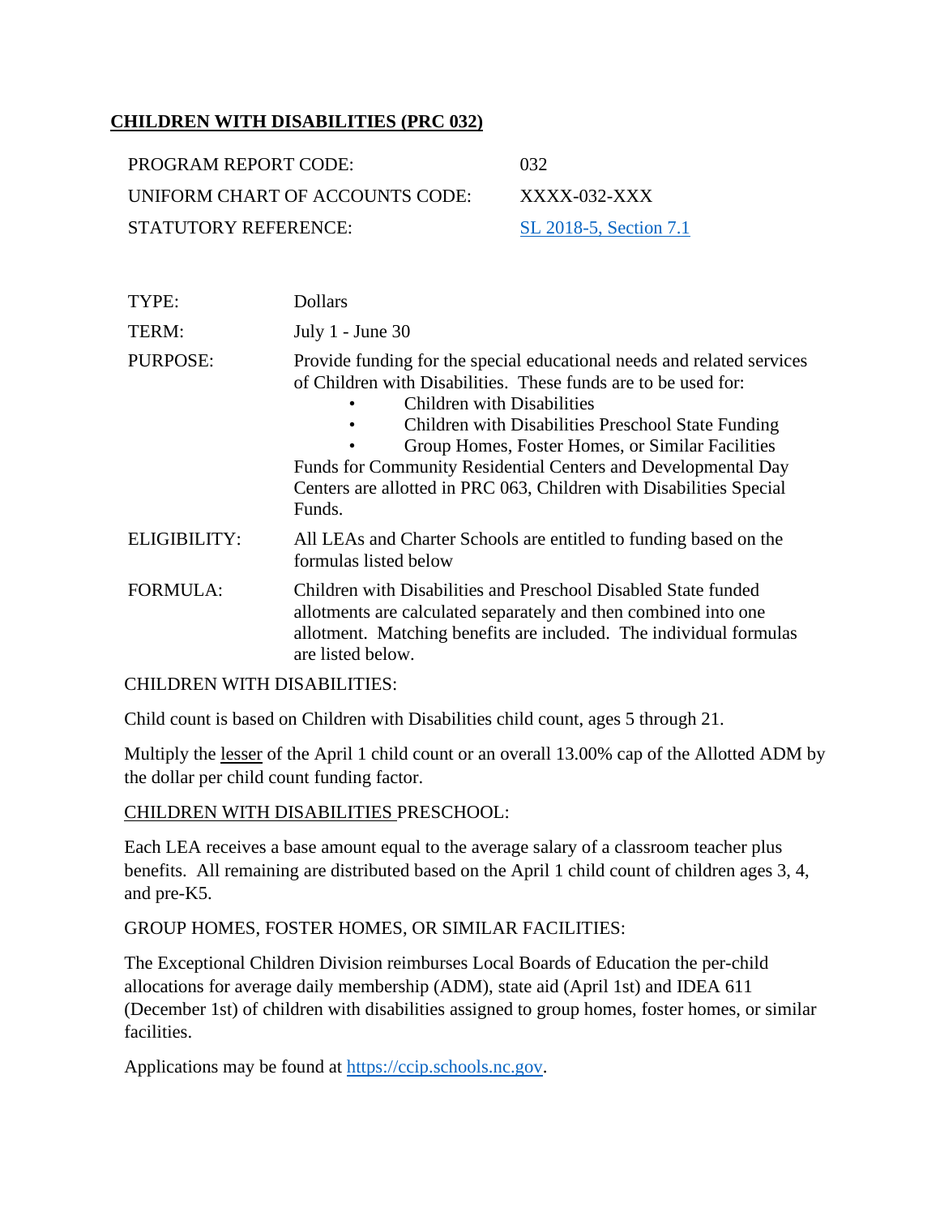## CHILDREN WITH DISABILITIES (PRC 032)

| | |
|---|---|
| PROGRAM REPORT CODE: | 032 |
| UNIFORM CHART OF ACCOUNTS CODE: | XXXX-032-XXX |
| STATUTORY REFERENCE: | SL 2018-5, Section 7.1 |

| | |
|---|---|
| TYPE: | Dollars |
| TERM: | July 1 - June 30 |
| PURPOSE: | Provide funding for the special educational needs and related services of Children with Disabilities. These funds are to be used for: • Children with Disabilities • Children with Disabilities Preschool State Funding • Group Homes, Foster Homes, or Similar Facilities Funds for Community Residential Centers and Developmental Day Centers are allotted in PRC 063, Children with Disabilities Special Funds. |
| ELIGIBILITY: | All LEAs and Charter Schools are entitled to funding based on the formulas listed below |
| FORMULA: | Children with Disabilities and Preschool Disabled State funded allotments are calculated separately and then combined into one allotment. Matching benefits are included. The individual formulas are listed below. |

CHILDREN WITH DISABILITIES:

Child count is based on Children with Disabilities child count, ages 5 through 21.

Multiply the lesser of the April 1 child count or an overall 13.00% cap of the Allotted ADM by the dollar per child count funding factor.

CHILDREN WITH DISABILITIES PRESCHOOL:

Each LEA receives a base amount equal to the average salary of a classroom teacher plus benefits. All remaining are distributed based on the April 1 child count of children ages 3, 4, and pre-K5.

GROUP HOMES, FOSTER HOMES, OR SIMILAR FACILITIES:

The Exceptional Children Division reimburses Local Boards of Education the per-child allocations for average daily membership (ADM), state aid (April 1st) and IDEA 611 (December 1st) of children with disabilities assigned to group homes, foster homes, or similar facilities.

Applications may be found at https://ccip.schools.nc.gov.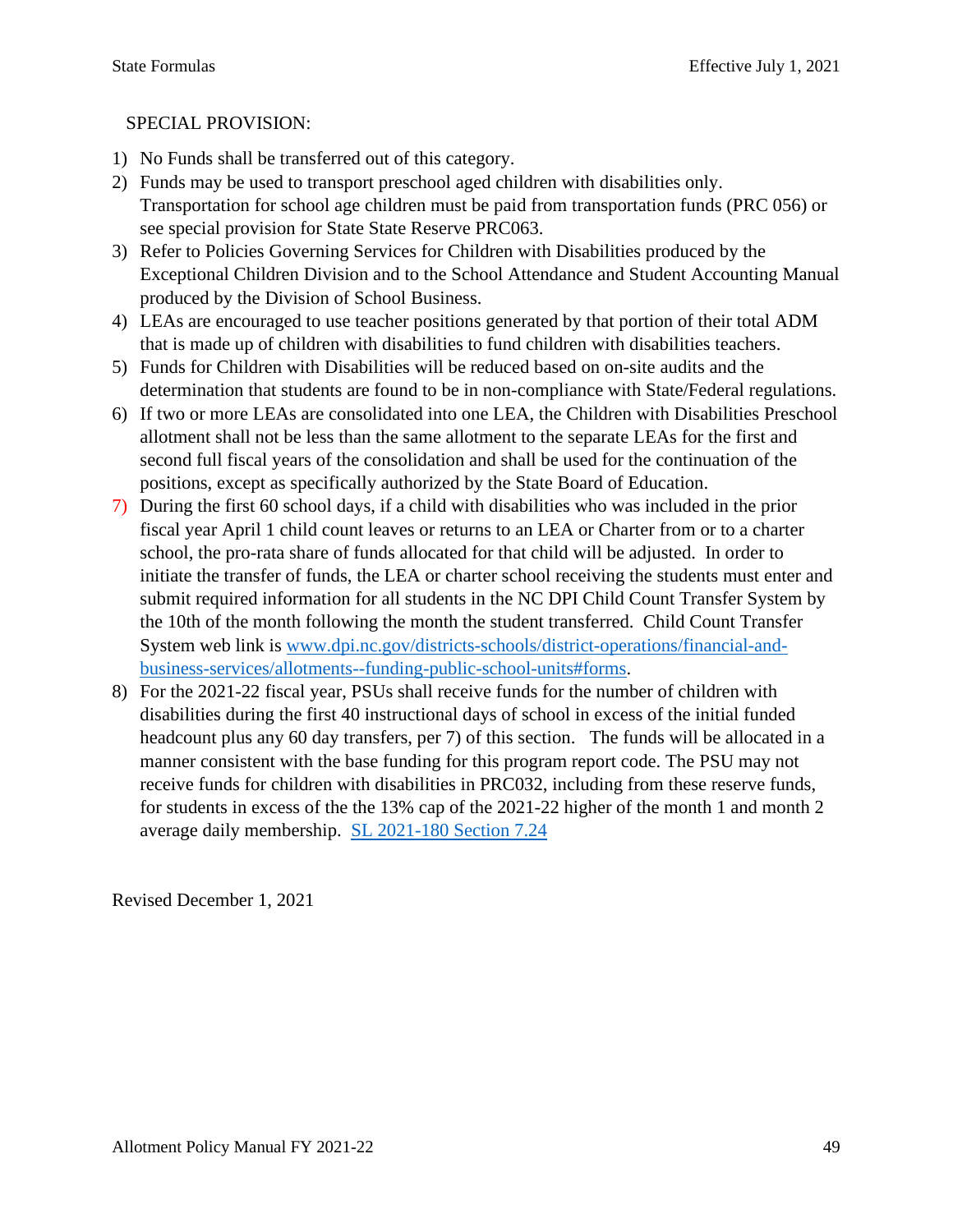SPECIAL PROVISION:

1) No Funds shall be transferred out of this category.
2) Funds may be used to transport preschool aged children with disabilities only. Transportation for school age children must be paid from transportation funds (PRC 056) or see special provision for State State Reserve PRC063.
3) Refer to Policies Governing Services for Children with Disabilities produced by the Exceptional Children Division and to the School Attendance and Student Accounting Manual produced by the Division of School Business.
4) LEAs are encouraged to use teacher positions generated by that portion of their total ADM that is made up of children with disabilities to fund children with disabilities teachers.
5) Funds for Children with Disabilities will be reduced based on on-site audits and the determination that students are found to be in non-compliance with State/Federal regulations.
6) If two or more LEAs are consolidated into one LEA, the Children with Disabilities Preschool allotment shall not be less than the same allotment to the separate LEAs for the first and second full fiscal years of the consolidation and shall be used for the continuation of the positions, except as specifically authorized by the State Board of Education.
7) During the first 60 school days, if a child with disabilities who was included in the prior fiscal year April 1 child count leaves or returns to an LEA or Charter from or to a charter school, the pro-rata share of funds allocated for that child will be adjusted. In order to initiate the transfer of funds, the LEA or charter school receiving the students must enter and submit required information for all students in the NC DPI Child Count Transfer System by the 10th of the month following the month the student transferred. Child Count Transfer System web link is [www.dpi.nc.gov/districts-schools/district-operations/financial-and-business-services/allotments--funding-public-school-units#forms](www.dpi.nc.gov/districts-schools/district-operations/financial-and-business-services/allotments--funding-public-school-units#forms).
8) For the 2021-22 fiscal year, PSUs shall receive funds for the number of children with disabilities during the first 40 instructional days of school in excess of the initial funded headcount plus any 60 day transfers, per 7) of this section. The funds will be allocated in a manner consistent with the base funding for this program report code. The PSU may not receive funds for children with disabilities in PRC032, including from these reserve funds, for students in excess of the the 13% cap of the 2021-22 higher of the month 1 and month 2 average daily membership. SL 2021-180 Section 7.24

Revised December 1, 2021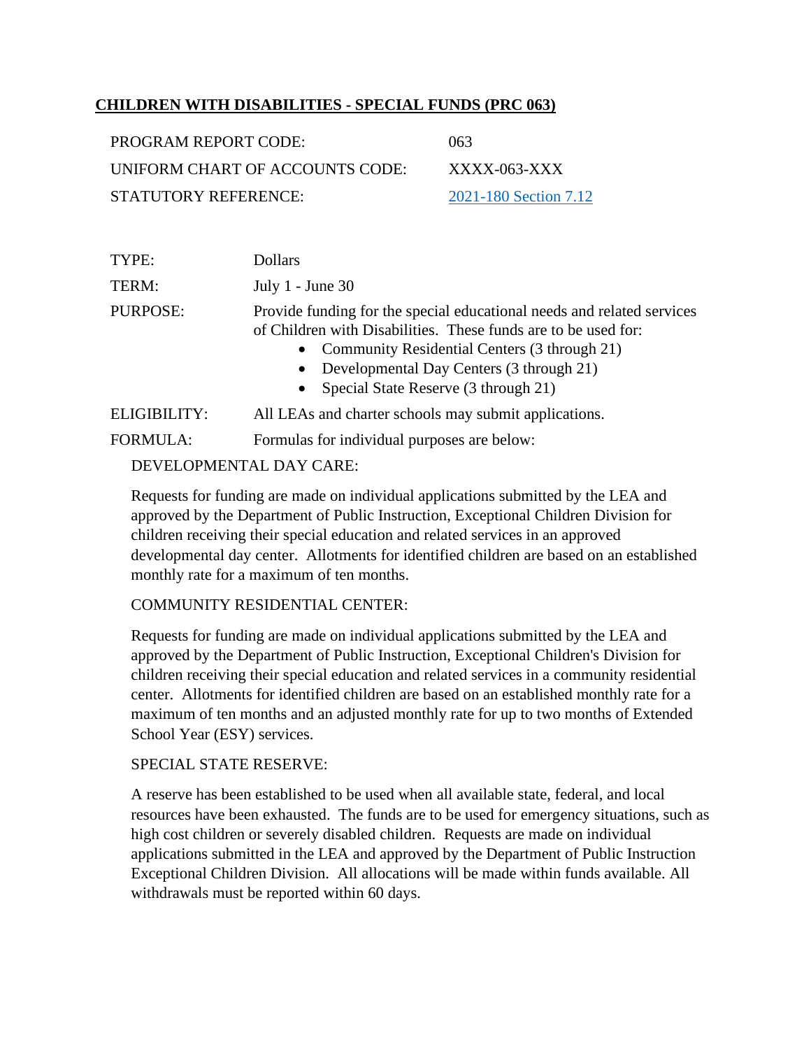## CHILDREN WITH DISABILITIES - SPECIAL FUNDS (PRC 063)

| | |
|---|---|
| PROGRAM REPORT CODE: | 063 |
| UNIFORM CHART OF ACCOUNTS CODE: | XXXX-063-XXX |
| STATUTORY REFERENCE: | 2021-180 Section 7.12 |

TYPE: Dollars

TERM: July 1 - June 30

PURPOSE: Provide funding for the special educational needs and related services of Children with Disabilities. These funds are to be used for:

- Community Residential Centers (3 through 21)
- Developmental Day Centers (3 through 21)
- Special State Reserve (3 through 21)

ELIGIBILITY: All LEAs and charter schools may submit applications.

FORMULA: Formulas for individual purposes are below:

DEVELOPMENTAL DAY CARE:

Requests for funding are made on individual applications submitted by the LEA and approved by the Department of Public Instruction, Exceptional Children Division for children receiving their special education and related services in an approved developmental day center. Allotments for identified children are based on an established monthly rate for a maximum of ten months.

COMMUNITY RESIDENTIAL CENTER:

Requests for funding are made on individual applications submitted by the LEA and approved by the Department of Public Instruction, Exceptional Children's Division for children receiving their special education and related services in a community residential center. Allotments for identified children are based on an established monthly rate for a maximum of ten months and an adjusted monthly rate for up to two months of Extended School Year (ESY) services.

SPECIAL STATE RESERVE:

A reserve has been established to be used when all available state, federal, and local resources have been exhausted. The funds are to be used for emergency situations, such as high cost children or severely disabled children. Requests are made on individual applications submitted in the LEA and approved by the Department of Public Instruction Exceptional Children Division. All allocations will be made within funds available. All withdrawals must be reported within 60 days.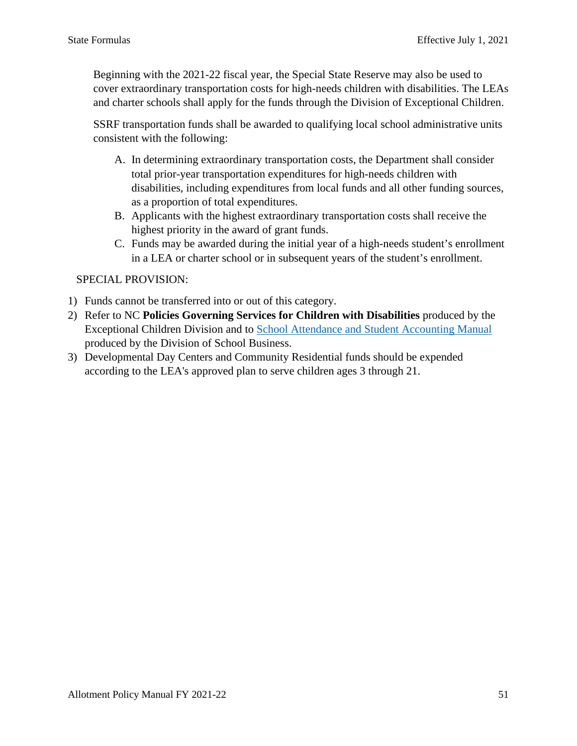Beginning with the 2021-22 fiscal year, the Special State Reserve may also be used to cover extraordinary transportation costs for high-needs children with disabilities. The LEAs and charter schools shall apply for the funds through the Division of Exceptional Children.

SSRF transportation funds shall be awarded to qualifying local school administrative units consistent with the following:

A. In determining extraordinary transportation costs, the Department shall consider total prior-year transportation expenditures for high-needs children with disabilities, including expenditures from local funds and all other funding sources, as a proportion of total expenditures.
B. Applicants with the highest extraordinary transportation costs shall receive the highest priority in the award of grant funds.
C. Funds may be awarded during the initial year of a high-needs student's enrollment in a LEA or charter school or in subsequent years of the student's enrollment.

SPECIAL PROVISION:

1) Funds cannot be transferred into or out of this category.
2) Refer to NC **Policies Governing Services for Children with Disabilities** produced by the Exceptional Children Division and to School Attendance and Student Accounting Manual produced by the Division of School Business.
3) Developmental Day Centers and Community Residential funds should be expended according to the LEA's approved plan to serve children ages 3 through 21.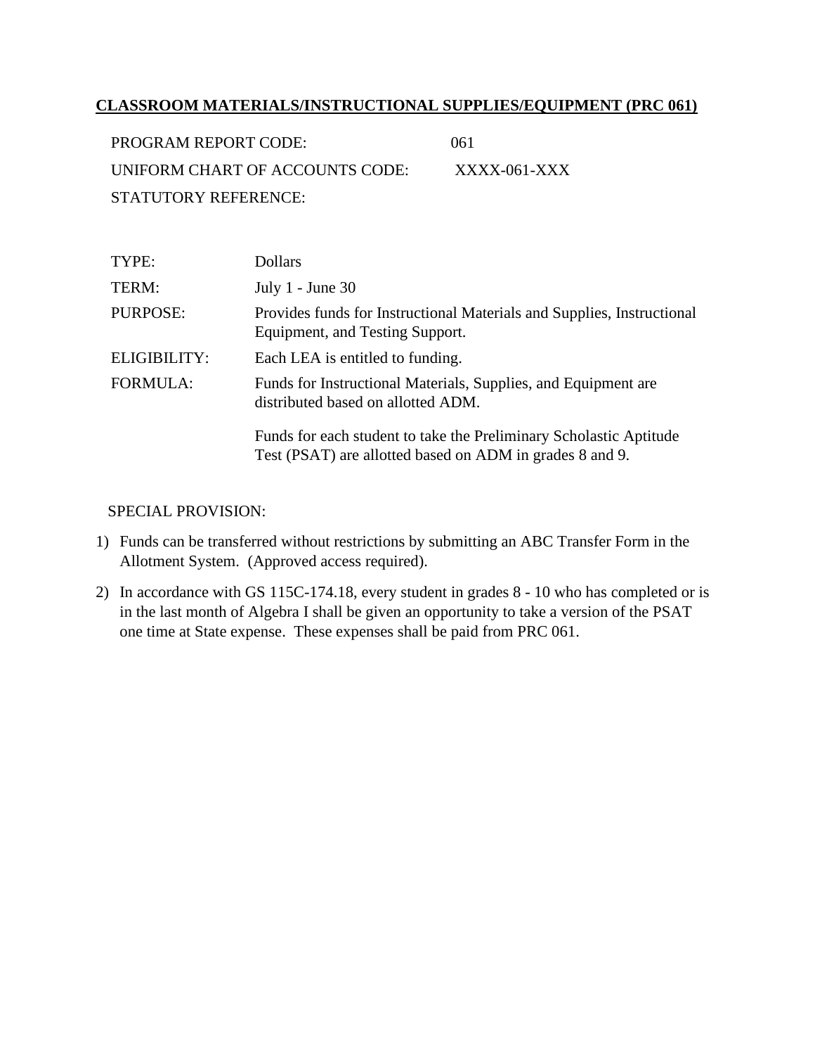## CLASSROOM MATERIALS/INSTRUCTIONAL SUPPLIES/EQUIPMENT (PRC 061)

PROGRAM REPORT CODE: 061

UNIFORM CHART OF ACCOUNTS CODE: XXXX-061-XXX

STATUTORY REFERENCE:

| | |
|---|---|
| TYPE: | Dollars |
| TERM: | July 1 - June 30 |
| PURPOSE: | Provides funds for Instructional Materials and Supplies, Instructional Equipment, and Testing Support. |
| ELIGIBILITY: | Each LEA is entitled to funding. |
| FORMULA: | Funds for Instructional Materials, Supplies, and Equipment are distributed based on allotted ADM.<br><br>Funds for each student to take the Preliminary Scholastic Aptitude Test (PSAT) are allotted based on ADM in grades 8 and 9. |

SPECIAL PROVISION:

1) Funds can be transferred without restrictions by submitting an ABC Transfer Form in the Allotment System. (Approved access required).
2) In accordance with GS 115C-174.18, every student in grades 8 - 10 who has completed or is in the last month of Algebra I shall be given an opportunity to take a version of the PSAT one time at State expense. These expenses shall be paid from PRC 061.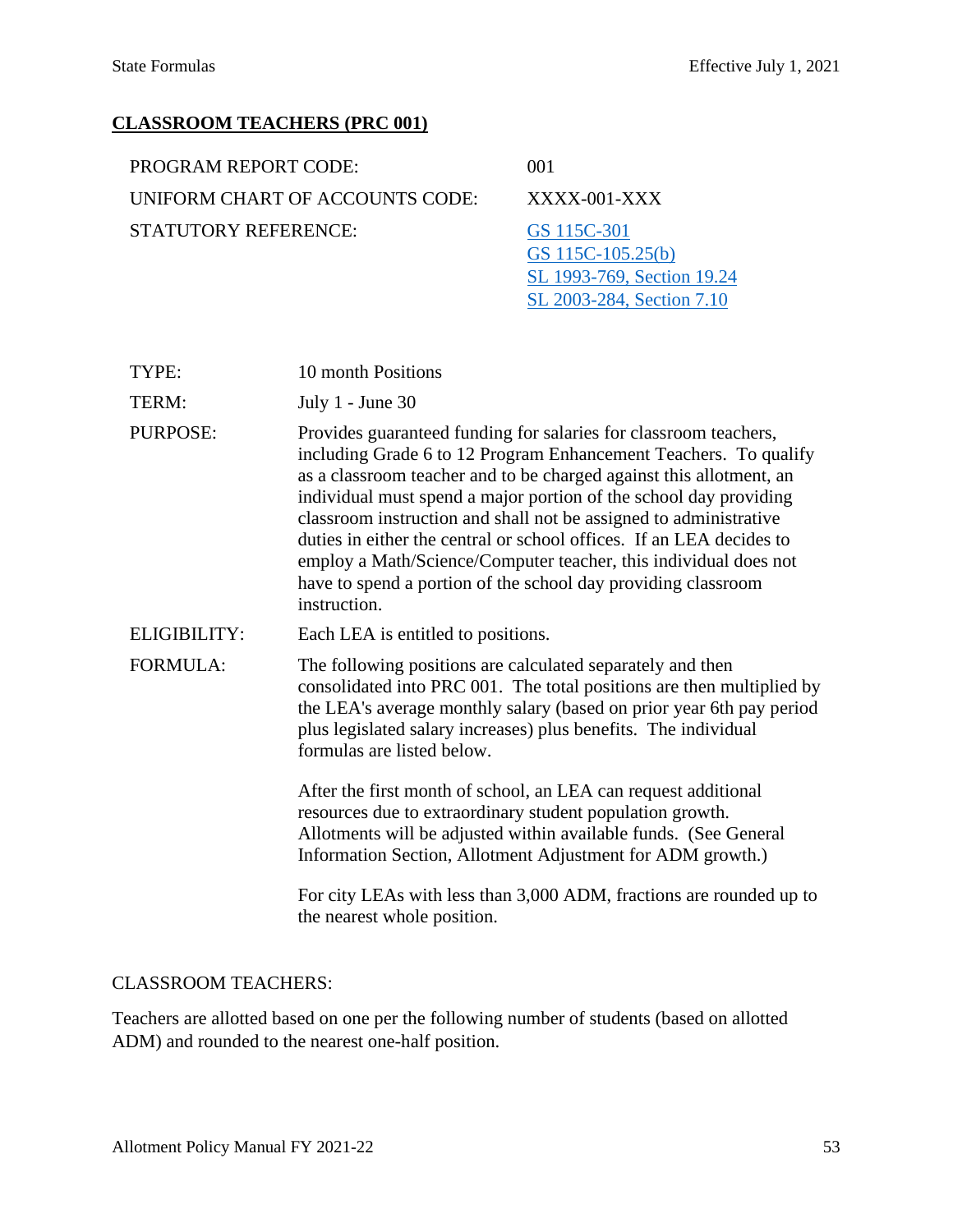## CLASSROOM TEACHERS (PRC 001)

| | |
|---|---|
| PROGRAM REPORT CODE: | 001 |
| UNIFORM CHART OF ACCOUNTS CODE: | XXXX-001-XXX |
| STATUTORY REFERENCE: | GS 115C-301<br>GS 115C-105.25(b)<br>SL 1993-769, Section 19.24<br>SL 2003-284, Section 7.10 |

| | |
|---|---|
| TYPE: | 10 month Positions |
| TERM: | July 1 - June 30 |
| PURPOSE: | Provides guaranteed funding for salaries for classroom teachers, including Grade 6 to 12 Program Enhancement Teachers. To qualify as a classroom teacher and to be charged against this allotment, an individual must spend a major portion of the school day providing classroom instruction and shall not be assigned to administrative duties in either the central or school offices. If an LEA decides to employ a Math/Science/Computer teacher, this individual does not have to spend a portion of the school day providing classroom instruction. |
| ELIGIBILITY: | Each LEA is entitled to positions. |
| FORMULA: | The following positions are calculated separately and then consolidated into PRC 001. The total positions are then multiplied by the LEA's average monthly salary (based on prior year 6th pay period plus legislated salary increases) plus benefits. The individual formulas are listed below.<br><br>After the first month of school, an LEA can request additional resources due to extraordinary student population growth. Allotments will be adjusted within available funds. (See General Information Section, Allotment Adjustment for ADM growth.)<br><br>For city LEAs with less than 3,000 ADM, fractions are rounded up to the nearest whole position. |

CLASSROOM TEACHERS:

Teachers are allotted based on one per the following number of students (based on allotted ADM) and rounded to the nearest one-half position.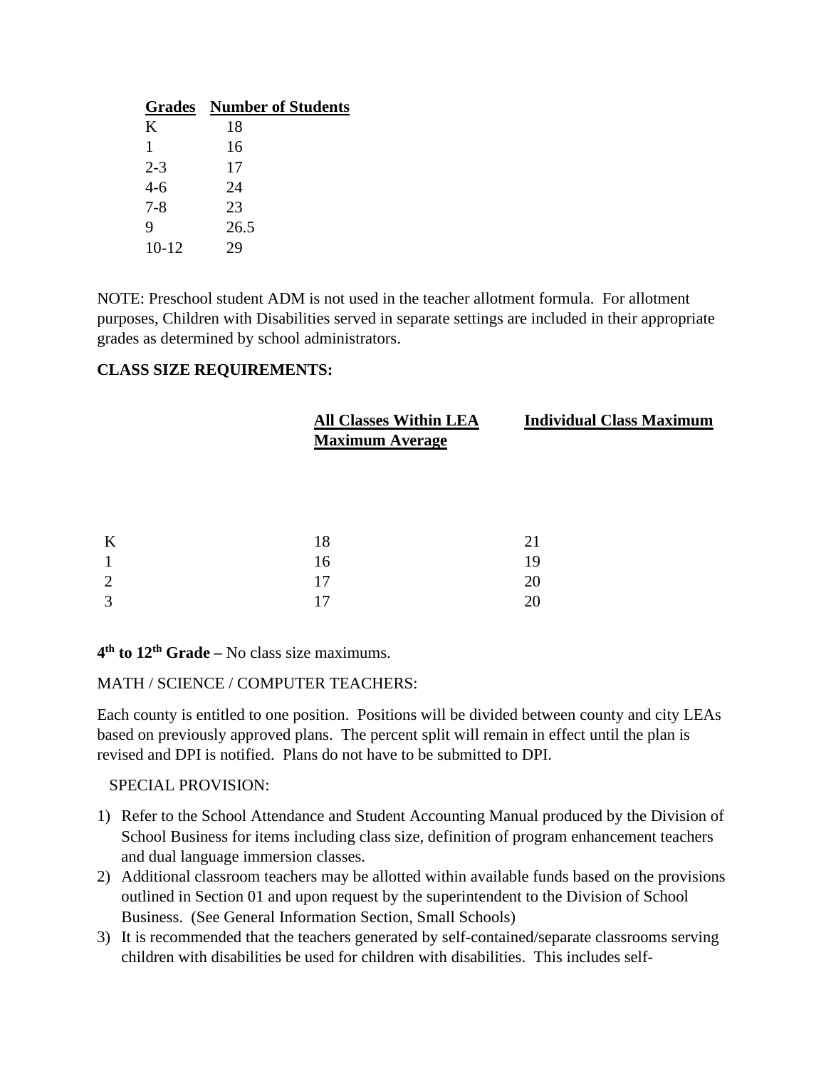| Grades | Number of Students |
|---|---|
| K | 18 |
| 1 | 16 |
| 2-3 | 17 |
| 4-6 | 24 |
| 7-8 | 23 |
| 9 | 26.5 |
| 10-12 | 29 |

NOTE: Preschool student ADM is not used in the teacher allotment formula. For allotment purposes, Children with Disabilities served in separate settings are included in their appropriate grades as determined by school administrators.

**CLASS SIZE REQUIREMENTS:**

| | All Classes Within LEA Maximum Average | Individual Class Maximum |
|---|---|---|
| K | 18 | 21 |
| 1 | 16 | 19 |
| 2 | 17 | 20 |
| 3 | 17 | 20 |

**4th to 12th Grade –** No class size maximums.

MATH / SCIENCE / COMPUTER TEACHERS:

Each county is entitled to one position. Positions will be divided between county and city LEAs based on previously approved plans. The percent split will remain in effect until the plan is revised and DPI is notified. Plans do not have to be submitted to DPI.

SPECIAL PROVISION:

1) Refer to the School Attendance and Student Accounting Manual produced by the Division of School Business for items including class size, definition of program enhancement teachers and dual language immersion classes.
2) Additional classroom teachers may be allotted within available funds based on the provisions outlined in Section 01 and upon request by the superintendent to the Division of School Business. (See General Information Section, Small Schools)
3) It is recommended that the teachers generated by self-contained/separate classrooms serving children with disabilities be used for children with disabilities. This includes self-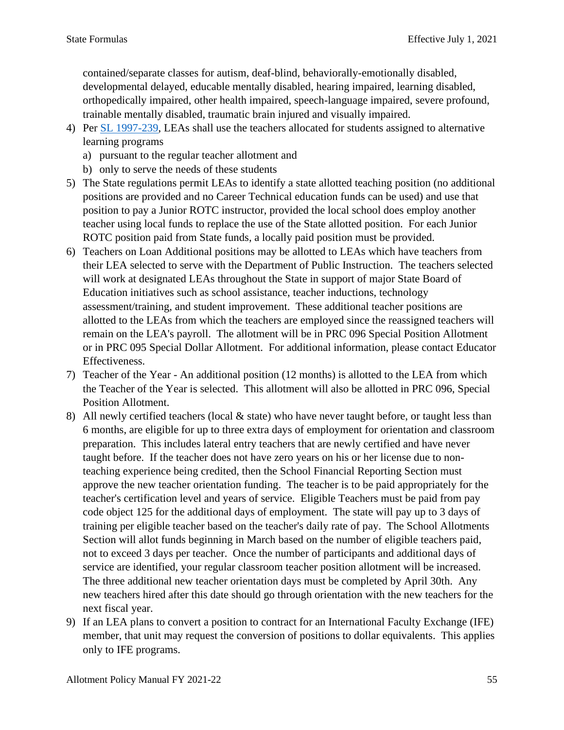contained/separate classes for autism, deaf-blind, behaviorally-emotionally disabled, developmental delayed, educable mentally disabled, hearing impaired, learning disabled, orthopedically impaired, other health impaired, speech-language impaired, severe profound, trainable mentally disabled, traumatic brain injured and visually impaired.

4) Per [SL 1997-239](), LEAs shall use the teachers allocated for students assigned to alternative learning programs
   a) pursuant to the regular teacher allotment and
   b) only to serve the needs of these students
5) The State regulations permit LEAs to identify a state allotted teaching position (no additional positions are provided and no Career Technical education funds can be used) and use that position to pay a Junior ROTC instructor, provided the local school does employ another teacher using local funds to replace the use of the State allotted position. For each Junior ROTC position paid from State funds, a locally paid position must be provided.
6) Teachers on Loan Additional positions may be allotted to LEAs which have teachers from their LEA selected to serve with the Department of Public Instruction. The teachers selected will work at designated LEAs throughout the State in support of major State Board of Education initiatives such as school assistance, teacher inductions, technology assessment/training, and student improvement. These additional teacher positions are allotted to the LEAs from which the teachers are employed since the reassigned teachers will remain on the LEA's payroll. The allotment will be in PRC 096 Special Position Allotment or in PRC 095 Special Dollar Allotment. For additional information, please contact Educator Effectiveness.
7) Teacher of the Year - An additional position (12 months) is allotted to the LEA from which the Teacher of the Year is selected. This allotment will also be allotted in PRC 096, Special Position Allotment.
8) All newly certified teachers (local & state) who have never taught before, or taught less than 6 months, are eligible for up to three extra days of employment for orientation and classroom preparation. This includes lateral entry teachers that are newly certified and have never taught before. If the teacher does not have zero years on his or her license due to non-teaching experience being credited, then the School Financial Reporting Section must approve the new teacher orientation funding. The teacher is to be paid appropriately for the teacher's certification level and years of service. Eligible Teachers must be paid from pay code object 125 for the additional days of employment. The state will pay up to 3 days of training per eligible teacher based on the teacher's daily rate of pay. The School Allotments Section will allot funds beginning in March based on the number of eligible teachers paid, not to exceed 3 days per teacher. Once the number of participants and additional days of service are identified, your regular classroom teacher position allotment will be increased. The three additional new teacher orientation days must be completed by April 30th. Any new teachers hired after this date should go through orientation with the new teachers for the next fiscal year.
9) If an LEA plans to convert a position to contract for an International Faculty Exchange (IFE) member, that unit may request the conversion of positions to dollar equivalents. This applies only to IFE programs.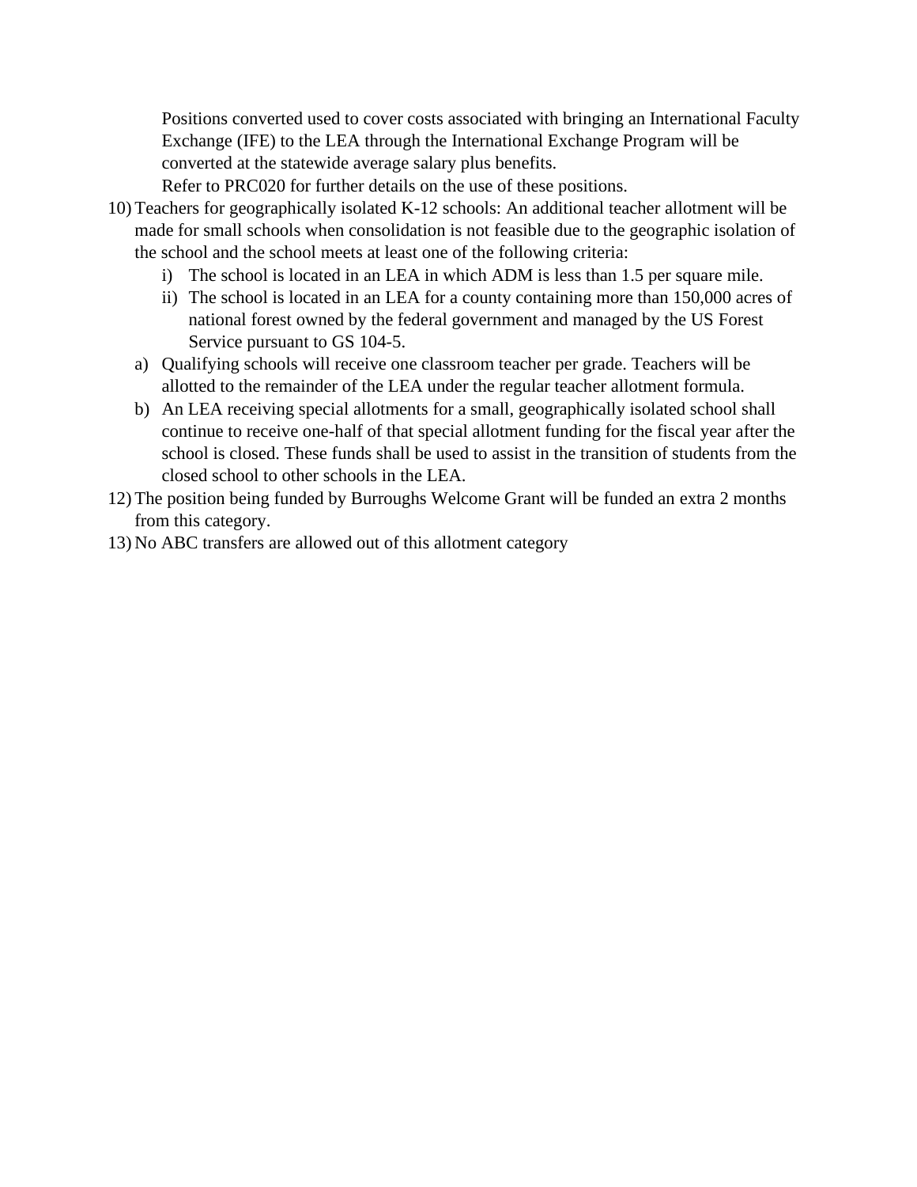Positions converted used to cover costs associated with bringing an International Faculty Exchange (IFE) to the LEA through the International Exchange Program will be converted at the statewide average salary plus benefits.

Refer to PRC020 for further details on the use of these positions.

10) Teachers for geographically isolated K-12 schools: An additional teacher allotment will be made for small schools when consolidation is not feasible due to the geographic isolation of the school and the school meets at least one of the following criteria:
    i) The school is located in an LEA in which ADM is less than 1.5 per square mile.
    ii) The school is located in an LEA for a county containing more than 150,000 acres of national forest owned by the federal government and managed by the US Forest Service pursuant to GS 104-5.
    
    a) Qualifying schools will receive one classroom teacher per grade. Teachers will be allotted to the remainder of the LEA under the regular teacher allotment formula.
    b) An LEA receiving special allotments for a small, geographically isolated school shall continue to receive one-half of that special allotment funding for the fiscal year after the school is closed. These funds shall be used to assist in the transition of students from the closed school to other schools in the LEA.

12) The position being funded by Burroughs Welcome Grant will be funded an extra 2 months from this category.

13) No ABC transfers are allowed out of this allotment category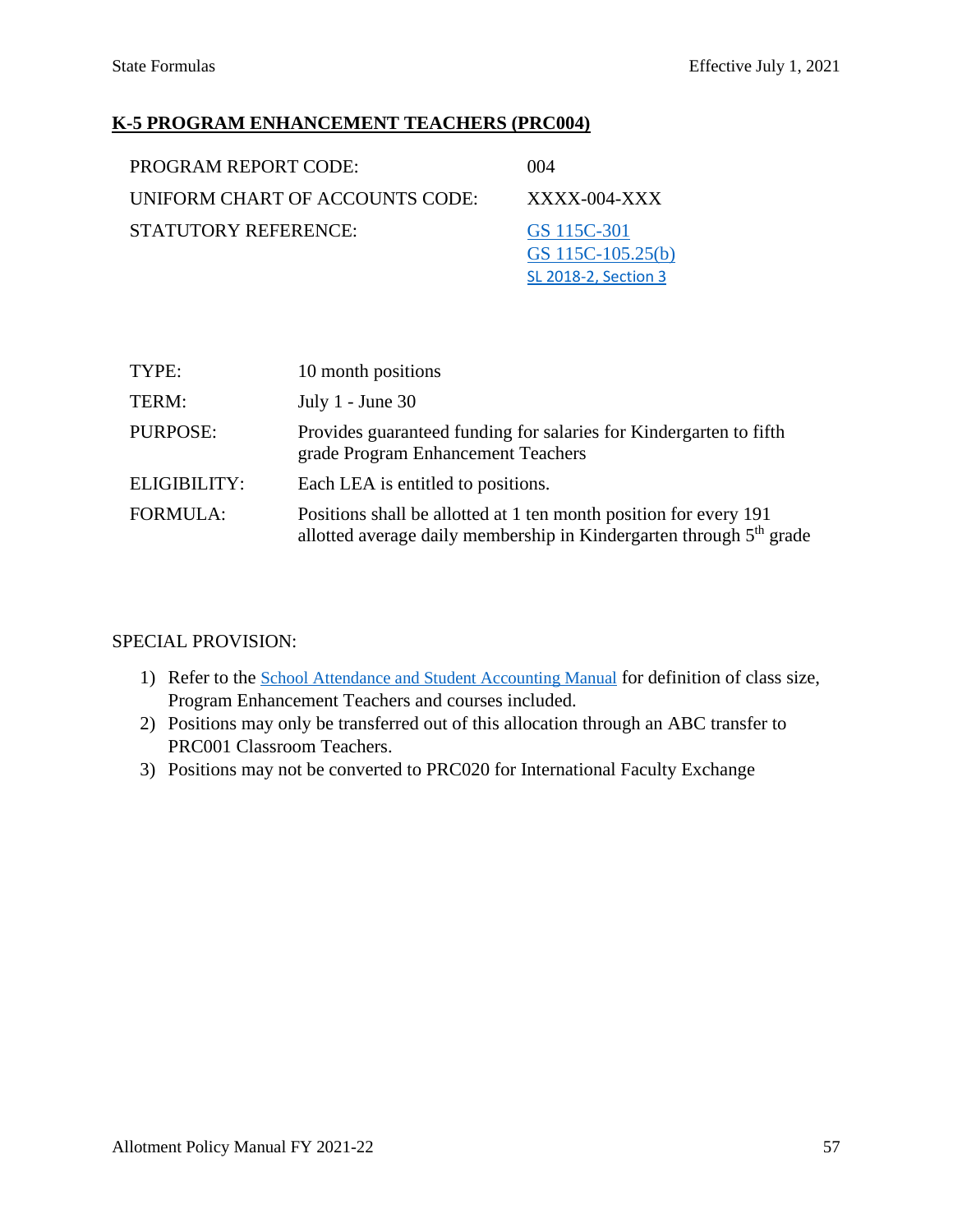## K-5 PROGRAM ENHANCEMENT TEACHERS (PRC004)

| | |
|---|---|
| PROGRAM REPORT CODE: | 004 |
| UNIFORM CHART OF ACCOUNTS CODE: | XXXX-004-XXX |
| STATUTORY REFERENCE: | GS 115C-301<br>GS 115C-105.25(b)<br>SL 2018-2, Section 3 |

| | |
|---|---|
| TYPE: | 10 month positions |
| TERM: | July 1 - June 30 |
| PURPOSE: | Provides guaranteed funding for salaries for Kindergarten to fifth grade Program Enhancement Teachers |
| ELIGIBILITY: | Each LEA is entitled to positions. |
| FORMULA: | Positions shall be allotted at 1 ten month position for every 191 allotted average daily membership in Kindergarten through 5th grade |

SPECIAL PROVISION:

1) Refer to the School Attendance and Student Accounting Manual for definition of class size, Program Enhancement Teachers and courses included.
2) Positions may only be transferred out of this allocation through an ABC transfer to PRC001 Classroom Teachers.
3) Positions may not be converted to PRC020 for International Faculty Exchange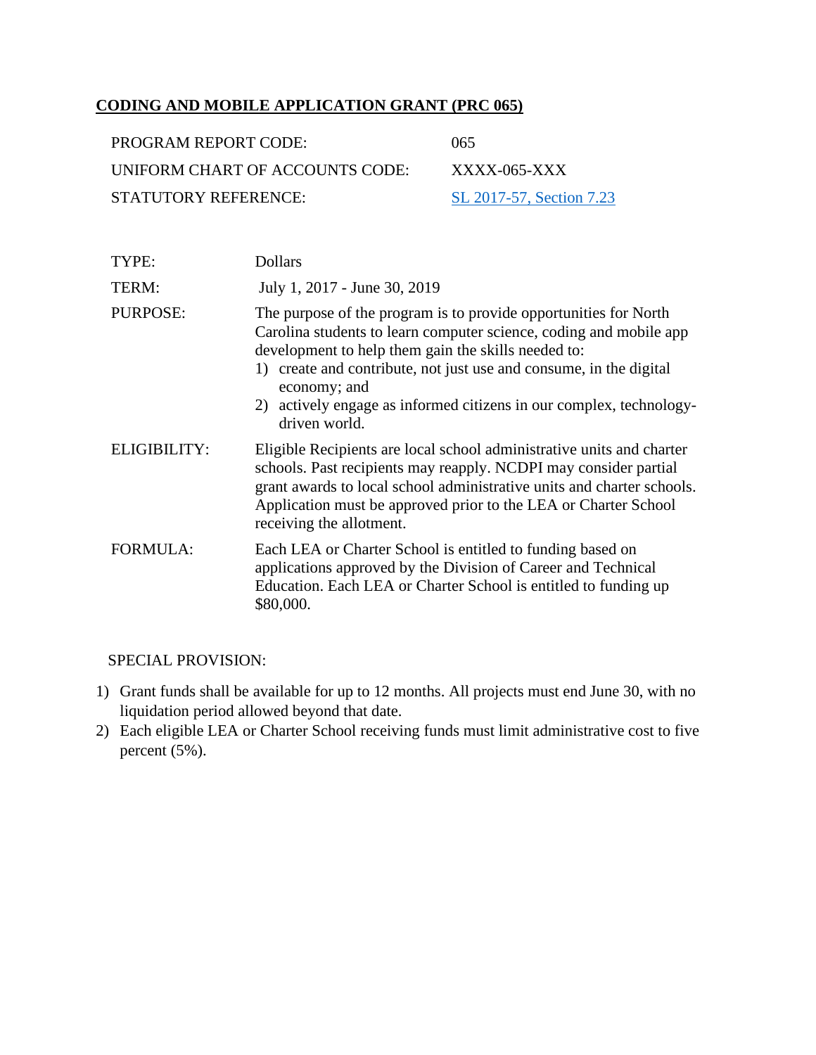## CODING AND MOBILE APPLICATION GRANT (PRC 065)

| | |
|---|---|
| PROGRAM REPORT CODE: | 065 |
| UNIFORM CHART OF ACCOUNTS CODE: | XXXX-065-XXX |
| STATUTORY REFERENCE: | SL 2017-57, Section 7.23 |

| | |
|---|---|
| TYPE: | Dollars |
| TERM: | July 1, 2017 - June 30, 2019 |
| PURPOSE: | The purpose of the program is to provide opportunities for North Carolina students to learn computer science, coding and mobile app development to help them gain the skills needed to: 1) create and contribute, not just use and consume, in the digital economy; and 2) actively engage as informed citizens in our complex, technology-driven world. |
| ELIGIBILITY: | Eligible Recipients are local school administrative units and charter schools. Past recipients may reapply. NCDPI may consider partial grant awards to local school administrative units and charter schools. Application must be approved prior to the LEA or Charter School receiving the allotment. |
| FORMULA: | Each LEA or Charter School is entitled to funding based on applications approved by the Division of Career and Technical Education. Each LEA or Charter School is entitled to funding up $80,000. |

SPECIAL PROVISION:

1) Grant funds shall be available for up to 12 months. All projects must end June 30, with no liquidation period allowed beyond that date.
2) Each eligible LEA or Charter School receiving funds must limit administrative cost to five percent (5%).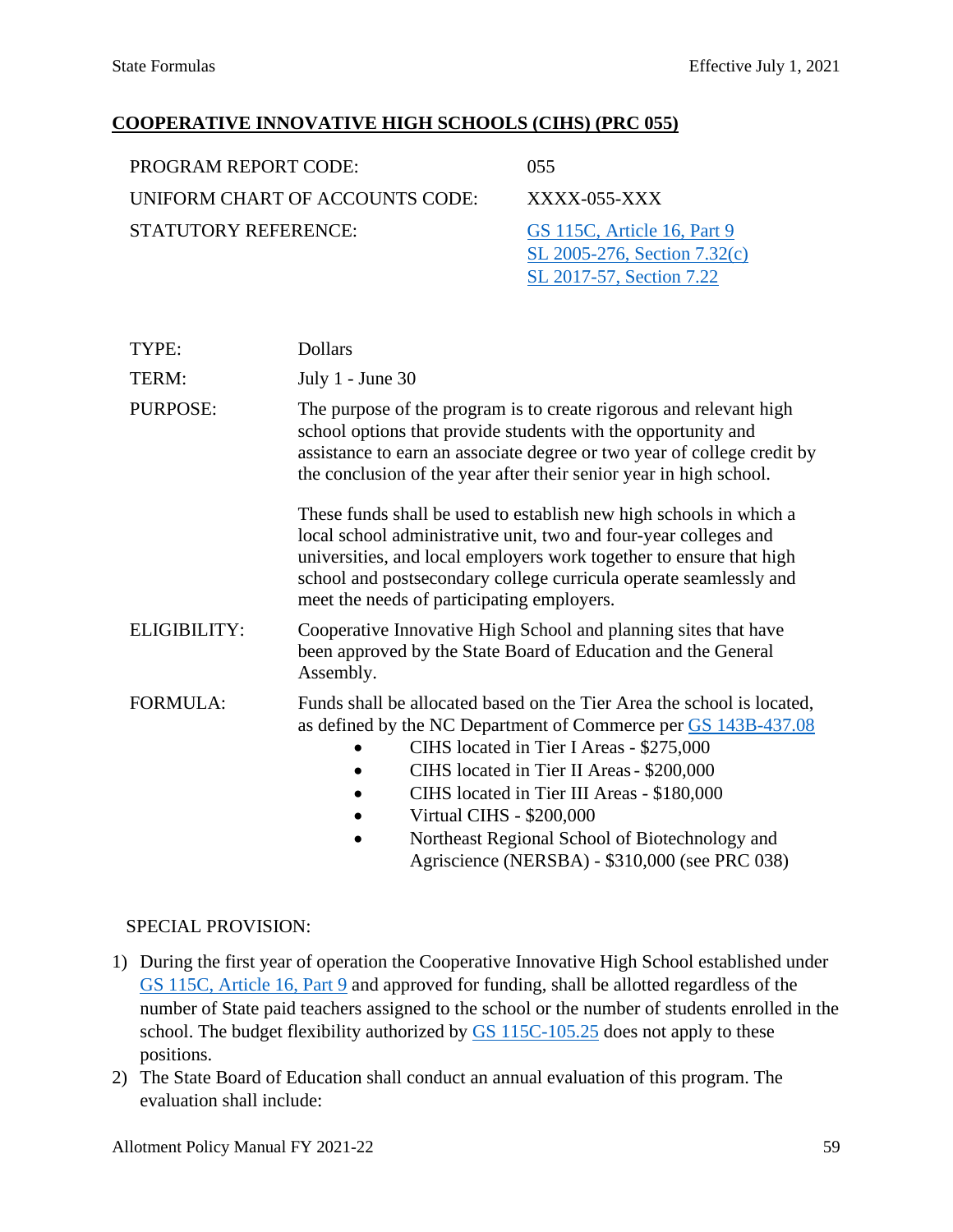## COOPERATIVE INNOVATIVE HIGH SCHOOLS (CIHS) (PRC 055)

| | |
|---|---|
| PROGRAM REPORT CODE: | 055 |
| UNIFORM CHART OF ACCOUNTS CODE: | XXXX-055-XXX |
| STATUTORY REFERENCE: | GS 115C, Article 16, Part 9<br>SL 2005-276, Section 7.32(c)<br>SL 2017-57, Section 7.22 |

**TYPE:** Dollars

**TERM:** July 1 - June 30

**PURPOSE:** The purpose of the program is to create rigorous and relevant high school options that provide students with the opportunity and assistance to earn an associate degree or two year of college credit by the conclusion of the year after their senior year in high school.

These funds shall be used to establish new high schools in which a local school administrative unit, two and four-year colleges and universities, and local employers work together to ensure that high school and postsecondary college curricula operate seamlessly and meet the needs of participating employers.

**ELIGIBILITY:** Cooperative Innovative High School and planning sites that have been approved by the State Board of Education and the General Assembly.

**FORMULA:** Funds shall be allocated based on the Tier Area the school is located, as defined by the NC Department of Commerce per GS 143B-437.08

- CIHS located in Tier I Areas - $275,000
- CIHS located in Tier II Areas - $200,000
- CIHS located in Tier III Areas - $180,000
- Virtual CIHS - $200,000
- Northeast Regional School of Biotechnology and Agriscience (NERSBA) - $310,000 (see PRC 038)

SPECIAL PROVISION:

1) During the first year of operation the Cooperative Innovative High School established under GS 115C, Article 16, Part 9 and approved for funding, shall be allotted regardless of the number of State paid teachers assigned to the school or the number of students enrolled in the school. The budget flexibility authorized by GS 115C-105.25 does not apply to these positions.
2) The State Board of Education shall conduct an annual evaluation of this program. The evaluation shall include: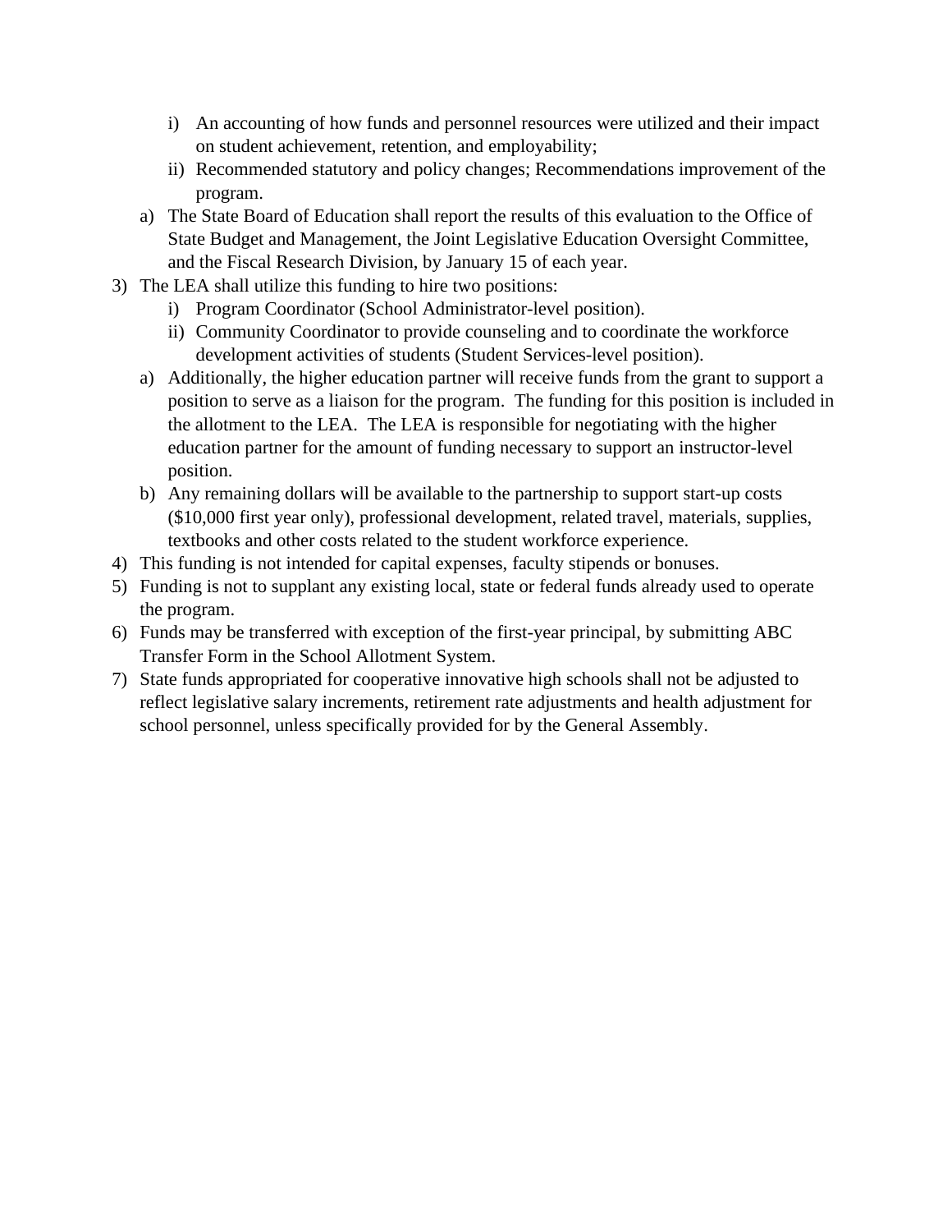i) An accounting of how funds and personnel resources were utilized and their impact on student achievement, retention, and employability;
    ii) Recommended statutory and policy changes; Recommendations improvement of the program.
  a) The State Board of Education shall report the results of this evaluation to the Office of State Budget and Management, the Joint Legislative Education Oversight Committee, and the Fiscal Research Division, by January 15 of each year.

3) The LEA shall utilize this funding to hire two positions:
    i) Program Coordinator (School Administrator-level position).
    ii) Community Coordinator to provide counseling and to coordinate the workforce development activities of students (Student Services-level position).
  a) Additionally, the higher education partner will receive funds from the grant to support a position to serve as a liaison for the program. The funding for this position is included in the allotment to the LEA. The LEA is responsible for negotiating with the higher education partner for the amount of funding necessary to support an instructor-level position.
  b) Any remaining dollars will be available to the partnership to support start-up costs ($10,000 first year only), professional development, related travel, materials, supplies, textbooks and other costs related to the student workforce experience.
4) This funding is not intended for capital expenses, faculty stipends or bonuses.
5) Funding is not to supplant any existing local, state or federal funds already used to operate the program.
6) Funds may be transferred with exception of the first-year principal, by submitting ABC Transfer Form in the School Allotment System.
7) State funds appropriated for cooperative innovative high schools shall not be adjusted to reflect legislative salary increments, retirement rate adjustments and health adjustment for school personnel, unless specifically provided for by the General Assembly.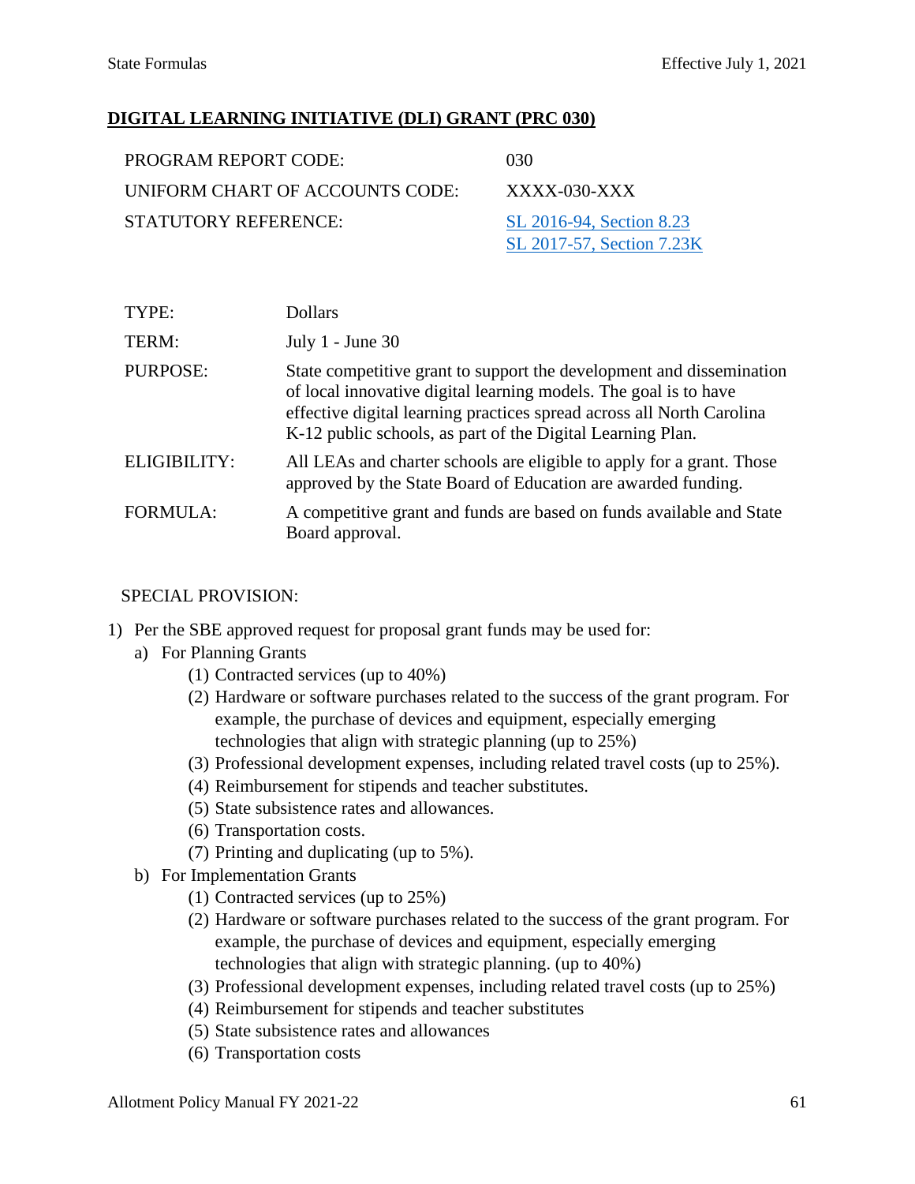## DIGITAL LEARNING INITIATIVE (DLI) GRANT (PRC 030)

| | |
|---|---|
| PROGRAM REPORT CODE: | 030 |
| UNIFORM CHART OF ACCOUNTS CODE: | XXXX-030-XXX |
| STATUTORY REFERENCE: | SL 2016-94, Section 8.23<br>SL 2017-57, Section 7.23K |

| | |
|---|---|
| TYPE: | Dollars |
| TERM: | July 1 - June 30 |
| PURPOSE: | State competitive grant to support the development and dissemination of local innovative digital learning models. The goal is to have effective digital learning practices spread across all North Carolina K-12 public schools, as part of the Digital Learning Plan. |
| ELIGIBILITY: | All LEAs and charter schools are eligible to apply for a grant. Those approved by the State Board of Education are awarded funding. |
| FORMULA: | A competitive grant and funds are based on funds available and State Board approval. |

SPECIAL PROVISION:

1) Per the SBE approved request for proposal grant funds may be used for:
   a) For Planning Grants
      (1) Contracted services (up to 40%)
      (2) Hardware or software purchases related to the success of the grant program. For example, the purchase of devices and equipment, especially emerging technologies that align with strategic planning (up to 25%)
      (3) Professional development expenses, including related travel costs (up to 25%).
      (4) Reimbursement for stipends and teacher substitutes.
      (5) State subsistence rates and allowances.
      (6) Transportation costs.
      (7) Printing and duplicating (up to 5%).
   b) For Implementation Grants
      (1) Contracted services (up to 25%)
      (2) Hardware or software purchases related to the success of the grant program. For example, the purchase of devices and equipment, especially emerging technologies that align with strategic planning. (up to 40%)
      (3) Professional development expenses, including related travel costs (up to 25%)
      (4) Reimbursement for stipends and teacher substitutes
      (5) State subsistence rates and allowances
      (6) Transportation costs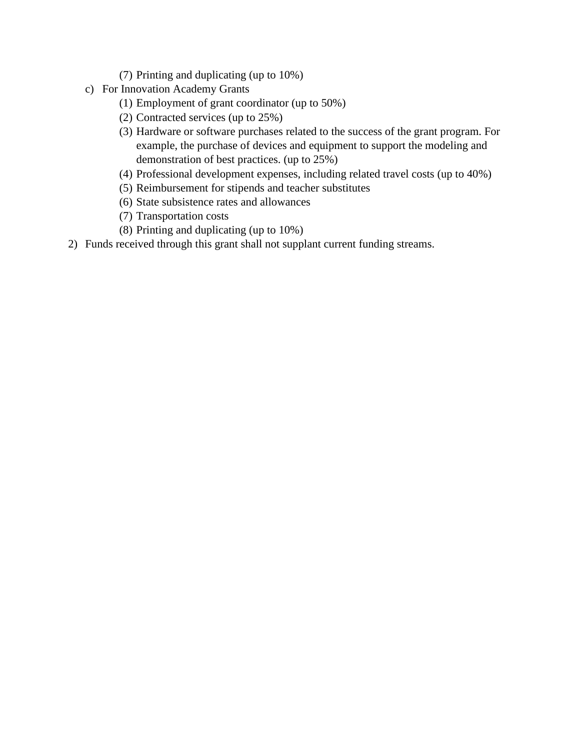(7) Printing and duplicating (up to 10%)

   c) For Innovation Academy Grants

        (1) Employment of grant coordinator (up to 50%)
        (2) Contracted services (up to 25%)
        (3) Hardware or software purchases related to the success of the grant program. For example, the purchase of devices and equipment to support the modeling and demonstration of best practices. (up to 25%)
        (4) Professional development expenses, including related travel costs (up to 40%)
        (5) Reimbursement for stipends and teacher substitutes
        (6) State subsistence rates and allowances
        (7) Transportation costs
        (8) Printing and duplicating (up to 10%)

2) Funds received through this grant shall not supplant current funding streams.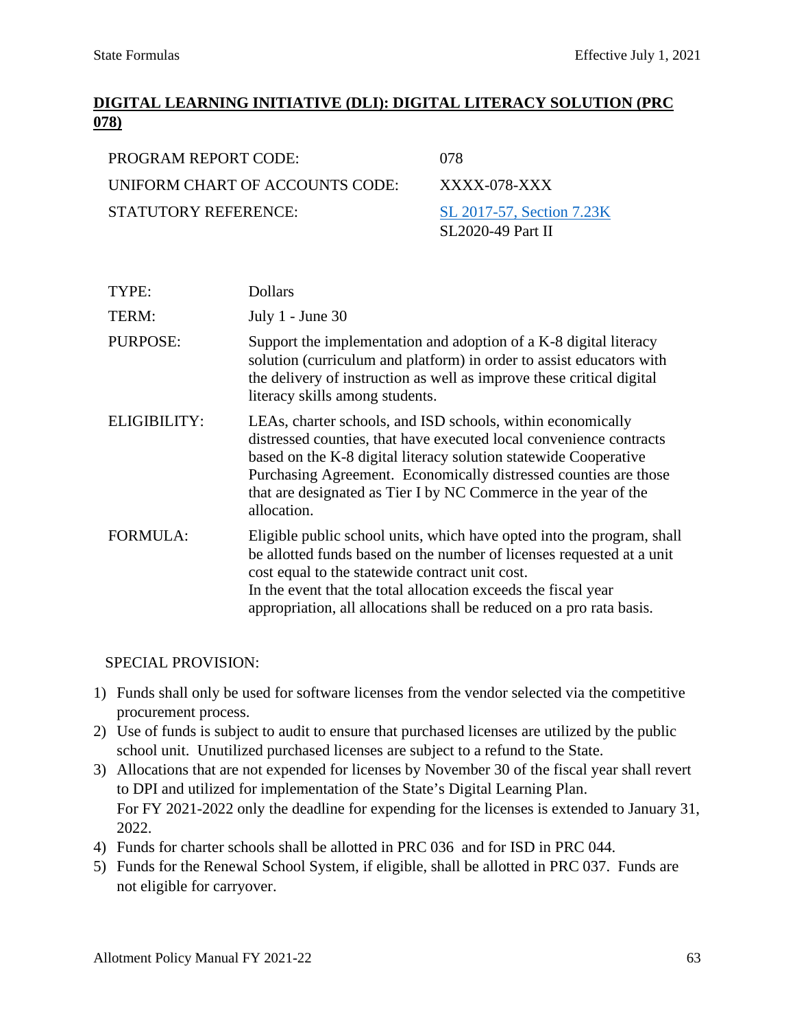## DIGITAL LEARNING INITIATIVE (DLI): DIGITAL LITERACY SOLUTION (PRC 078)

| | |
|---|---|
| PROGRAM REPORT CODE: | 078 |
| UNIFORM CHART OF ACCOUNTS CODE: | XXXX-078-XXX |
| STATUTORY REFERENCE: | SL 2017-57, Section 7.23K<br>SL2020-49 Part II |

| | |
|---|---|
| TYPE: | Dollars |
| TERM: | July 1 - June 30 |
| PURPOSE: | Support the implementation and adoption of a K-8 digital literacy solution (curriculum and platform) in order to assist educators with the delivery of instruction as well as improve these critical digital literacy skills among students. |
| ELIGIBILITY: | LEAs, charter schools, and ISD schools, within economically distressed counties, that have executed local convenience contracts based on the K-8 digital literacy solution statewide Cooperative Purchasing Agreement. Economically distressed counties are those that are designated as Tier I by NC Commerce in the year of the allocation. |
| FORMULA: | Eligible public school units, which have opted into the program, shall be allotted funds based on the number of licenses requested at a unit cost equal to the statewide contract unit cost.<br>In the event that the total allocation exceeds the fiscal year appropriation, all allocations shall be reduced on a pro rata basis. |

SPECIAL PROVISION:

1) Funds shall only be used for software licenses from the vendor selected via the competitive procurement process.
2) Use of funds is subject to audit to ensure that purchased licenses are utilized by the public school unit. Unutilized purchased licenses are subject to a refund to the State.
3) Allocations that are not expended for licenses by November 30 of the fiscal year shall revert to DPI and utilized for implementation of the State's Digital Learning Plan.
   For FY 2021-2022 only the deadline for expending for the licenses is extended to January 31, 2022.
4) Funds for charter schools shall be allotted in PRC 036 and for ISD in PRC 044.
5) Funds for the Renewal School System, if eligible, shall be allotted in PRC 037. Funds are not eligible for carryover.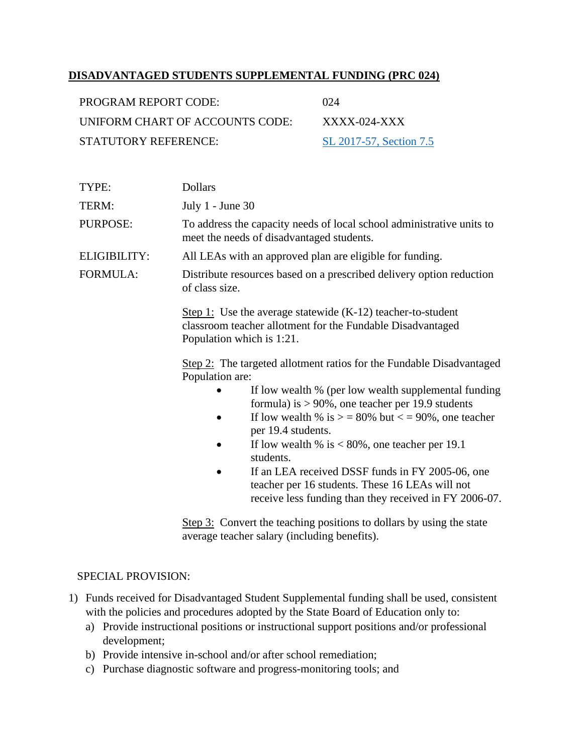## DISADVANTAGED STUDENTS SUPPLEMENTAL FUNDING (PRC 024)

| | |
|---|---|
| PROGRAM REPORT CODE: | 024 |
| UNIFORM CHART OF ACCOUNTS CODE: | XXXX-024-XXX |
| STATUTORY REFERENCE: | [SL 2017-57, Section 7.5]() |

TYPE: Dollars

TERM: July 1 - June 30

PURPOSE: To address the capacity needs of local school administrative units to meet the needs of disadvantaged students.

ELIGIBILITY: All LEAs with an approved plan are eligible for funding.

FORMULA: Distribute resources based on a prescribed delivery option reduction of class size.

Step 1: Use the average statewide (K-12) teacher-to-student classroom teacher allotment for the Fundable Disadvantaged Population which is 1:21.

Step 2: The targeted allotment ratios for the Fundable Disadvantaged Population are:

- If low wealth % (per low wealth supplemental funding formula) is > 90%, one teacher per 19.9 students
- If low wealth % is > = 80% but < = 90%, one teacher per 19.4 students.
- If low wealth % is < 80%, one teacher per 19.1 students.
- If an LEA received DSSF funds in FY 2005-06, one teacher per 16 students. These 16 LEAs will not receive less funding than they received in FY 2006-07.

Step 3: Convert the teaching positions to dollars by using the state average teacher salary (including benefits).

SPECIAL PROVISION:

1) Funds received for Disadvantaged Student Supplemental funding shall be used, consistent with the policies and procedures adopted by the State Board of Education only to:
   a) Provide instructional positions or instructional support positions and/or professional development;
   b) Provide intensive in-school and/or after school remediation;
   c) Purchase diagnostic software and progress-monitoring tools; and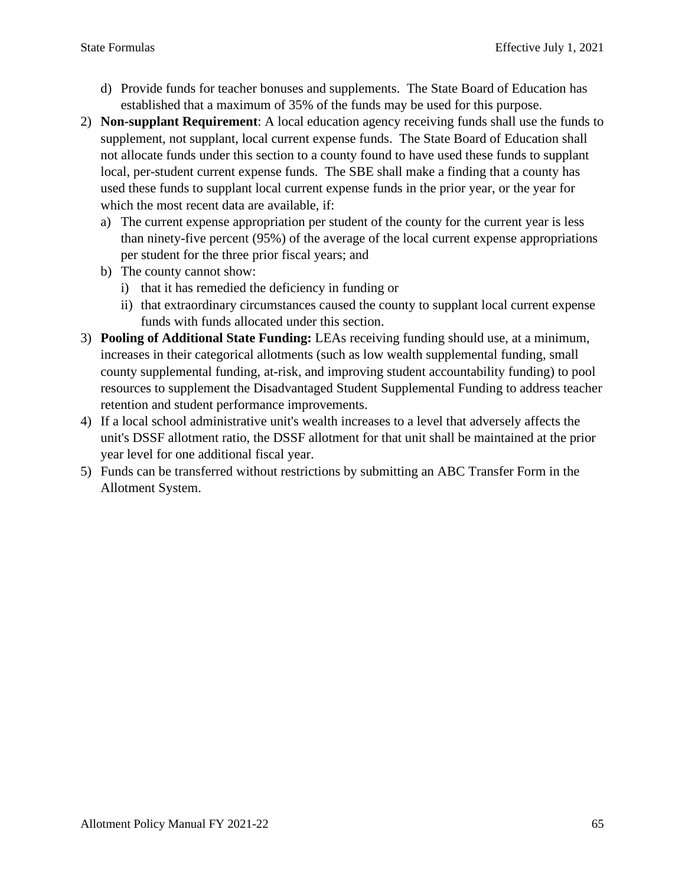d) Provide funds for teacher bonuses and supplements. The State Board of Education has established that a maximum of 35% of the funds may be used for this purpose.

2) **Non-supplant Requirement**: A local education agency receiving funds shall use the funds to supplement, not supplant, local current expense funds. The State Board of Education shall not allocate funds under this section to a county found to have used these funds to supplant local, per-student current expense funds. The SBE shall make a finding that a county has used these funds to supplant local current expense funds in the prior year, or the year for which the most recent data are available, if:
   a) The current expense appropriation per student of the county for the current year is less than ninety-five percent (95%) of the average of the local current expense appropriations per student for the three prior fiscal years; and
   b) The county cannot show:
      i) that it has remedied the deficiency in funding or
      ii) that extraordinary circumstances caused the county to supplant local current expense funds with funds allocated under this section.

3) **Pooling of Additional State Funding:** LEAs receiving funding should use, at a minimum, increases in their categorical allotments (such as low wealth supplemental funding, small county supplemental funding, at-risk, and improving student accountability funding) to pool resources to supplement the Disadvantaged Student Supplemental Funding to address teacher retention and student performance improvements.

4) If a local school administrative unit's wealth increases to a level that adversely affects the unit's DSSF allotment ratio, the DSSF allotment for that unit shall be maintained at the prior year level for one additional fiscal year.

5) Funds can be transferred without restrictions by submitting an ABC Transfer Form in the Allotment System.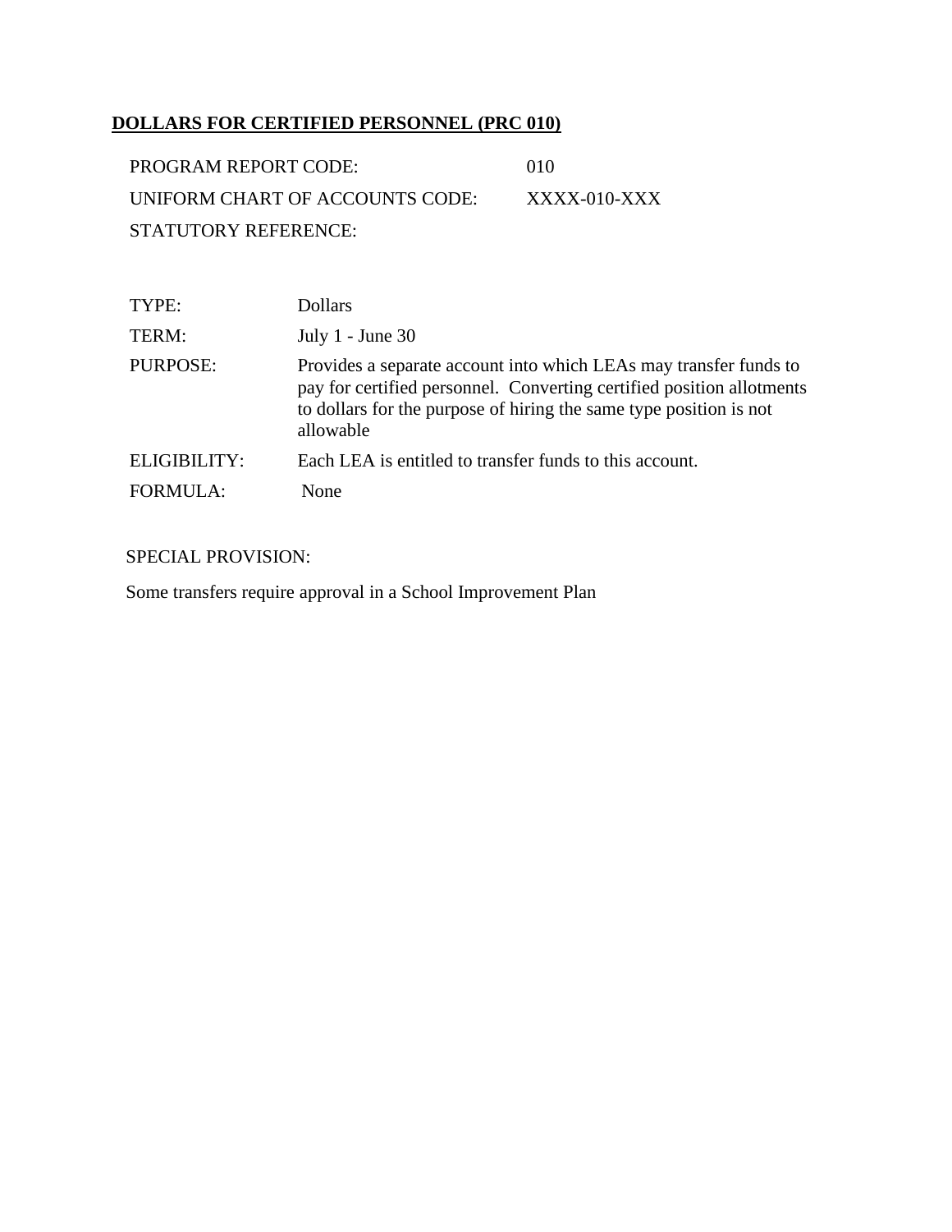## DOLLARS FOR CERTIFIED PERSONNEL (PRC 010)

| | |
|---|---|
| PROGRAM REPORT CODE: | 010 |
| UNIFORM CHART OF ACCOUNTS CODE: | XXXX-010-XXX |
| STATUTORY REFERENCE: | |

| | |
|---|---|
| TYPE: | Dollars |
| TERM: | July 1 - June 30 |
| PURPOSE: | Provides a separate account into which LEAs may transfer funds to pay for certified personnel. Converting certified position allotments to dollars for the purpose of hiring the same type position is not allowable |
| ELIGIBILITY: | Each LEA is entitled to transfer funds to this account. |
| FORMULA: | None |

SPECIAL PROVISION:

Some transfers require approval in a School Improvement Plan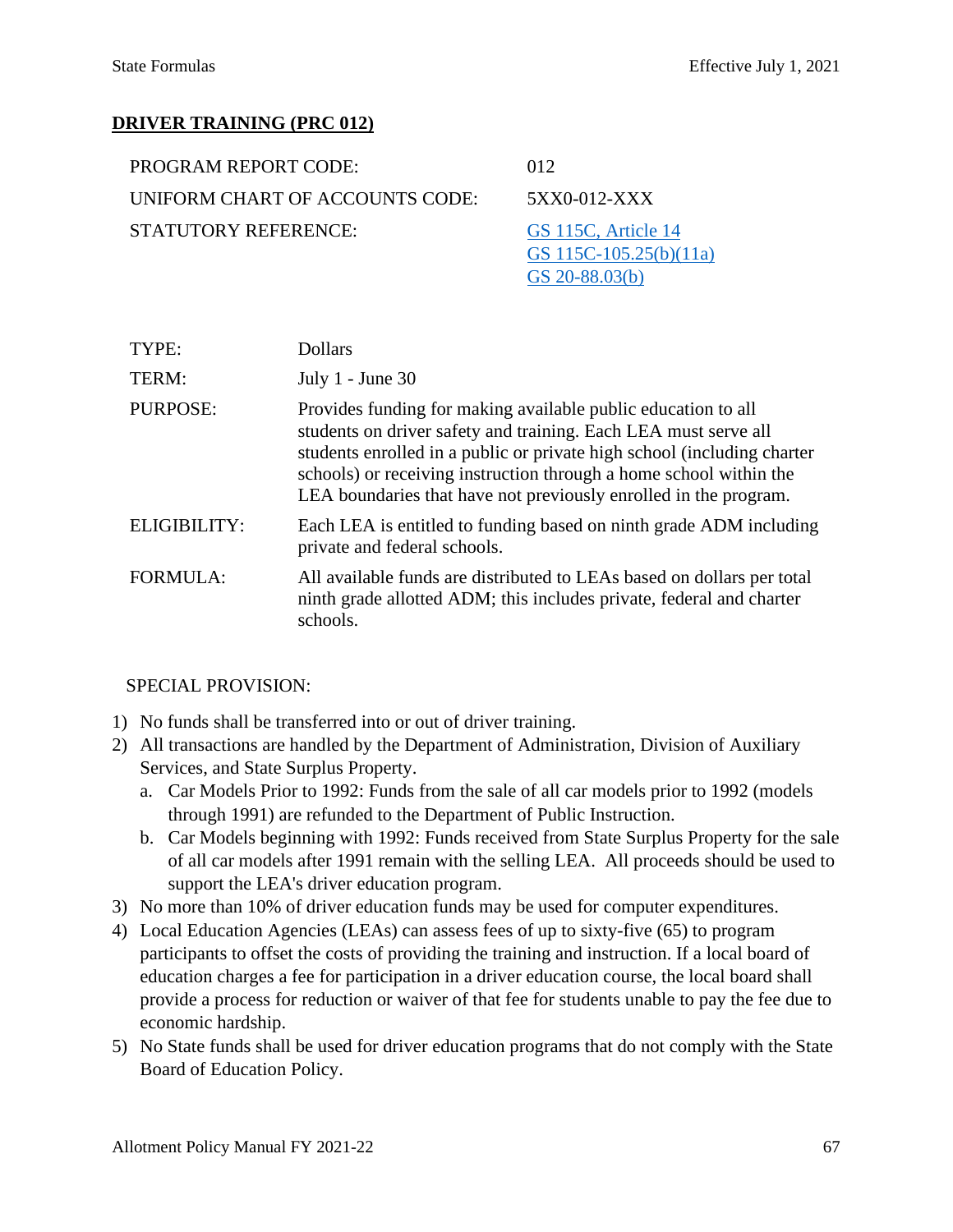## DRIVER TRAINING (PRC 012)

| | |
|---|---|
| PROGRAM REPORT CODE: | 012 |
| UNIFORM CHART OF ACCOUNTS CODE: | 5XX0-012-XXX |
| STATUTORY REFERENCE: | GS 115C, Article 14<br>GS 115C-105.25(b)(11a)<br>GS 20-88.03(b) |

| | |
|---|---|
| TYPE: | Dollars |
| TERM: | July 1 - June 30 |
| PURPOSE: | Provides funding for making available public education to all students on driver safety and training. Each LEA must serve all students enrolled in a public or private high school (including charter schools) or receiving instruction through a home school within the LEA boundaries that have not previously enrolled in the program. |
| ELIGIBILITY: | Each LEA is entitled to funding based on ninth grade ADM including private and federal schools. |
| FORMULA: | All available funds are distributed to LEAs based on dollars per total ninth grade allotted ADM; this includes private, federal and charter schools. |

SPECIAL PROVISION:

1) No funds shall be transferred into or out of driver training.
2) All transactions are handled by the Department of Administration, Division of Auxiliary Services, and State Surplus Property.
   a. Car Models Prior to 1992: Funds from the sale of all car models prior to 1992 (models through 1991) are refunded to the Department of Public Instruction.
   b. Car Models beginning with 1992: Funds received from State Surplus Property for the sale of all car models after 1991 remain with the selling LEA. All proceeds should be used to support the LEA's driver education program.
3) No more than 10% of driver education funds may be used for computer expenditures.
4) Local Education Agencies (LEAs) can assess fees of up to sixty-five (65) to program participants to offset the costs of providing the training and instruction. If a local board of education charges a fee for participation in a driver education course, the local board shall provide a process for reduction or waiver of that fee for students unable to pay the fee due to economic hardship.
5) No State funds shall be used for driver education programs that do not comply with the State Board of Education Policy.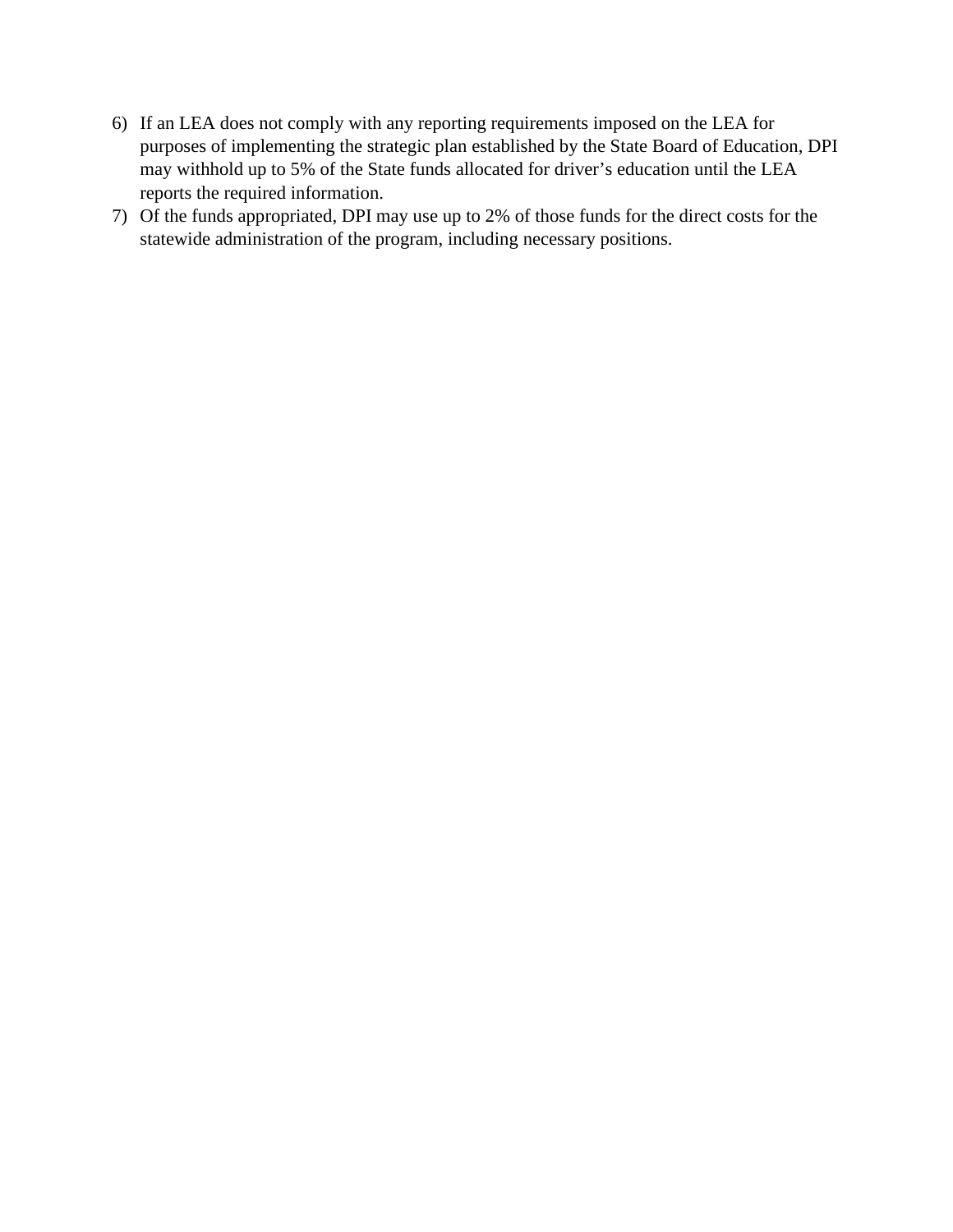6) If an LEA does not comply with any reporting requirements imposed on the LEA for purposes of implementing the strategic plan established by the State Board of Education, DPI may withhold up to 5% of the State funds allocated for driver's education until the LEA reports the required information.
7) Of the funds appropriated, DPI may use up to 2% of those funds for the direct costs for the statewide administration of the program, including necessary positions.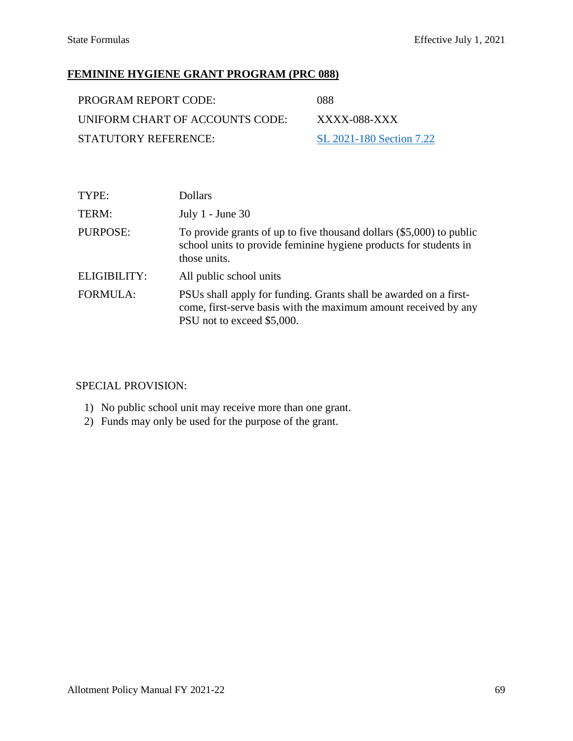## FEMININE HYGIENE GRANT PROGRAM (PRC 088)

| | |
|---|---|
| PROGRAM REPORT CODE: | 088 |
| UNIFORM CHART OF ACCOUNTS CODE: | XXXX-088-XXX |
| STATUTORY REFERENCE: | SL 2021-180 Section 7.22 |

| | |
|---|---|
| TYPE: | Dollars |
| TERM: | July 1 - June 30 |
| PURPOSE: | To provide grants of up to five thousand dollars ($5,000) to public school units to provide feminine hygiene products for students in those units. |
| ELIGIBILITY: | All public school units |
| FORMULA: | PSUs shall apply for funding. Grants shall be awarded on a first-come, first-serve basis with the maximum amount received by any PSU not to exceed $5,000. |

SPECIAL PROVISION:

1) No public school unit may receive more than one grant.
2) Funds may only be used for the purpose of the grant.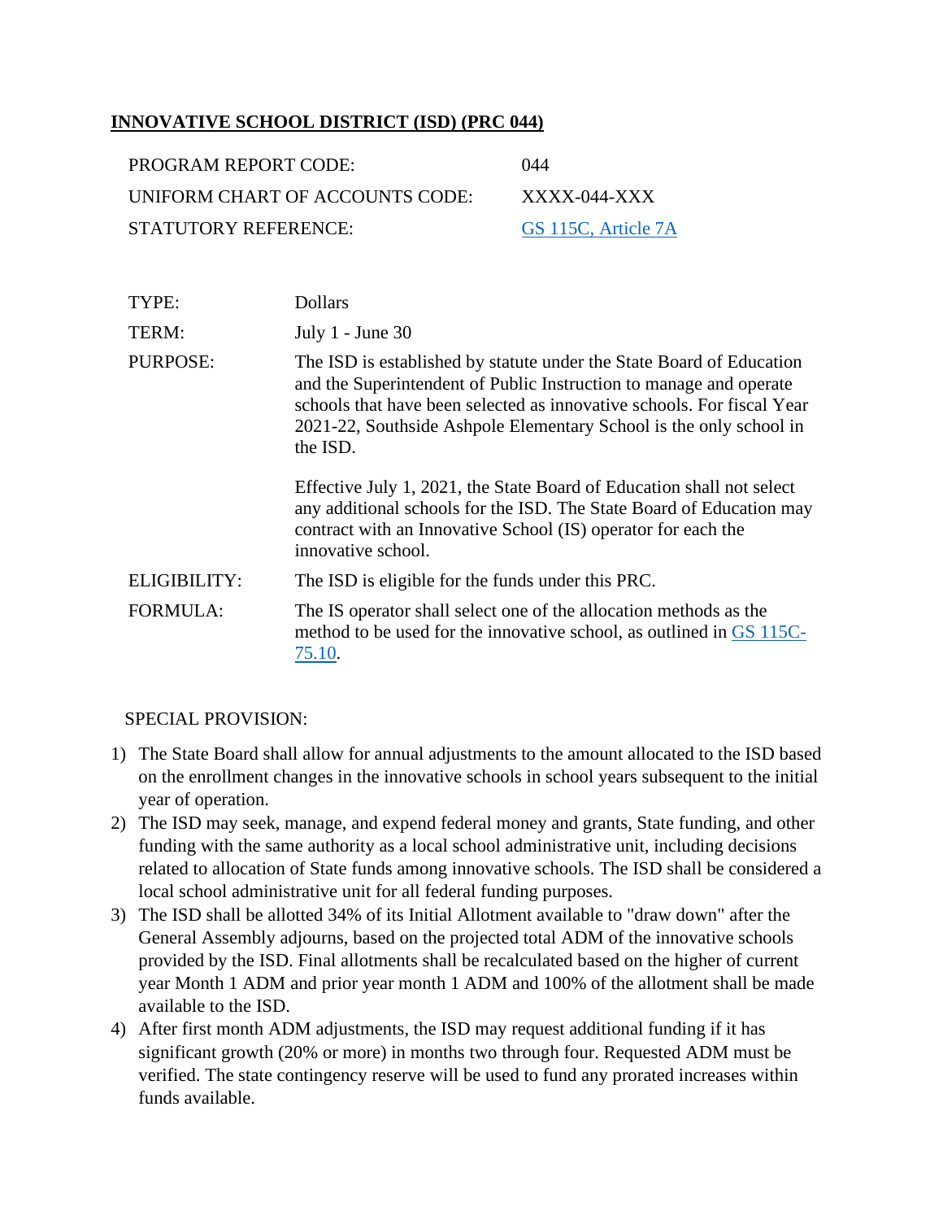## **INNOVATIVE SCHOOL DISTRICT (ISD) (PRC 044)**

| | |
|---|---|
| PROGRAM REPORT CODE: | 044 |
| UNIFORM CHART OF ACCOUNTS CODE: | XXXX-044-XXX |
| STATUTORY REFERENCE: | GS 115C, Article 7A |

| | |
|---|---|
| TYPE: | Dollars |
| TERM: | July 1 - June 30 |
| PURPOSE: | The ISD is established by statute under the State Board of Education and the Superintendent of Public Instruction to manage and operate schools that have been selected as innovative schools. For fiscal Year 2021-22, Southside Ashpole Elementary School is the only school in the ISD.<br><br>Effective July 1, 2021, the State Board of Education shall not select any additional schools for the ISD. The State Board of Education may contract with an Innovative School (IS) operator for each the innovative school. |
| ELIGIBILITY: | The ISD is eligible for the funds under this PRC. |
| FORMULA: | The IS operator shall select one of the allocation methods as the method to be used for the innovative school, as outlined in GS 115C-75.10. |

SPECIAL PROVISION:

1) The State Board shall allow for annual adjustments to the amount allocated to the ISD based on the enrollment changes in the innovative schools in school years subsequent to the initial year of operation.
2) The ISD may seek, manage, and expend federal money and grants, State funding, and other funding with the same authority as a local school administrative unit, including decisions related to allocation of State funds among innovative schools. The ISD shall be considered a local school administrative unit for all federal funding purposes.
3) The ISD shall be allotted 34% of its Initial Allotment available to "draw down" after the General Assembly adjourns, based on the projected total ADM of the innovative schools provided by the ISD. Final allotments shall be recalculated based on the higher of current year Month 1 ADM and prior year month 1 ADM and 100% of the allotment shall be made available to the ISD.
4) After first month ADM adjustments, the ISD may request additional funding if it has significant growth (20% or more) in months two through four. Requested ADM must be verified. The state contingency reserve will be used to fund any prorated increases within funds available.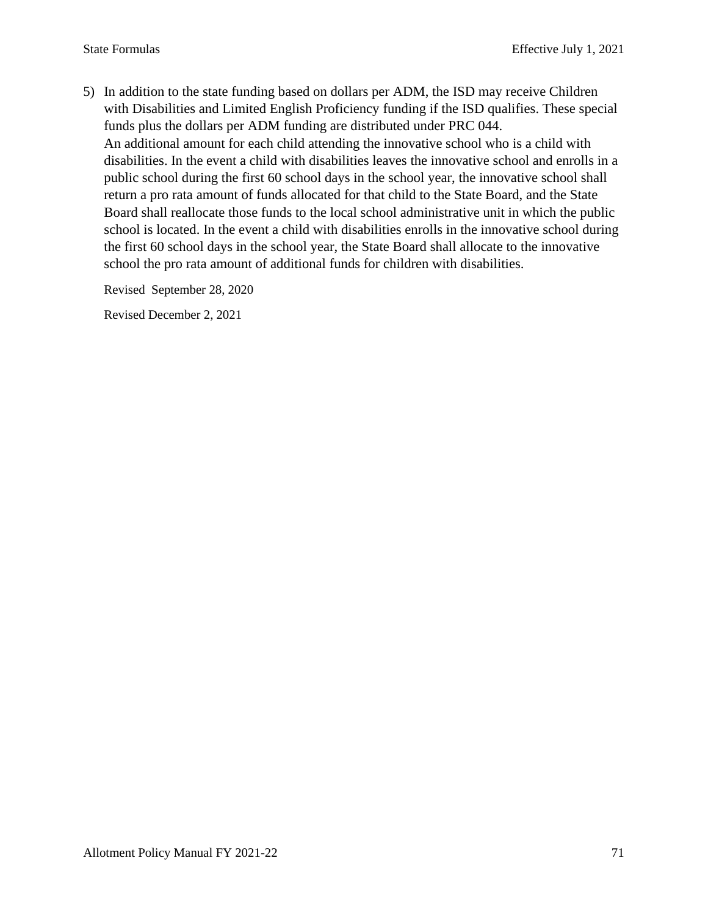5) In addition to the state funding based on dollars per ADM, the ISD may receive Children with Disabilities and Limited English Proficiency funding if the ISD qualifies. These special funds plus the dollars per ADM funding are distributed under PRC 044.
   An additional amount for each child attending the innovative school who is a child with disabilities. In the event a child with disabilities leaves the innovative school and enrolls in a public school during the first 60 school days in the school year, the innovative school shall return a pro rata amount of funds allocated for that child to the State Board, and the State Board shall reallocate those funds to the local school administrative unit in which the public school is located. In the event a child with disabilities enrolls in the innovative school during the first 60 school days in the school year, the State Board shall allocate to the innovative school the pro rata amount of additional funds for children with disabilities.

Revised September 28, 2020

Revised December 2, 2021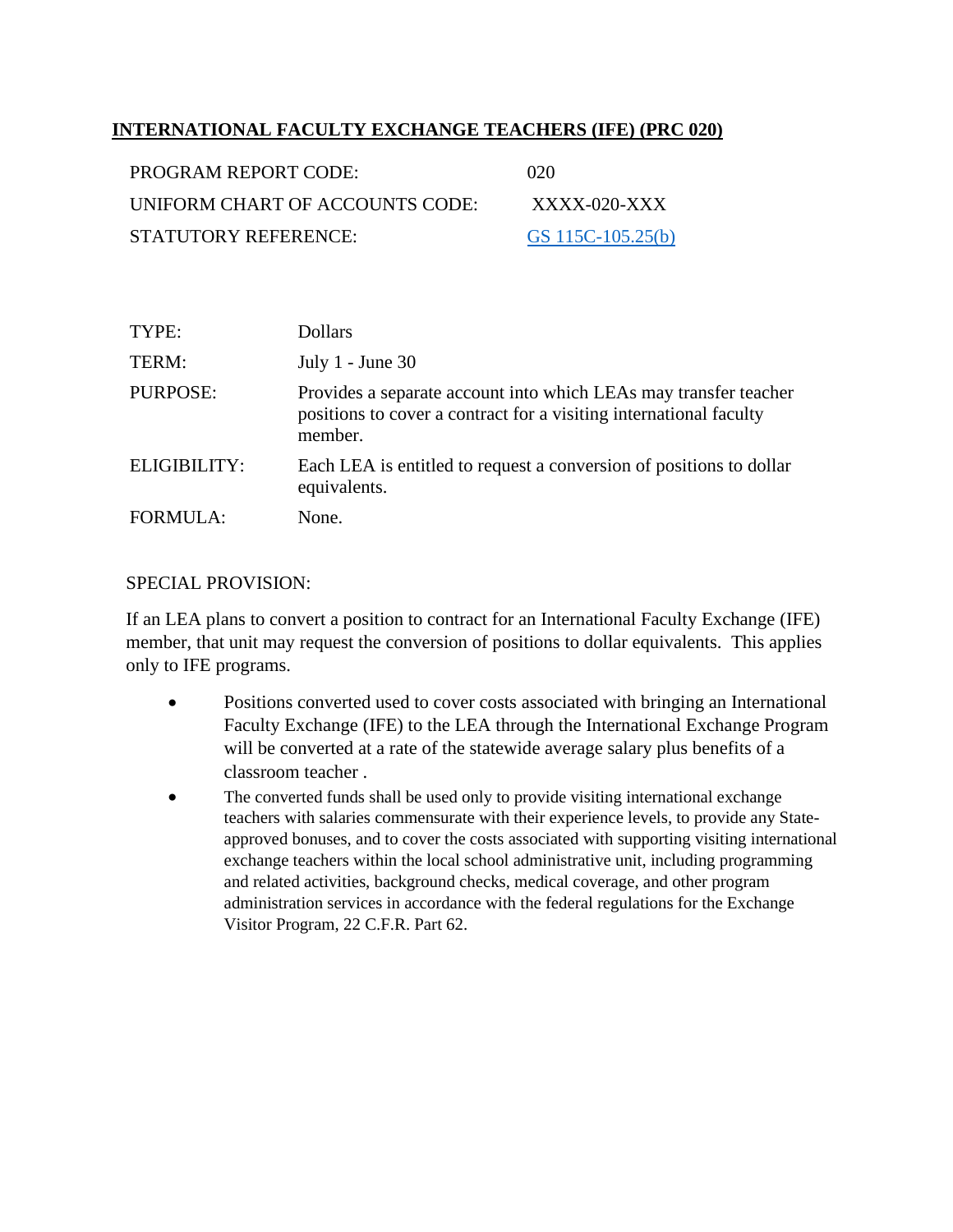## INTERNATIONAL FACULTY EXCHANGE TEACHERS (IFE) (PRC 020)

| | |
|---|---|
| PROGRAM REPORT CODE: | 020 |
| UNIFORM CHART OF ACCOUNTS CODE: | XXXX-020-XXX |
| STATUTORY REFERENCE: | GS 115C-105.25(b) |

| | |
|---|---|
| TYPE: | Dollars |
| TERM: | July 1 - June 30 |
| PURPOSE: | Provides a separate account into which LEAs may transfer teacher positions to cover a contract for a visiting international faculty member. |
| ELIGIBILITY: | Each LEA is entitled to request a conversion of positions to dollar equivalents. |
| FORMULA: | None. |

SPECIAL PROVISION:

If an LEA plans to convert a position to contract for an International Faculty Exchange (IFE) member, that unit may request the conversion of positions to dollar equivalents. This applies only to IFE programs.

- Positions converted used to cover costs associated with bringing an International Faculty Exchange (IFE) to the LEA through the International Exchange Program will be converted at a rate of the statewide average salary plus benefits of a classroom teacher .
- The converted funds shall be used only to provide visiting international exchange teachers with salaries commensurate with their experience levels, to provide any State-approved bonuses, and to cover the costs associated with supporting visiting international exchange teachers within the local school administrative unit, including programming and related activities, background checks, medical coverage, and other program administration services in accordance with the federal regulations for the Exchange Visitor Program, 22 C.F.R. Part 62.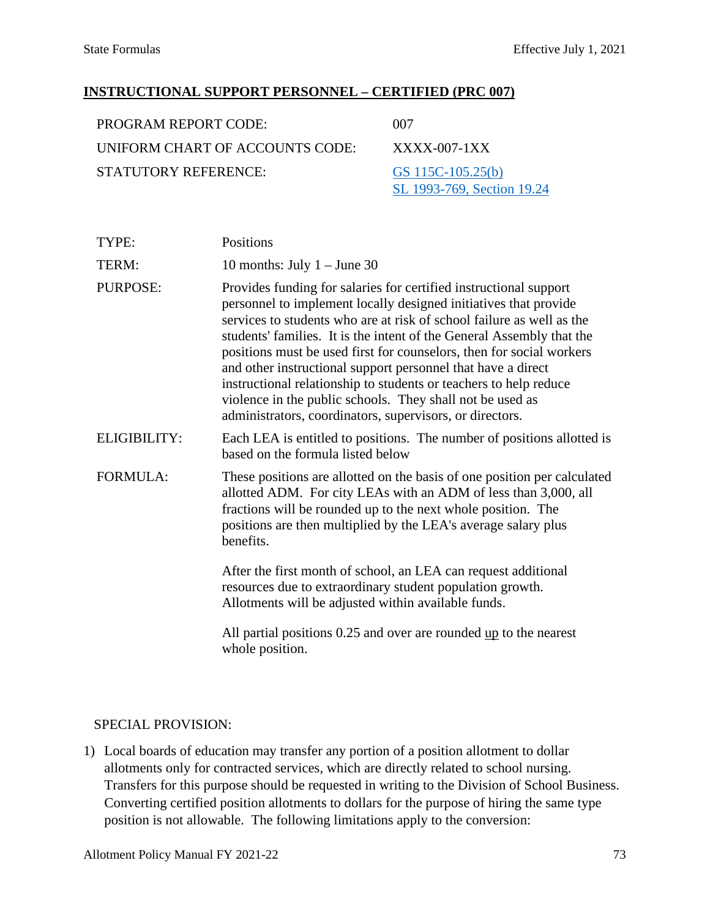## INSTRUCTIONAL SUPPORT PERSONNEL – CERTIFIED (PRC 007)

| | |
|---|---|
| PROGRAM REPORT CODE: | 007 |
| UNIFORM CHART OF ACCOUNTS CODE: | XXXX-007-1XX |
| STATUTORY REFERENCE: | GS 115C-105.25(b)<br>SL 1993-769, Section 19.24 |

| | |
|---|---|
| TYPE: | Positions |
| TERM: | 10 months: July 1 – June 30 |
| PURPOSE: | Provides funding for salaries for certified instructional support personnel to implement locally designed initiatives that provide services to students who are at risk of school failure as well as the students' families. It is the intent of the General Assembly that the positions must be used first for counselors, then for social workers and other instructional support personnel that have a direct instructional relationship to students or teachers to help reduce violence in the public schools. They shall not be used as administrators, coordinators, supervisors, or directors. |
| ELIGIBILITY: | Each LEA is entitled to positions. The number of positions allotted is based on the formula listed below |
| FORMULA: | These positions are allotted on the basis of one position per calculated allotted ADM. For city LEAs with an ADM of less than 3,000, all fractions will be rounded up to the next whole position. The positions are then multiplied by the LEA's average salary plus benefits.<br><br>After the first month of school, an LEA can request additional resources due to extraordinary student population growth. Allotments will be adjusted within available funds.<br><br>All partial positions 0.25 and over are rounded <u>up</u> to the nearest whole position. |

SPECIAL PROVISION:

1) Local boards of education may transfer any portion of a position allotment to dollar allotments only for contracted services, which are directly related to school nursing. Transfers for this purpose should be requested in writing to the Division of School Business. Converting certified position allotments to dollars for the purpose of hiring the same type position is not allowable. The following limitations apply to the conversion: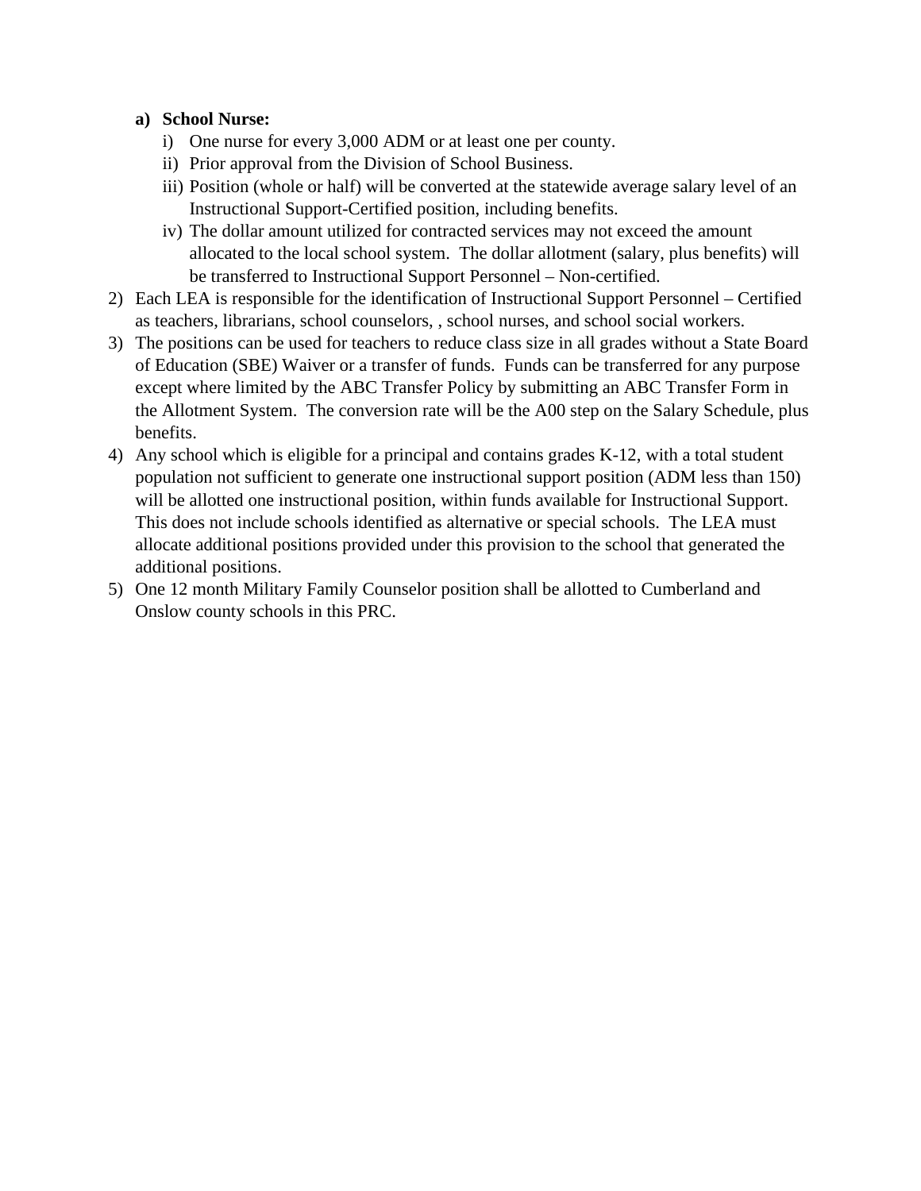a) **School Nurse:**
   i) One nurse for every 3,000 ADM or at least one per county.
   ii) Prior approval from the Division of School Business.
   iii) Position (whole or half) will be converted at the statewide average salary level of an Instructional Support-Certified position, including benefits.
   iv) The dollar amount utilized for contracted services may not exceed the amount allocated to the local school system. The dollar allotment (salary, plus benefits) will be transferred to Instructional Support Personnel – Non-certified.

2) Each LEA is responsible for the identification of Instructional Support Personnel – Certified as teachers, librarians, school counselors, , school nurses, and school social workers.
3) The positions can be used for teachers to reduce class size in all grades without a State Board of Education (SBE) Waiver or a transfer of funds. Funds can be transferred for any purpose except where limited by the ABC Transfer Policy by submitting an ABC Transfer Form in the Allotment System. The conversion rate will be the A00 step on the Salary Schedule, plus benefits.
4) Any school which is eligible for a principal and contains grades K-12, with a total student population not sufficient to generate one instructional support position (ADM less than 150) will be allotted one instructional position, within funds available for Instructional Support. This does not include schools identified as alternative or special schools. The LEA must allocate additional positions provided under this provision to the school that generated the additional positions.
5) One 12 month Military Family Counselor position shall be allotted to Cumberland and Onslow county schools in this PRC.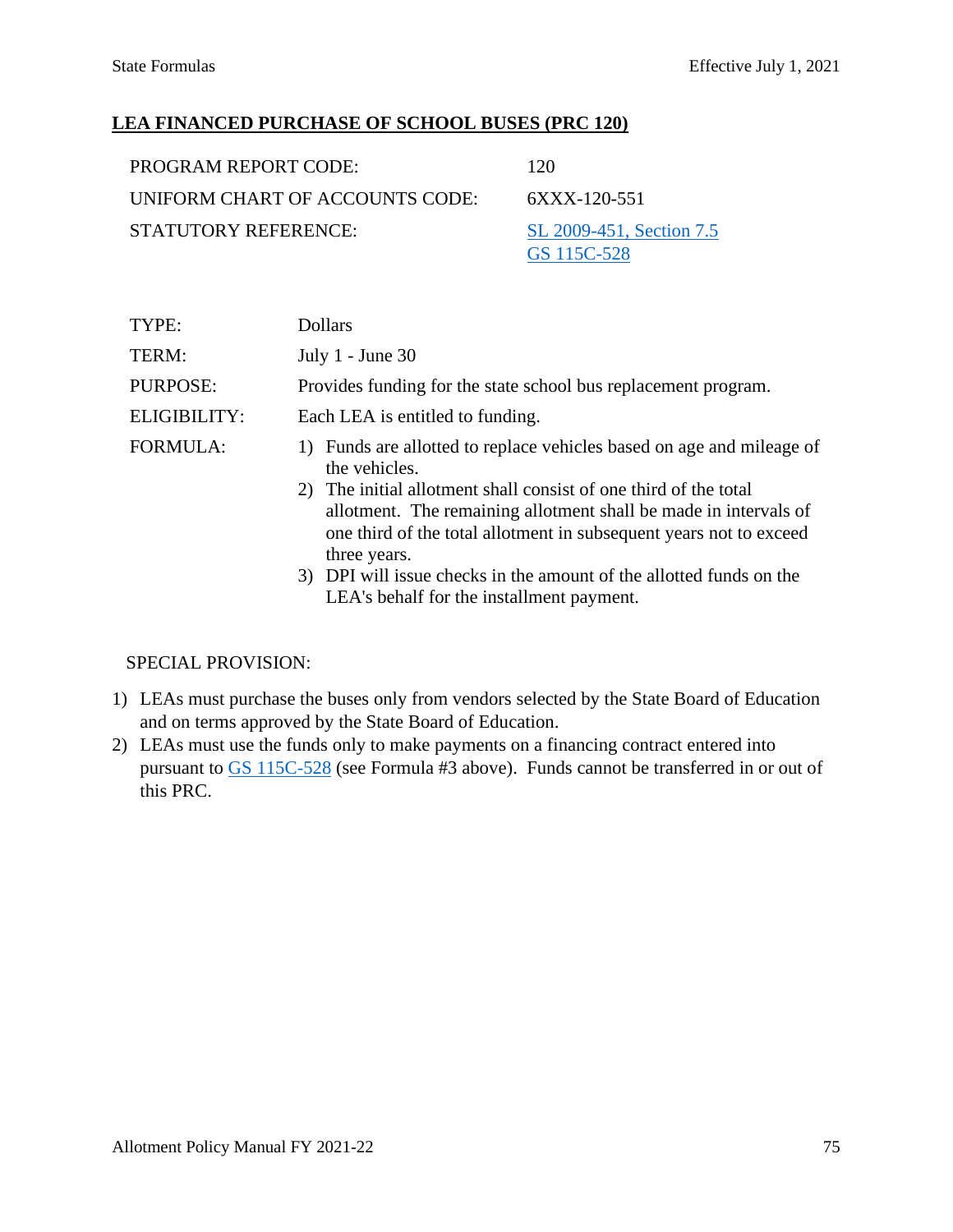## LEA FINANCED PURCHASE OF SCHOOL BUSES (PRC 120)

| | |
|---|---|
| PROGRAM REPORT CODE: | 120 |
| UNIFORM CHART OF ACCOUNTS CODE: | 6XXX-120-551 |
| STATUTORY REFERENCE: | SL 2009-451, Section 7.5<br>GS 115C-528 |

| | |
|---|---|
| TYPE: | Dollars |
| TERM: | July 1 - June 30 |
| PURPOSE: | Provides funding for the state school bus replacement program. |
| ELIGIBILITY: | Each LEA is entitled to funding. |
| FORMULA: | 1) Funds are allotted to replace vehicles based on age and mileage of the vehicles.<br>2) The initial allotment shall consist of one third of the total allotment. The remaining allotment shall be made in intervals of one third of the total allotment in subsequent years not to exceed three years.<br>3) DPI will issue checks in the amount of the allotted funds on the LEA's behalf for the installment payment. |

SPECIAL PROVISION:

1) LEAs must purchase the buses only from vendors selected by the State Board of Education and on terms approved by the State Board of Education.
2) LEAs must use the funds only to make payments on a financing contract entered into pursuant to GS 115C-528 (see Formula #3 above). Funds cannot be transferred in or out of this PRC.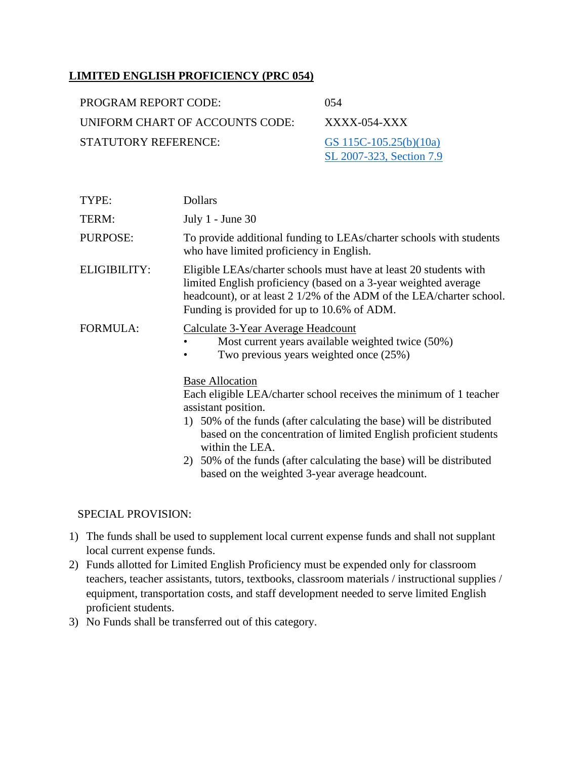## LIMITED ENGLISH PROFICIENCY (PRC 054)

| | |
|---|---|
| PROGRAM REPORT CODE: | 054 |
| UNIFORM CHART OF ACCOUNTS CODE: | XXXX-054-XXX |
| STATUTORY REFERENCE: | GS 115C-105.25(b)(10a)<br>SL 2007-323, Section 7.9 |

**TYPE:** Dollars

**TERM:** July 1 - June 30

**PURPOSE:** To provide additional funding to LEAs/charter schools with students who have limited proficiency in English.

**ELIGIBILITY:** Eligible LEAs/charter schools must have at least 20 students with limited English proficiency (based on a 3-year weighted average headcount), or at least 2 1/2% of the ADM of the LEA/charter school. Funding is provided for up to 10.6% of ADM.

**FORMULA:**

Calculate 3-Year Average Headcount

- Most current years available weighted twice (50%)
- Two previous years weighted once (25%)

Base Allocation

Each eligible LEA/charter school receives the minimum of 1 teacher assistant position.

1) 50% of the funds (after calculating the base) will be distributed based on the concentration of limited English proficient students within the LEA.
2) 50% of the funds (after calculating the base) will be distributed based on the weighted 3-year average headcount.

SPECIAL PROVISION:

1) The funds shall be used to supplement local current expense funds and shall not supplant local current expense funds.
2) Funds allotted for Limited English Proficiency must be expended only for classroom teachers, teacher assistants, tutors, textbooks, classroom materials / instructional supplies / equipment, transportation costs, and staff development needed to serve limited English proficient students.
3) No Funds shall be transferred out of this category.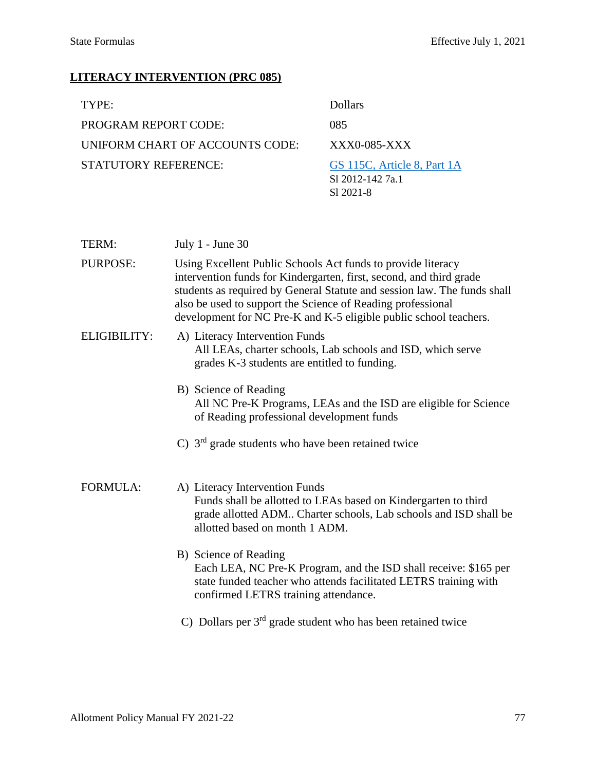## LITERACY INTERVENTION (PRC 085)

| | |
|---|---|
| TYPE: | Dollars |
| PROGRAM REPORT CODE: | 085 |
| UNIFORM CHART OF ACCOUNTS CODE: | XXX0-085-XXX |
| STATUTORY REFERENCE: | GS 115C, Article 8, Part 1A<br>Sl 2012-142 7a.1<br>Sl 2021-8 |

**TERM:** July 1 - June 30

**PURPOSE:** Using Excellent Public Schools Act funds to provide literacy intervention funds for Kindergarten, first, second, and third grade students as required by General Statute and session law. The funds shall also be used to support the Science of Reading professional development for NC Pre-K and K-5 eligible public school teachers.

**ELIGIBILITY:**

A) Literacy Intervention Funds
All LEAs, charter schools, Lab schools and ISD, which serve grades K-3 students are entitled to funding.

B) Science of Reading
All NC Pre-K Programs, LEAs and the ISD are eligible for Science of Reading professional development funds

C) 3rd grade students who have been retained twice

**FORMULA:**

A) Literacy Intervention Funds
Funds shall be allotted to LEAs based on Kindergarten to third grade allotted ADM.. Charter schools, Lab schools and ISD shall be allotted based on month 1 ADM.

B) Science of Reading
Each LEA, NC Pre-K Program, and the ISD shall receive: $165 per state funded teacher who attends facilitated LETRS training with confirmed LETRS training attendance.

C) Dollars per 3rd grade student who has been retained twice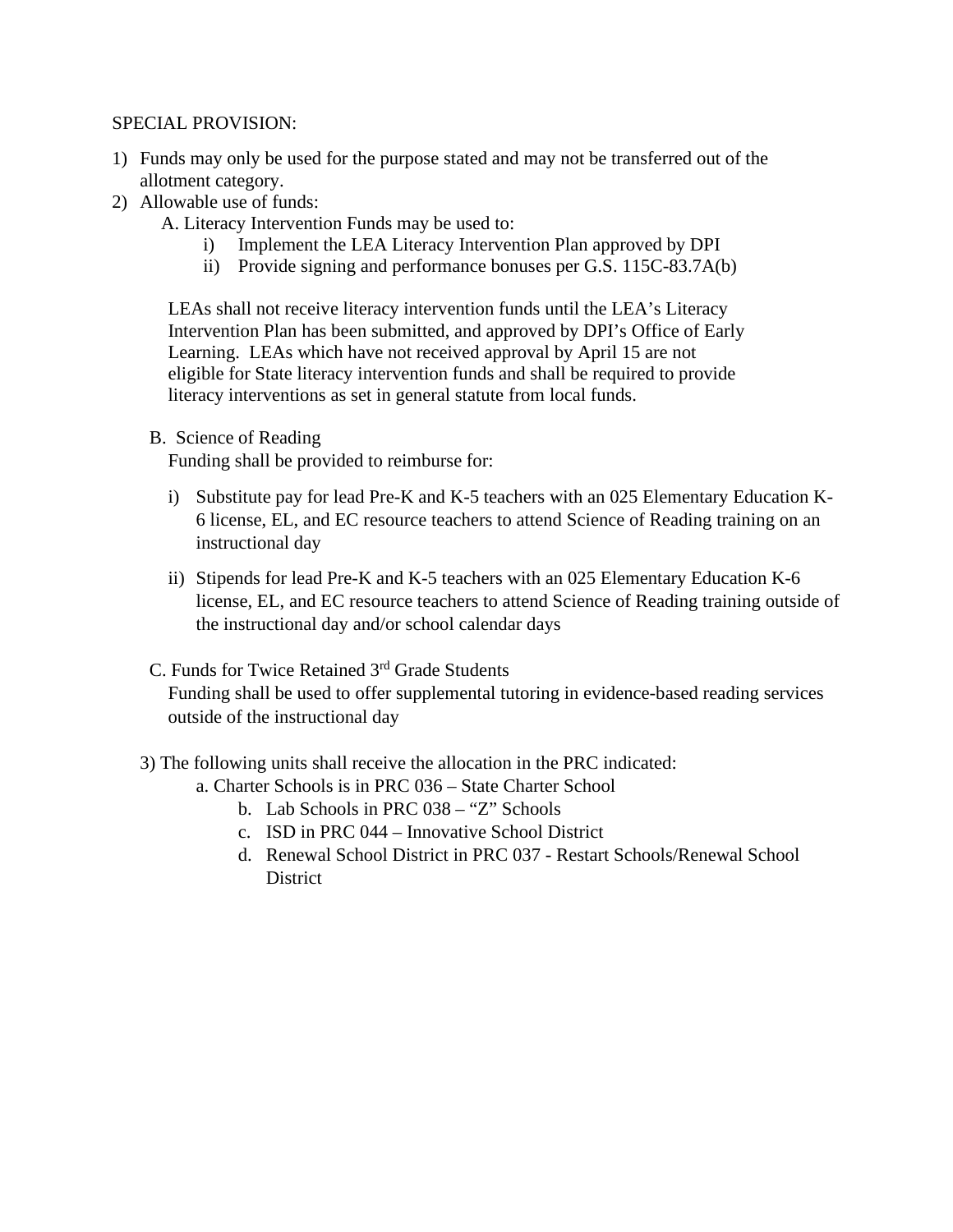SPECIAL PROVISION:

1) Funds may only be used for the purpose stated and may not be transferred out of the allotment category.
2) Allowable use of funds:
   A. Literacy Intervention Funds may be used to:
      i) Implement the LEA Literacy Intervention Plan approved by DPI
      ii) Provide signing and performance bonuses per G.S. 115C-83.7A(b)

   LEAs shall not receive literacy intervention funds until the LEA's Literacy Intervention Plan has been submitted, and approved by DPI's Office of Early Learning. LEAs which have not received approval by April 15 are not eligible for State literacy intervention funds and shall be required to provide literacy interventions as set in general statute from local funds.

   B. Science of Reading
   Funding shall be provided to reimburse for:

      i) Substitute pay for lead Pre-K and K-5 teachers with an 025 Elementary Education K-6 license, EL, and EC resource teachers to attend Science of Reading training on an instructional day

      ii) Stipends for lead Pre-K and K-5 teachers with an 025 Elementary Education K-6 license, EL, and EC resource teachers to attend Science of Reading training outside of the instructional day and/or school calendar days

   C. Funds for Twice Retained 3rd Grade Students
   Funding shall be used to offer supplemental tutoring in evidence-based reading services outside of the instructional day

3) The following units shall receive the allocation in the PRC indicated:
   a. Charter Schools is in PRC 036 – State Charter School
   b. Lab Schools in PRC 038 – "Z" Schools
   c. ISD in PRC 044 – Innovative School District
   d. Renewal School District in PRC 037 - Restart Schools/Renewal School District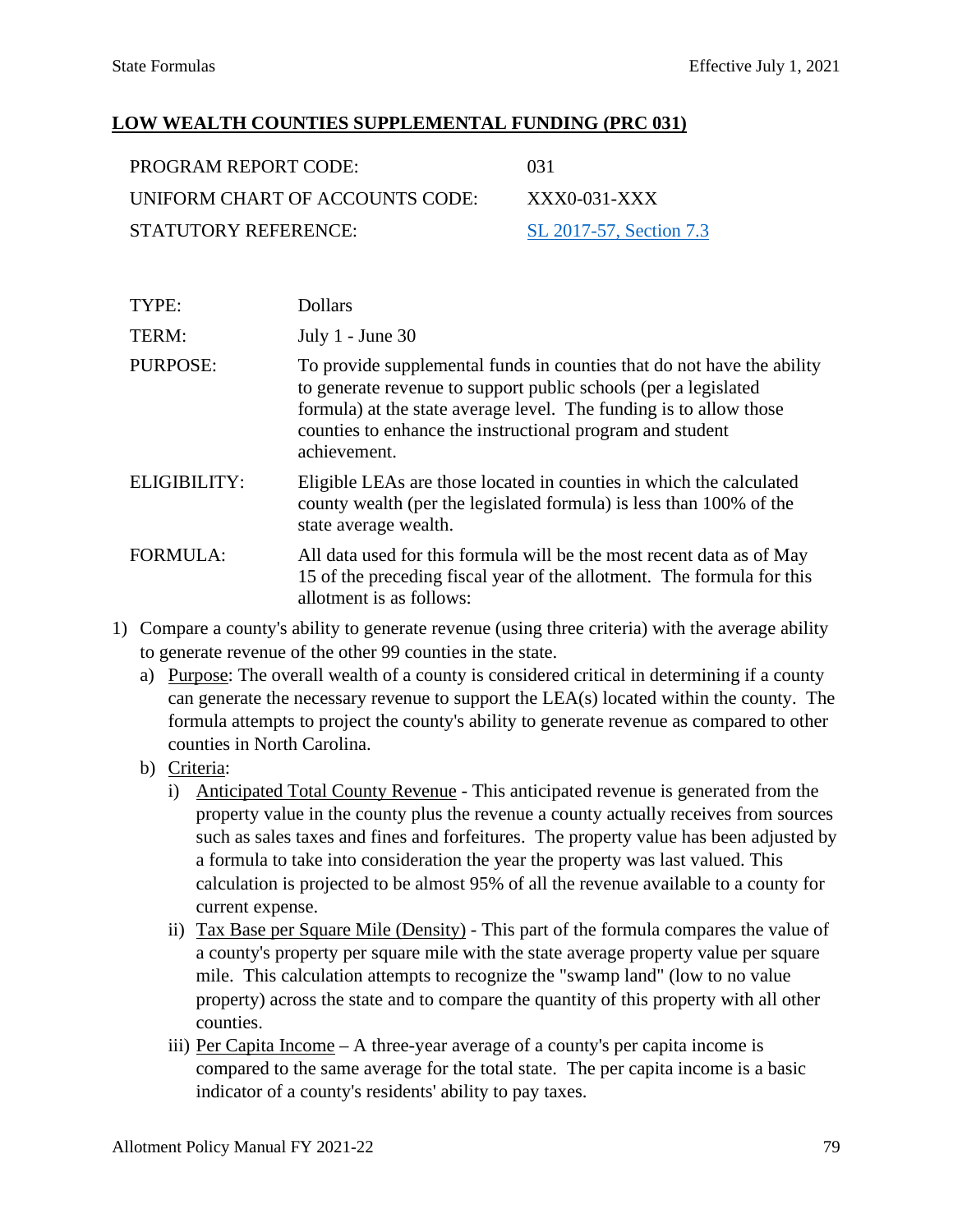## LOW WEALTH COUNTIES SUPPLEMENTAL FUNDING (PRC 031)

| | |
|---|---|
| PROGRAM REPORT CODE: | 031 |
| UNIFORM CHART OF ACCOUNTS CODE: | XXX0-031-XXX |
| STATUTORY REFERENCE: | SL 2017-57, Section 7.3 |

| | |
|---|---|
| TYPE: | Dollars |
| TERM: | July 1 - June 30 |
| PURPOSE: | To provide supplemental funds in counties that do not have the ability to generate revenue to support public schools (per a legislated formula) at the state average level. The funding is to allow those counties to enhance the instructional program and student achievement. |
| ELIGIBILITY: | Eligible LEAs are those located in counties in which the calculated county wealth (per the legislated formula) is less than 100% of the state average wealth. |
| FORMULA: | All data used for this formula will be the most recent data as of May 15 of the preceding fiscal year of the allotment. The formula for this allotment is as follows: |

1) Compare a county's ability to generate revenue (using three criteria) with the average ability to generate revenue of the other 99 counties in the state.
   a) Purpose: The overall wealth of a county is considered critical in determining if a county can generate the necessary revenue to support the LEA(s) located within the county. The formula attempts to project the county's ability to generate revenue as compared to other counties in North Carolina.
   b) Criteria:
      i) Anticipated Total County Revenue - This anticipated revenue is generated from the property value in the county plus the revenue a county actually receives from sources such as sales taxes and fines and forfeitures. The property value has been adjusted by a formula to take into consideration the year the property was last valued. This calculation is projected to be almost 95% of all the revenue available to a county for current expense.
      ii) Tax Base per Square Mile (Density) - This part of the formula compares the value of a county's property per square mile with the state average property value per square mile. This calculation attempts to recognize the "swamp land" (low to no value property) across the state and to compare the quantity of this property with all other counties.
      iii) Per Capita Income – A three-year average of a county's per capita income is compared to the same average for the total state. The per capita income is a basic indicator of a county's residents' ability to pay taxes.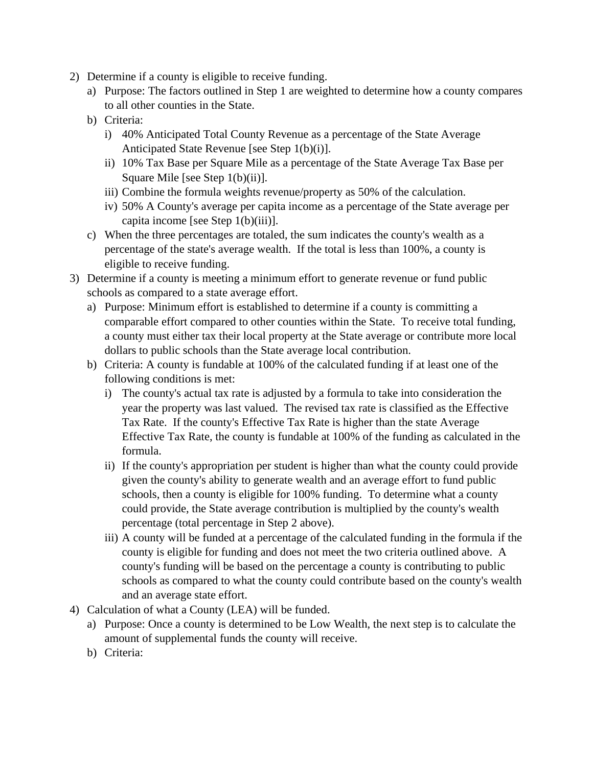2) Determine if a county is eligible to receive funding.
   a) Purpose: The factors outlined in Step 1 are weighted to determine how a county compares to all other counties in the State.
   b) Criteria:
      i) 40% Anticipated Total County Revenue as a percentage of the State Average Anticipated State Revenue [see Step 1(b)(i)].
      ii) 10% Tax Base per Square Mile as a percentage of the State Average Tax Base per Square Mile [see Step 1(b)(ii)].
      iii) Combine the formula weights revenue/property as 50% of the calculation.
      iv) 50% A County's average per capita income as a percentage of the State average per capita income [see Step 1(b)(iii)].
   c) When the three percentages are totaled, the sum indicates the county's wealth as a percentage of the state's average wealth. If the total is less than 100%, a county is eligible to receive funding.
3) Determine if a county is meeting a minimum effort to generate revenue or fund public schools as compared to a state average effort.
   a) Purpose: Minimum effort is established to determine if a county is committing a comparable effort compared to other counties within the State. To receive total funding, a county must either tax their local property at the State average or contribute more local dollars to public schools than the State average local contribution.
   b) Criteria: A county is fundable at 100% of the calculated funding if at least one of the following conditions is met:
      i) The county's actual tax rate is adjusted by a formula to take into consideration the year the property was last valued. The revised tax rate is classified as the Effective Tax Rate. If the county's Effective Tax Rate is higher than the state Average Effective Tax Rate, the county is fundable at 100% of the funding as calculated in the formula.
      ii) If the county's appropriation per student is higher than what the county could provide given the county's ability to generate wealth and an average effort to fund public schools, then a county is eligible for 100% funding. To determine what a county could provide, the State average contribution is multiplied by the county's wealth percentage (total percentage in Step 2 above).
      iii) A county will be funded at a percentage of the calculated funding in the formula if the county is eligible for funding and does not meet the two criteria outlined above. A county's funding will be based on the percentage a county is contributing to public schools as compared to what the county could contribute based on the county's wealth and an average state effort.
4) Calculation of what a County (LEA) will be funded.
   a) Purpose: Once a county is determined to be Low Wealth, the next step is to calculate the amount of supplemental funds the county will receive.
   b) Criteria: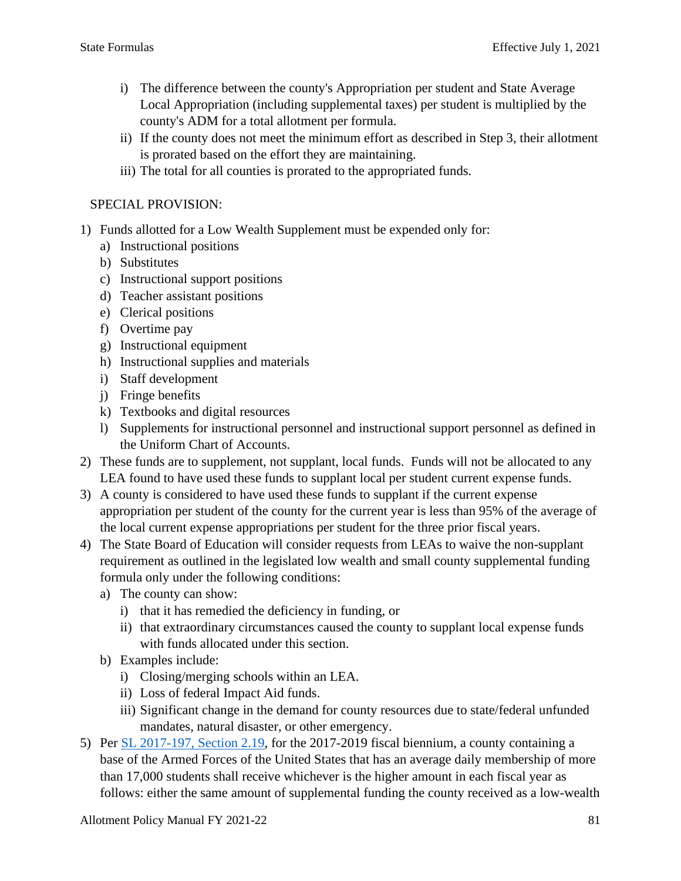i) The difference between the county's Appropriation per student and State Average Local Appropriation (including supplemental taxes) per student is multiplied by the county's ADM for a total allotment per formula.
ii) If the county does not meet the minimum effort as described in Step 3, their allotment is prorated based on the effort they are maintaining.
iii) The total for all counties is prorated to the appropriated funds.

SPECIAL PROVISION:

1) Funds allotted for a Low Wealth Supplement must be expended only for:
   a) Instructional positions
   b) Substitutes
   c) Instructional support positions
   d) Teacher assistant positions
   e) Clerical positions
   f) Overtime pay
   g) Instructional equipment
   h) Instructional supplies and materials
   i) Staff development
   j) Fringe benefits
   k) Textbooks and digital resources
   l) Supplements for instructional personnel and instructional support personnel as defined in the Uniform Chart of Accounts.
2) These funds are to supplement, not supplant, local funds. Funds will not be allocated to any LEA found to have used these funds to supplant local per student current expense funds.
3) A county is considered to have used these funds to supplant if the current expense appropriation per student of the county for the current year is less than 95% of the average of the local current expense appropriations per student for the three prior fiscal years.
4) The State Board of Education will consider requests from LEAs to waive the non-supplant requirement as outlined in the legislated low wealth and small county supplemental funding formula only under the following conditions:
   a) The county can show:
      i) that it has remedied the deficiency in funding, or
      ii) that extraordinary circumstances caused the county to supplant local expense funds with funds allocated under this section.
   b) Examples include:
      i) Closing/merging schools within an LEA.
      ii) Loss of federal Impact Aid funds.
      iii) Significant change in the demand for county resources due to state/federal unfunded mandates, natural disaster, or other emergency.
5) Per SL 2017-197, Section 2.19, for the 2017-2019 fiscal biennium, a county containing a base of the Armed Forces of the United States that has an average daily membership of more than 17,000 students shall receive whichever is the higher amount in each fiscal year as follows: either the same amount of supplemental funding the county received as a low-wealth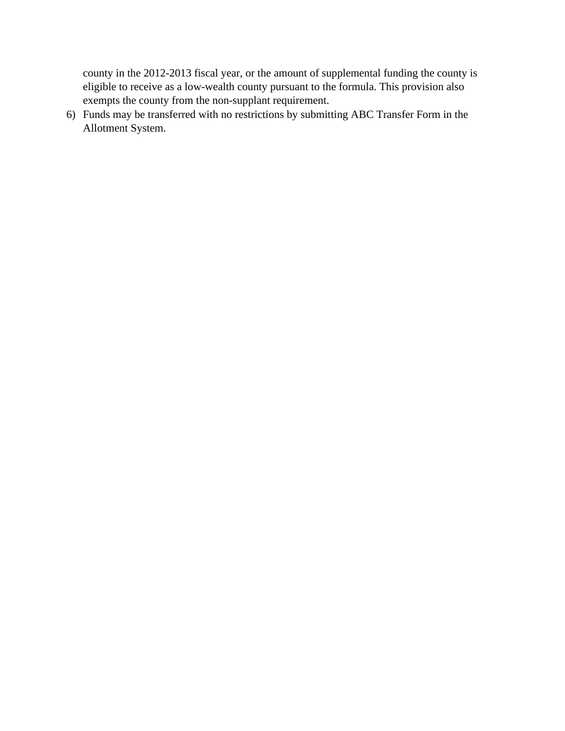county in the 2012-2013 fiscal year, or the amount of supplemental funding the county is eligible to receive as a low-wealth county pursuant to the formula. This provision also exempts the county from the non-supplant requirement.

6) Funds may be transferred with no restrictions by submitting ABC Transfer Form in the Allotment System.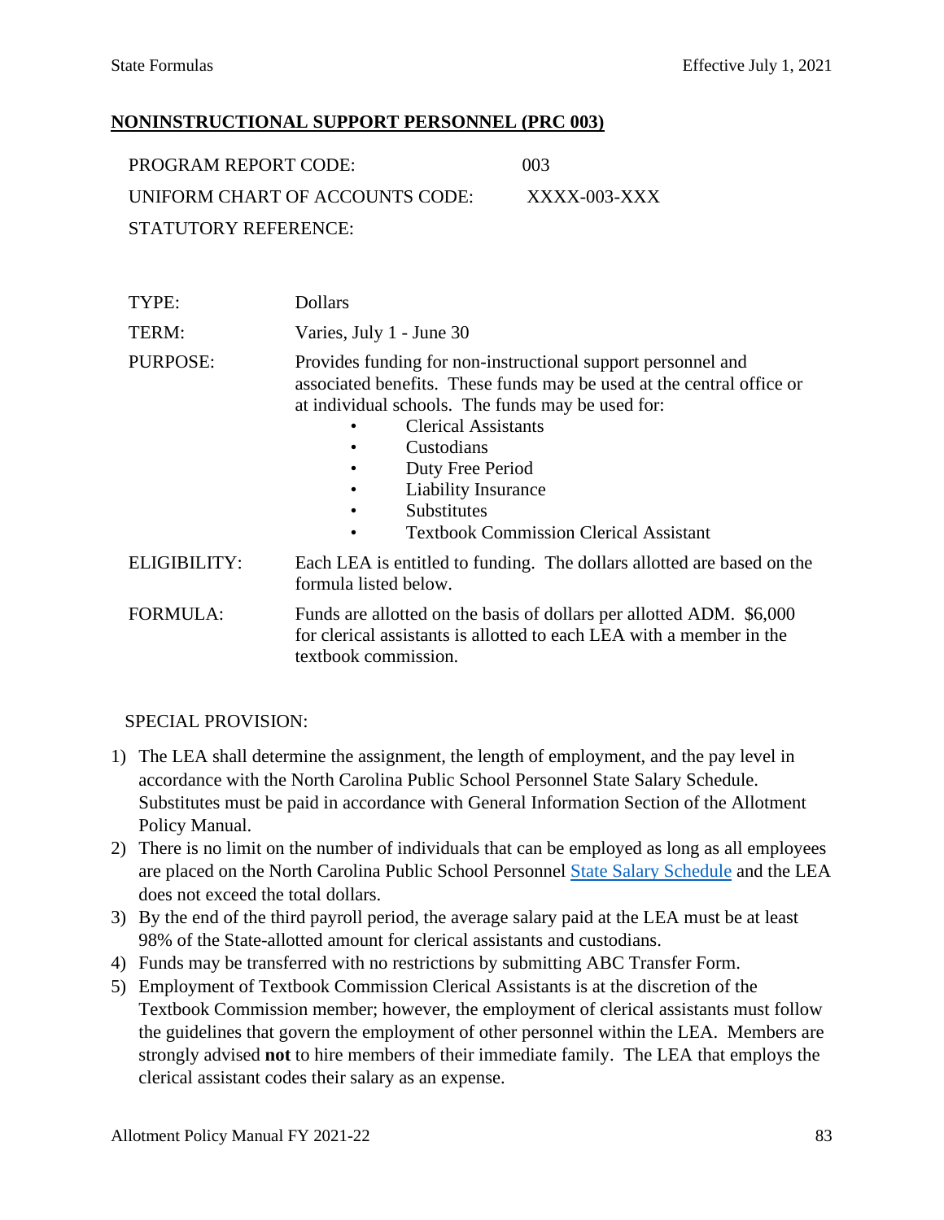## NONINSTRUCTIONAL SUPPORT PERSONNEL (PRC 003)

| | |
|---|---|
| PROGRAM REPORT CODE: | 003 |
| UNIFORM CHART OF ACCOUNTS CODE: | XXXX-003-XXX |
| STATUTORY REFERENCE: | |

| | |
|---|---|
| TYPE: | Dollars |
| TERM: | Varies, July 1 - June 30 |
| PURPOSE: | Provides funding for non-instructional support personnel and associated benefits. These funds may be used at the central office or at individual schools. The funds may be used for:<br>• Clerical Assistants<br>• Custodians<br>• Duty Free Period<br>• Liability Insurance<br>• Substitutes<br>• Textbook Commission Clerical Assistant |
| ELIGIBILITY: | Each LEA is entitled to funding. The dollars allotted are based on the formula listed below. |
| FORMULA: | Funds are allotted on the basis of dollars per allotted ADM. $6,000 for clerical assistants is allotted to each LEA with a member in the textbook commission. |

SPECIAL PROVISION:

1) The LEA shall determine the assignment, the length of employment, and the pay level in accordance with the North Carolina Public School Personnel State Salary Schedule. Substitutes must be paid in accordance with General Information Section of the Allotment Policy Manual.
2) There is no limit on the number of individuals that can be employed as long as all employees are placed on the North Carolina Public School Personnel State Salary Schedule and the LEA does not exceed the total dollars.
3) By the end of the third payroll period, the average salary paid at the LEA must be at least 98% of the State-allotted amount for clerical assistants and custodians.
4) Funds may be transferred with no restrictions by submitting ABC Transfer Form.
5) Employment of Textbook Commission Clerical Assistants is at the discretion of the Textbook Commission member; however, the employment of clerical assistants must follow the guidelines that govern the employment of other personnel within the LEA. Members are strongly advised **not** to hire members of their immediate family. The LEA that employs the clerical assistant codes their salary as an expense.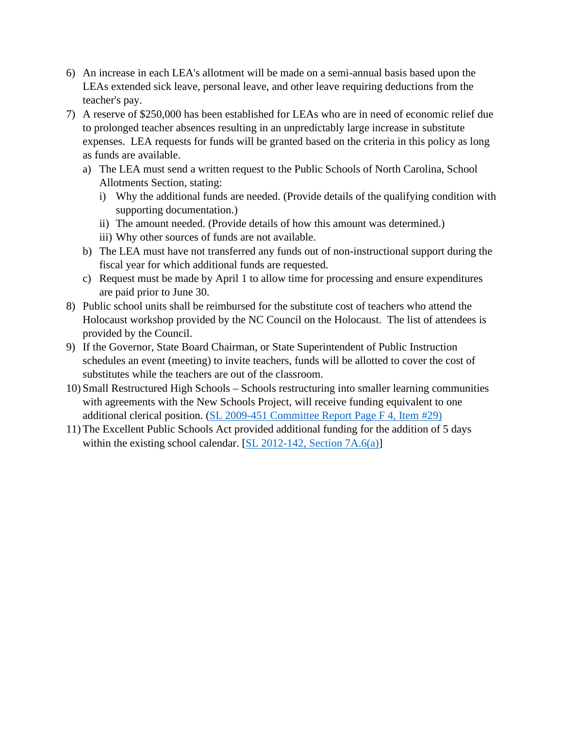6) An increase in each LEA's allotment will be made on a semi-annual basis based upon the LEAs extended sick leave, personal leave, and other leave requiring deductions from the teacher's pay.
7) A reserve of $250,000 has been established for LEAs who are in need of economic relief due to prolonged teacher absences resulting in an unpredictably large increase in substitute expenses. LEA requests for funds will be granted based on the criteria in this policy as long as funds are available.
   a) The LEA must send a written request to the Public Schools of North Carolina, School Allotments Section, stating:
      i) Why the additional funds are needed. (Provide details of the qualifying condition with supporting documentation.)
      ii) The amount needed. (Provide details of how this amount was determined.)
      iii) Why other sources of funds are not available.
   b) The LEA must have not transferred any funds out of non-instructional support during the fiscal year for which additional funds are requested.
   c) Request must be made by April 1 to allow time for processing and ensure expenditures are paid prior to June 30.
8) Public school units shall be reimbursed for the substitute cost of teachers who attend the Holocaust workshop provided by the NC Council on the Holocaust. The list of attendees is provided by the Council.
9) If the Governor, State Board Chairman, or State Superintendent of Public Instruction schedules an event (meeting) to invite teachers, funds will be allotted to cover the cost of substitutes while the teachers are out of the classroom.
10) Small Restructured High Schools – Schools restructuring into smaller learning communities with agreements with the New Schools Project, will receive funding equivalent to one additional clerical position. (SL 2009-451 Committee Report Page F 4, Item #29)
11) The Excellent Public Schools Act provided additional funding for the addition of 5 days within the existing school calendar. [SL 2012-142, Section 7A.6(a)]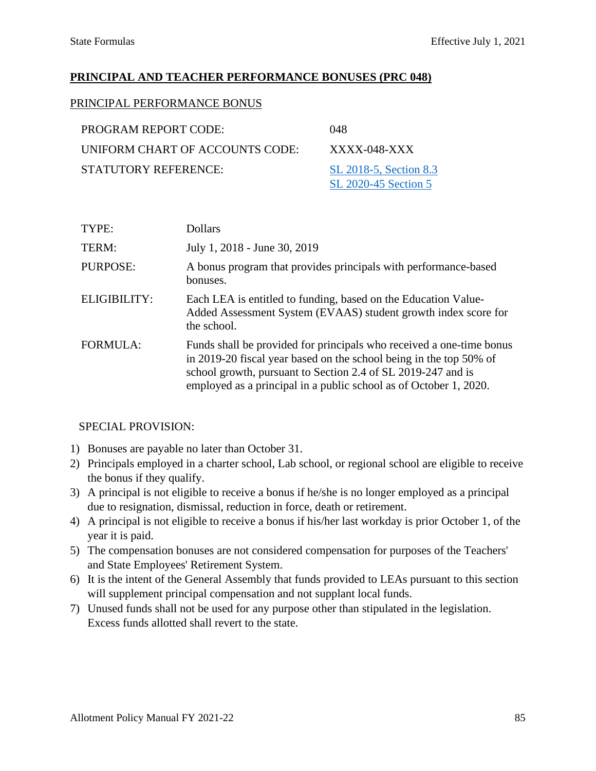## PRINCIPAL AND TEACHER PERFORMANCE BONUSES (PRC 048)

### PRINCIPAL PERFORMANCE BONUS

| | |
|---|---|
| PROGRAM REPORT CODE: | 048 |
| UNIFORM CHART OF ACCOUNTS CODE: | XXXX-048-XXX |
| STATUTORY REFERENCE: | SL 2018-5, Section 8.3<br>SL 2020-45 Section 5 |

| | |
|---|---|
| TYPE: | Dollars |
| TERM: | July 1, 2018 - June 30, 2019 |
| PURPOSE: | A bonus program that provides principals with performance-based bonuses. |
| ELIGIBILITY: | Each LEA is entitled to funding, based on the Education Value-Added Assessment System (EVAAS) student growth index score for the school. |
| FORMULA: | Funds shall be provided for principals who received a one-time bonus in 2019-20 fiscal year based on the school being in the top 50% of school growth, pursuant to Section 2.4 of SL 2019-247 and is employed as a principal in a public school as of October 1, 2020. |

SPECIAL PROVISION:

1) Bonuses are payable no later than October 31.
2) Principals employed in a charter school, Lab school, or regional school are eligible to receive the bonus if they qualify.
3) A principal is not eligible to receive a bonus if he/she is no longer employed as a principal due to resignation, dismissal, reduction in force, death or retirement.
4) A principal is not eligible to receive a bonus if his/her last workday is prior October 1, of the year it is paid.
5) The compensation bonuses are not considered compensation for purposes of the Teachers' and State Employees' Retirement System.
6) It is the intent of the General Assembly that funds provided to LEAs pursuant to this section will supplement principal compensation and not supplant local funds.
7) Unused funds shall not be used for any purpose other than stipulated in the legislation. Excess funds allotted shall revert to the state.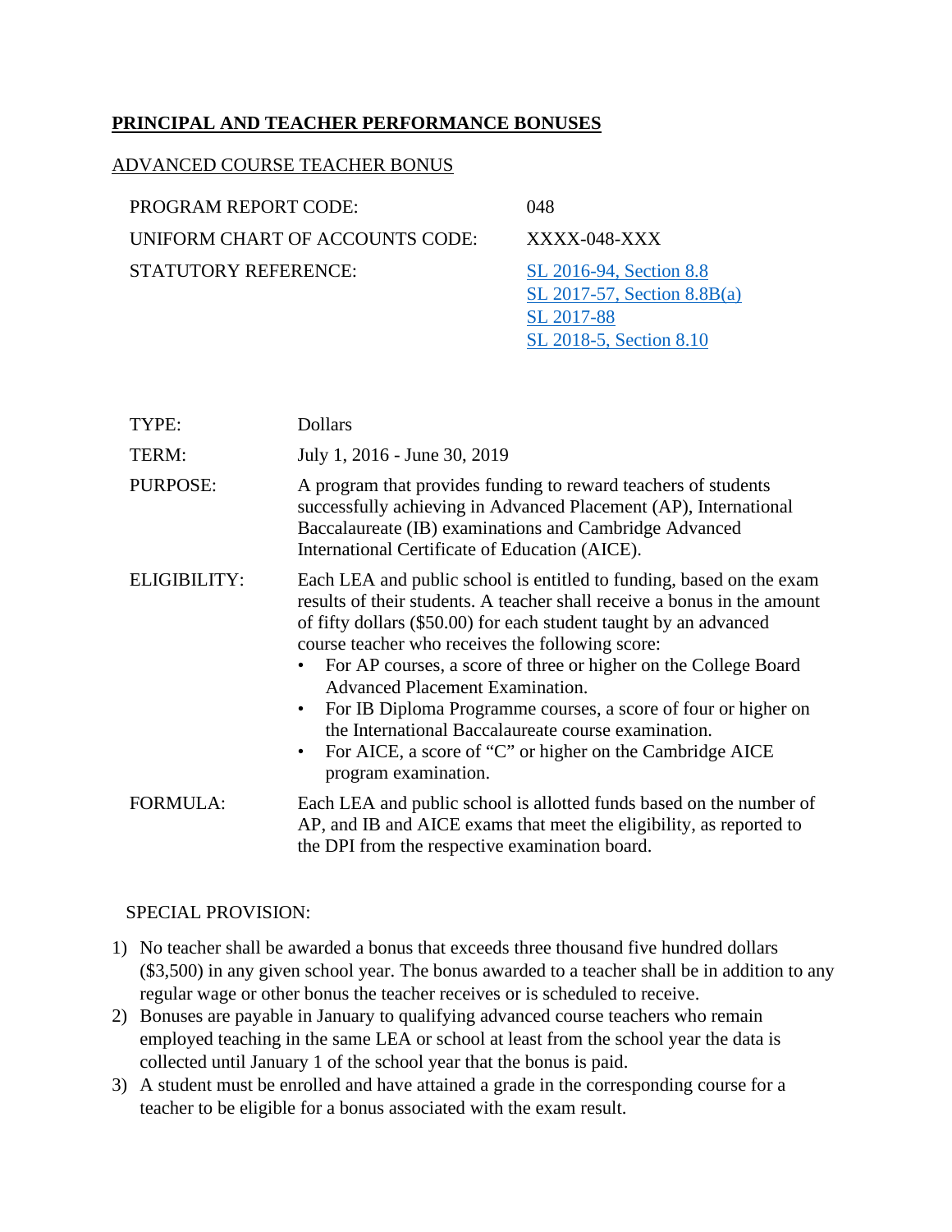**PRINCIPAL AND TEACHER PERFORMANCE BONUSES**

ADVANCED COURSE TEACHER BONUS

| | |
|---|---|
| PROGRAM REPORT CODE: | 048 |
| UNIFORM CHART OF ACCOUNTS CODE: | XXXX-048-XXX |
| STATUTORY REFERENCE: | SL 2016-94, Section 8.8<br>SL 2017-57, Section 8.8B(a)<br>SL 2017-88<br>SL 2018-5, Section 8.10 |

| | |
|---|---|
| TYPE: | Dollars |
| TERM: | July 1, 2016 - June 30, 2019 |
| PURPOSE: | A program that provides funding to reward teachers of students successfully achieving in Advanced Placement (AP), International Baccalaureate (IB) examinations and Cambridge Advanced International Certificate of Education (AICE). |
| ELIGIBILITY: | Each LEA and public school is entitled to funding, based on the exam results of their students. A teacher shall receive a bonus in the amount of fifty dollars ($50.00) for each student taught by an advanced course teacher who receives the following score:<br>• For AP courses, a score of three or higher on the College Board Advanced Placement Examination.<br>• For IB Diploma Programme courses, a score of four or higher on the International Baccalaureate course examination.<br>• For AICE, a score of "C" or higher on the Cambridge AICE program examination. |
| FORMULA: | Each LEA and public school is allotted funds based on the number of AP, and IB and AICE exams that meet the eligibility, as reported to the DPI from the respective examination board. |

SPECIAL PROVISION:

1) No teacher shall be awarded a bonus that exceeds three thousand five hundred dollars ($3,500) in any given school year. The bonus awarded to a teacher shall be in addition to any regular wage or other bonus the teacher receives or is scheduled to receive.
2) Bonuses are payable in January to qualifying advanced course teachers who remain employed teaching in the same LEA or school at least from the school year the data is collected until January 1 of the school year that the bonus is paid.
3) A student must be enrolled and have attained a grade in the corresponding course for a teacher to be eligible for a bonus associated with the exam result.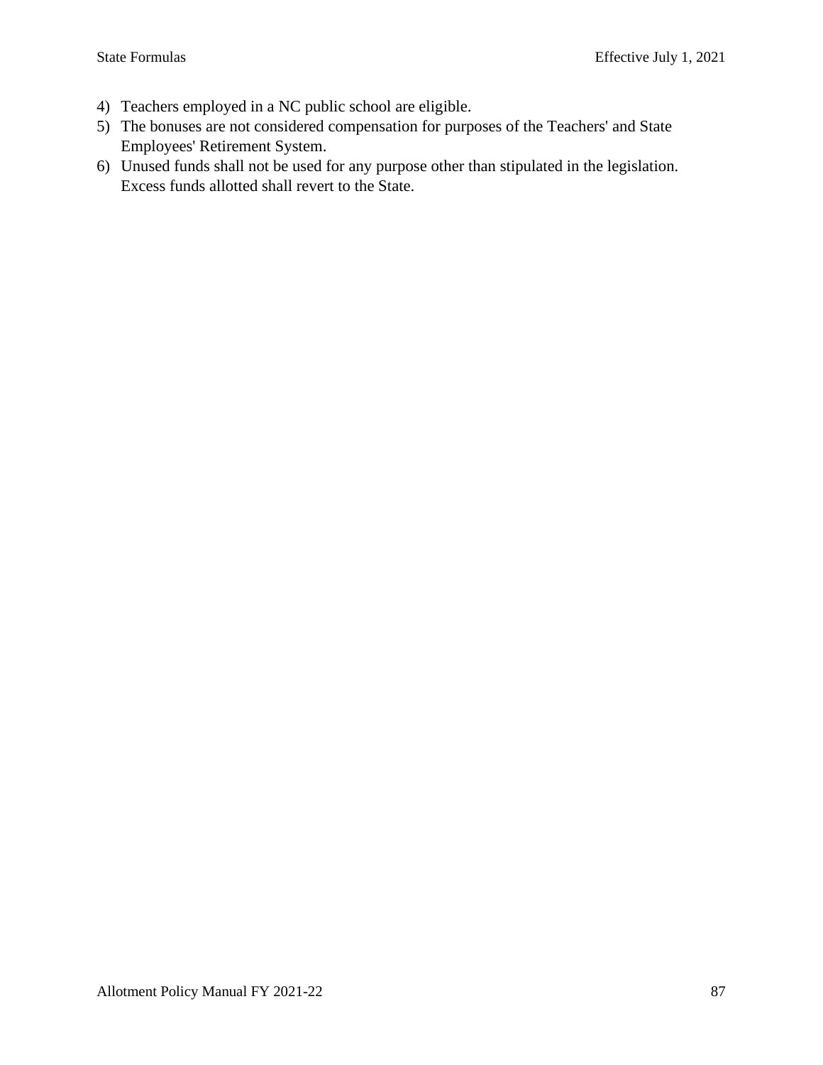4) Teachers employed in a NC public school are eligible.
5) The bonuses are not considered compensation for purposes of the Teachers' and State Employees' Retirement System.
6) Unused funds shall not be used for any purpose other than stipulated in the legislation. Excess funds allotted shall revert to the State.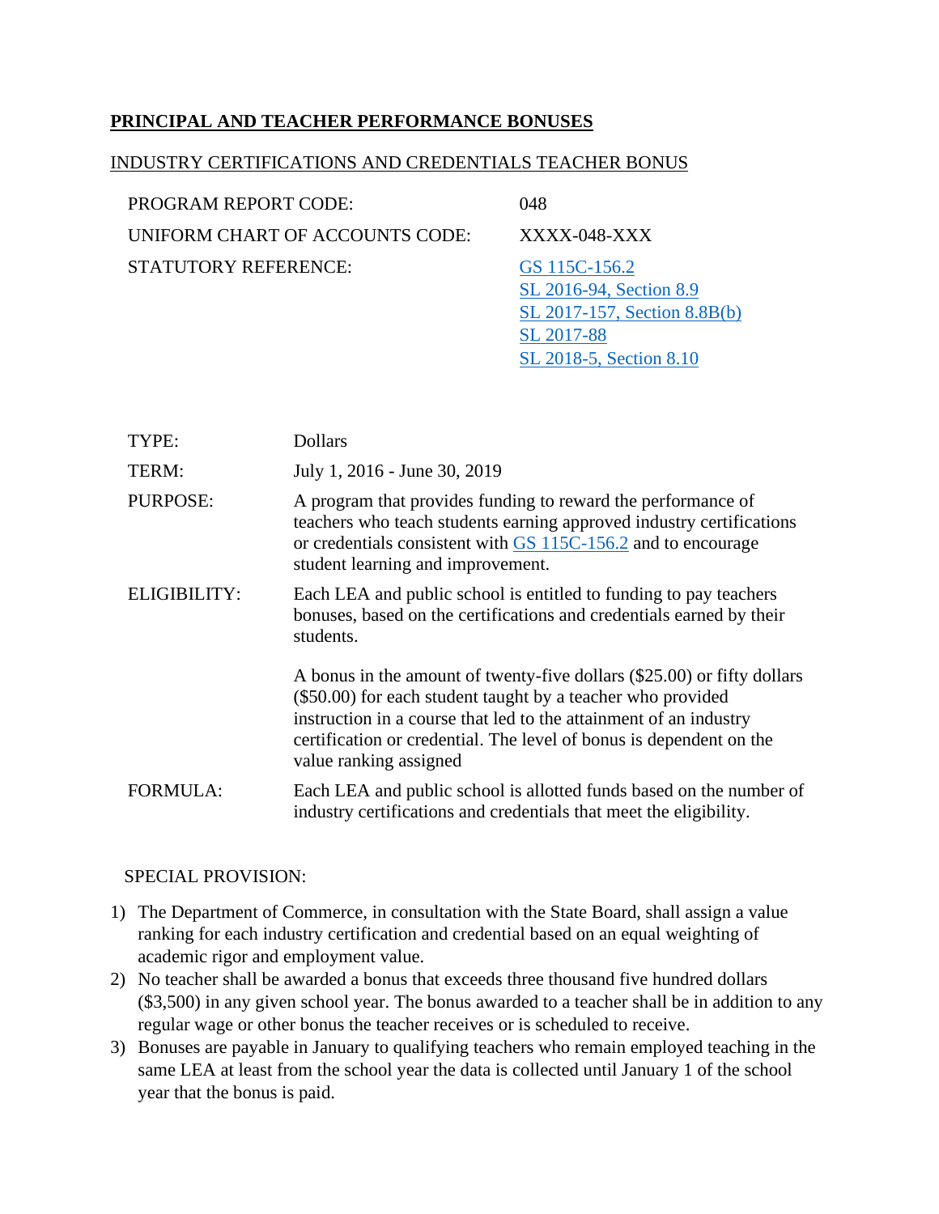**PRINCIPAL AND TEACHER PERFORMANCE BONUSES**

INDUSTRY CERTIFICATIONS AND CREDENTIALS TEACHER BONUS

| | |
|---|---|
| PROGRAM REPORT CODE: | 048 |
| UNIFORM CHART OF ACCOUNTS CODE: | XXXX-048-XXX |
| STATUTORY REFERENCE: | GS 115C-156.2<br>SL 2016-94, Section 8.9<br>SL 2017-157, Section 8.8B(b)<br>SL 2017-88<br>SL 2018-5, Section 8.10 |

| | |
|---|---|
| TYPE: | Dollars |
| TERM: | July 1, 2016 - June 30, 2019 |
| PURPOSE: | A program that provides funding to reward the performance of teachers who teach students earning approved industry certifications or credentials consistent with GS 115C-156.2 and to encourage student learning and improvement. |
| ELIGIBILITY: | Each LEA and public school is entitled to funding to pay teachers bonuses, based on the certifications and credentials earned by their students.<br><br>A bonus in the amount of twenty-five dollars ($25.00) or fifty dollars ($50.00) for each student taught by a teacher who provided instruction in a course that led to the attainment of an industry certification or credential. The level of bonus is dependent on the value ranking assigned |
| FORMULA: | Each LEA and public school is allotted funds based on the number of industry certifications and credentials that meet the eligibility. |

SPECIAL PROVISION:

1) The Department of Commerce, in consultation with the State Board, shall assign a value ranking for each industry certification and credential based on an equal weighting of academic rigor and employment value.
2) No teacher shall be awarded a bonus that exceeds three thousand five hundred dollars ($3,500) in any given school year. The bonus awarded to a teacher shall be in addition to any regular wage or other bonus the teacher receives or is scheduled to receive.
3) Bonuses are payable in January to qualifying teachers who remain employed teaching in the same LEA at least from the school year the data is collected until January 1 of the school year that the bonus is paid.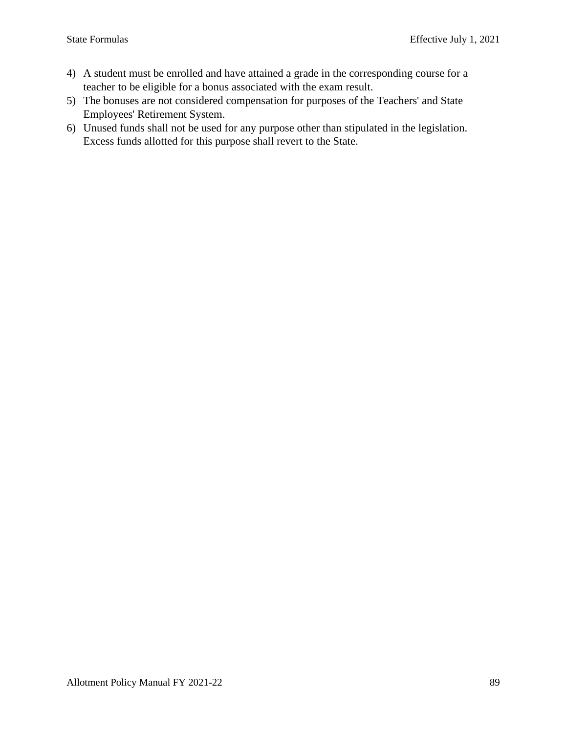4) A student must be enrolled and have attained a grade in the corresponding course for a teacher to be eligible for a bonus associated with the exam result.
5) The bonuses are not considered compensation for purposes of the Teachers' and State Employees' Retirement System.
6) Unused funds shall not be used for any purpose other than stipulated in the legislation. Excess funds allotted for this purpose shall revert to the State.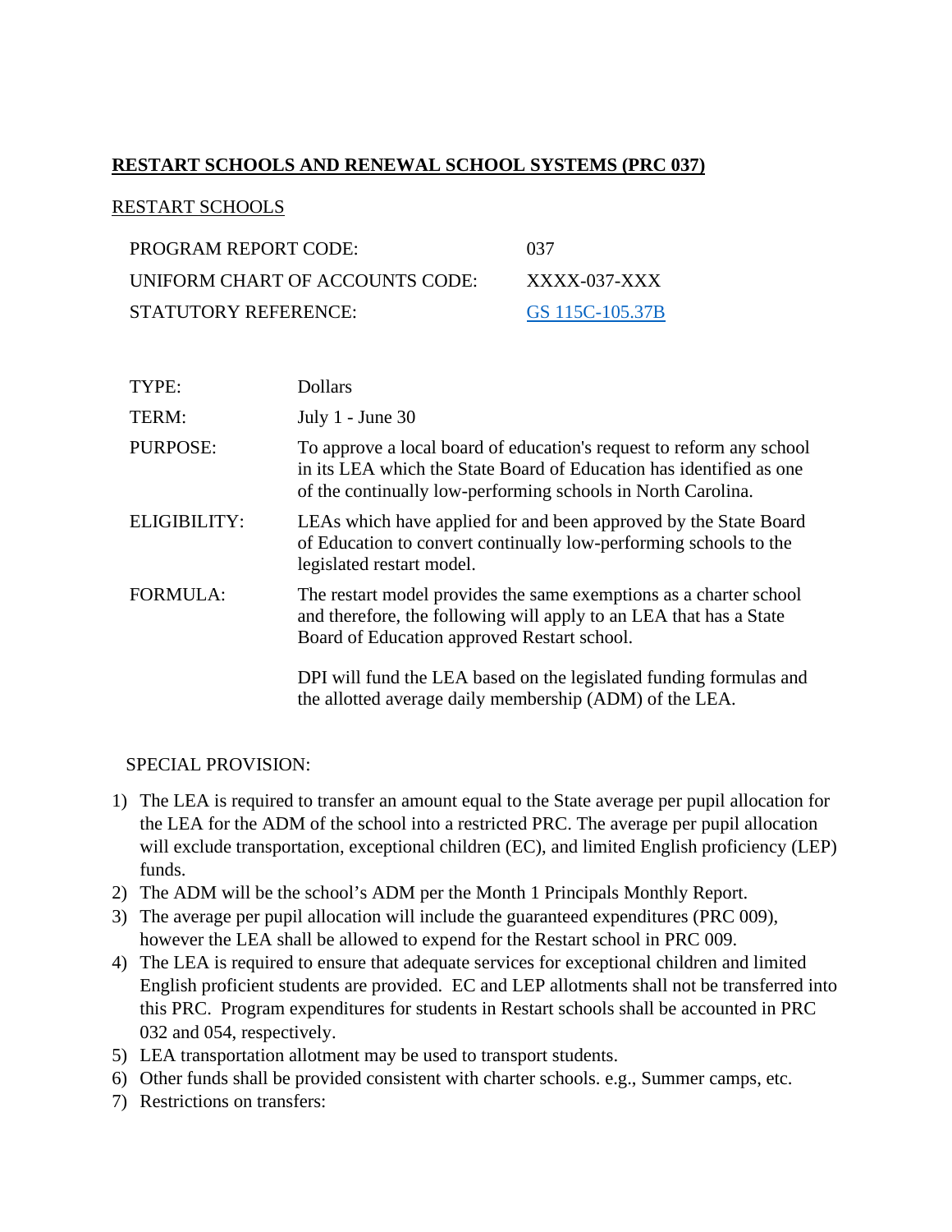**RESTART SCHOOLS AND RENEWAL SCHOOL SYSTEMS (PRC 037)**

RESTART SCHOOLS

| | |
|---|---|
| PROGRAM REPORT CODE: | 037 |
| UNIFORM CHART OF ACCOUNTS CODE: | XXXX-037-XXX |
| STATUTORY REFERENCE: | GS 115C-105.37B |

| | |
|---|---|
| TYPE: | Dollars |
| TERM: | July 1 - June 30 |
| PURPOSE: | To approve a local board of education's request to reform any school in its LEA which the State Board of Education has identified as one of the continually low-performing schools in North Carolina. |
| ELIGIBILITY: | LEAs which have applied for and been approved by the State Board of Education to convert continually low-performing schools to the legislated restart model. |
| FORMULA: | The restart model provides the same exemptions as a charter school and therefore, the following will apply to an LEA that has a State Board of Education approved Restart school.<br><br>DPI will fund the LEA based on the legislated funding formulas and the allotted average daily membership (ADM) of the LEA. |

SPECIAL PROVISION:

1) The LEA is required to transfer an amount equal to the State average per pupil allocation for the LEA for the ADM of the school into a restricted PRC. The average per pupil allocation will exclude transportation, exceptional children (EC), and limited English proficiency (LEP) funds.
2) The ADM will be the school's ADM per the Month 1 Principals Monthly Report.
3) The average per pupil allocation will include the guaranteed expenditures (PRC 009), however the LEA shall be allowed to expend for the Restart school in PRC 009.
4) The LEA is required to ensure that adequate services for exceptional children and limited English proficient students are provided. EC and LEP allotments shall not be transferred into this PRC. Program expenditures for students in Restart schools shall be accounted in PRC 032 and 054, respectively.
5) LEA transportation allotment may be used to transport students.
6) Other funds shall be provided consistent with charter schools. e.g., Summer camps, etc.
7) Restrictions on transfers: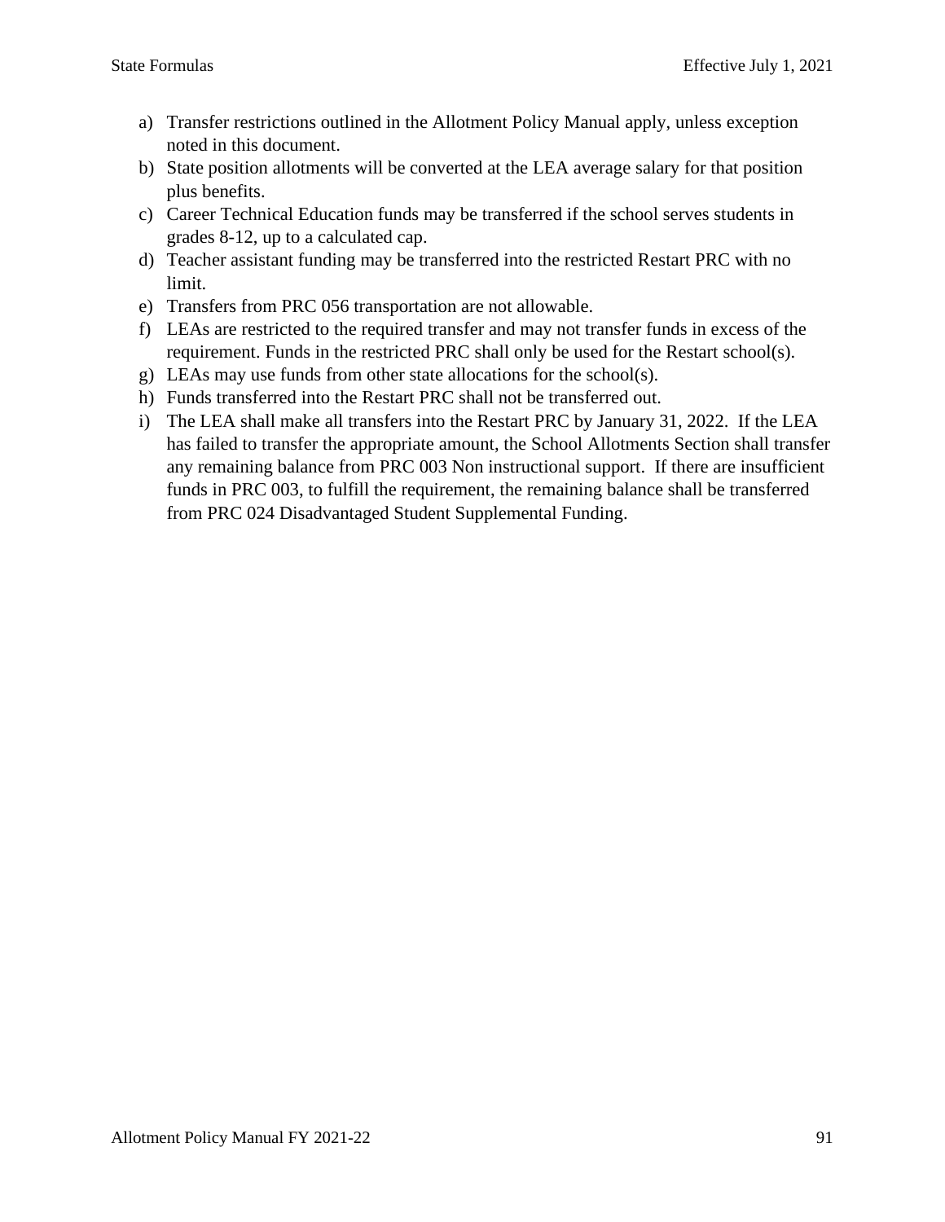a) Transfer restrictions outlined in the Allotment Policy Manual apply, unless exception noted in this document.
b) State position allotments will be converted at the LEA average salary for that position plus benefits.
c) Career Technical Education funds may be transferred if the school serves students in grades 8-12, up to a calculated cap.
d) Teacher assistant funding may be transferred into the restricted Restart PRC with no limit.
e) Transfers from PRC 056 transportation are not allowable.
f) LEAs are restricted to the required transfer and may not transfer funds in excess of the requirement. Funds in the restricted PRC shall only be used for the Restart school(s).
g) LEAs may use funds from other state allocations for the school(s).
h) Funds transferred into the Restart PRC shall not be transferred out.
i) The LEA shall make all transfers into the Restart PRC by January 31, 2022. If the LEA has failed to transfer the appropriate amount, the School Allotments Section shall transfer any remaining balance from PRC 003 Non instructional support. If there are insufficient funds in PRC 003, to fulfill the requirement, the remaining balance shall be transferred from PRC 024 Disadvantaged Student Supplemental Funding.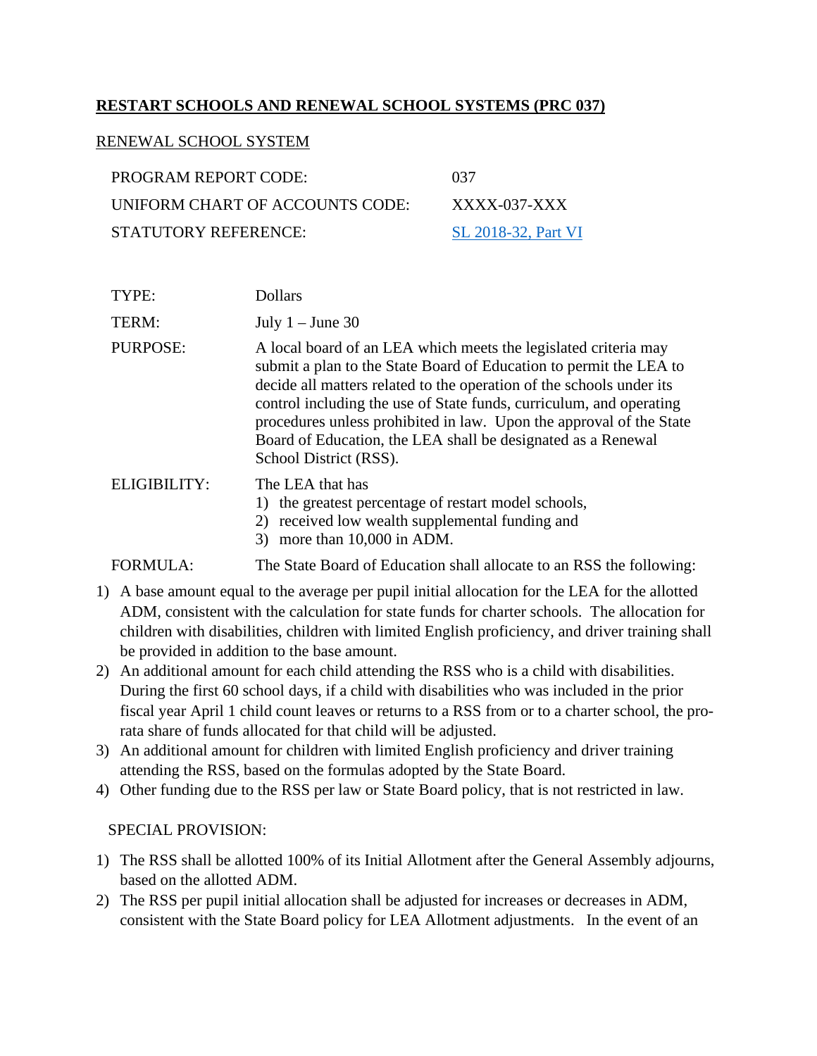**<u>RESTART SCHOOLS AND RENEWAL SCHOOL SYSTEMS (PRC 037)</u>**

<u>RENEWAL SCHOOL SYSTEM</u>

| | |
|---|---|
| PROGRAM REPORT CODE: | 037 |
| UNIFORM CHART OF ACCOUNTS CODE: | XXXX-037-XXX |
| STATUTORY REFERENCE: | SL 2018-32, Part VI |

| | |
|---|---|
| TYPE: | Dollars |
| TERM: | July 1 – June 30 |
| PURPOSE: | A local board of an LEA which meets the legislated criteria may submit a plan to the State Board of Education to permit the LEA to decide all matters related to the operation of the schools under its control including the use of State funds, curriculum, and operating procedures unless prohibited in law. Upon the approval of the State Board of Education, the LEA shall be designated as a Renewal School District (RSS). |
| ELIGIBILITY: | The LEA that has<br>1) the greatest percentage of restart model schools,<br>2) received low wealth supplemental funding and<br>3) more than 10,000 in ADM. |
| FORMULA: | The State Board of Education shall allocate to an RSS the following: |

1) A base amount equal to the average per pupil initial allocation for the LEA for the allotted ADM, consistent with the calculation for state funds for charter schools. The allocation for children with disabilities, children with limited English proficiency, and driver training shall be provided in addition to the base amount.
2) An additional amount for each child attending the RSS who is a child with disabilities. During the first 60 school days, if a child with disabilities who was included in the prior fiscal year April 1 child count leaves or returns to a RSS from or to a charter school, the pro-rata share of funds allocated for that child will be adjusted.
3) An additional amount for children with limited English proficiency and driver training attending the RSS, based on the formulas adopted by the State Board.
4) Other funding due to the RSS per law or State Board policy, that is not restricted in law.

SPECIAL PROVISION:

1) The RSS shall be allotted 100% of its Initial Allotment after the General Assembly adjourns, based on the allotted ADM.
2) The RSS per pupil initial allocation shall be adjusted for increases or decreases in ADM, consistent with the State Board policy for LEA Allotment adjustments. In the event of an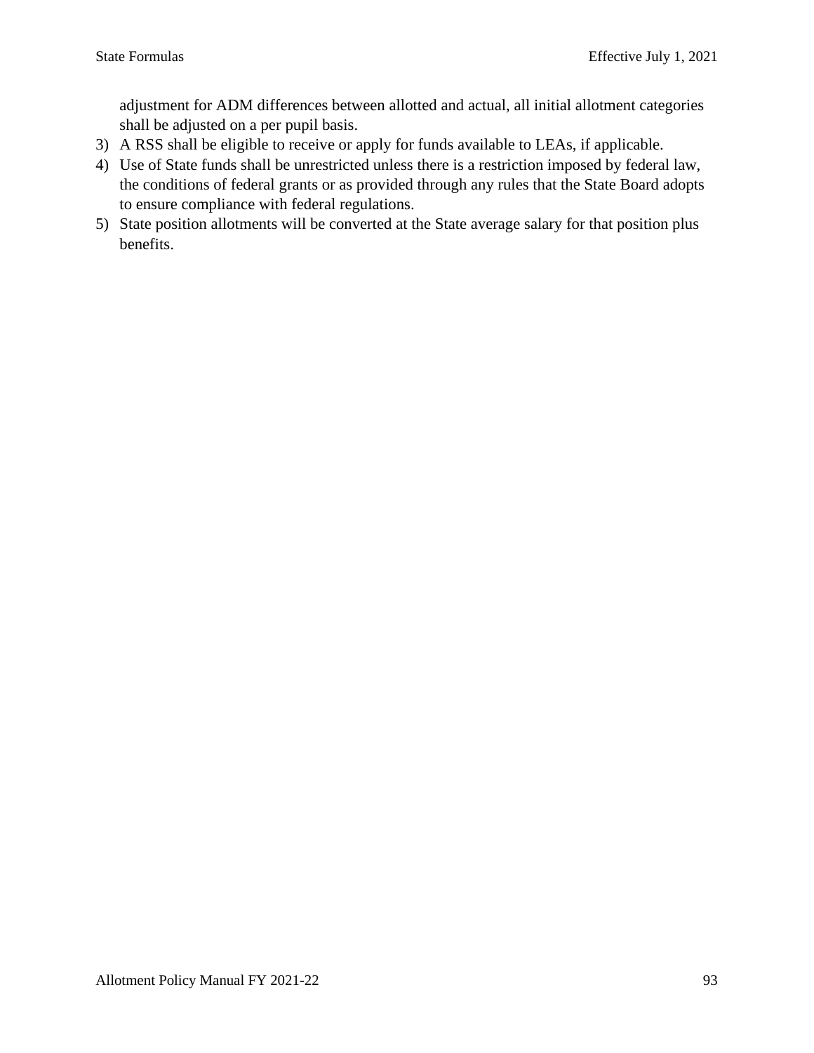adjustment for ADM differences between allotted and actual, all initial allotment categories shall be adjusted on a per pupil basis.

3) A RSS shall be eligible to receive or apply for funds available to LEAs, if applicable.
4) Use of State funds shall be unrestricted unless there is a restriction imposed by federal law, the conditions of federal grants or as provided through any rules that the State Board adopts to ensure compliance with federal regulations.
5) State position allotments will be converted at the State average salary for that position plus benefits.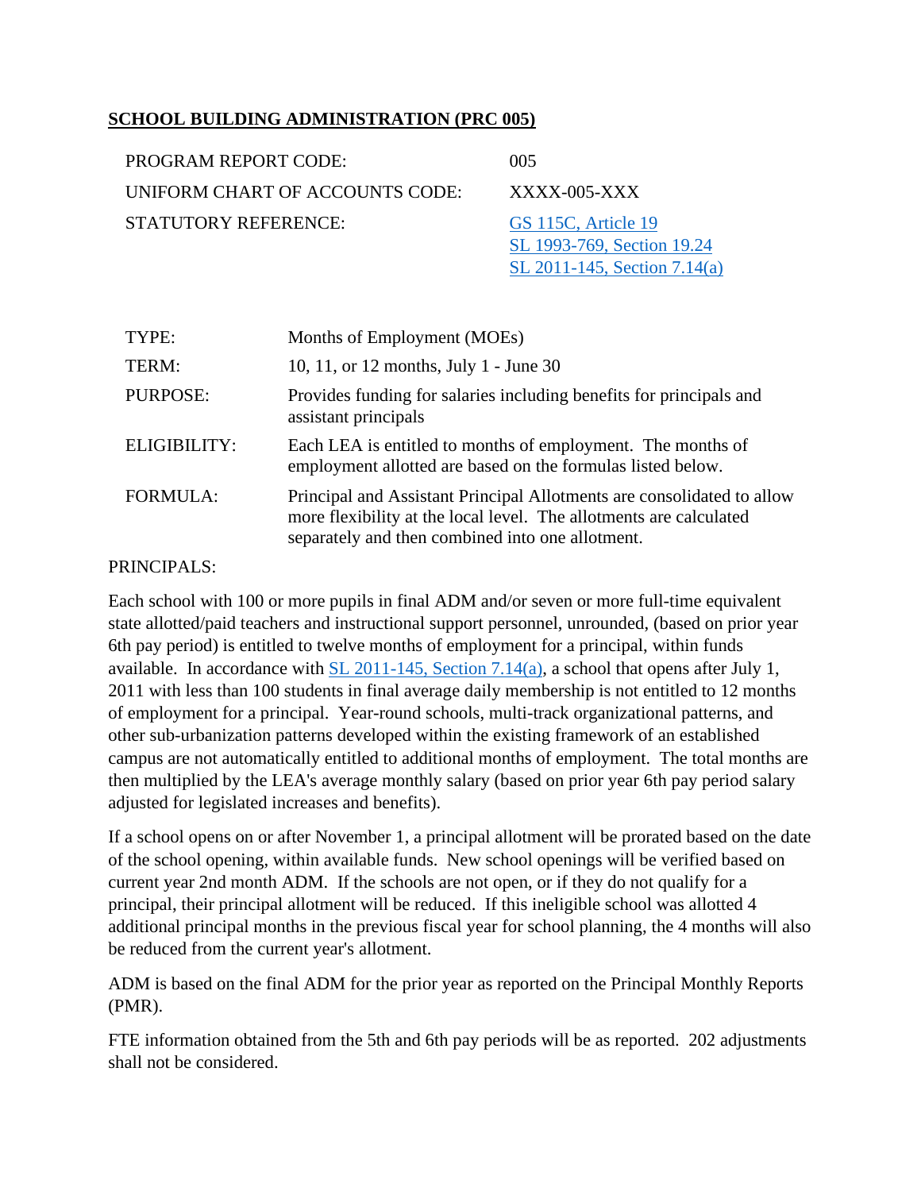## SCHOOL BUILDING ADMINISTRATION (PRC 005)

| | |
|---|---|
| PROGRAM REPORT CODE: | 005 |
| UNIFORM CHART OF ACCOUNTS CODE: | XXXX-005-XXX |
| STATUTORY REFERENCE: | GS 115C, Article 19<br>SL 1993-769, Section 19.24<br>SL 2011-145, Section 7.14(a) |

| | |
|---|---|
| TYPE: | Months of Employment (MOEs) |
| TERM: | 10, 11, or 12 months, July 1 - June 30 |
| PURPOSE: | Provides funding for salaries including benefits for principals and assistant principals |
| ELIGIBILITY: | Each LEA is entitled to months of employment. The months of employment allotted are based on the formulas listed below. |
| FORMULA: | Principal and Assistant Principal Allotments are consolidated to allow more flexibility at the local level. The allotments are calculated separately and then combined into one allotment. |

PRINCIPALS:

Each school with 100 or more pupils in final ADM and/or seven or more full-time equivalent state allotted/paid teachers and instructional support personnel, unrounded, (based on prior year 6th pay period) is entitled to twelve months of employment for a principal, within funds available. In accordance with SL 2011-145, Section 7.14(a), a school that opens after July 1, 2011 with less than 100 students in final average daily membership is not entitled to 12 months of employment for a principal. Year-round schools, multi-track organizational patterns, and other sub-urbanization patterns developed within the existing framework of an established campus are not automatically entitled to additional months of employment. The total months are then multiplied by the LEA's average monthly salary (based on prior year 6th pay period salary adjusted for legislated increases and benefits).

If a school opens on or after November 1, a principal allotment will be prorated based on the date of the school opening, within available funds. New school openings will be verified based on current year 2nd month ADM. If the schools are not open, or if they do not qualify for a principal, their principal allotment will be reduced. If this ineligible school was allotted 4 additional principal months in the previous fiscal year for school planning, the 4 months will also be reduced from the current year's allotment.

ADM is based on the final ADM for the prior year as reported on the Principal Monthly Reports (PMR).

FTE information obtained from the 5th and 6th pay periods will be as reported. 202 adjustments shall not be considered.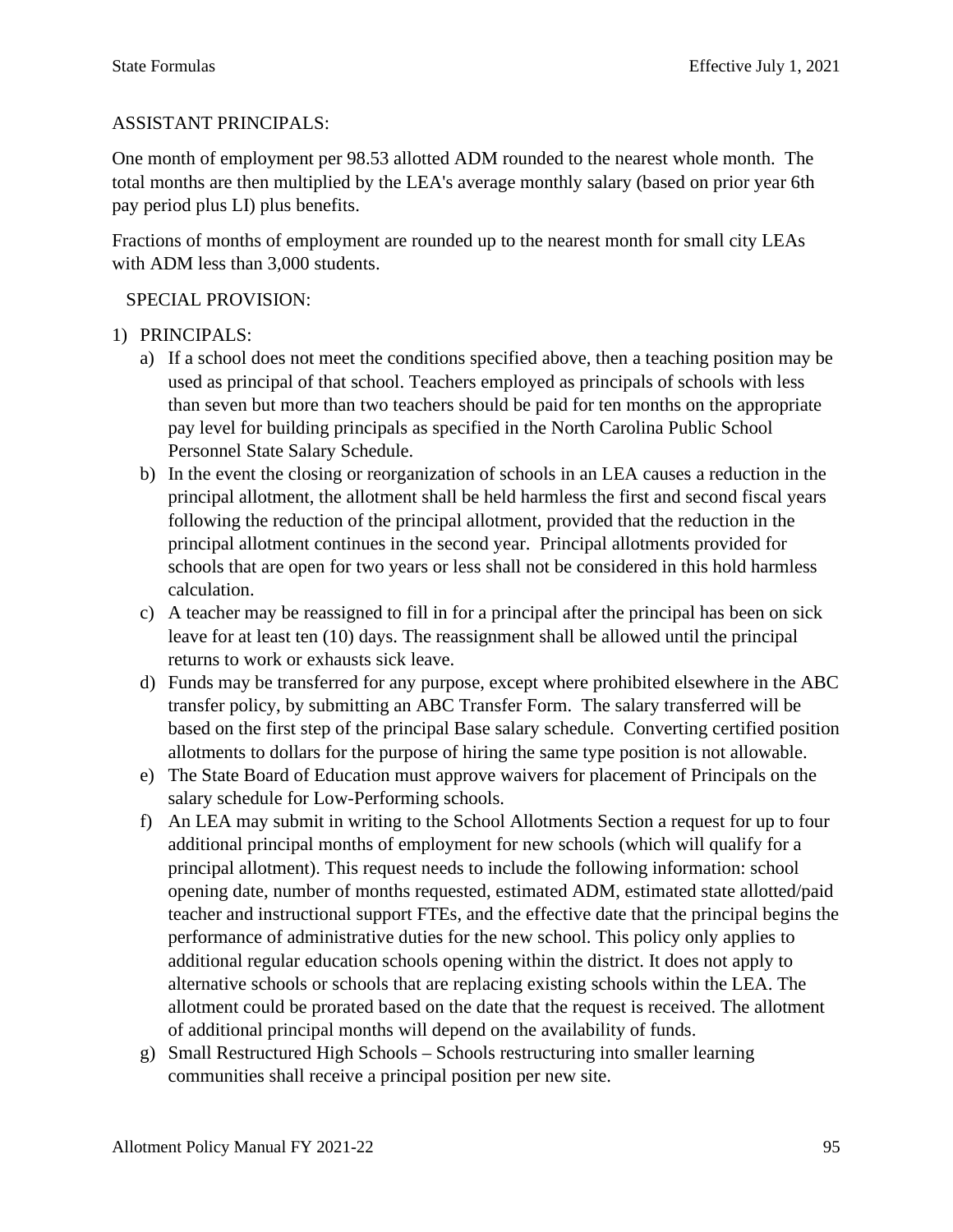ASSISTANT PRINCIPALS:

One month of employment per 98.53 allotted ADM rounded to the nearest whole month. The total months are then multiplied by the LEA's average monthly salary (based on prior year 6th pay period plus LI) plus benefits.

Fractions of months of employment are rounded up to the nearest month for small city LEAs with ADM less than 3,000 students.

SPECIAL PROVISION:

1) PRINCIPALS:
   a) If a school does not meet the conditions specified above, then a teaching position may be used as principal of that school. Teachers employed as principals of schools with less than seven but more than two teachers should be paid for ten months on the appropriate pay level for building principals as specified in the North Carolina Public School Personnel State Salary Schedule.
   b) In the event the closing or reorganization of schools in an LEA causes a reduction in the principal allotment, the allotment shall be held harmless the first and second fiscal years following the reduction of the principal allotment, provided that the reduction in the principal allotment continues in the second year. Principal allotments provided for schools that are open for two years or less shall not be considered in this hold harmless calculation.
   c) A teacher may be reassigned to fill in for a principal after the principal has been on sick leave for at least ten (10) days. The reassignment shall be allowed until the principal returns to work or exhausts sick leave.
   d) Funds may be transferred for any purpose, except where prohibited elsewhere in the ABC transfer policy, by submitting an ABC Transfer Form. The salary transferred will be based on the first step of the principal Base salary schedule. Converting certified position allotments to dollars for the purpose of hiring the same type position is not allowable.
   e) The State Board of Education must approve waivers for placement of Principals on the salary schedule for Low-Performing schools.
   f) An LEA may submit in writing to the School Allotments Section a request for up to four additional principal months of employment for new schools (which will qualify for a principal allotment). This request needs to include the following information: school opening date, number of months requested, estimated ADM, estimated state allotted/paid teacher and instructional support FTEs, and the effective date that the principal begins the performance of administrative duties for the new school. This policy only applies to additional regular education schools opening within the district. It does not apply to alternative schools or schools that are replacing existing schools within the LEA. The allotment could be prorated based on the date that the request is received. The allotment of additional principal months will depend on the availability of funds.
   g) Small Restructured High Schools – Schools restructuring into smaller learning communities shall receive a principal position per new site.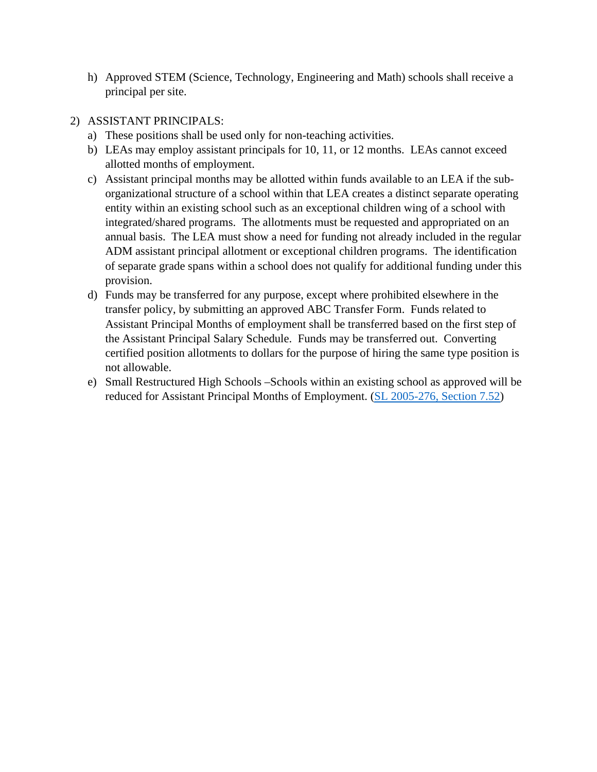h) Approved STEM (Science, Technology, Engineering and Math) schools shall receive a principal per site.

2) ASSISTANT PRINCIPALS:
   a) These positions shall be used only for non-teaching activities.
   b) LEAs may employ assistant principals for 10, 11, or 12 months. LEAs cannot exceed allotted months of employment.
   c) Assistant principal months may be allotted within funds available to an LEA if the sub-organizational structure of a school within that LEA creates a distinct separate operating entity within an existing school such as an exceptional children wing of a school with integrated/shared programs. The allotments must be requested and appropriated on an annual basis. The LEA must show a need for funding not already included in the regular ADM assistant principal allotment or exceptional children programs. The identification of separate grade spans within a school does not qualify for additional funding under this provision.
   d) Funds may be transferred for any purpose, except where prohibited elsewhere in the transfer policy, by submitting an approved ABC Transfer Form. Funds related to Assistant Principal Months of employment shall be transferred based on the first step of the Assistant Principal Salary Schedule. Funds may be transferred out. Converting certified position allotments to dollars for the purpose of hiring the same type position is not allowable.
   e) Small Restructured High Schools –Schools within an existing school as approved will be reduced for Assistant Principal Months of Employment. (SL 2005-276, Section 7.52)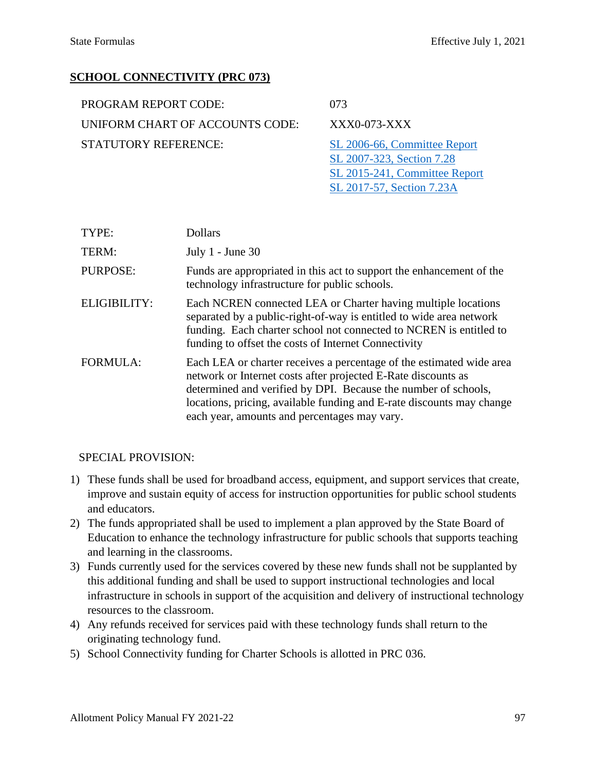## SCHOOL CONNECTIVITY (PRC 073)

| | |
|---|---|
| PROGRAM REPORT CODE: | 073 |
| UNIFORM CHART OF ACCOUNTS CODE: | XXX0-073-XXX |
| STATUTORY REFERENCE: | SL 2006-66, Committee Report<br>SL 2007-323, Section 7.28<br>SL 2015-241, Committee Report<br>SL 2017-57, Section 7.23A |

| | |
|---|---|
| TYPE: | Dollars |
| TERM: | July 1 - June 30 |
| PURPOSE: | Funds are appropriated in this act to support the enhancement of the technology infrastructure for public schools. |
| ELIGIBILITY: | Each NCREN connected LEA or Charter having multiple locations separated by a public-right-of-way is entitled to wide area network funding. Each charter school not connected to NCREN is entitled to funding to offset the costs of Internet Connectivity |
| FORMULA: | Each LEA or charter receives a percentage of the estimated wide area network or Internet costs after projected E-Rate discounts as determined and verified by DPI. Because the number of schools, locations, pricing, available funding and E-rate discounts may change each year, amounts and percentages may vary. |

SPECIAL PROVISION:

1) These funds shall be used for broadband access, equipment, and support services that create, improve and sustain equity of access for instruction opportunities for public school students and educators.
2) The funds appropriated shall be used to implement a plan approved by the State Board of Education to enhance the technology infrastructure for public schools that supports teaching and learning in the classrooms.
3) Funds currently used for the services covered by these new funds shall not be supplanted by this additional funding and shall be used to support instructional technologies and local infrastructure in schools in support of the acquisition and delivery of instructional technology resources to the classroom.
4) Any refunds received for services paid with these technology funds shall return to the originating technology fund.
5) School Connectivity funding for Charter Schools is allotted in PRC 036.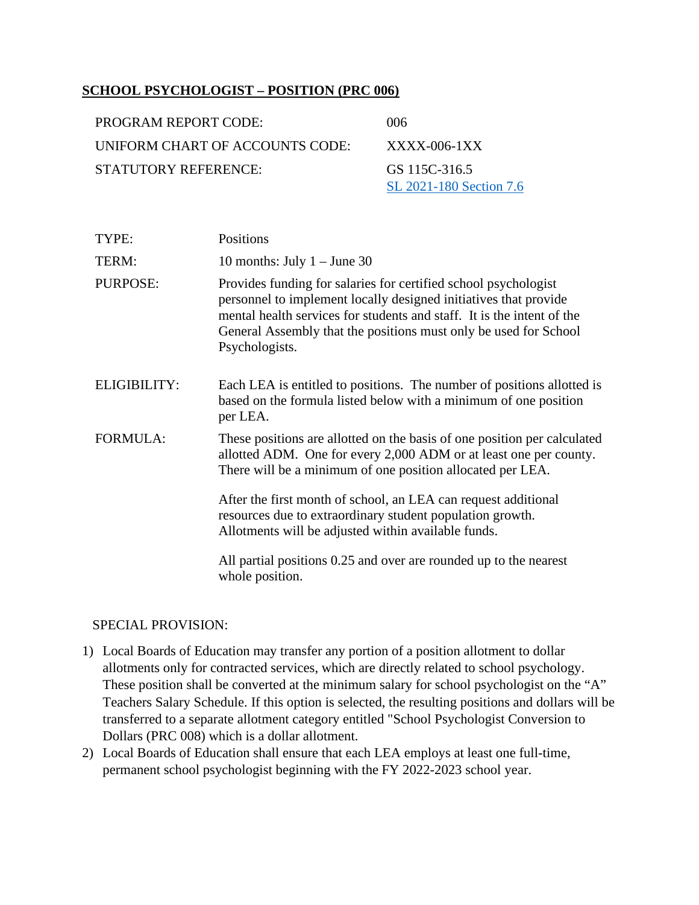## SCHOOL PSYCHOLOGIST – POSITION (PRC 006)

| | |
|---|---|
| PROGRAM REPORT CODE: | 006 |
| UNIFORM CHART OF ACCOUNTS CODE: | XXXX-006-1XX |
| STATUTORY REFERENCE: | GS 115C-316.5<br>SL 2021-180 Section 7.6 |

| | |
|---|---|
| TYPE: | Positions |
| TERM: | 10 months: July 1 – June 30 |
| PURPOSE: | Provides funding for salaries for certified school psychologist personnel to implement locally designed initiatives that provide mental health services for students and staff. It is the intent of the General Assembly that the positions must only be used for School Psychologists. |
| ELIGIBILITY: | Each LEA is entitled to positions. The number of positions allotted is based on the formula listed below with a minimum of one position per LEA. |
| FORMULA: | These positions are allotted on the basis of one position per calculated allotted ADM. One for every 2,000 ADM or at least one per county. There will be a minimum of one position allocated per LEA.<br><br>After the first month of school, an LEA can request additional resources due to extraordinary student population growth. Allotments will be adjusted within available funds.<br><br>All partial positions 0.25 and over are rounded up to the nearest whole position. |

SPECIAL PROVISION:

1) Local Boards of Education may transfer any portion of a position allotment to dollar allotments only for contracted services, which are directly related to school psychology. These position shall be converted at the minimum salary for school psychologist on the "A" Teachers Salary Schedule. If this option is selected, the resulting positions and dollars will be transferred to a separate allotment category entitled "School Psychologist Conversion to Dollars (PRC 008) which is a dollar allotment.
2) Local Boards of Education shall ensure that each LEA employs at least one full-time, permanent school psychologist beginning with the FY 2022-2023 school year.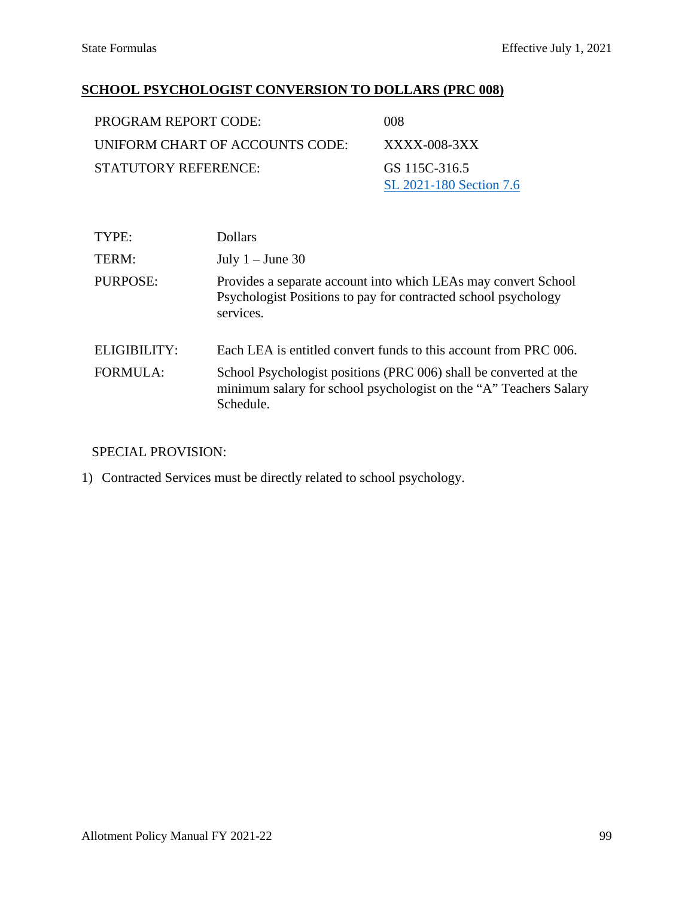## SCHOOL PSYCHOLOGIST CONVERSION TO DOLLARS (PRC 008)

| | |
|---|---|
| PROGRAM REPORT CODE: | 008 |
| UNIFORM CHART OF ACCOUNTS CODE: | XXXX-008-3XX |
| STATUTORY REFERENCE: | GS 115C-316.5<br>SL 2021-180 Section 7.6 |

| | |
|---|---|
| TYPE: | Dollars |
| TERM: | July 1 – June 30 |
| PURPOSE: | Provides a separate account into which LEAs may convert School Psychologist Positions to pay for contracted school psychology services. |
| ELIGIBILITY: | Each LEA is entitled convert funds to this account from PRC 006. |
| FORMULA: | School Psychologist positions (PRC 006) shall be converted at the minimum salary for school psychologist on the "A" Teachers Salary Schedule. |

SPECIAL PROVISION:

1) Contracted Services must be directly related to school psychology.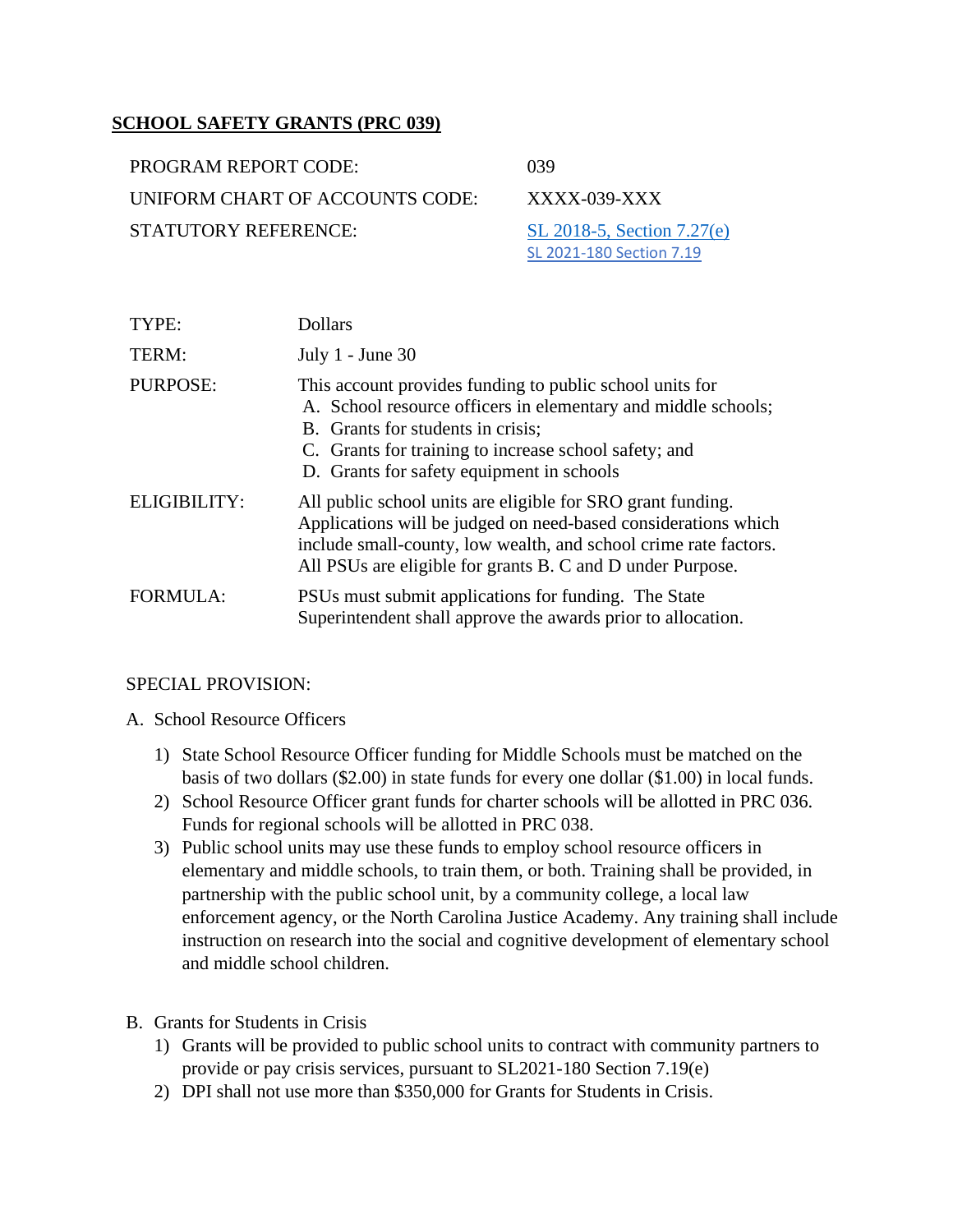## SCHOOL SAFETY GRANTS (PRC 039)

| | |
|---|---|
| PROGRAM REPORT CODE: | 039 |
| UNIFORM CHART OF ACCOUNTS CODE: | XXXX-039-XXX |
| STATUTORY REFERENCE: | SL 2018-5, Section 7.27(e)<br>SL 2021-180 Section 7.19 |

| | |
|---|---|
| TYPE: | Dollars |
| TERM: | July 1 - June 30 |
| PURPOSE: | This account provides funding to public school units for<br>A. School resource officers in elementary and middle schools;<br>B. Grants for students in crisis;<br>C. Grants for training to increase school safety; and<br>D. Grants for safety equipment in schools |
| ELIGIBILITY: | All public school units are eligible for SRO grant funding. Applications will be judged on need-based considerations which include small-county, low wealth, and school crime rate factors. All PSUs are eligible for grants B. C and D under Purpose. |
| FORMULA: | PSUs must submit applications for funding. The State Superintendent shall approve the awards prior to allocation. |

SPECIAL PROVISION:

A. School Resource Officers

1) State School Resource Officer funding for Middle Schools must be matched on the basis of two dollars ($2.00) in state funds for every one dollar ($1.00) in local funds.
2) School Resource Officer grant funds for charter schools will be allotted in PRC 036. Funds for regional schools will be allotted in PRC 038.
3) Public school units may use these funds to employ school resource officers in elementary and middle schools, to train them, or both. Training shall be provided, in partnership with the public school unit, by a community college, a local law enforcement agency, or the North Carolina Justice Academy. Any training shall include instruction on research into the social and cognitive development of elementary school and middle school children.

B. Grants for Students in Crisis

1) Grants will be provided to public school units to contract with community partners to provide or pay crisis services, pursuant to SL2021-180 Section 7.19(e)
2) DPI shall not use more than $350,000 for Grants for Students in Crisis.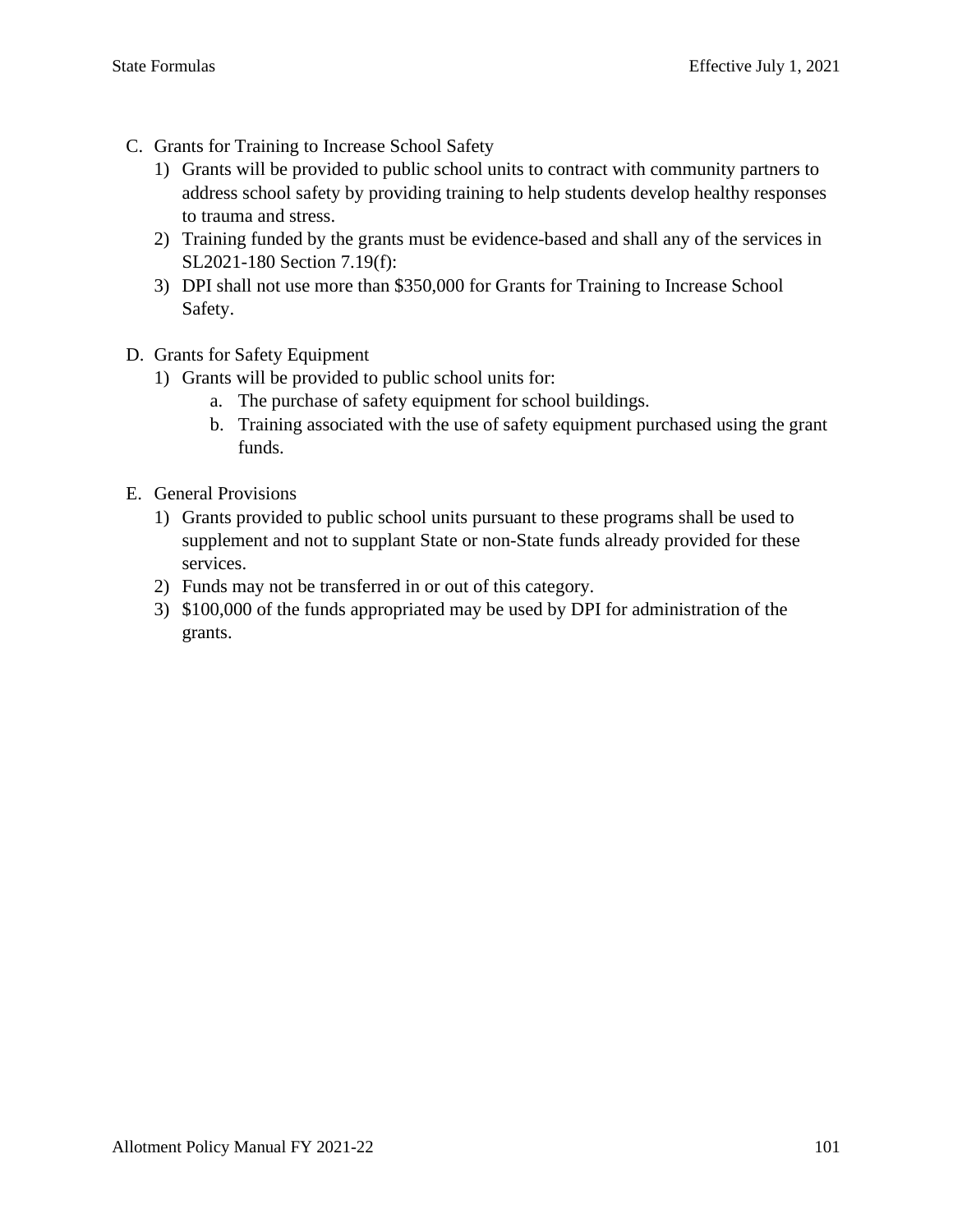C. Grants for Training to Increase School Safety
   1) Grants will be provided to public school units to contract with community partners to address school safety by providing training to help students develop healthy responses to trauma and stress.
   2) Training funded by the grants must be evidence-based and shall any of the services in SL2021-180 Section 7.19(f):
   3) DPI shall not use more than $350,000 for Grants for Training to Increase School Safety.

D. Grants for Safety Equipment
   1) Grants will be provided to public school units for:
      a. The purchase of safety equipment for school buildings.
      b. Training associated with the use of safety equipment purchased using the grant funds.

E. General Provisions
   1) Grants provided to public school units pursuant to these programs shall be used to supplement and not to supplant State or non-State funds already provided for these services.
   2) Funds may not be transferred in or out of this category.
   3) $100,000 of the funds appropriated may be used by DPI for administration of the grants.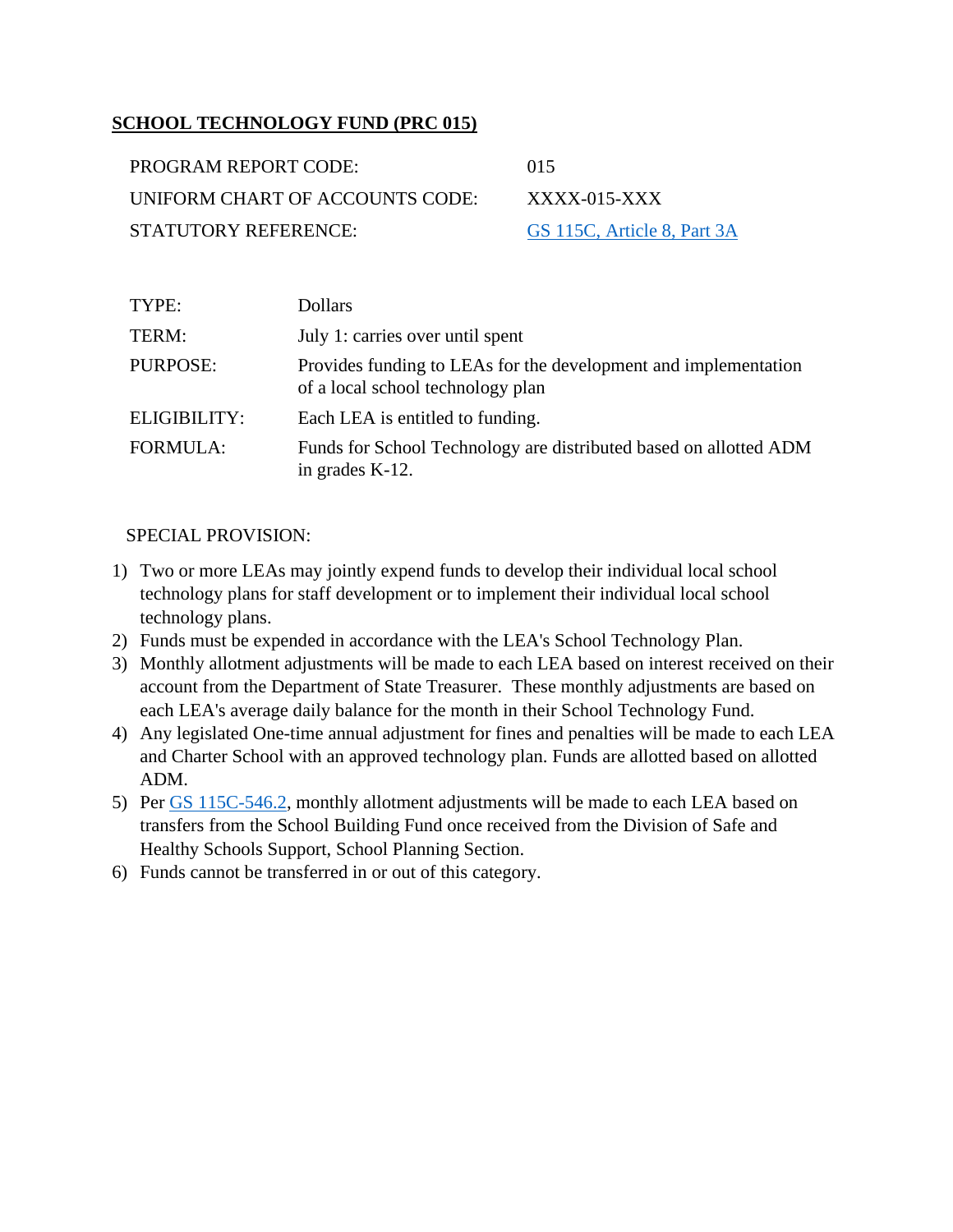## SCHOLOOL TECHNOLOGY FUND (PRC 015)

| | |
|---|---|
| PROGRAM REPORT CODE: | 015 |
| UNIFORM CHART OF ACCOUNTS CODE: | XXXX-015-XXX |
| STATUTORY REFERENCE: | [GS 115C, Article 8, Part 3A]() |

| | |
|---|---|
| TYPE: | Dollars |
| TERM: | July 1: carries over until spent |
| PURPOSE: | Provides funding to LEAs for the development and implementation of a local school technology plan |
| ELIGIBILITY: | Each LEA is entitled to funding. |
| FORMULA: | Funds for School Technology are distributed based on allotted ADM in grades K-12. |

SPECIAL PROVISION:

1) Two or more LEAs may jointly expend funds to develop their individual local school technology plans for staff development or to implement their individual local school technology plans.
2) Funds must be expended in accordance with the LEA's School Technology Plan.
3) Monthly allotment adjustments will be made to each LEA based on interest received on their account from the Department of State Treasurer. These monthly adjustments are based on each LEA's average daily balance for the month in their School Technology Fund.
4) Any legislated One-time annual adjustment for fines and penalties will be made to each LEA and Charter School with an approved technology plan. Funds are allotted based on allotted ADM.
5) Per [GS 115C-546.2](), monthly allotment adjustments will be made to each LEA based on transfers from the School Building Fund once received from the Division of Safe and Healthy Schools Support, School Planning Section.
6) Funds cannot be transferred in or out of this category.

## SCHOOL TECHNOLOGY FUND (PRC 015)

| | |
|---|---|
| PROGRAM REPORT CODE: | 015 |
| UNIFORM CHART OF ACCOUNTS CODE: | XXXX-015-XXX |
| STATUTORY REFERENCE: | GS 115C, Article 8, Part 3A |

| | |
|---|---|
| TYPE: | Dollars |
| TERM: | July 1: carries over until spent |
| PURPOSE: | Provides funding to LEAs for the development and implementation of a local school technology plan |
| ELIGIBILITY: | Each LEA is entitled to funding. |
| FORMULA: | Funds for School Technology are distributed based on allotted ADM in grades K-12. |

SPECIAL PROVISION:

1) Two or more LEAs may jointly expend funds to develop their individual local school technology plans for staff development or to implement their individual local school technology plans.
2) Funds must be expended in accordance with the LEA's School Technology Plan.
3) Monthly allotment adjustments will be made to each LEA based on interest received on their account from the Department of State Treasurer. These monthly adjustments are based on each LEA's average daily balance for the month in their School Technology Fund.
4) Any legislated One-time annual adjustment for fines and penalties will be made to each LEA and Charter School with an approved technology plan. Funds are allotted based on allotted ADM.
5) Per GS 115C-546.2, monthly allotment adjustments will be made to each LEA based on transfers from the School Building Fund once received from the Division of Safe and Healthy Schools Support, School Planning Section.
6) Funds cannot be transferred in or out of this category.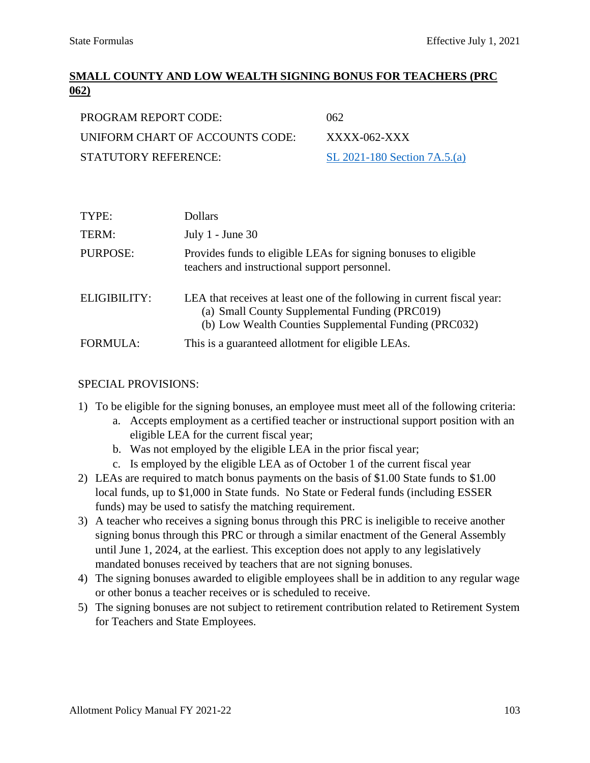## SMALL COUNTY AND LOW WEALTH SIGNING BONUS FOR TEACHERS (PRC 062)

| | |
|---|---|
| PROGRAM REPORT CODE: | 062 |
| UNIFORM CHART OF ACCOUNTS CODE: | XXXX-062-XXX |
| STATUTORY REFERENCE: | SL 2021-180 Section 7A.5.(a) |

| | |
|---|---|
| TYPE: | Dollars |
| TERM: | July 1 - June 30 |
| PURPOSE: | Provides funds to eligible LEAs for signing bonuses to eligible teachers and instructional support personnel. |
| ELIGIBILITY: | LEA that receives at least one of the following in current fiscal year:<br>(a) Small County Supplemental Funding (PRC019)<br>(b) Low Wealth Counties Supplemental Funding (PRC032) |
| FORMULA: | This is a guaranteed allotment for eligible LEAs. |

SPECIAL PROVISIONS:

1) To be eligible for the signing bonuses, an employee must meet all of the following criteria:
   a. Accepts employment as a certified teacher or instructional support position with an eligible LEA for the current fiscal year;
   b. Was not employed by the eligible LEA in the prior fiscal year;
   c. Is employed by the eligible LEA as of October 1 of the current fiscal year
2) LEAs are required to match bonus payments on the basis of $1.00 State funds to $1.00 local funds, up to $1,000 in State funds. No State or Federal funds (including ESSER funds) may be used to satisfy the matching requirement.
3) A teacher who receives a signing bonus through this PRC is ineligible to receive another signing bonus through this PRC or through a similar enactment of the General Assembly until June 1, 2024, at the earliest. This exception does not apply to any legislatively mandated bonuses received by teachers that are not signing bonuses.
4) The signing bonuses awarded to eligible employees shall be in addition to any regular wage or other bonus a teacher receives or is scheduled to receive.
5) The signing bonuses are not subject to retirement contribution related to Retirement System for Teachers and State Employees.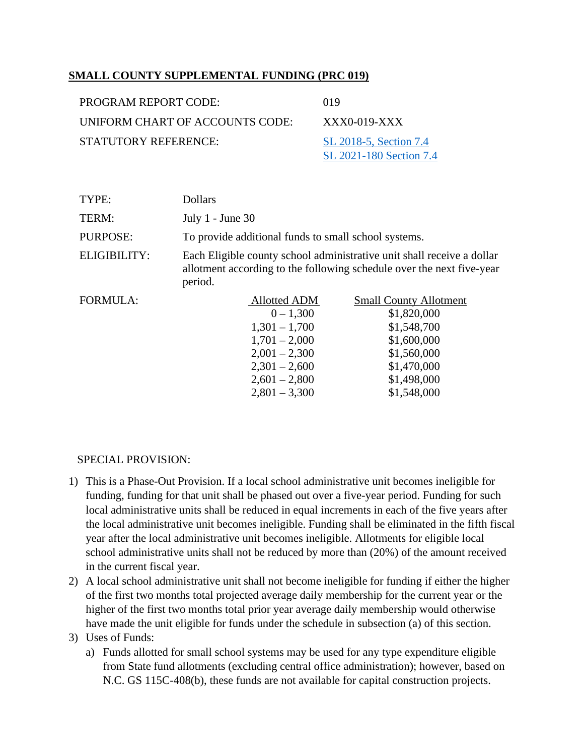## SMALL COUNTY SUPPLEMENTAL FUNDING (PRC 019)

| | |
|---|---|
| PROGRAM REPORT CODE: | 019 |
| UNIFORM CHART OF ACCOUNTS CODE: | XXX0-019-XXX |
| STATUTORY REFERENCE: | SL 2018-5, Section 7.4<br>SL 2021-180 Section 7.4 |

TYPE: Dollars

TERM: July 1 - June 30

PURPOSE: To provide additional funds to small school systems.

ELIGIBILITY: Each Eligible county school administrative unit shall receive a dollar allotment according to the following schedule over the next five-year period.

FORMULA:

| Allotted ADM | Small County Allotment |
|---|---|
| 0 – 1,300 | $1,820,000 |
| 1,301 – 1,700 | $1,548,700 |
| 1,701 – 2,000 | $1,600,000 |
| 2,001 – 2,300 | $1,560,000 |
| 2,301 – 2,600 | $1,470,000 |
| 2,601 – 2,800 | $1,498,000 |
| 2,801 – 3,300 | $1,548,000 |

SPECIAL PROVISION:

1) This is a Phase-Out Provision. If a local school administrative unit becomes ineligible for funding, funding for that unit shall be phased out over a five-year period. Funding for such local administrative units shall be reduced in equal increments in each of the five years after the local administrative unit becomes ineligible. Funding shall be eliminated in the fifth fiscal year after the local administrative unit becomes ineligible. Allotments for eligible local school administrative units shall not be reduced by more than (20%) of the amount received in the current fiscal year.
2) A local school administrative unit shall not become ineligible for funding if either the higher of the first two months total projected average daily membership for the current year or the higher of the first two months total prior year average daily membership would otherwise have made the unit eligible for funds under the schedule in subsection (a) of this section.
3) Uses of Funds:
   a) Funds allotted for small school systems may be used for any type expenditure eligible from State fund allotments (excluding central office administration); however, based on N.C. GS 115C-408(b), these funds are not available for capital construction projects.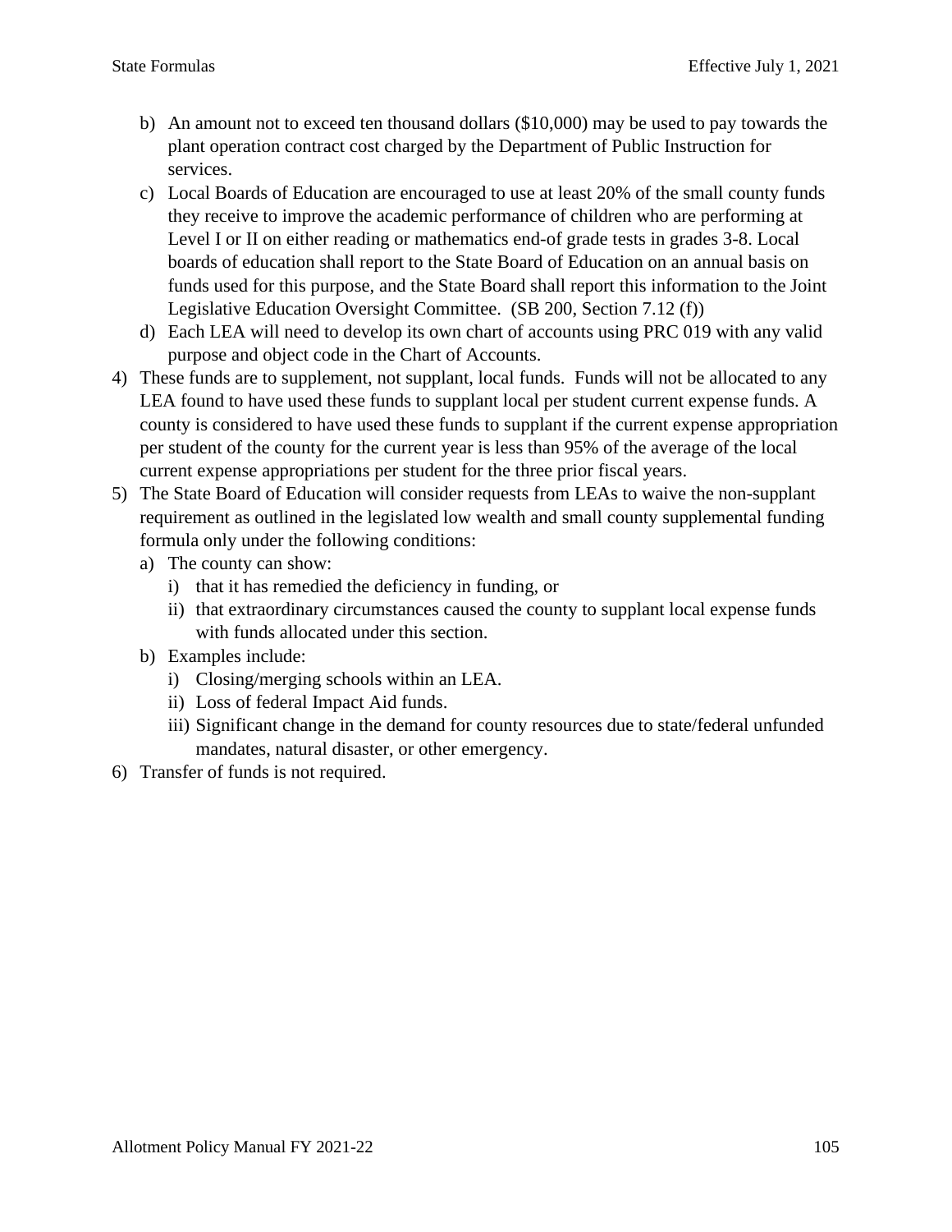b) An amount not to exceed ten thousand dollars ($10,000) may be used to pay towards the plant operation contract cost charged by the Department of Public Instruction for services.
c) Local Boards of Education are encouraged to use at least 20% of the small county funds they receive to improve the academic performance of children who are performing at Level I or II on either reading or mathematics end-of grade tests in grades 3-8. Local boards of education shall report to the State Board of Education on an annual basis on funds used for this purpose, and the State Board shall report this information to the Joint Legislative Education Oversight Committee. (SB 200, Section 7.12 (f))
d) Each LEA will need to develop its own chart of accounts using PRC 019 with any valid purpose and object code in the Chart of Accounts.

4) These funds are to supplement, not supplant, local funds. Funds will not be allocated to any LEA found to have used these funds to supplant local per student current expense funds. A county is considered to have used these funds to supplant if the current expense appropriation per student of the county for the current year is less than 95% of the average of the local current expense appropriations per student for the three prior fiscal years.
5) The State Board of Education will consider requests from LEAs to waive the non-supplant requirement as outlined in the legislated low wealth and small county supplemental funding formula only under the following conditions:
   a) The county can show:
      i) that it has remedied the deficiency in funding, or
      ii) that extraordinary circumstances caused the county to supplant local expense funds with funds allocated under this section.
   b) Examples include:
      i) Closing/merging schools within an LEA.
      ii) Loss of federal Impact Aid funds.
      iii) Significant change in the demand for county resources due to state/federal unfunded mandates, natural disaster, or other emergency.
6) Transfer of funds is not required.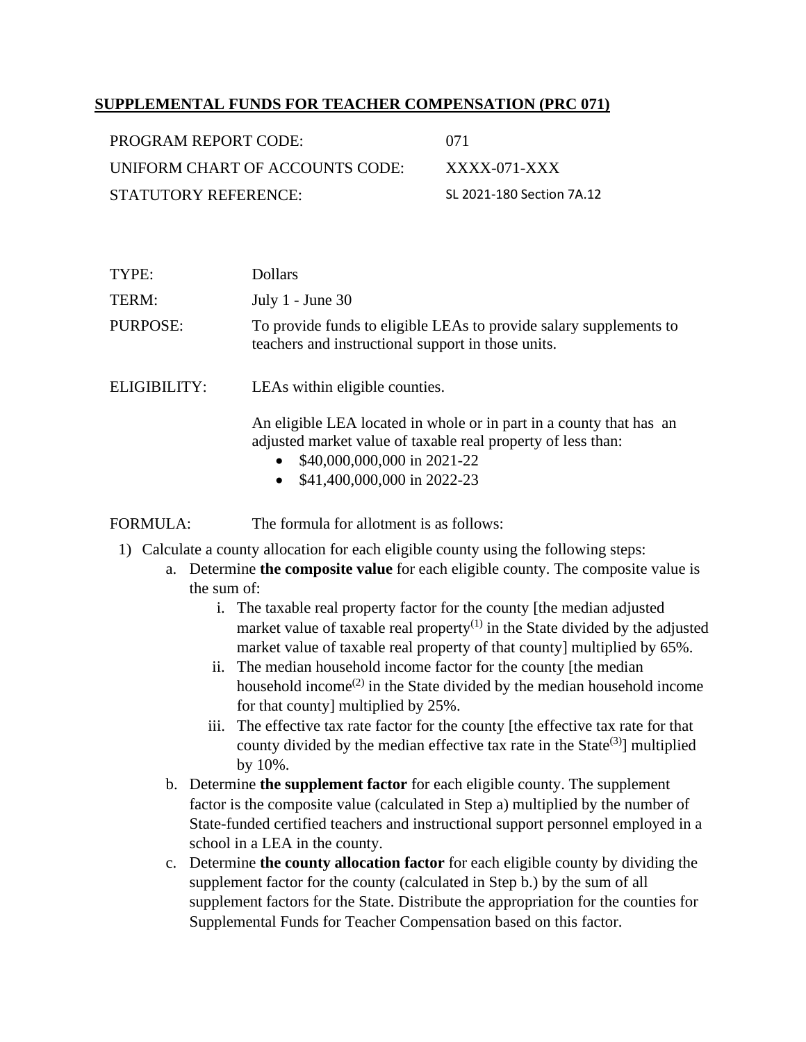## SUPPLEMENTAL FUNDS FOR TEACHER COMPENSATION (PRC 071)

| | |
|---|---|
| PROGRAM REPORT CODE: | 071 |
| UNIFORM CHART OF ACCOUNTS CODE: | XXXX-071-XXX |
| STATUTORY REFERENCE: | SL 2021-180 Section 7A.12 |

TYPE: Dollars

TERM: July 1 - June 30

PURPOSE: To provide funds to eligible LEAs to provide salary supplements to teachers and instructional support in those units.

ELIGIBILITY: LEAs within eligible counties.

An eligible LEA located in whole or in part in a county that has an adjusted market value of taxable real property of less than:

- $40,000,000,000 in 2021-22
- $41,400,000,000 in 2022-23

FORMULA: The formula for allotment is as follows:

1) Calculate a county allocation for each eligible county using the following steps:
   a. Determine **the composite value** for each eligible county. The composite value is the sum of:
      i. The taxable real property factor for the county [the median adjusted market value of taxable real property(1) in the State divided by the adjusted market value of taxable real property of that county] multiplied by 65%.
      ii. The median household income factor for the county [the median household income(2) in the State divided by the median household income for that county] multiplied by 25%.
      iii. The effective tax rate factor for the county [the effective tax rate for that county divided by the median effective tax rate in the State(3)] multiplied by 10%.
   b. Determine **the supplement factor** for each eligible county. The supplement factor is the composite value (calculated in Step a) multiplied by the number of State-funded certified teachers and instructional support personnel employed in a school in a LEA in the county.
   c. Determine **the county allocation factor** for each eligible county by dividing the supplement factor for the county (calculated in Step b.) by the sum of all supplement factors for the State. Distribute the appropriation for the counties for Supplemental Funds for Teacher Compensation based on this factor.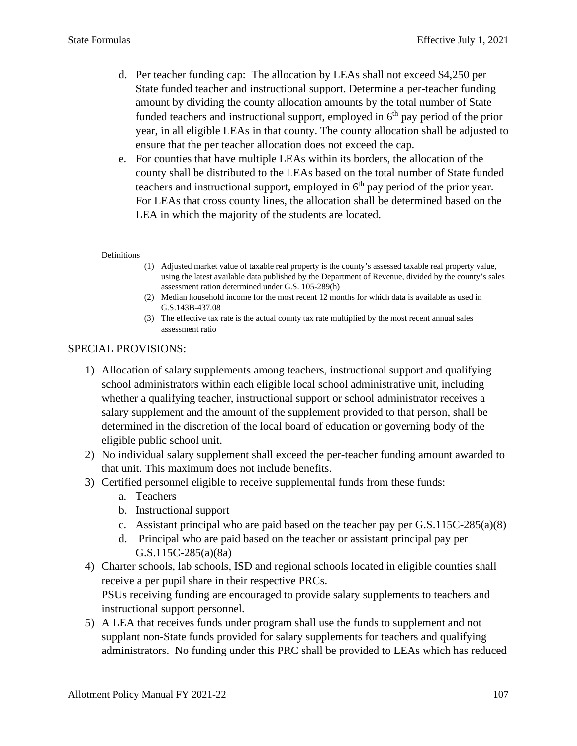d. Per teacher funding cap: The allocation by LEAs shall not exceed $4,250 per State funded teacher and instructional support. Determine a per-teacher funding amount by dividing the county allocation amounts by the total number of State funded teachers and instructional support, employed in 6th pay period of the prior year, in all eligible LEAs in that county. The county allocation shall be adjusted to ensure that the per teacher allocation does not exceed the cap.

e. For counties that have multiple LEAs within its borders, the allocation of the county shall be distributed to the LEAs based on the total number of State funded teachers and instructional support, employed in 6th pay period of the prior year. For LEAs that cross county lines, the allocation shall be determined based on the LEA in which the majority of the students are located.

Definitions

(1) Adjusted market value of taxable real property is the county's assessed taxable real property value, using the latest available data published by the Department of Revenue, divided by the county's sales assessment ration determined under G.S. 105-289(h)
(2) Median household income for the most recent 12 months for which data is available as used in G.S.143B-437.08
(3) The effective tax rate is the actual county tax rate multiplied by the most recent annual sales assessment ratio

SPECIAL PROVISIONS:

1) Allocation of salary supplements among teachers, instructional support and qualifying school administrators within each eligible local school administrative unit, including whether a qualifying teacher, instructional support or school administrator receives a salary supplement and the amount of the supplement provided to that person, shall be determined in the discretion of the local board of education or governing body of the eligible public school unit.
2) No individual salary supplement shall exceed the per-teacher funding amount awarded to that unit. This maximum does not include benefits.
3) Certified personnel eligible to receive supplemental funds from these funds:
   a. Teachers
   b. Instructional support
   c. Assistant principal who are paid based on the teacher pay per G.S.115C-285(a)(8)
   d. Principal who are paid based on the teacher or assistant principal pay per G.S.115C-285(a)(8a)
4) Charter schools, lab schools, ISD and regional schools located in eligible counties shall receive a per pupil share in their respective PRCs.
   PSUs receiving funding are encouraged to provide salary supplements to teachers and instructional support personnel.
5) A LEA that receives funds under program shall use the funds to supplement and not supplant non-State funds provided for salary supplements for teachers and qualifying administrators. No funding under this PRC shall be provided to LEAs which has reduced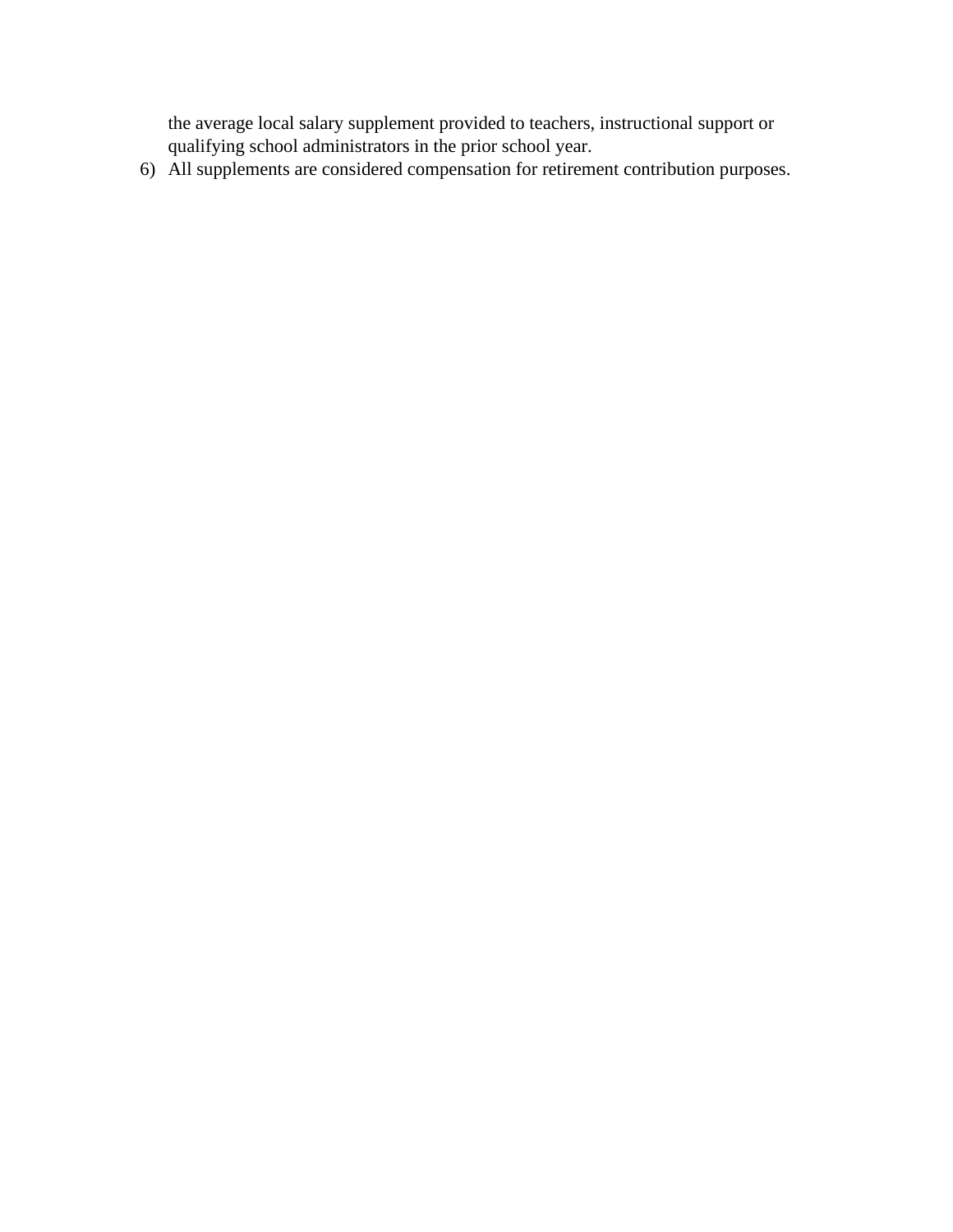the average local salary supplement provided to teachers, instructional support or qualifying school administrators in the prior school year.

6) All supplements are considered compensation for retirement contribution purposes.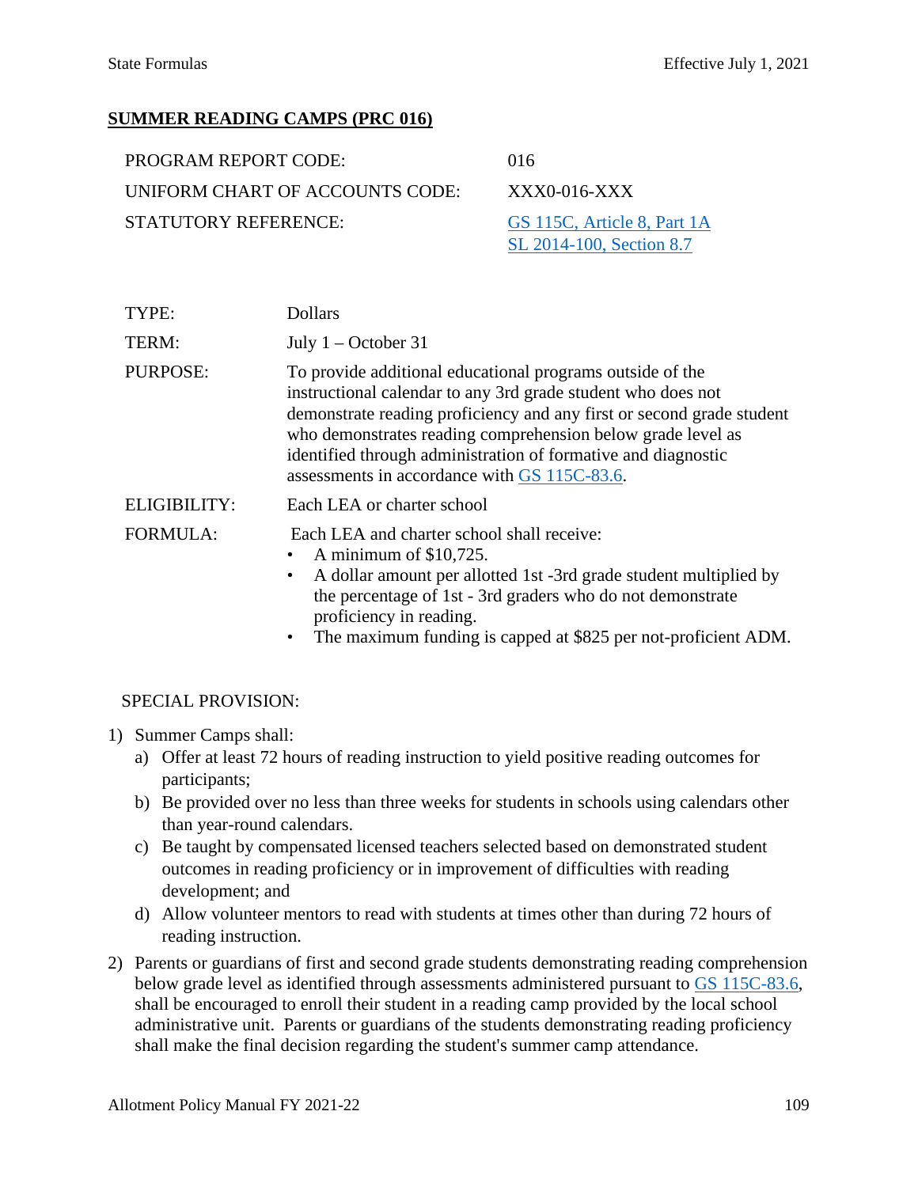## SUMMER READING CAMPS (PRC 016)

| | |
|---|---|
| PROGRAM REPORT CODE: | 016 |
| UNIFORM CHART OF ACCOUNTS CODE: | XXX0-016-XXX |
| STATUTORY REFERENCE: | GS 115C, Article 8, Part 1A<br>SL 2014-100, Section 8.7 |

| | |
|---|---|
| TYPE: | Dollars |
| TERM: | July 1 – October 31 |
| PURPOSE: | To provide additional educational programs outside of the instructional calendar to any 3rd grade student who does not demonstrate reading proficiency and any first or second grade student who demonstrates reading comprehension below grade level as identified through administration of formative and diagnostic assessments in accordance with GS 115C-83.6. |
| ELIGIBILITY: | Each LEA or charter school |
| FORMULA: | Each LEA and charter school shall receive:<br>• A minimum of $10,725.<br>• A dollar amount per allotted 1st -3rd grade student multiplied by the percentage of 1st - 3rd graders who do not demonstrate proficiency in reading.<br>• The maximum funding is capped at $825 per not-proficient ADM. |

SPECIAL PROVISION:

1) Summer Camps shall:
   a) Offer at least 72 hours of reading instruction to yield positive reading outcomes for participants;
   b) Be provided over no less than three weeks for students in schools using calendars other than year-round calendars.
   c) Be taught by compensated licensed teachers selected based on demonstrated student outcomes in reading proficiency or in improvement of difficulties with reading development; and
   d) Allow volunteer mentors to read with students at times other than during 72 hours of reading instruction.
2) Parents or guardians of first and second grade students demonstrating reading comprehension below grade level as identified through assessments administered pursuant to GS 115C-83.6, shall be encouraged to enroll their student in a reading camp provided by the local school administrative unit. Parents or guardians of the students demonstrating reading proficiency shall make the final decision regarding the student's summer camp attendance.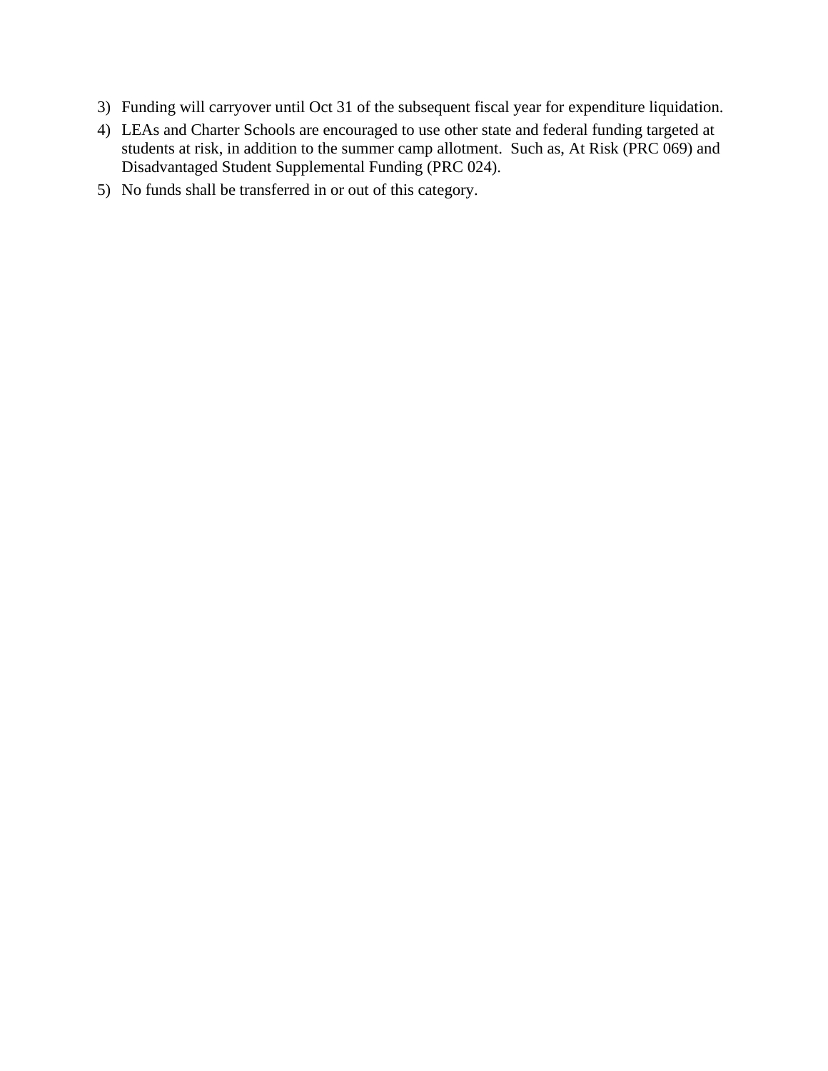3) Funding will carryover until Oct 31 of the subsequent fiscal year for expenditure liquidation.
4) LEAs and Charter Schools are encouraged to use other state and federal funding targeted at students at risk, in addition to the summer camp allotment.  Such as, At Risk (PRC 069) and Disadvantaged Student Supplemental Funding (PRC 024).
5) No funds shall be transferred in or out of this category.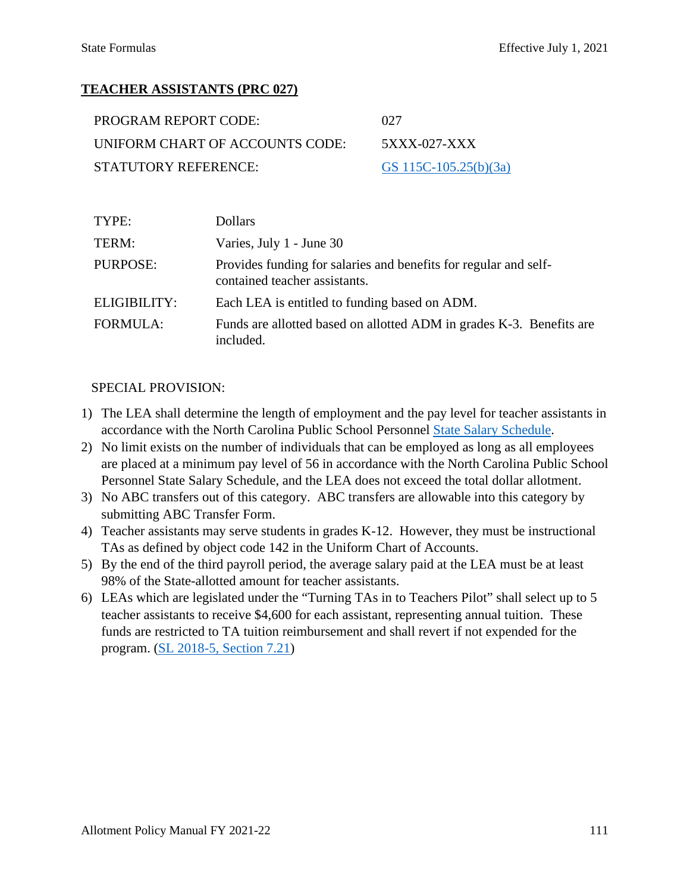## TEACHER ASSISTANTS (PRC 027)

| | |
|---|---|
| PROGRAM REPORT CODE: | 027 |
| UNIFORM CHART OF ACCOUNTS CODE: | 5XXX-027-XXX |
| STATUTORY REFERENCE: | [GS 115C-105.25(b)(3a)](GS 115C-105.25(b)(3a)) |

| | |
|---|---|
| TYPE: | Dollars |
| TERM: | Varies, July 1 - June 30 |
| PURPOSE: | Provides funding for salaries and benefits for regular and self-contained teacher assistants. |
| ELIGIBILITY: | Each LEA is entitled to funding based on ADM. |
| FORMULA: | Funds are allotted based on allotted ADM in grades K-3. Benefits are included. |

SPECIAL PROVISION:

1) The LEA shall determine the length of employment and the pay level for teacher assistants in accordance with the North Carolina Public School Personnel State Salary Schedule.
2) No limit exists on the number of individuals that can be employed as long as all employees are placed at a minimum pay level of 56 in accordance with the North Carolina Public School Personnel State Salary Schedule, and the LEA does not exceed the total dollar allotment.
3) No ABC transfers out of this category. ABC transfers are allowable into this category by submitting ABC Transfer Form.
4) Teacher assistants may serve students in grades K-12. However, they must be instructional TAs as defined by object code 142 in the Uniform Chart of Accounts.
5) By the end of the third payroll period, the average salary paid at the LEA must be at least 98% of the State-allotted amount for teacher assistants.
6) LEAs which are legislated under the "Turning TAs in to Teachers Pilot" shall select up to 5 teacher assistants to receive $4,600 for each assistant, representing annual tuition. These funds are restricted to TA tuition reimbursement and shall revert if not expended for the program. (SL 2018-5, Section 7.21)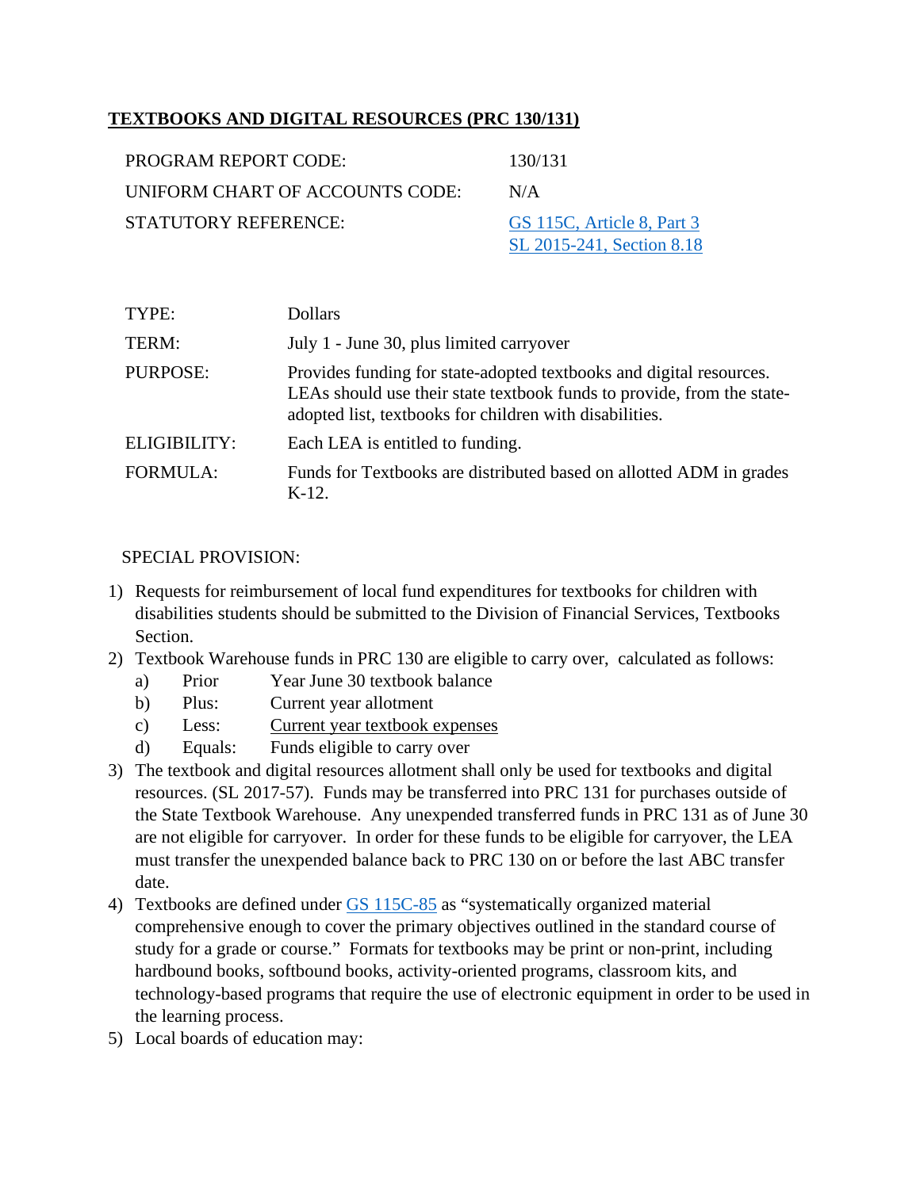## TEXTBOOKS AND DIGITAL RESOURCES (PRC 130/131)

| | |
|---|---|
| PROGRAM REPORT CODE: | 130/131 |
| UNIFORM CHART OF ACCOUNTS CODE: | N/A |
| STATUTORY REFERENCE: | GS 115C, Article 8, Part 3<br>SL 2015-241, Section 8.18 |

| | |
|---|---|
| TYPE: | Dollars |
| TERM: | July 1 - June 30, plus limited carryover |
| PURPOSE: | Provides funding for state-adopted textbooks and digital resources. LEAs should use their state textbook funds to provide, from the state-adopted list, textbooks for children with disabilities. |
| ELIGIBILITY: | Each LEA is entitled to funding. |
| FORMULA: | Funds for Textbooks are distributed based on allotted ADM in grades K-12. |

SPECIAL PROVISION:

1) Requests for reimbursement of local fund expenditures for textbooks for children with disabilities students should be submitted to the Division of Financial Services, Textbooks Section.
2) Textbook Warehouse funds in PRC 130 are eligible to carry over, calculated as follows:
   a) Prior Year June 30 textbook balance
   b) Plus: Current year allotment
   c) Less: Current year textbook expenses
   d) Equals: Funds eligible to carry over
3) The textbook and digital resources allotment shall only be used for textbooks and digital resources. (SL 2017-57). Funds may be transferred into PRC 131 for purchases outside of the State Textbook Warehouse. Any unexpended transferred funds in PRC 131 as of June 30 are not eligible for carryover. In order for these funds to be eligible for carryover, the LEA must transfer the unexpended balance back to PRC 130 on or before the last ABC transfer date.
4) Textbooks are defined under GS 115C-85 as "systematically organized material comprehensive enough to cover the primary objectives outlined in the standard course of study for a grade or course." Formats for textbooks may be print or non-print, including hardbound books, softbound books, activity-oriented programs, classroom kits, and technology-based programs that require the use of electronic equipment in order to be used in the learning process.
5) Local boards of education may: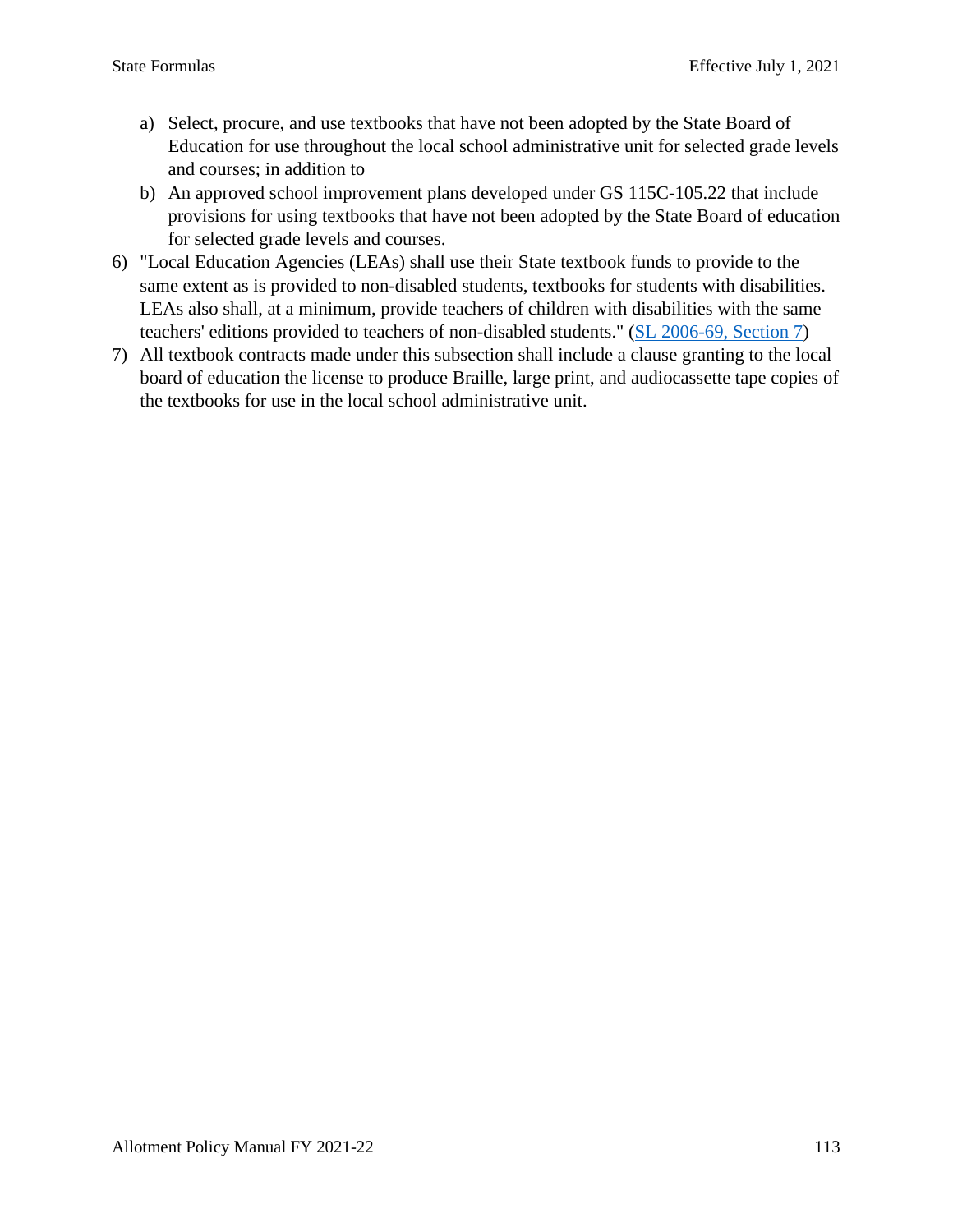a) Select, procure, and use textbooks that have not been adopted by the State Board of Education for use throughout the local school administrative unit for selected grade levels and courses; in addition to
   b) An approved school improvement plans developed under GS 115C-105.22 that include provisions for using textbooks that have not been adopted by the State Board of education for selected grade levels and courses.
6) "Local Education Agencies (LEAs) shall use their State textbook funds to provide to the same extent as is provided to non-disabled students, textbooks for students with disabilities. LEAs also shall, at a minimum, provide teachers of children with disabilities with the same teachers' editions provided to teachers of non-disabled students." (SL 2006-69, Section 7)
7) All textbook contracts made under this subsection shall include a clause granting to the local board of education the license to produce Braille, large print, and audiocassette tape copies of the textbooks for use in the local school administrative unit.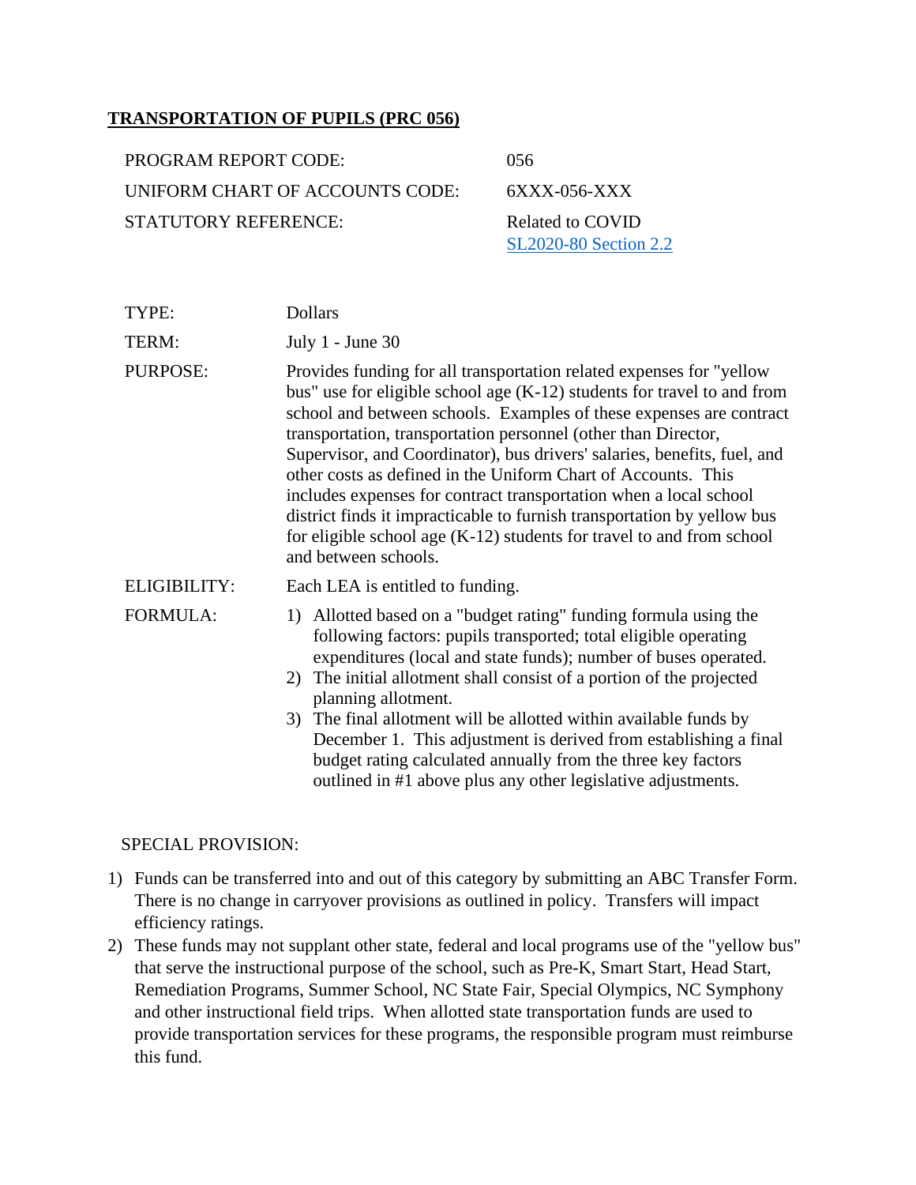## TRANSPORTATION OF PUPILS (PRC 056)

| | |
|---|---|
| PROGRAM REPORT CODE: | 056 |
| UNIFORM CHART OF ACCOUNTS CODE: | 6XXX-056-XXX |
| STATUTORY REFERENCE: | Related to COVID<br>SL2020-80 Section 2.2 |

| | |
|---|---|
| TYPE: | Dollars |
| TERM: | July 1 - June 30 |
| PURPOSE: | Provides funding for all transportation related expenses for "yellow bus" use for eligible school age (K-12) students for travel to and from school and between schools. Examples of these expenses are contract transportation, transportation personnel (other than Director, Supervisor, and Coordinator), bus drivers' salaries, benefits, fuel, and other costs as defined in the Uniform Chart of Accounts. This includes expenses for contract transportation when a local school district finds it impracticable to furnish transportation by yellow bus for eligible school age (K-12) students for travel to and from school and between schools. |
| ELIGIBILITY: | Each LEA is entitled to funding. |
| FORMULA: | 1) Allotted based on a "budget rating" funding formula using the following factors: pupils transported; total eligible operating expenditures (local and state funds); number of buses operated.<br>2) The initial allotment shall consist of a portion of the projected planning allotment.<br>3) The final allotment will be allotted within available funds by December 1. This adjustment is derived from establishing a final budget rating calculated annually from the three key factors outlined in #1 above plus any other legislative adjustments. |

SPECIAL PROVISION:

1) Funds can be transferred into and out of this category by submitting an ABC Transfer Form. There is no change in carryover provisions as outlined in policy. Transfers will impact efficiency ratings.
2) These funds may not supplant other state, federal and local programs use of the "yellow bus" that serve the instructional purpose of the school, such as Pre-K, Smart Start, Head Start, Remediation Programs, Summer School, NC State Fair, Special Olympics, NC Symphony and other instructional field trips. When allotted state transportation funds are used to provide transportation services for these programs, the responsible program must reimburse this fund.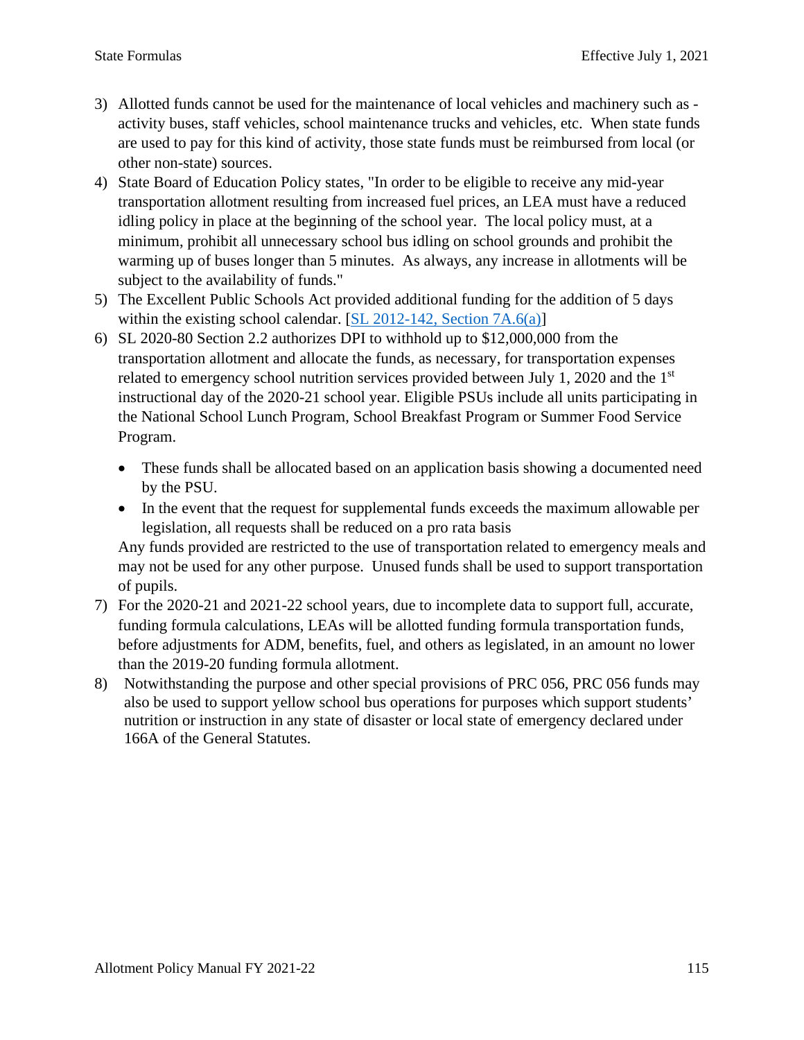3) Allotted funds cannot be used for the maintenance of local vehicles and machinery such as - activity buses, staff vehicles, school maintenance trucks and vehicles, etc. When state funds are used to pay for this kind of activity, those state funds must be reimbursed from local (or other non-state) sources.
4) State Board of Education Policy states, "In order to be eligible to receive any mid-year transportation allotment resulting from increased fuel prices, an LEA must have a reduced idling policy in place at the beginning of the school year. The local policy must, at a minimum, prohibit all unnecessary school bus idling on school grounds and prohibit the warming up of buses longer than 5 minutes. As always, any increase in allotments will be subject to the availability of funds."
5) The Excellent Public Schools Act provided additional funding for the addition of 5 days within the existing school calendar. [SL 2012-142, Section 7A.6(a)]
6) SL 2020-80 Section 2.2 authorizes DPI to withhold up to $12,000,000 from the transportation allotment and allocate the funds, as necessary, for transportation expenses related to emergency school nutrition services provided between July 1, 2020 and the 1st instructional day of the 2020-21 school year. Eligible PSUs include all units participating in the National School Lunch Program, School Breakfast Program or Summer Food Service Program.
   - These funds shall be allocated based on an application basis showing a documented need by the PSU.
   - In the event that the request for supplemental funds exceeds the maximum allowable per legislation, all requests shall be reduced on a pro rata basis

   Any funds provided are restricted to the use of transportation related to emergency meals and may not be used for any other purpose. Unused funds shall be used to support transportation of pupils.
7) For the 2020-21 and 2021-22 school years, due to incomplete data to support full, accurate, funding formula calculations, LEAs will be allotted funding formula transportation funds, before adjustments for ADM, benefits, fuel, and others as legislated, in an amount no lower than the 2019-20 funding formula allotment.
8) Notwithstanding the purpose and other special provisions of PRC 056, PRC 056 funds may also be used to support yellow school bus operations for purposes which support students' nutrition or instruction in any state of disaster or local state of emergency declared under 166A of the General Statutes.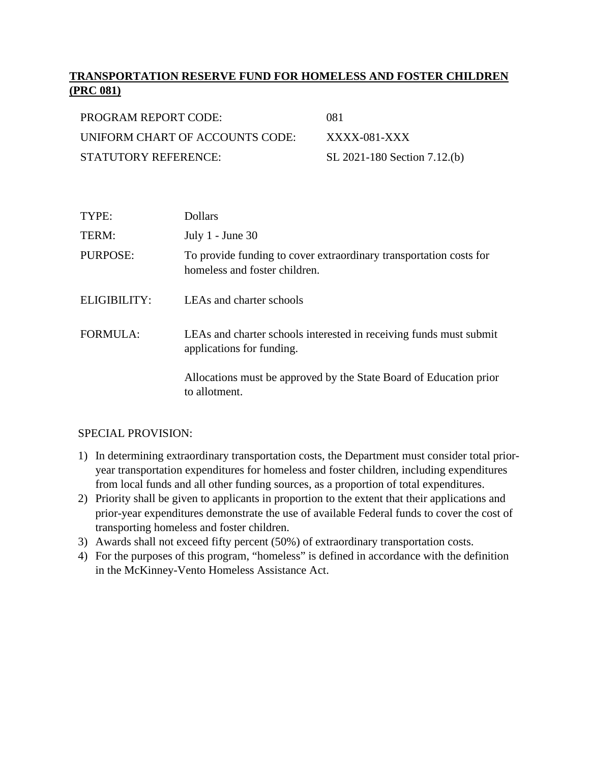## TRANSPORTATION RESERVE FUND FOR HOMELESS AND FOSTER CHILDREN (PRC 081)

| | |
|---|---|
| PROGRAM REPORT CODE: | 081 |
| UNIFORM CHART OF ACCOUNTS CODE: | XXXX-081-XXX |
| STATUTORY REFERENCE: | SL 2021-180 Section 7.12.(b) |

| | |
|---|---|
| TYPE: | Dollars |
| TERM: | July 1 - June 30 |
| PURPOSE: | To provide funding to cover extraordinary transportation costs for homeless and foster children. |
| ELIGIBILITY: | LEAs and charter schools |
| FORMULA: | LEAs and charter schools interested in receiving funds must submit applications for funding.<br><br>Allocations must be approved by the State Board of Education prior to allotment. |

SPECIAL PROVISION:

1) In determining extraordinary transportation costs, the Department must consider total prior-year transportation expenditures for homeless and foster children, including expenditures from local funds and all other funding sources, as a proportion of total expenditures.
2) Priority shall be given to applicants in proportion to the extent that their applications and prior-year expenditures demonstrate the use of available Federal funds to cover the cost of transporting homeless and foster children.
3) Awards shall not exceed fifty percent (50%) of extraordinary transportation costs.
4) For the purposes of this program, "homeless" is defined in accordance with the definition in the McKinney-Vento Homeless Assistance Act.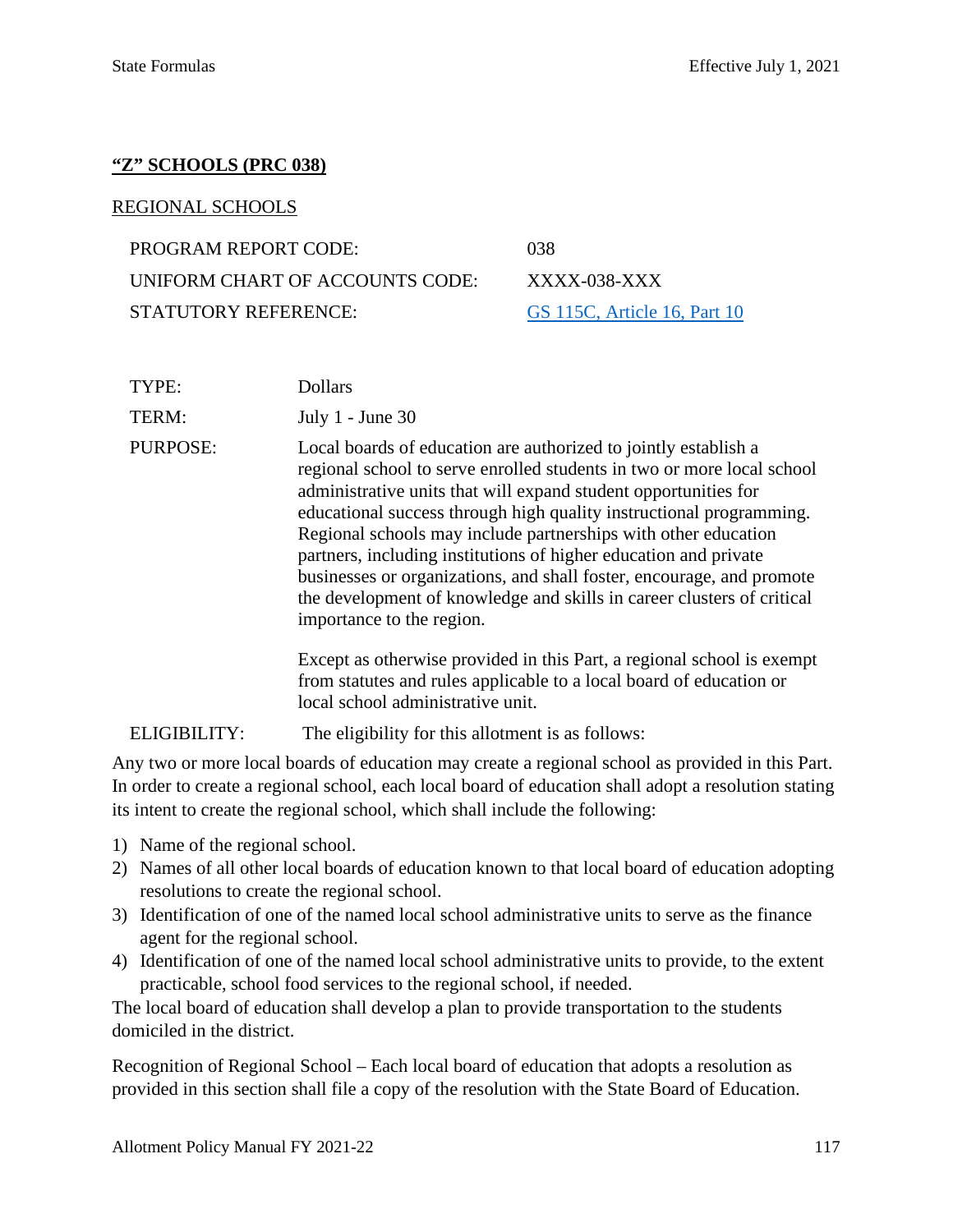## **"Z" SCHOOLS (PRC 038)**

REGIONAL SCHOOLS

| | |
|---|---|
| PROGRAM REPORT CODE: | 038 |
| UNIFORM CHART OF ACCOUNTS CODE: | XXXX-038-XXX |
| STATUTORY REFERENCE: | GS 115C, Article 16, Part 10 |

TYPE: Dollars

TERM: July 1 - June 30

PURPOSE: Local boards of education are authorized to jointly establish a regional school to serve enrolled students in two or more local school administrative units that will expand student opportunities for educational success through high quality instructional programming. Regional schools may include partnerships with other education partners, including institutions of higher education and private businesses or organizations, and shall foster, encourage, and promote the development of knowledge and skills in career clusters of critical importance to the region.

Except as otherwise provided in this Part, a regional school is exempt from statutes and rules applicable to a local board of education or local school administrative unit.

ELIGIBILITY: The eligibility for this allotment is as follows:

Any two or more local boards of education may create a regional school as provided in this Part. In order to create a regional school, each local board of education shall adopt a resolution stating its intent to create the regional school, which shall include the following:

1) Name of the regional school.
2) Names of all other local boards of education known to that local board of education adopting resolutions to create the regional school.
3) Identification of one of the named local school administrative units to serve as the finance agent for the regional school.
4) Identification of one of the named local school administrative units to provide, to the extent practicable, school food services to the regional school, if needed.

The local board of education shall develop a plan to provide transportation to the students domiciled in the district.

Recognition of Regional School – Each local board of education that adopts a resolution as provided in this section shall file a copy of the resolution with the State Board of Education.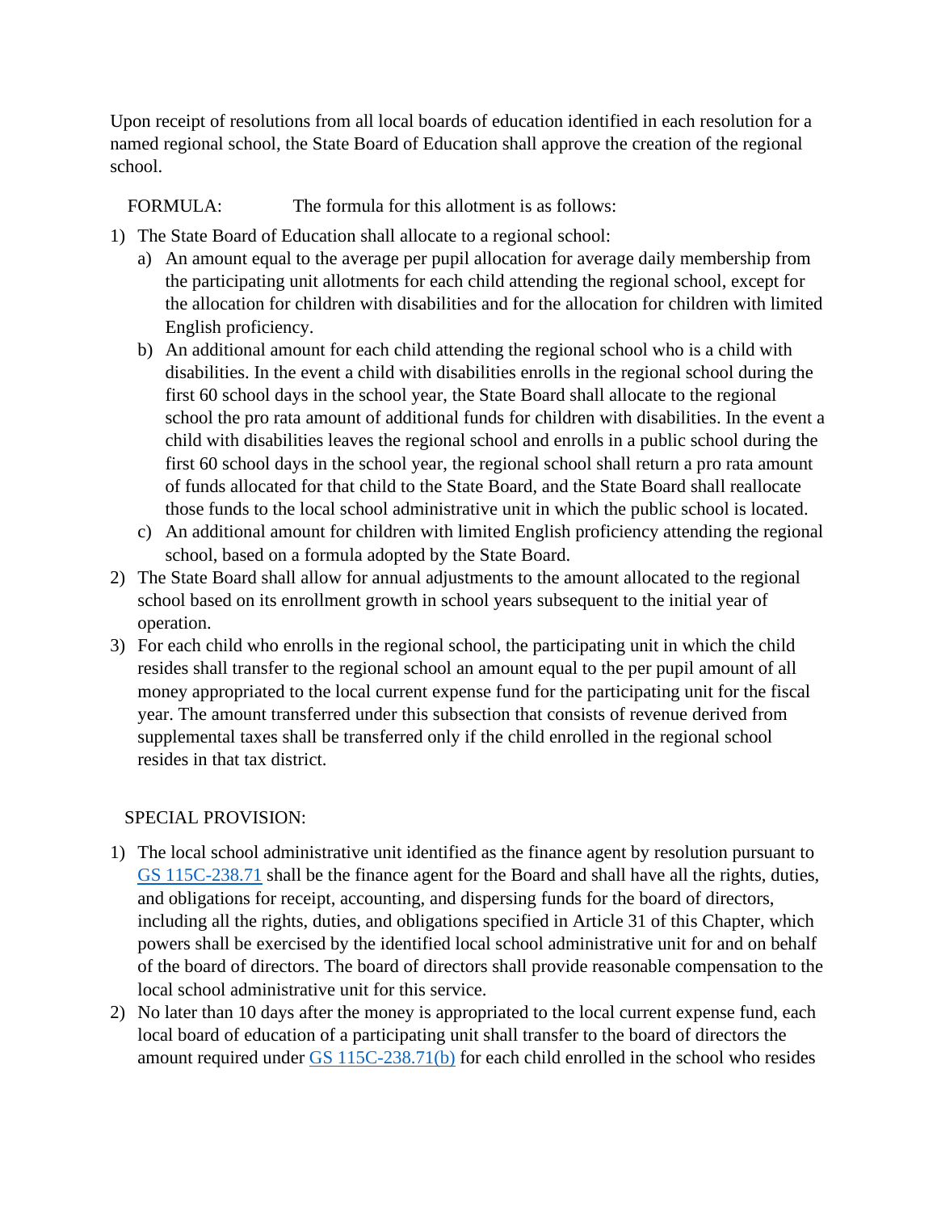Upon receipt of resolutions from all local boards of education identified in each resolution for a named regional school, the State Board of Education shall approve the creation of the regional school.

FORMULA: The formula for this allotment is as follows:

1) The State Board of Education shall allocate to a regional school:
   a) An amount equal to the average per pupil allocation for average daily membership from the participating unit allotments for each child attending the regional school, except for the allocation for children with disabilities and for the allocation for children with limited English proficiency.
   b) An additional amount for each child attending the regional school who is a child with disabilities. In the event a child with disabilities enrolls in the regional school during the first 60 school days in the school year, the State Board shall allocate to the regional school the pro rata amount of additional funds for children with disabilities. In the event a child with disabilities leaves the regional school and enrolls in a public school during the first 60 school days in the school year, the regional school shall return a pro rata amount of funds allocated for that child to the State Board, and the State Board shall reallocate those funds to the local school administrative unit in which the public school is located.
   c) An additional amount for children with limited English proficiency attending the regional school, based on a formula adopted by the State Board.
2) The State Board shall allow for annual adjustments to the amount allocated to the regional school based on its enrollment growth in school years subsequent to the initial year of operation.
3) For each child who enrolls in the regional school, the participating unit in which the child resides shall transfer to the regional school an amount equal to the per pupil amount of all money appropriated to the local current expense fund for the participating unit for the fiscal year. The amount transferred under this subsection that consists of revenue derived from supplemental taxes shall be transferred only if the child enrolled in the regional school resides in that tax district.

SPECIAL PROVISION:

1) The local school administrative unit identified as the finance agent by resolution pursuant to GS 115C-238.71 shall be the finance agent for the Board and shall have all the rights, duties, and obligations for receipt, accounting, and dispersing funds for the board of directors, including all the rights, duties, and obligations specified in Article 31 of this Chapter, which powers shall be exercised by the identified local school administrative unit for and on behalf of the board of directors. The board of directors shall provide reasonable compensation to the local school administrative unit for this service.
2) No later than 10 days after the money is appropriated to the local current expense fund, each local board of education of a participating unit shall transfer to the board of directors the amount required under GS 115C-238.71(b) for each child enrolled in the school who resides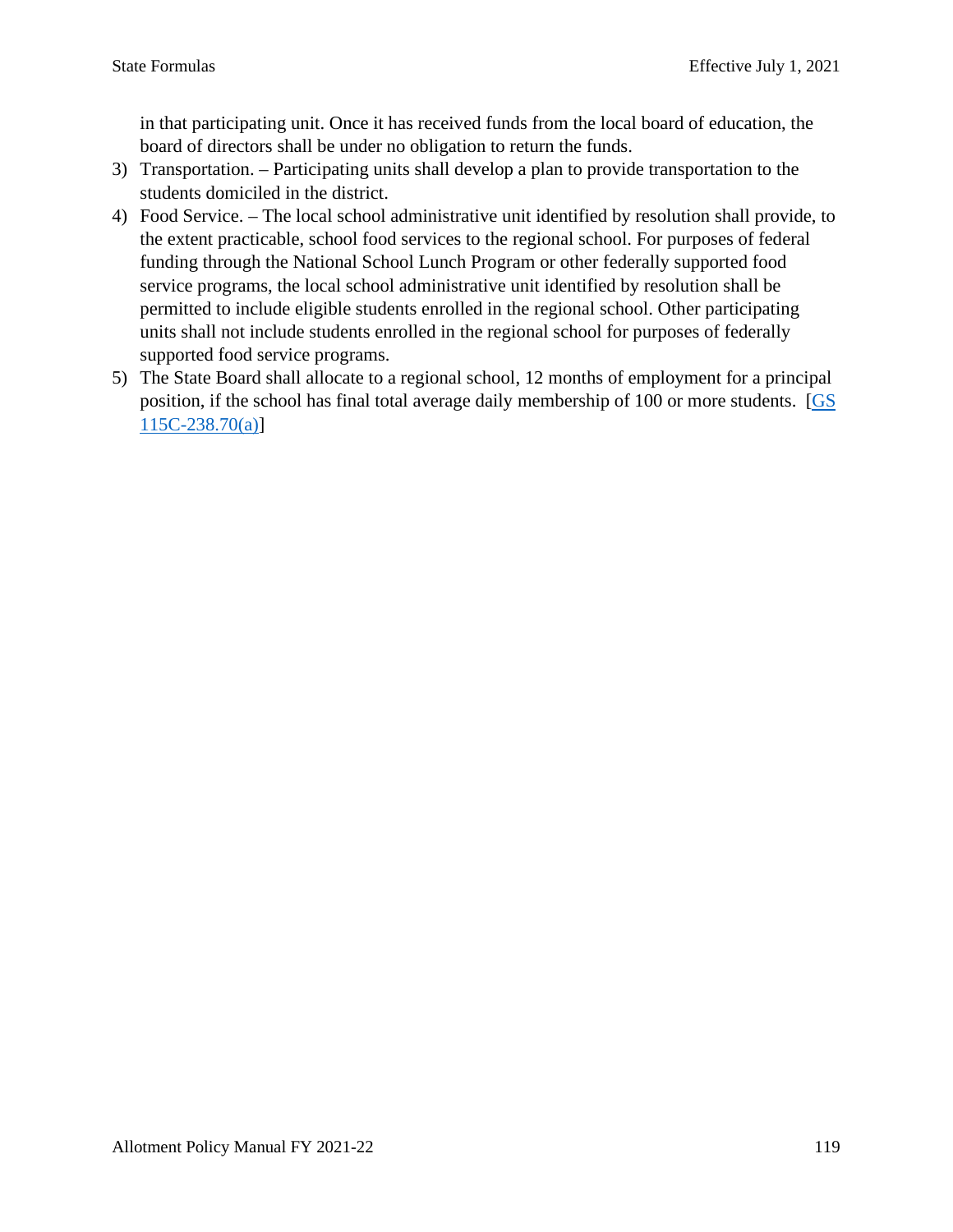in that participating unit. Once it has received funds from the local board of education, the board of directors shall be under no obligation to return the funds.

3) Transportation. – Participating units shall develop a plan to provide transportation to the students domiciled in the district.
4) Food Service. – The local school administrative unit identified by resolution shall provide, to the extent practicable, school food services to the regional school. For purposes of federal funding through the National School Lunch Program or other federally supported food service programs, the local school administrative unit identified by resolution shall be permitted to include eligible students enrolled in the regional school. Other participating units shall not include students enrolled in the regional school for purposes of federally supported food service programs.
5) The State Board shall allocate to a regional school, 12 months of employment for a principal position, if the school has final total average daily membership of 100 or more students. [GS 115C-238.70(a)]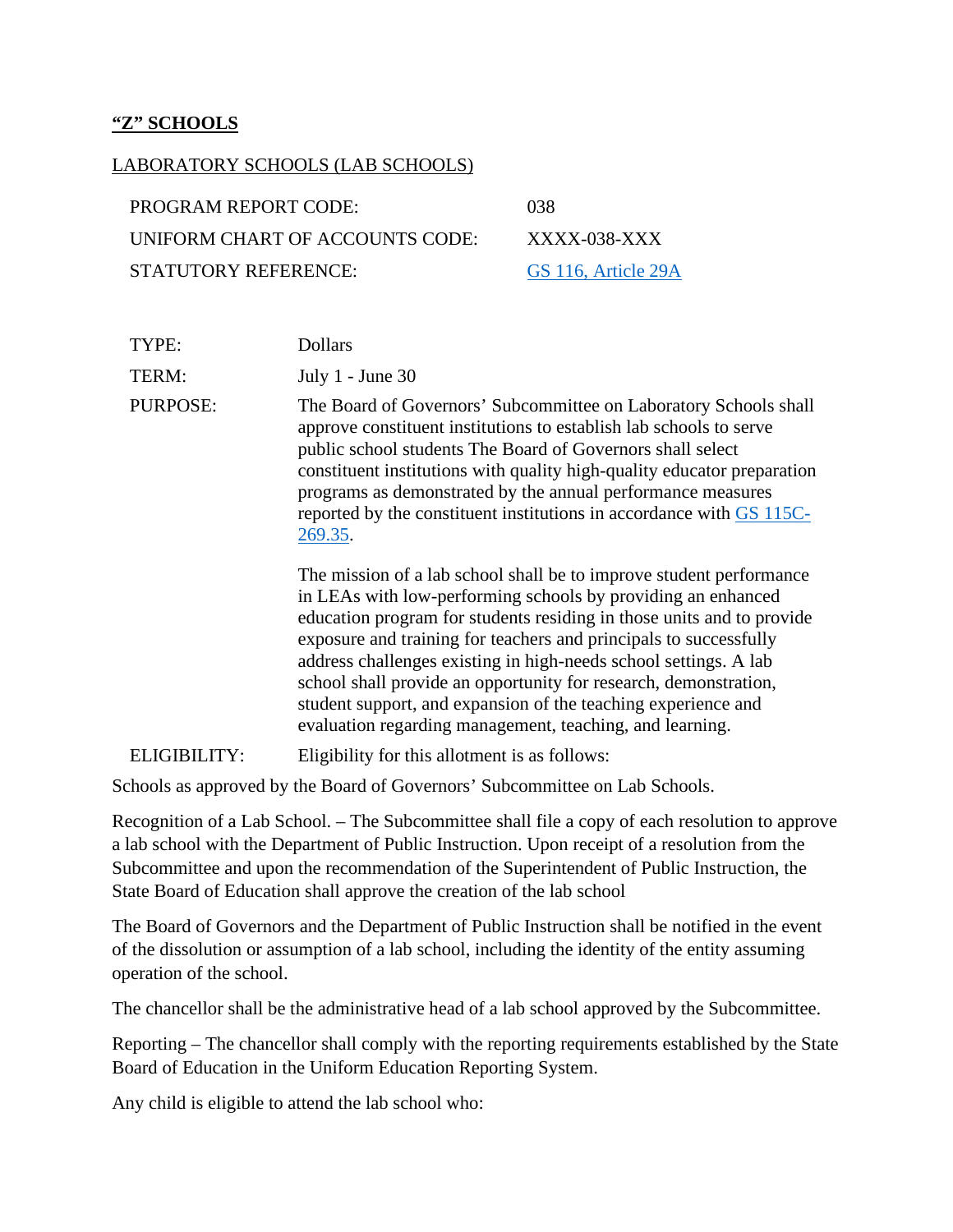**<u>"Z" SCHOOLS</u>**

<u>LABORATORY SCHOOLS (LAB SCHOOLS)</u>

| | |
|---|---|
| PROGRAM REPORT CODE: | 038 |
| UNIFORM CHART OF ACCOUNTS CODE: | XXXX-038-XXX |
| STATUTORY REFERENCE: | GS 116, Article 29A |

| | |
|---|---|
| TYPE: | Dollars |
| TERM: | July 1 - June 30 |
| PURPOSE: | The Board of Governors' Subcommittee on Laboratory Schools shall approve constituent institutions to establish lab schools to serve public school students The Board of Governors shall select constituent institutions with quality high-quality educator preparation programs as demonstrated by the annual performance measures reported by the constituent institutions in accordance with GS 115C-269.35.<br><br>The mission of a lab school shall be to improve student performance in LEAs with low-performing schools by providing an enhanced education program for students residing in those units and to provide exposure and training for teachers and principals to successfully address challenges existing in high-needs school settings. A lab school shall provide an opportunity for research, demonstration, student support, and expansion of the teaching experience and evaluation regarding management, teaching, and learning. |
| ELIGIBILITY: | Eligibility for this allotment is as follows: |

Schools as approved by the Board of Governors' Subcommittee on Lab Schools.

Recognition of a Lab School. – The Subcommittee shall file a copy of each resolution to approve a lab school with the Department of Public Instruction. Upon receipt of a resolution from the Subcommittee and upon the recommendation of the Superintendent of Public Instruction, the State Board of Education shall approve the creation of the lab school

The Board of Governors and the Department of Public Instruction shall be notified in the event of the dissolution or assumption of a lab school, including the identity of the entity assuming operation of the school.

The chancellor shall be the administrative head of a lab school approved by the Subcommittee.

Reporting – The chancellor shall comply with the reporting requirements established by the State Board of Education in the Uniform Education Reporting System.

Any child is eligible to attend the lab school who: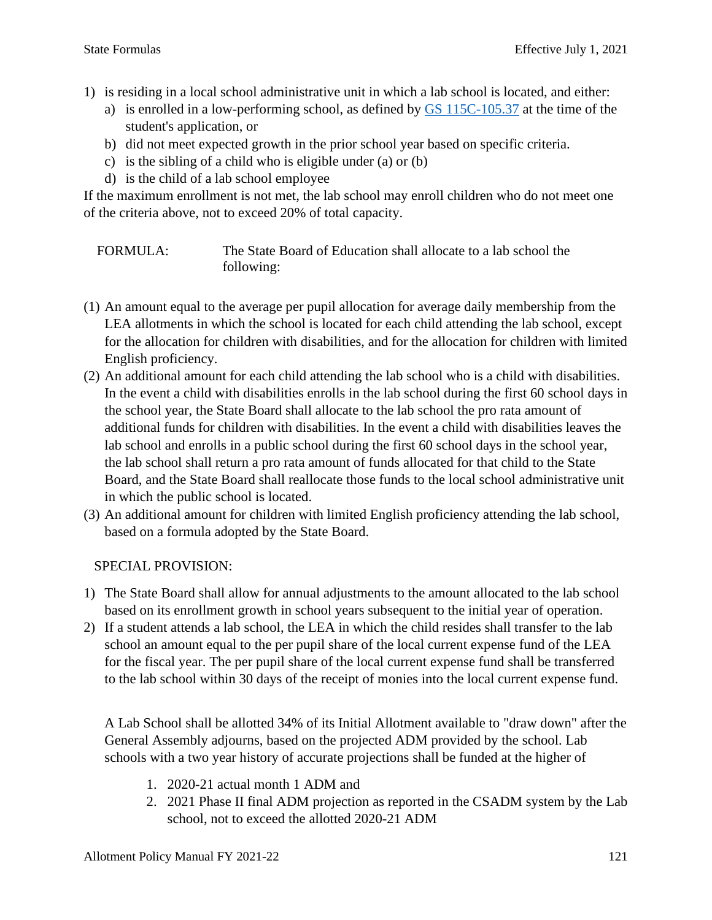1) is residing in a local school administrative unit in which a lab school is located, and either:
   a) is enrolled in a low-performing school, as defined by [GS 115C-105.37](GS 115C-105.37) at the time of the student's application, or
   b) did not meet expected growth in the prior school year based on specific criteria.
   c) is the sibling of a child who is eligible under (a) or (b)
   d) is the child of a lab school employee

If the maximum enrollment is not met, the lab school may enroll children who do not meet one of the criteria above, not to exceed 20% of total capacity.

FORMULA: The State Board of Education shall allocate to a lab school the following:

(1) An amount equal to the average per pupil allocation for average daily membership from the LEA allotments in which the school is located for each child attending the lab school, except for the allocation for children with disabilities, and for the allocation for children with limited English proficiency.
(2) An additional amount for each child attending the lab school who is a child with disabilities. In the event a child with disabilities enrolls in the lab school during the first 60 school days in the school year, the State Board shall allocate to the lab school the pro rata amount of additional funds for children with disabilities. In the event a child with disabilities leaves the lab school and enrolls in a public school during the first 60 school days in the school year, the lab school shall return a pro rata amount of funds allocated for that child to the State Board, and the State Board shall reallocate those funds to the local school administrative unit in which the public school is located.
(3) An additional amount for children with limited English proficiency attending the lab school, based on a formula adopted by the State Board.

SPECIAL PROVISION:

1) The State Board shall allow for annual adjustments to the amount allocated to the lab school based on its enrollment growth in school years subsequent to the initial year of operation.
2) If a student attends a lab school, the LEA in which the child resides shall transfer to the lab school an amount equal to the per pupil share of the local current expense fund of the LEA for the fiscal year. The per pupil share of the local current expense fund shall be transferred to the lab school within 30 days of the receipt of monies into the local current expense fund.

   A Lab School shall be allotted 34% of its Initial Allotment available to "draw down" after the General Assembly adjourns, based on the projected ADM provided by the school. Lab schools with a two year history of accurate projections shall be funded at the higher of

   1. 2020-21 actual month 1 ADM and
   2. 2021 Phase II final ADM projection as reported in the CSADM system by the Lab school, not to exceed the allotted 2020-21 ADM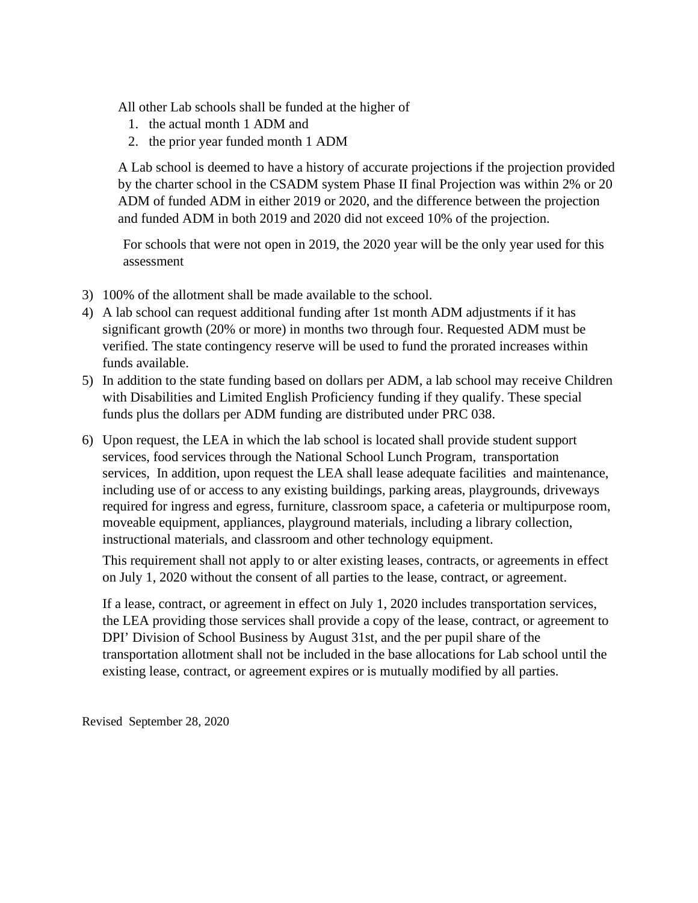All other Lab schools shall be funded at the higher of

1. the actual month 1 ADM and
2. the prior year funded month 1 ADM

A Lab school is deemed to have a history of accurate projections if the projection provided by the charter school in the CSADM system Phase II final Projection was within 2% or 20 ADM of funded ADM in either 2019 or 2020, and the difference between the projection and funded ADM in both 2019 and 2020 did not exceed 10% of the projection.

For schools that were not open in 2019, the 2020 year will be the only year used for this assessment

3) 100% of the allotment shall be made available to the school.
4) A lab school can request additional funding after 1st month ADM adjustments if it has significant growth (20% or more) in months two through four. Requested ADM must be verified. The state contingency reserve will be used to fund the prorated increases within funds available.
5) In addition to the state funding based on dollars per ADM, a lab school may receive Children with Disabilities and Limited English Proficiency funding if they qualify. These special funds plus the dollars per ADM funding are distributed under PRC 038.
6) Upon request, the LEA in which the lab school is located shall provide student support services, food services through the National School Lunch Program, transportation services, In addition, upon request the LEA shall lease adequate facilities and maintenance, including use of or access to any existing buildings, parking areas, playgrounds, driveways required for ingress and egress, furniture, classroom space, a cafeteria or multipurpose room, moveable equipment, appliances, playground materials, including a library collection, instructional materials, and classroom and other technology equipment.

   This requirement shall not apply to or alter existing leases, contracts, or agreements in effect on July 1, 2020 without the consent of all parties to the lease, contract, or agreement.

   If a lease, contract, or agreement in effect on July 1, 2020 includes transportation services, the LEA providing those services shall provide a copy of the lease, contract, or agreement to DPI' Division of School Business by August 31st, and the per pupil share of the transportation allotment shall not be included in the base allocations for Lab school until the existing lease, contract, or agreement expires or is mutually modified by all parties.

Revised September 28, 2020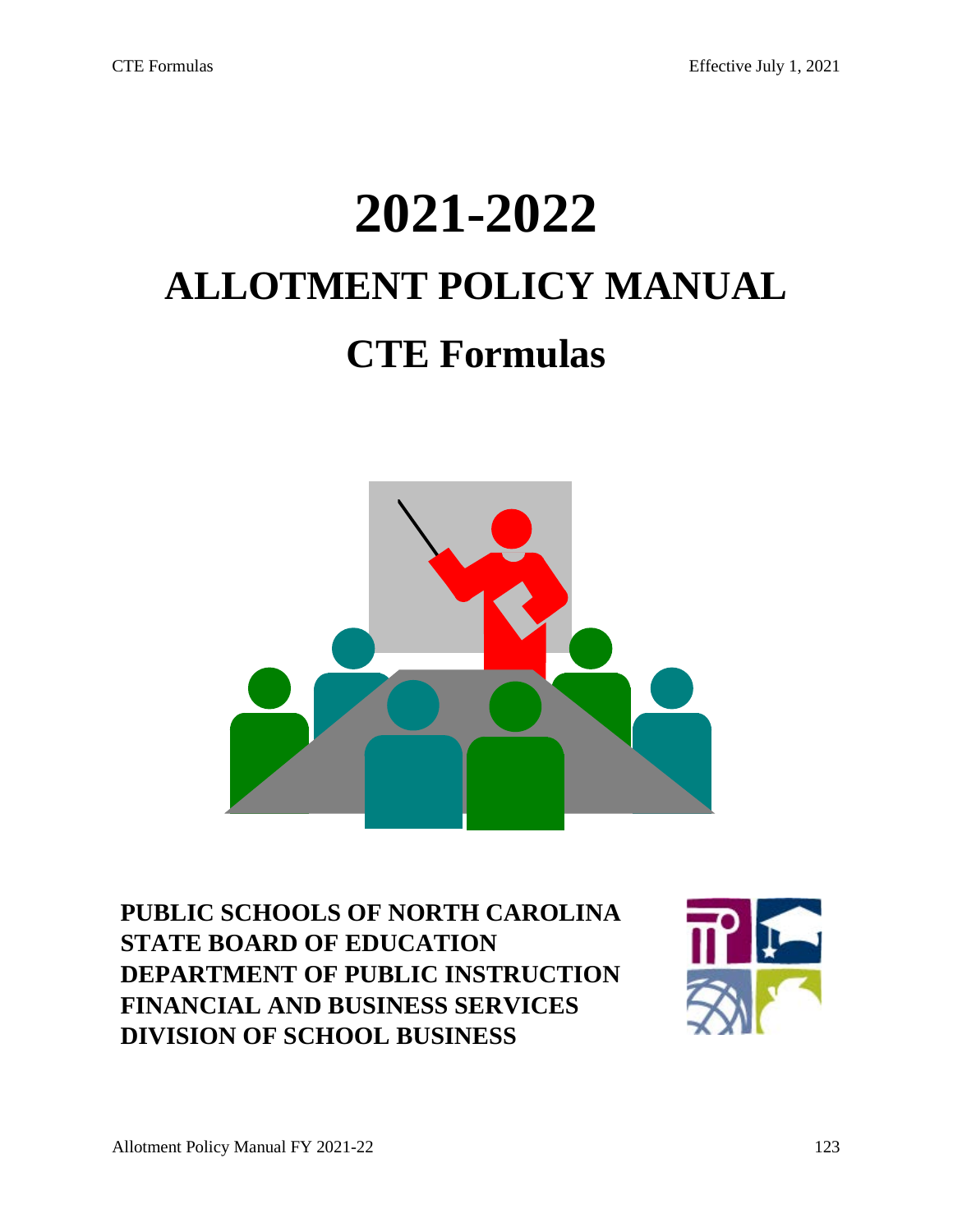# 2021-2022

# ALLOTMENT POLICY MANUAL

# CTE Formulas

**PUBLIC SCHOOLS OF NORTH CAROLINA**
**STATE BOARD OF EDUCATION**
**DEPARTMENT OF PUBLIC INSTRUCTION**
**FINANCIAL AND BUSINESS SERVICES**
**DIVISION OF SCHOOL BUSINESS**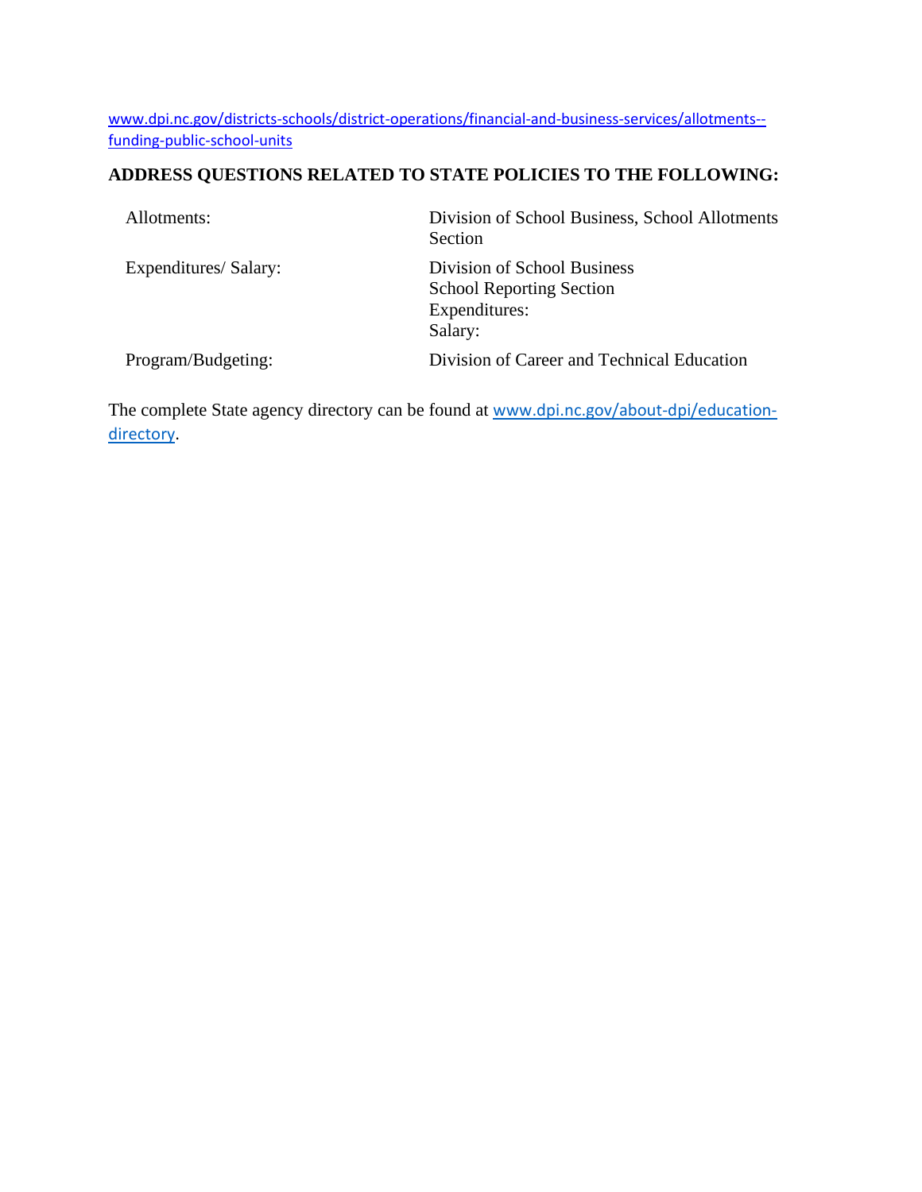www.dpi.nc.gov/districts-schools/district-operations/financial-and-business-services/allotments--funding-public-school-units

**ADDRESS QUESTIONS RELATED TO STATE POLICIES TO THE FOLLOWING:**

| | |
|---|---|
| Allotments: | Division of School Business, School Allotments Section |
| Expenditures/ Salary: | Division of School Business<br>School Reporting Section<br>Expenditures:<br>Salary: |
| Program/Budgeting: | Division of Career and Technical Education |

The complete State agency directory can be found at www.dpi.nc.gov/about-dpi/education-directory.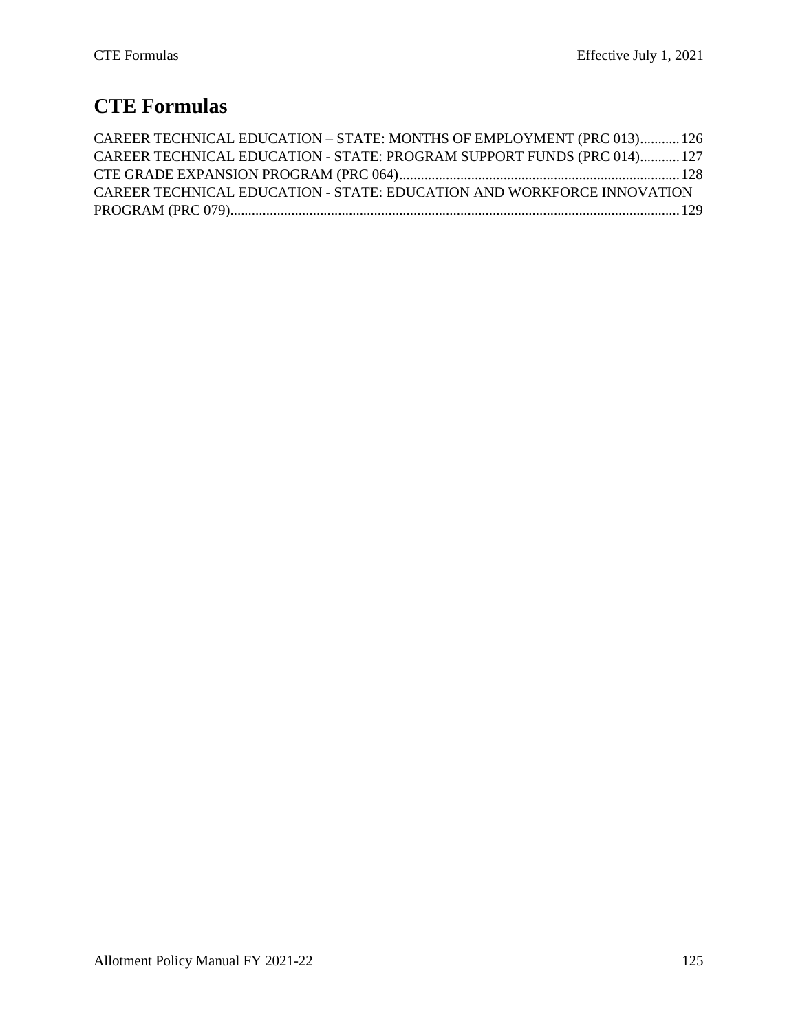# CTE Formulas

CAREER TECHNICAL EDUCATION – STATE: MONTHS OF EMPLOYMENT (PRC 013)........... 126
CAREER TECHNICAL EDUCATION - STATE: PROGRAM SUPPORT FUNDS (PRC 014)........... 127
CTE GRADE EXPANSION PROGRAM (PRC 064)........................................................................... 128
CAREER TECHNICAL EDUCATION - STATE: EDUCATION AND WORKFORCE INNOVATION PROGRAM (PRC 079)........................................................................................................................ 129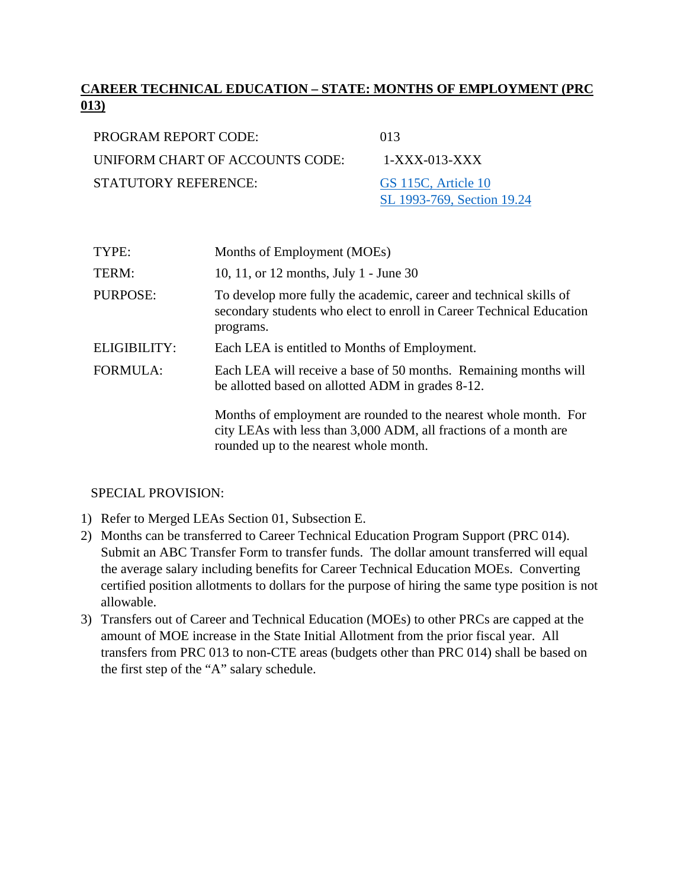## CAREER TECHNICAL EDUCATION – STATE: MONTHS OF EMPLOYMENT (PRC 013)

| | |
|---|---|
| PROGRAM REPORT CODE: | 013 |
| UNIFORM CHART OF ACCOUNTS CODE: | 1-XXX-013-XXX |
| STATUTORY REFERENCE: | GS 115C, Article 10<br>SL 1993-769, Section 19.24 |

| | |
|---|---|
| TYPE: | Months of Employment (MOEs) |
| TERM: | 10, 11, or 12 months, July 1 - June 30 |
| PURPOSE: | To develop more fully the academic, career and technical skills of secondary students who elect to enroll in Career Technical Education programs. |
| ELIGIBILITY: | Each LEA is entitled to Months of Employment. |
| FORMULA: | Each LEA will receive a base of 50 months. Remaining months will be allotted based on allotted ADM in grades 8-12.<br><br>Months of employment are rounded to the nearest whole month. For city LEAs with less than 3,000 ADM, all fractions of a month are rounded up to the nearest whole month. |

SPECIAL PROVISION:

1) Refer to Merged LEAs Section 01, Subsection E.
2) Months can be transferred to Career Technical Education Program Support (PRC 014). Submit an ABC Transfer Form to transfer funds. The dollar amount transferred will equal the average salary including benefits for Career Technical Education MOEs. Converting certified position allotments to dollars for the purpose of hiring the same type position is not allowable.
3) Transfers out of Career and Technical Education (MOEs) to other PRCs are capped at the amount of MOE increase in the State Initial Allotment from the prior fiscal year. All transfers from PRC 013 to non-CTE areas (budgets other than PRC 014) shall be based on the first step of the "A" salary schedule.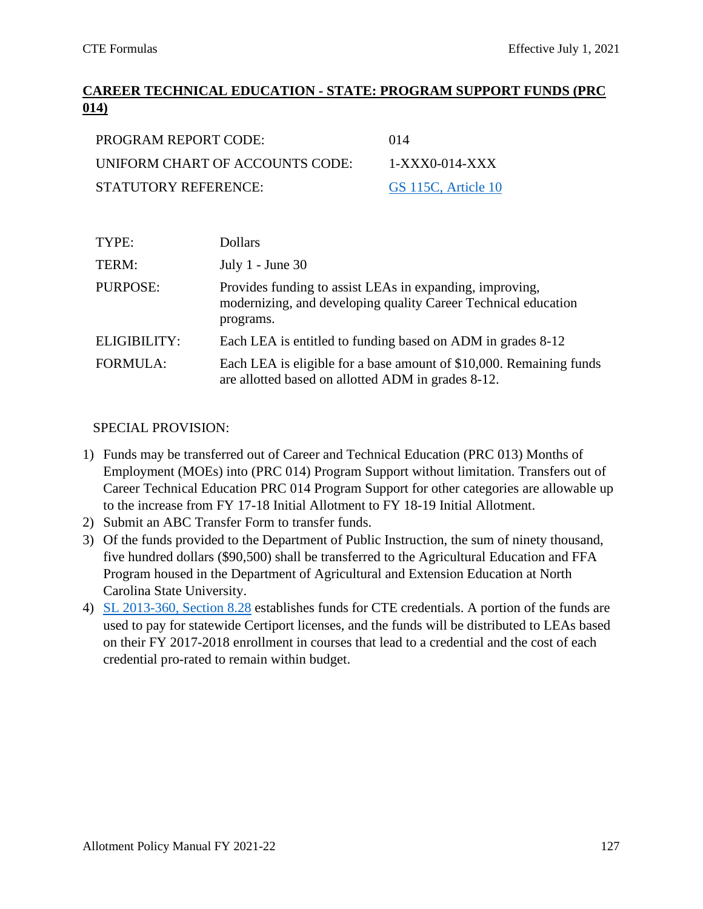## CAREER TECHNICAL EDUCATION - STATE: PROGRAM SUPPORT FUNDS (PRC 014)

| | |
|---|---|
| PROGRAM REPORT CODE: | 014 |
| UNIFORM CHART OF ACCOUNTS CODE: | 1-XXX0-014-XXX |
| STATUTORY REFERENCE: | GS 115C, Article 10 |

| | |
|---|---|
| TYPE: | Dollars |
| TERM: | July 1 - June 30 |
| PURPOSE: | Provides funding to assist LEAs in expanding, improving, modernizing, and developing quality Career Technical education programs. |
| ELIGIBILITY: | Each LEA is entitled to funding based on ADM in grades 8-12 |
| FORMULA: | Each LEA is eligible for a base amount of $10,000. Remaining funds are allotted based on allotted ADM in grades 8-12. |

SPECIAL PROVISION:

1) Funds may be transferred out of Career and Technical Education (PRC 013) Months of Employment (MOEs) into (PRC 014) Program Support without limitation. Transfers out of Career Technical Education PRC 014 Program Support for other categories are allowable up to the increase from FY 17-18 Initial Allotment to FY 18-19 Initial Allotment.
2) Submit an ABC Transfer Form to transfer funds.
3) Of the funds provided to the Department of Public Instruction, the sum of ninety thousand, five hundred dollars ($90,500) shall be transferred to the Agricultural Education and FFA Program housed in the Department of Agricultural and Extension Education at North Carolina State University.
4) SL 2013-360, Section 8.28 establishes funds for CTE credentials. A portion of the funds are used to pay for statewide Certiport licenses, and the funds will be distributed to LEAs based on their FY 2017-2018 enrollment in courses that lead to a credential and the cost of each credential pro-rated to remain within budget.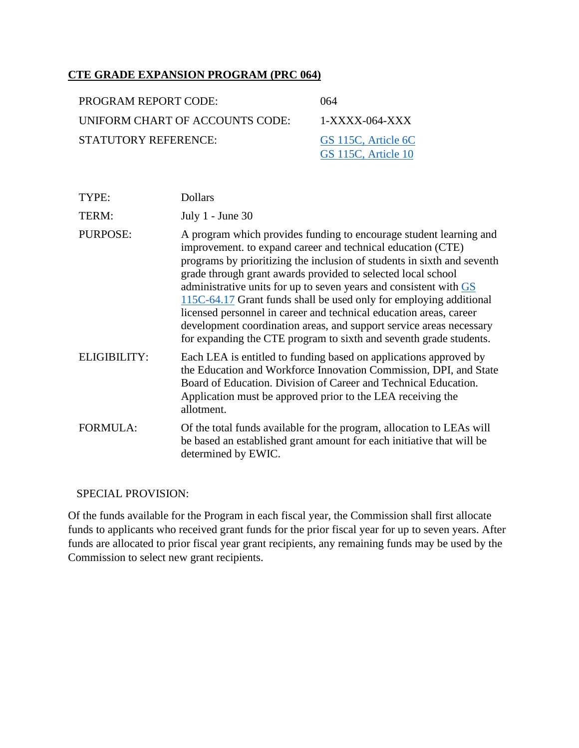## CTE GRADE EXPANSION PROGRAM (PRC 064)

| | |
|---|---|
| PROGRAM REPORT CODE: | 064 |
| UNIFORM CHART OF ACCOUNTS CODE: | 1-XXXX-064-XXX |
| STATUTORY REFERENCE: | GS 115C, Article 6C<br>GS 115C, Article 10 |

| | |
|---|---|
| TYPE: | Dollars |
| TERM: | July 1 - June 30 |
| PURPOSE: | A program which provides funding to encourage student learning and improvement. to expand career and technical education (CTE) programs by prioritizing the inclusion of students in sixth and seventh grade through grant awards provided to selected local school administrative units for up to seven years and consistent with GS 115C-64.17 Grant funds shall be used only for employing additional licensed personnel in career and technical education areas, career development coordination areas, and support service areas necessary for expanding the CTE program to sixth and seventh grade students. |
| ELIGIBILITY: | Each LEA is entitled to funding based on applications approved by the Education and Workforce Innovation Commission, DPI, and State Board of Education. Division of Career and Technical Education. Application must be approved prior to the LEA receiving the allotment. |
| FORMULA: | Of the total funds available for the program, allocation to LEAs will be based an established grant amount for each initiative that will be determined by EWIC. |

SPECIAL PROVISION:

Of the funds available for the Program in each fiscal year, the Commission shall first allocate funds to applicants who received grant funds for the prior fiscal year for up to seven years. After funds are allocated to prior fiscal year grant recipients, any remaining funds may be used by the Commission to select new grant recipients.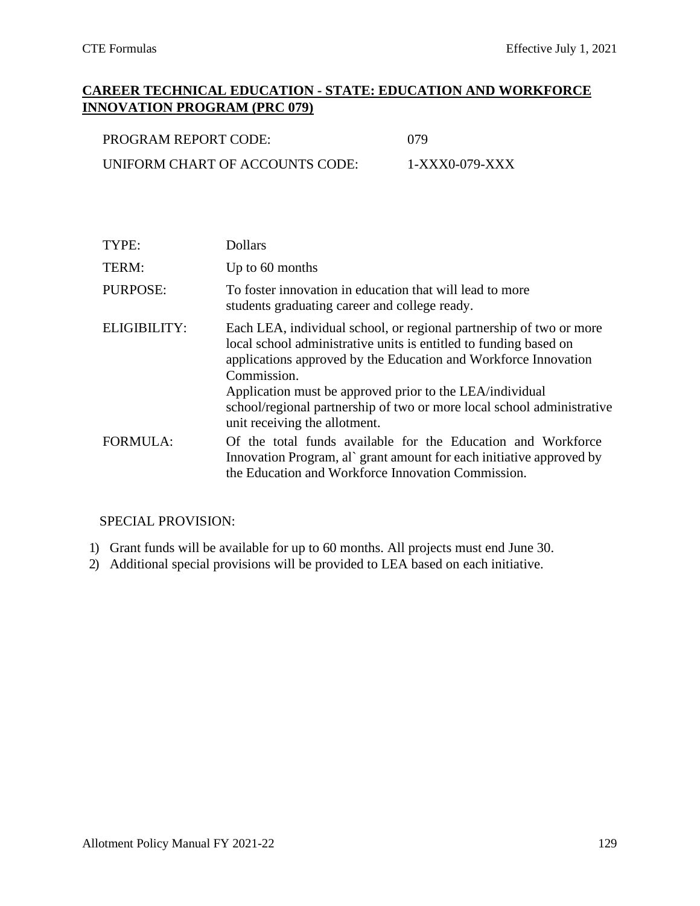## CAREER TECHNICAL EDUCATION - STATE: EDUCATION AND WORKFORCE INNOVATION PROGRAM (PRC 079)

| | |
|---|---|
| PROGRAM REPORT CODE: | 079 |
| UNIFORM CHART OF ACCOUNTS CODE: | 1-XXX0-079-XXX |

| | |
|---|---|
| TYPE: | Dollars |
| TERM: | Up to 60 months |
| PURPOSE: | To foster innovation in education that will lead to more students graduating career and college ready. |
| ELIGIBILITY: | Each LEA, individual school, or regional partnership of two or more local school administrative units is entitled to funding based on applications approved by the Education and Workforce Innovation Commission. Application must be approved prior to the LEA/individual school/regional partnership of two or more local school administrative unit receiving the allotment. |
| FORMULA: | Of the total funds available for the Education and Workforce Innovation Program, al` grant amount for each initiative approved by the Education and Workforce Innovation Commission. |

SPECIAL PROVISION:

1) Grant funds will be available for up to 60 months. All projects must end June 30.
2) Additional special provisions will be provided to LEA based on each initiative.